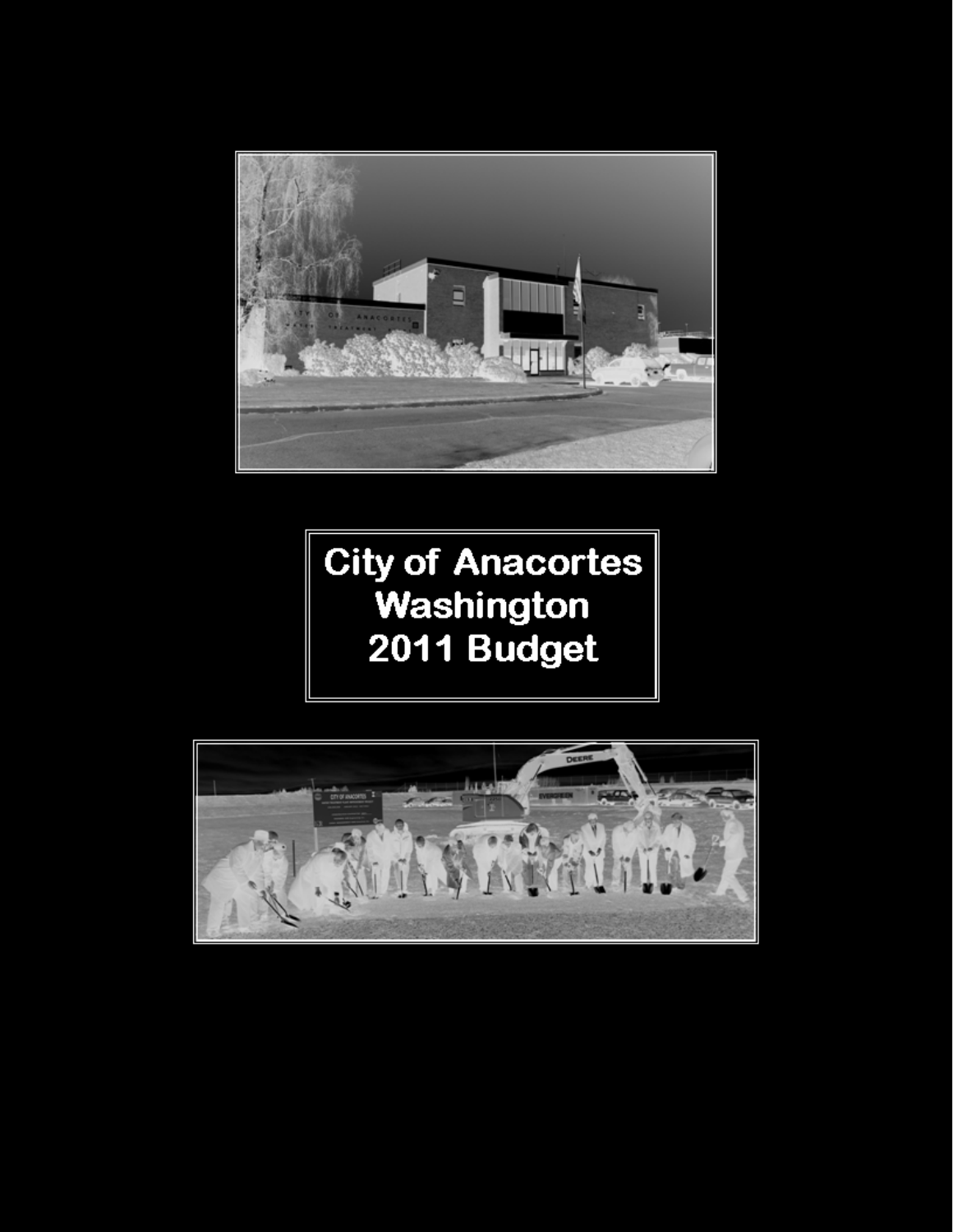# City of Anacortes Washington 2011 Budget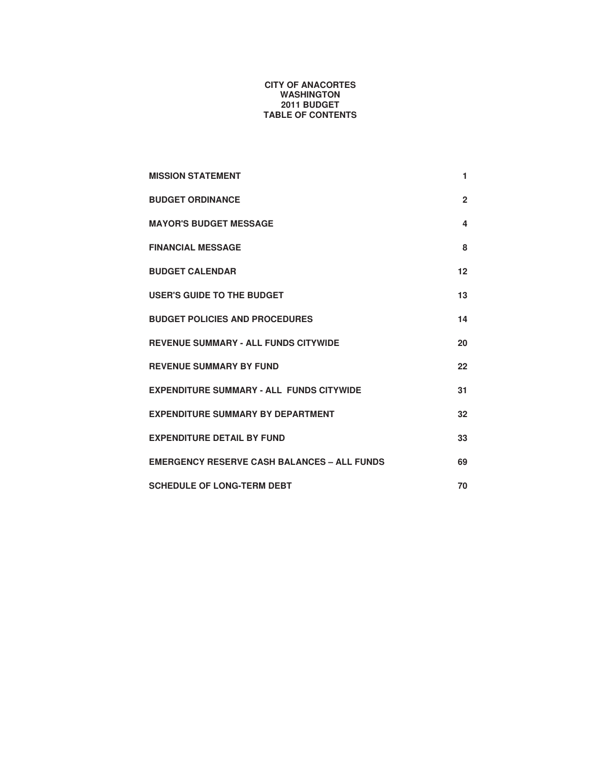# CITY OF ANACORTES
## WASHINGTON
## 2011 BUDGET
## TABLE OF CONTENTS

| | |
|---|---|
| **MISSION STATEMENT** | **1** |
| **BUDGET ORDINANCE** | **2** |
| **MAYOR'S BUDGET MESSAGE** | **4** |
| **FINANCIAL MESSAGE** | **8** |
| **BUDGET CALENDAR** | **12** |
| **USER'S GUIDE TO THE BUDGET** | **13** |
| **BUDGET POLICIES AND PROCEDURES** | **14** |
| **REVENUE SUMMARY - ALL FUNDS CITYWIDE** | **20** |
| **REVENUE SUMMARY BY FUND** | **22** |
| **EXPENDITURE SUMMARY - ALL FUNDS CITYWIDE** | **31** |
| **EXPENDITURE SUMMARY BY DEPARTMENT** | **32** |
| **EXPENDITURE DETAIL BY FUND** | **33** |
| **EMERGENCY RESERVE CASH BALANCES – ALL FUNDS** | **69** |
| **SCHEDULE OF LONG-TERM DEBT** | **70** |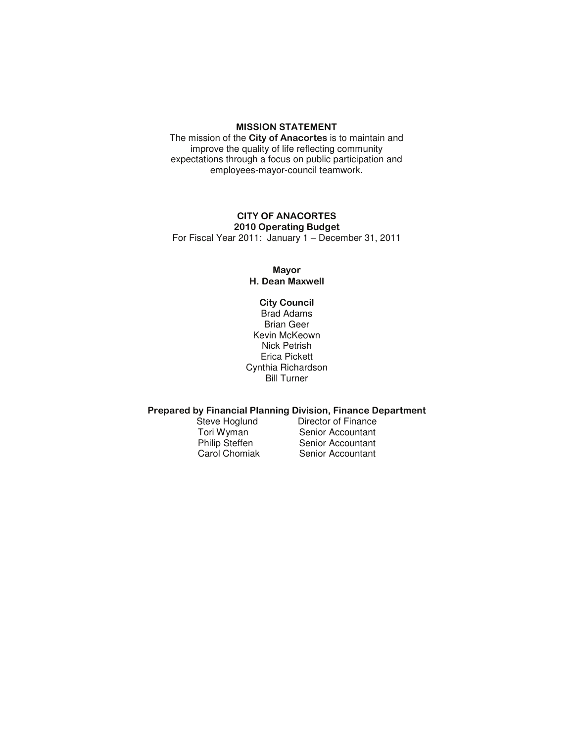## MISSION STATEMENT

The mission of the **City of Anacortes** is to maintain and improve the quality of life reflecting community expectations through a focus on public participation and employees-mayor-council teamwork.

## CITY OF ANACORTES

### 2010 Operating Budget

For Fiscal Year 2011: January 1 – December 31, 2011

**Mayor**

**H. Dean Maxwell**

**City Council**

Brad Adams
Brian Geer
Kevin McKeown
Nick Petrish
Erica Pickett
Cynthia Richardson
Bill Turner

**Prepared by Financial Planning Division, Finance Department**

| | |
|---|---|
| Steve Hoglund | Director of Finance |
| Tori Wyman | Senior Accountant |
| Philip Steffen | Senior Accountant |
| Carol Chomiak | Senior Accountant |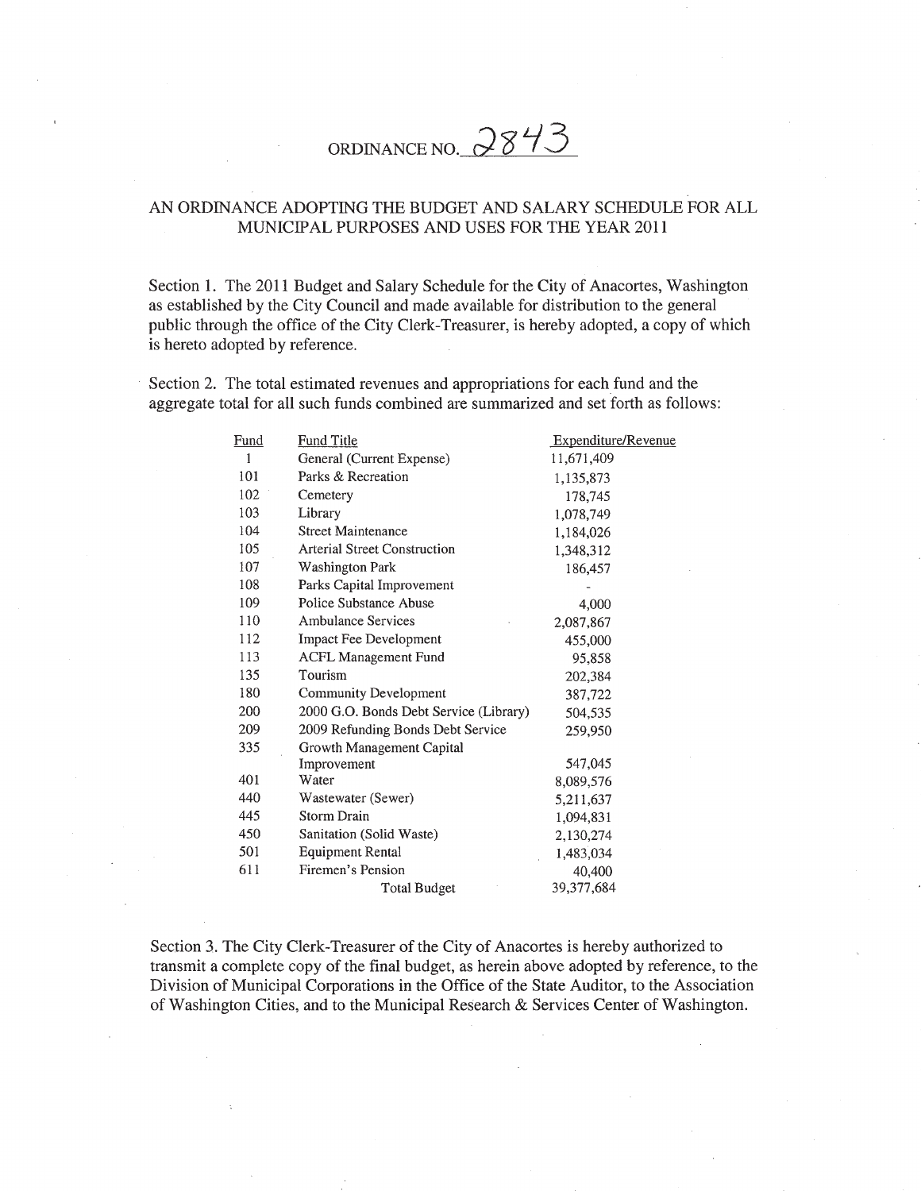# ORDINANCE NO. 2843

## AN ORDINANCE ADOPTING THE BUDGET AND SALARY SCHEDULE FOR ALL MUNICIPAL PURPOSES AND USES FOR THE YEAR 2011

Section 1. The 2011 Budget and Salary Schedule for the City of Anacortes, Washington as established by the City Council and made available for distribution to the general public through the office of the City Clerk-Treasurer, is hereby adopted, a copy of which is hereto adopted by reference.

Section 2. The total estimated revenues and appropriations for each fund and the aggregate total for all such funds combined are summarized and set forth as follows:

| Fund | Fund Title | Expenditure/Revenue |
|---|---|---|
| 1 | General (Current Expense) | 11,671,409 |
| 101 | Parks & Recreation | 1,135,873 |
| 102 | Cemetery | 178,745 |
| 103 | Library | 1,078,749 |
| 104 | Street Maintenance | 1,184,026 |
| 105 | Arterial Street Construction | 1,348,312 |
| 107 | Washington Park | 186,457 |
| 108 | Parks Capital Improvement | - |
| 109 | Police Substance Abuse | 4,000 |
| 110 | Ambulance Services | 2,087,867 |
| 112 | Impact Fee Development | 455,000 |
| 113 | ACFL Management Fund | 95,858 |
| 135 | Tourism | 202,384 |
| 180 | Community Development | 387,722 |
| 200 | 2000 G.O. Bonds Debt Service (Library) | 504,535 |
| 209 | 2009 Refunding Bonds Debt Service | 259,950 |
| 335 | Growth Management Capital Improvement | 547,045 |
| 401 | Water | 8,089,576 |
| 440 | Wastewater (Sewer) | 5,211,637 |
| 445 | Storm Drain | 1,094,831 |
| 450 | Sanitation (Solid Waste) | 2,130,274 |
| 501 | Equipment Rental | 1,483,034 |
| 611 | Firemen's Pension | 40,400 |
| | Total Budget | 39,377,684 |

Section 3. The City Clerk-Treasurer of the City of Anacortes is hereby authorized to transmit a complete copy of the final budget, as herein above adopted by reference, to the Division of Municipal Corporations in the Office of the State Auditor, to the Association of Washington Cities, and to the Municipal Research & Services Center of Washington.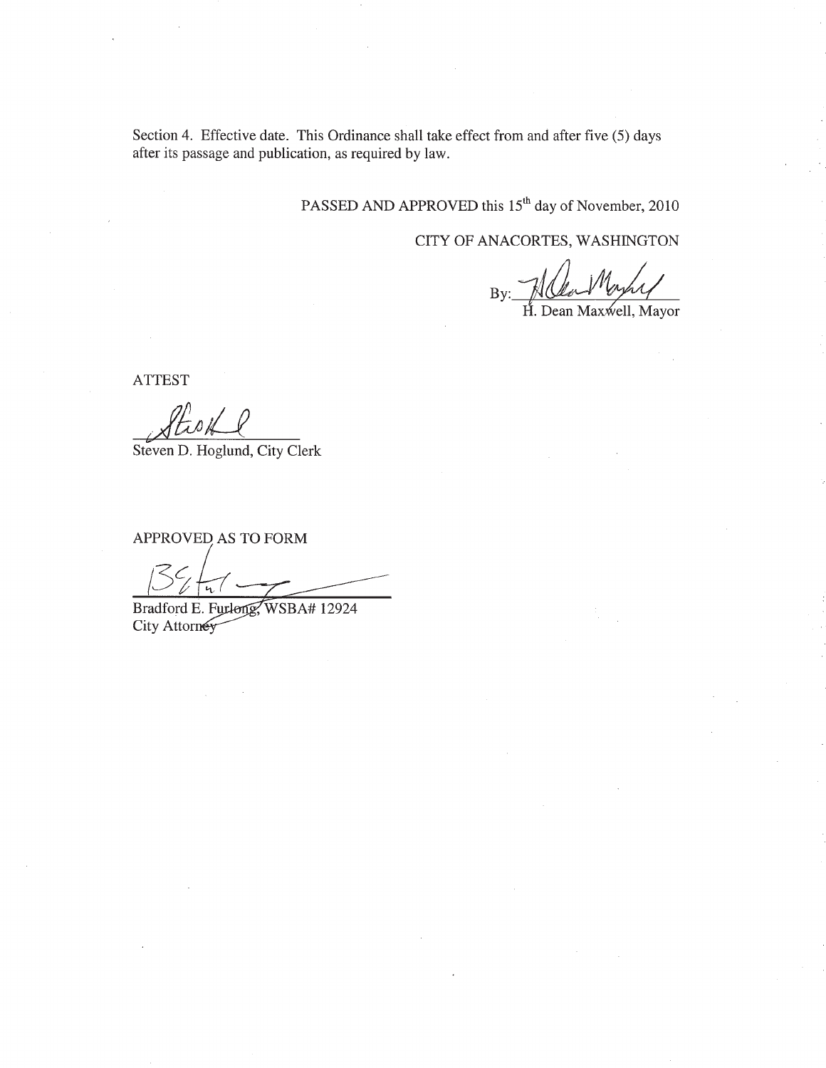Section 4. Effective date. This Ordinance shall take effect from and after five (5) days after its passage and publication, as required by law.

PASSED AND APPROVED this 15th day of November, 2010

CITY OF ANACORTES, WASHINGTON

By: ______________________
H. Dean Maxwell, Mayor

ATTEST

______________________
Steven D. Hoglund, City Clerk

APPROVED AS TO FORM

______________________
Bradford E. Furlong, WSBA# 12924
City Attorney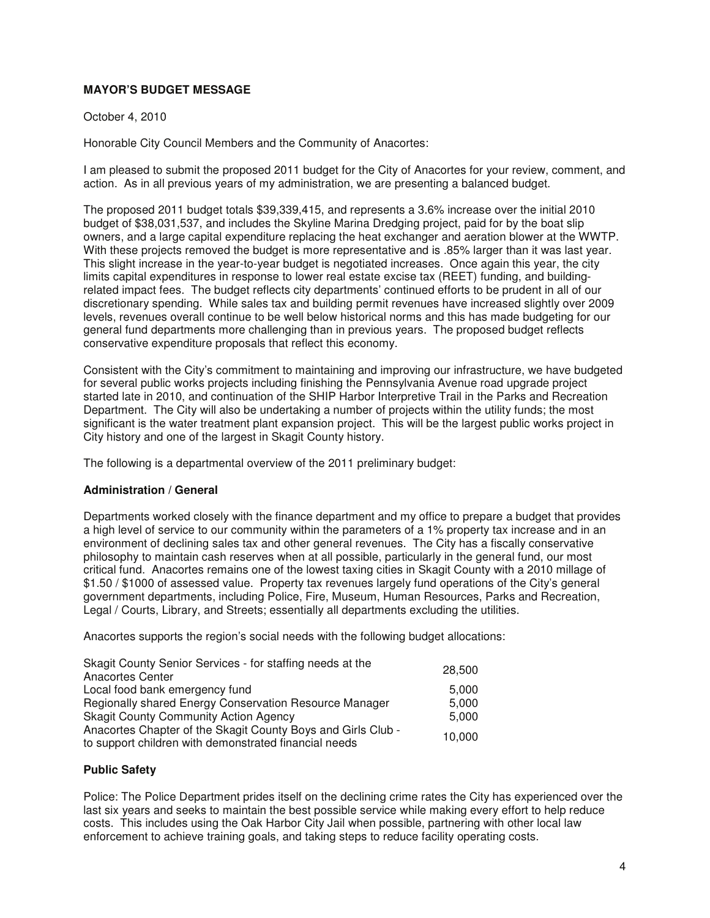**MAYOR'S BUDGET MESSAGE**

October 4, 2010

Honorable City Council Members and the Community of Anacortes:

I am pleased to submit the proposed 2011 budget for the City of Anacortes for your review, comment, and action. As in all previous years of my administration, we are presenting a balanced budget.

The proposed 2011 budget totals $39,339,415, and represents a 3.6% increase over the initial 2010 budget of $38,031,537, and includes the Skyline Marina Dredging project, paid for by the boat slip owners, and a large capital expenditure replacing the heat exchanger and aeration blower at the WWTP. With these projects removed the budget is more representative and is .85% larger than it was last year. This slight increase in the year-to-year budget is negotiated increases. Once again this year, the city limits capital expenditures in response to lower real estate excise tax (REET) funding, and building-related impact fees. The budget reflects city departments' continued efforts to be prudent in all of our discretionary spending. While sales tax and building permit revenues have increased slightly over 2009 levels, revenues overall continue to be well below historical norms and this has made budgeting for our general fund departments more challenging than in previous years. The proposed budget reflects conservative expenditure proposals that reflect this economy.

Consistent with the City's commitment to maintaining and improving our infrastructure, we have budgeted for several public works projects including finishing the Pennsylvania Avenue road upgrade project started late in 2010, and continuation of the SHIP Harbor Interpretive Trail in the Parks and Recreation Department. The City will also be undertaking a number of projects within the utility funds; the most significant is the water treatment plant expansion project. This will be the largest public works project in City history and one of the largest in Skagit County history.

The following is a departmental overview of the 2011 preliminary budget:

**Administration / General**

Departments worked closely with the finance department and my office to prepare a budget that provides a high level of service to our community within the parameters of a 1% property tax increase and in an environment of declining sales tax and other general revenues. The City has a fiscally conservative philosophy to maintain cash reserves when at all possible, particularly in the general fund, our most critical fund. Anacortes remains one of the lowest taxing cities in Skagit County with a 2010 millage of $1.50 / $1000 of assessed value. Property tax revenues largely fund operations of the City's general government departments, including Police, Fire, Museum, Human Resources, Parks and Recreation, Legal / Courts, Library, and Streets; essentially all departments excluding the utilities.

Anacortes supports the region's social needs with the following budget allocations:

| | |
|---|---|
| Skagit County Senior Services - for staffing needs at the Anacortes Center | 28,500 |
| Local food bank emergency fund | 5,000 |
| Regionally shared Energy Conservation Resource Manager | 5,000 |
| Skagit County Community Action Agency | 5,000 |
| Anacortes Chapter of the Skagit County Boys and Girls Club - to support children with demonstrated financial needs | 10,000 |

**Public Safety**

Police: The Police Department prides itself on the declining crime rates the City has experienced over the last six years and seeks to maintain the best possible service while making every effort to help reduce costs. This includes using the Oak Harbor City Jail when possible, partnering with other local law enforcement to achieve training goals, and taking steps to reduce facility operating costs.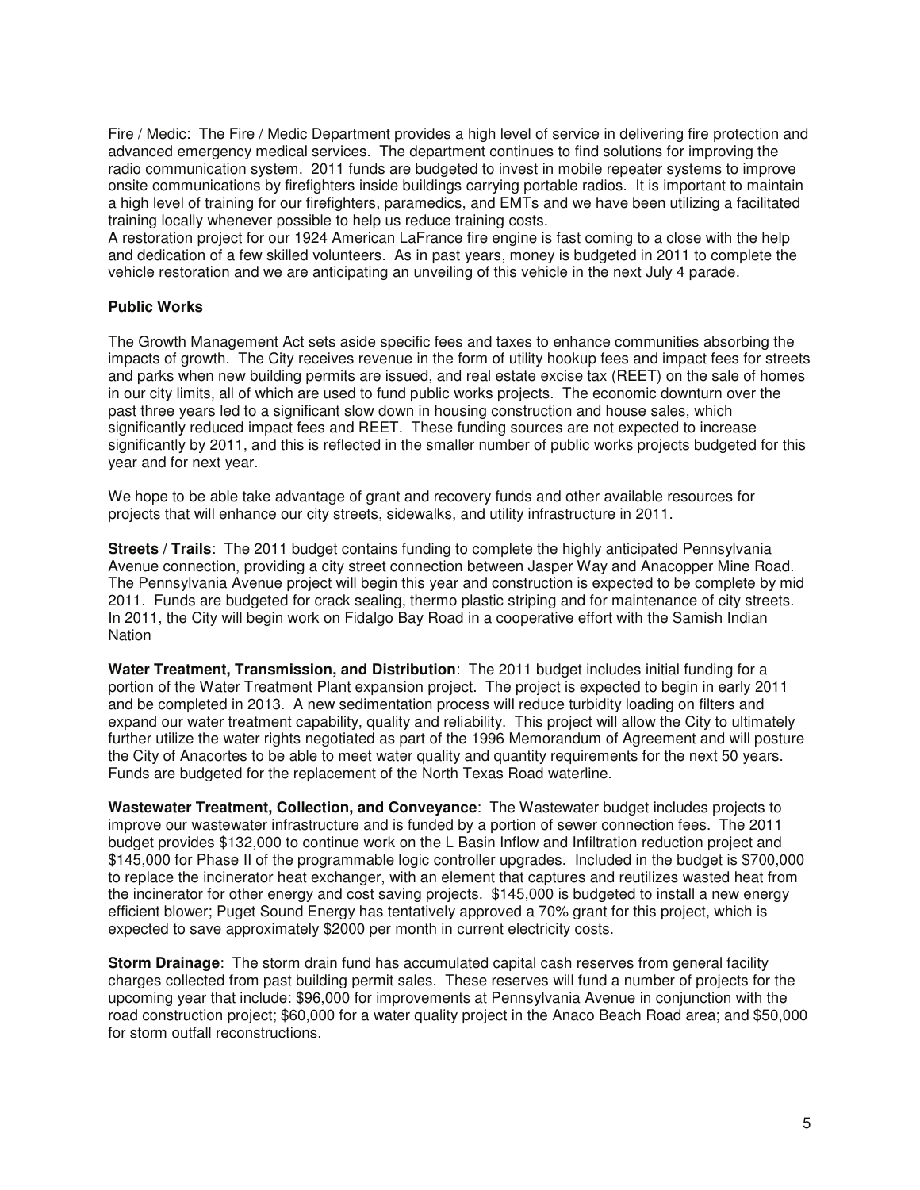Fire / Medic: The Fire / Medic Department provides a high level of service in delivering fire protection and advanced emergency medical services. The department continues to find solutions for improving the radio communication system. 2011 funds are budgeted to invest in mobile repeater systems to improve onsite communications by firefighters inside buildings carrying portable radios. It is important to maintain a high level of training for our firefighters, paramedics, and EMTs and we have been utilizing a facilitated training locally whenever possible to help us reduce training costs.
A restoration project for our 1924 American LaFrance fire engine is fast coming to a close with the help and dedication of a few skilled volunteers. As in past years, money is budgeted in 2011 to complete the vehicle restoration and we are anticipating an unveiling of this vehicle in the next July 4 parade.

**Public Works**

The Growth Management Act sets aside specific fees and taxes to enhance communities absorbing the impacts of growth. The City receives revenue in the form of utility hookup fees and impact fees for streets and parks when new building permits are issued, and real estate excise tax (REET) on the sale of homes in our city limits, all of which are used to fund public works projects. The economic downturn over the past three years led to a significant slow down in housing construction and house sales, which significantly reduced impact fees and REET. These funding sources are not expected to increase significantly by 2011, and this is reflected in the smaller number of public works projects budgeted for this year and for next year.

We hope to be able take advantage of grant and recovery funds and other available resources for projects that will enhance our city streets, sidewalks, and utility infrastructure in 2011.

**Streets / Trails**: The 2011 budget contains funding to complete the highly anticipated Pennsylvania Avenue connection, providing a city street connection between Jasper Way and Anacopper Mine Road. The Pennsylvania Avenue project will begin this year and construction is expected to be complete by mid 2011. Funds are budgeted for crack sealing, thermo plastic striping and for maintenance of city streets. In 2011, the City will begin work on Fidalgo Bay Road in a cooperative effort with the Samish Indian Nation

**Water Treatment, Transmission, and Distribution**: The 2011 budget includes initial funding for a portion of the Water Treatment Plant expansion project. The project is expected to begin in early 2011 and be completed in 2013. A new sedimentation process will reduce turbidity loading on filters and expand our water treatment capability, quality and reliability. This project will allow the City to ultimately further utilize the water rights negotiated as part of the 1996 Memorandum of Agreement and will posture the City of Anacortes to be able to meet water quality and quantity requirements for the next 50 years. Funds are budgeted for the replacement of the North Texas Road waterline.

**Wastewater Treatment, Collection, and Conveyance**: The Wastewater budget includes projects to improve our wastewater infrastructure and is funded by a portion of sewer connection fees. The 2011 budget provides $132,000 to continue work on the L Basin Inflow and Infiltration reduction project and $145,000 for Phase II of the programmable logic controller upgrades. Included in the budget is $700,000 to replace the incinerator heat exchanger, with an element that captures and reutilizes wasted heat from the incinerator for other energy and cost saving projects. $145,000 is budgeted to install a new energy efficient blower; Puget Sound Energy has tentatively approved a 70% grant for this project, which is expected to save approximately $2000 per month in current electricity costs.

**Storm Drainage**: The storm drain fund has accumulated capital cash reserves from general facility charges collected from past building permit sales. These reserves will fund a number of projects for the upcoming year that include: $96,000 for improvements at Pennsylvania Avenue in conjunction with the road construction project; $60,000 for a water quality project in the Anaco Beach Road area; and $50,000 for storm outfall reconstructions.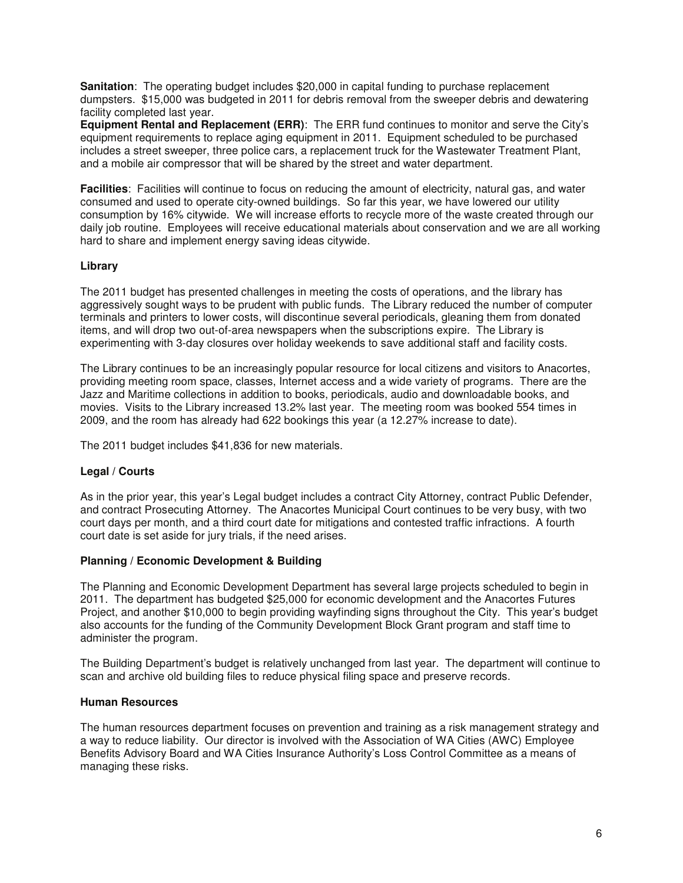**Sanitation**: The operating budget includes $20,000 in capital funding to purchase replacement dumpsters. $15,000 was budgeted in 2011 for debris removal from the sweeper debris and dewatering facility completed last year.

**Equipment Rental and Replacement (ERR)**: The ERR fund continues to monitor and serve the City's equipment requirements to replace aging equipment in 2011. Equipment scheduled to be purchased includes a street sweeper, three police cars, a replacement truck for the Wastewater Treatment Plant, and a mobile air compressor that will be shared by the street and water department.

**Facilities**: Facilities will continue to focus on reducing the amount of electricity, natural gas, and water consumed and used to operate city-owned buildings. So far this year, we have lowered our utility consumption by 16% citywide. We will increase efforts to recycle more of the waste created through our daily job routine. Employees will receive educational materials about conservation and we are all working hard to share and implement energy saving ideas citywide.

### Library

The 2011 budget has presented challenges in meeting the costs of operations, and the library has aggressively sought ways to be prudent with public funds. The Library reduced the number of computer terminals and printers to lower costs, will discontinue several periodicals, gleaning them from donated items, and will drop two out-of-area newspapers when the subscriptions expire. The Library is experimenting with 3-day closures over holiday weekends to save additional staff and facility costs.

The Library continues to be an increasingly popular resource for local citizens and visitors to Anacortes, providing meeting room space, classes, Internet access and a wide variety of programs. There are the Jazz and Maritime collections in addition to books, periodicals, audio and downloadable books, and movies. Visits to the Library increased 13.2% last year. The meeting room was booked 554 times in 2009, and the room has already had 622 bookings this year (a 12.27% increase to date).

The 2011 budget includes $41,836 for new materials.

### Legal / Courts

As in the prior year, this year's Legal budget includes a contract City Attorney, contract Public Defender, and contract Prosecuting Attorney. The Anacortes Municipal Court continues to be very busy, with two court days per month, and a third court date for mitigations and contested traffic infractions. A fourth court date is set aside for jury trials, if the need arises.

### Planning / Economic Development & Building

The Planning and Economic Development Department has several large projects scheduled to begin in 2011. The department has budgeted $25,000 for economic development and the Anacortes Futures Project, and another $10,000 to begin providing wayfinding signs throughout the City. This year's budget also accounts for the funding of the Community Development Block Grant program and staff time to administer the program.

The Building Department's budget is relatively unchanged from last year. The department will continue to scan and archive old building files to reduce physical filing space and preserve records.

### Human Resources

The human resources department focuses on prevention and training as a risk management strategy and a way to reduce liability. Our director is involved with the Association of WA Cities (AWC) Employee Benefits Advisory Board and WA Cities Insurance Authority's Loss Control Committee as a means of managing these risks.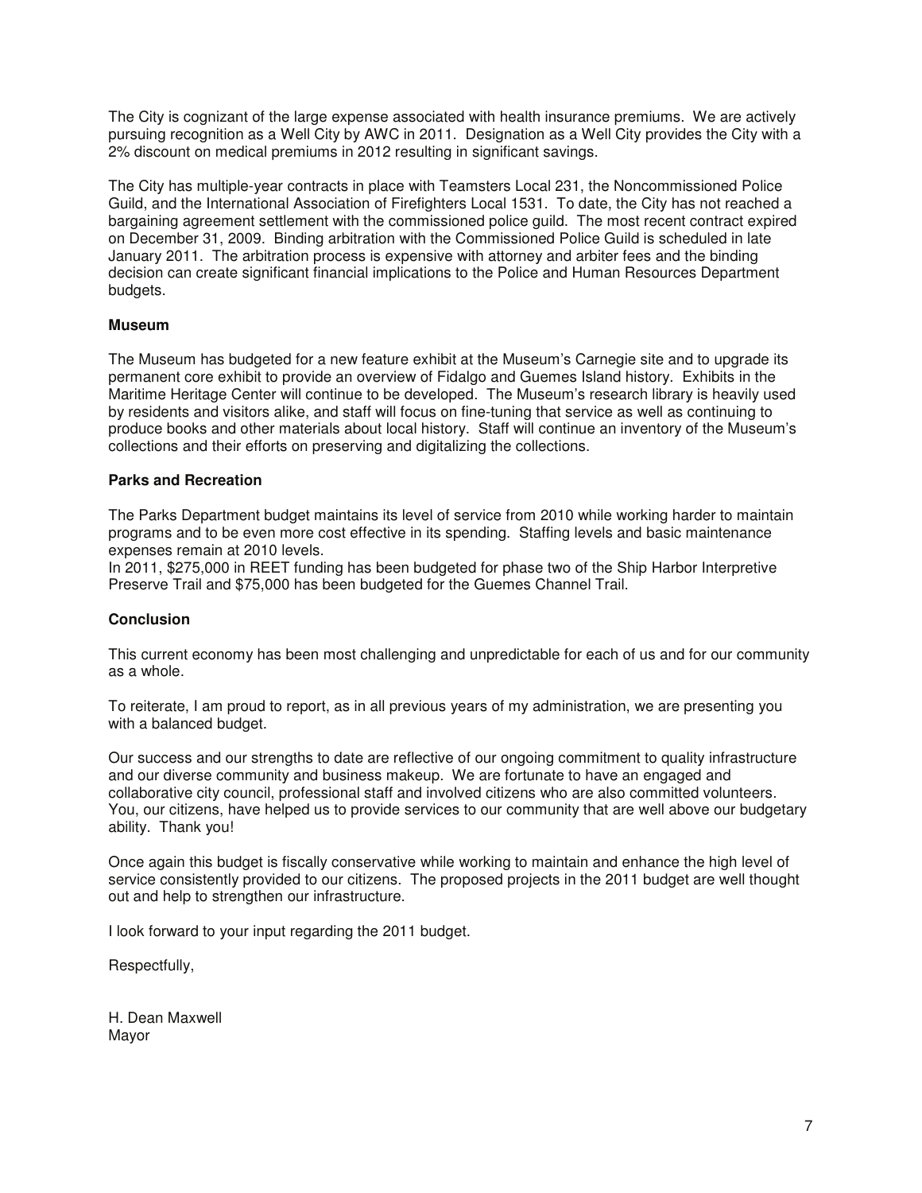The City is cognizant of the large expense associated with health insurance premiums. We are actively pursuing recognition as a Well City by AWC in 2011. Designation as a Well City provides the City with a 2% discount on medical premiums in 2012 resulting in significant savings.

The City has multiple-year contracts in place with Teamsters Local 231, the Noncommissioned Police Guild, and the International Association of Firefighters Local 1531. To date, the City has not reached a bargaining agreement settlement with the commissioned police guild. The most recent contract expired on December 31, 2009. Binding arbitration with the Commissioned Police Guild is scheduled in late January 2011. The arbitration process is expensive with attorney and arbiter fees and the binding decision can create significant financial implications to the Police and Human Resources Department budgets.

**Museum**

The Museum has budgeted for a new feature exhibit at the Museum's Carnegie site and to upgrade its permanent core exhibit to provide an overview of Fidalgo and Guemes Island history. Exhibits in the Maritime Heritage Center will continue to be developed. The Museum's research library is heavily used by residents and visitors alike, and staff will focus on fine-tuning that service as well as continuing to produce books and other materials about local history. Staff will continue an inventory of the Museum's collections and their efforts on preserving and digitalizing the collections.

**Parks and Recreation**

The Parks Department budget maintains its level of service from 2010 while working harder to maintain programs and to be even more cost effective in its spending. Staffing levels and basic maintenance expenses remain at 2010 levels.
In 2011, $275,000 in REET funding has been budgeted for phase two of the Ship Harbor Interpretive Preserve Trail and $75,000 has been budgeted for the Guemes Channel Trail.

**Conclusion**

This current economy has been most challenging and unpredictable for each of us and for our community as a whole.

To reiterate, I am proud to report, as in all previous years of my administration, we are presenting you with a balanced budget.

Our success and our strengths to date are reflective of our ongoing commitment to quality infrastructure and our diverse community and business makeup. We are fortunate to have an engaged and collaborative city council, professional staff and involved citizens who are also committed volunteers. You, our citizens, have helped us to provide services to our community that are well above our budgetary ability. Thank you!

Once again this budget is fiscally conservative while working to maintain and enhance the high level of service consistently provided to our citizens. The proposed projects in the 2011 budget are well thought out and help to strengthen our infrastructure.

I look forward to your input regarding the 2011 budget.

Respectfully,

H. Dean Maxwell
Mayor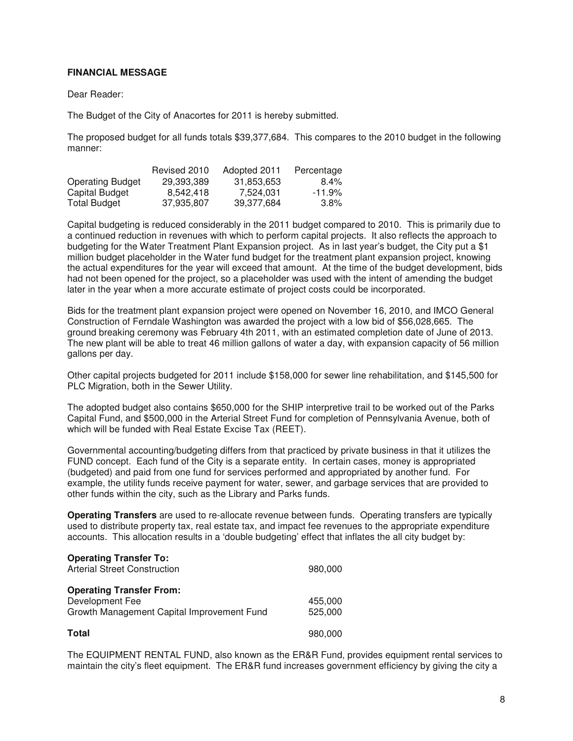## FINANCIAL MESSAGE

Dear Reader:

The Budget of the City of Anacortes for 2011 is hereby submitted.

The proposed budget for all funds totals $39,377,684. This compares to the 2010 budget in the following manner:

| | Revised 2010 | Adopted 2011 | Percentage |
|---|---|---|---|
| Operating Budget | 29,393,389 | 31,853,653 | 8.4% |
| Capital Budget | 8,542,418 | 7,524,031 | -11.9% |
| Total Budget | 37,935,807 | 39,377,684 | 3.8% |

Capital budgeting is reduced considerably in the 2011 budget compared to 2010. This is primarily due to a continued reduction in revenues with which to perform capital projects. It also reflects the approach to budgeting for the Water Treatment Plant Expansion project. As in last year's budget, the City put a $1 million budget placeholder in the Water fund budget for the treatment plant expansion project, knowing the actual expenditures for the year will exceed that amount. At the time of the budget development, bids had not been opened for the project, so a placeholder was used with the intent of amending the budget later in the year when a more accurate estimate of project costs could be incorporated.

Bids for the treatment plant expansion project were opened on November 16, 2010, and IMCO General Construction of Ferndale Washington was awarded the project with a low bid of $56,028,665. The ground breaking ceremony was February 4th 2011, with an estimated completion date of June of 2013. The new plant will be able to treat 46 million gallons of water a day, with expansion capacity of 56 million gallons per day.

Other capital projects budgeted for 2011 include $158,000 for sewer line rehabilitation, and $145,500 for PLC Migration, both in the Sewer Utility.

The adopted budget also contains $650,000 for the SHIP interpretive trail to be worked out of the Parks Capital Fund, and $500,000 in the Arterial Street Fund for completion of Pennsylvania Avenue, both of which will be funded with Real Estate Excise Tax (REET).

Governmental accounting/budgeting differs from that practiced by private business in that it utilizes the FUND concept. Each fund of the City is a separate entity. In certain cases, money is appropriated (budgeted) and paid from one fund for services performed and appropriated by another fund. For example, the utility funds receive payment for water, sewer, and garbage services that are provided to other funds within the city, such as the Library and Parks funds.

**Operating Transfers** are used to re-allocate revenue between funds. Operating transfers are typically used to distribute property tax, real estate tax, and impact fee revenues to the appropriate expenditure accounts. This allocation results in a 'double budgeting' effect that inflates the all city budget by:

| | |
|---|---|
| **Operating Transfer To:** | |
| Arterial Street Construction | 980,000 |
| **Operating Transfer From:** | |
| Development Fee | 455,000 |
| Growth Management Capital Improvement Fund | 525,000 |
| **Total** | 980,000 |

The EQUIPMENT RENTAL FUND, also known as the ER&R Fund, provides equipment rental services to maintain the city's fleet equipment. The ER&R fund increases government efficiency by giving the city a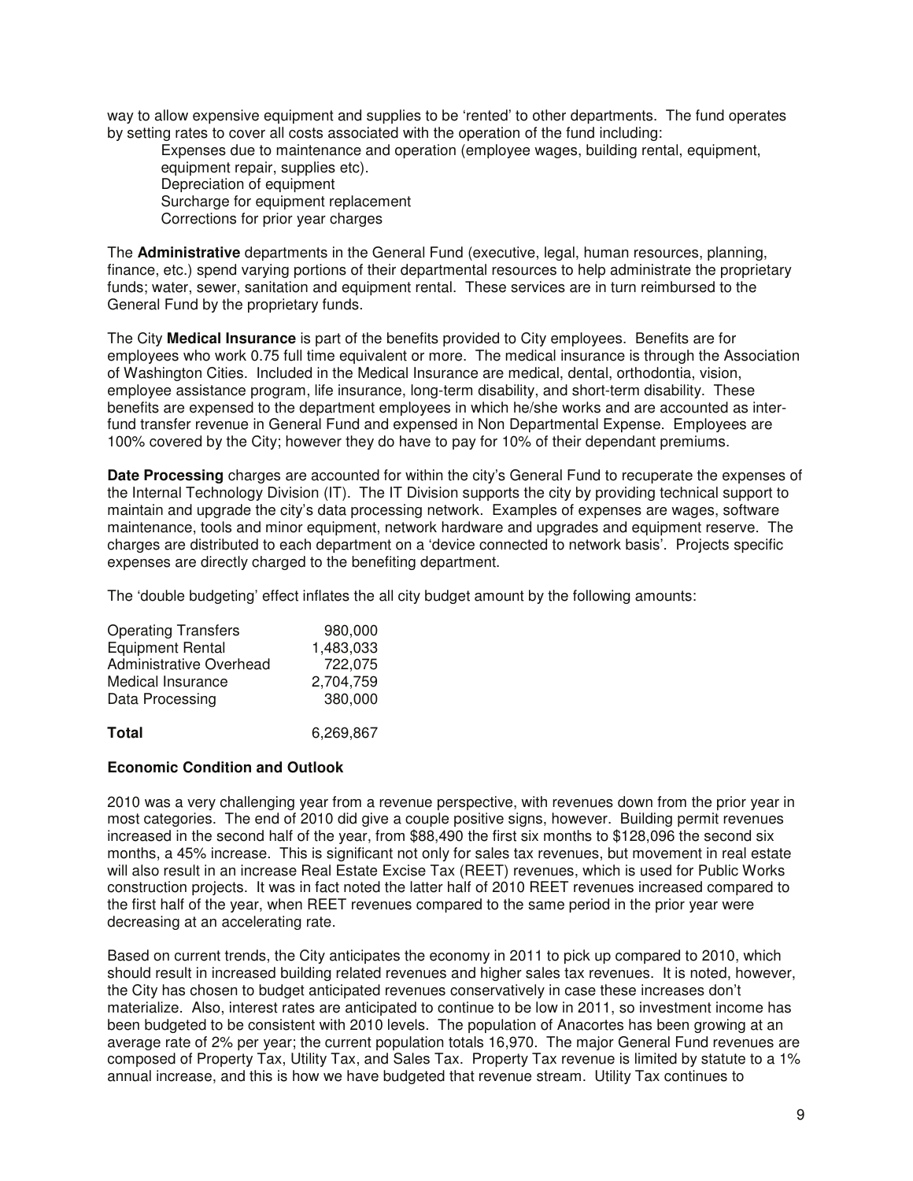way to allow expensive equipment and supplies to be 'rented' to other departments. The fund operates by setting rates to cover all costs associated with the operation of the fund including:

Expenses due to maintenance and operation (employee wages, building rental, equipment, equipment repair, supplies etc).
Depreciation of equipment
Surcharge for equipment replacement
Corrections for prior year charges

The **Administrative** departments in the General Fund (executive, legal, human resources, planning, finance, etc.) spend varying portions of their departmental resources to help administrate the proprietary funds; water, sewer, sanitation and equipment rental. These services are in turn reimbursed to the General Fund by the proprietary funds.

The City **Medical Insurance** is part of the benefits provided to City employees. Benefits are for employees who work 0.75 full time equivalent or more. The medical insurance is through the Association of Washington Cities. Included in the Medical Insurance are medical, dental, orthodontia, vision, employee assistance program, life insurance, long-term disability, and short-term disability. These benefits are expensed to the department employees in which he/she works and are accounted as inter-fund transfer revenue in General Fund and expensed in Non Departmental Expense. Employees are 100% covered by the City; however they do have to pay for 10% of their dependant premiums.

**Date Processing** charges are accounted for within the city's General Fund to recuperate the expenses of the Internal Technology Division (IT). The IT Division supports the city by providing technical support to maintain and upgrade the city's data processing network. Examples of expenses are wages, software maintenance, tools and minor equipment, network hardware and upgrades and equipment reserve. The charges are distributed to each department on a 'device connected to network basis'. Projects specific expenses are directly charged to the benefiting department.

The 'double budgeting' effect inflates the all city budget amount by the following amounts:

| | |
|---|---:|
| Operating Transfers | 980,000 |
| Equipment Rental | 1,483,033 |
| Administrative Overhead | 722,075 |
| Medical Insurance | 2,704,759 |
| Data Processing | 380,000 |
| **Total** | 6,269,867 |

**Economic Condition and Outlook**

2010 was a very challenging year from a revenue perspective, with revenues down from the prior year in most categories. The end of 2010 did give a couple positive signs, however. Building permit revenues increased in the second half of the year, from $88,490 the first six months to $128,096 the second six months, a 45% increase. This is significant not only for sales tax revenues, but movement in real estate will also result in an increase Real Estate Excise Tax (REET) revenues, which is used for Public Works construction projects. It was in fact noted the latter half of 2010 REET revenues increased compared to the first half of the year, when REET revenues compared to the same period in the prior year were decreasing at an accelerating rate.

Based on current trends, the City anticipates the economy in 2011 to pick up compared to 2010, which should result in increased building related revenues and higher sales tax revenues. It is noted, however, the City has chosen to budget anticipated revenues conservatively in case these increases don't materialize. Also, interest rates are anticipated to continue to be low in 2011, so investment income has been budgeted to be consistent with 2010 levels. The population of Anacortes has been growing at an average rate of 2% per year; the current population totals 16,970. The major General Fund revenues are composed of Property Tax, Utility Tax, and Sales Tax. Property Tax revenue is limited by statute to a 1% annual increase, and this is how we have budgeted that revenue stream. Utility Tax continues to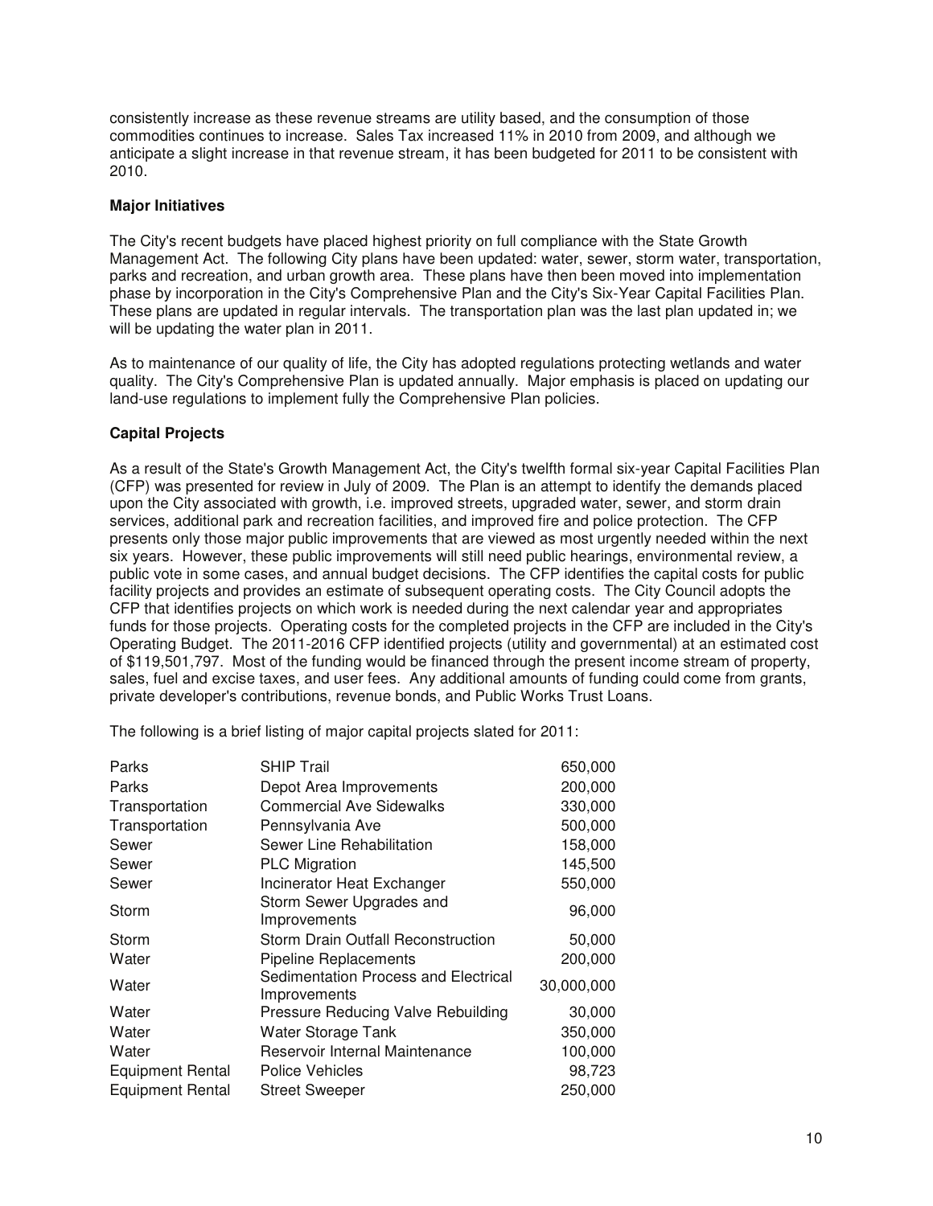consistently increase as these revenue streams are utility based, and the consumption of those commodities continues to increase. Sales Tax increased 11% in 2010 from 2009, and although we anticipate a slight increase in that revenue stream, it has been budgeted for 2011 to be consistent with 2010.

**Major Initiatives**

The City's recent budgets have placed highest priority on full compliance with the State Growth Management Act. The following City plans have been updated: water, sewer, storm water, transportation, parks and recreation, and urban growth area. These plans have then been moved into implementation phase by incorporation in the City's Comprehensive Plan and the City's Six-Year Capital Facilities Plan. These plans are updated in regular intervals. The transportation plan was the last plan updated in; we will be updating the water plan in 2011.

As to maintenance of our quality of life, the City has adopted regulations protecting wetlands and water quality. The City's Comprehensive Plan is updated annually. Major emphasis is placed on updating our land-use regulations to implement fully the Comprehensive Plan policies.

**Capital Projects**

As a result of the State's Growth Management Act, the City's twelfth formal six-year Capital Facilities Plan (CFP) was presented for review in July of 2009. The Plan is an attempt to identify the demands placed upon the City associated with growth, i.e. improved streets, upgraded water, sewer, and storm drain services, additional park and recreation facilities, and improved fire and police protection. The CFP presents only those major public improvements that are viewed as most urgently needed within the next six years. However, these public improvements will still need public hearings, environmental review, a public vote in some cases, and annual budget decisions. The CFP identifies the capital costs for public facility projects and provides an estimate of subsequent operating costs. The City Council adopts the CFP that identifies projects on which work is needed during the next calendar year and appropriates funds for those projects. Operating costs for the completed projects in the CFP are included in the City's Operating Budget. The 2011-2016 CFP identified projects (utility and governmental) at an estimated cost of $119,501,797. Most of the funding would be financed through the present income stream of property, sales, fuel and excise taxes, and user fees. Any additional amounts of funding could come from grants, private developer's contributions, revenue bonds, and Public Works Trust Loans.

The following is a brief listing of major capital projects slated for 2011:

| | | |
|---|---|---:|
| Parks | SHIP Trail | 650,000 |
| Parks | Depot Area Improvements | 200,000 |
| Transportation | Commercial Ave Sidewalks | 330,000 |
| Transportation | Pennsylvania Ave | 500,000 |
| Sewer | Sewer Line Rehabilitation | 158,000 |
| Sewer | PLC Migration | 145,500 |
| Sewer | Incinerator Heat Exchanger | 550,000 |
| Storm | Storm Sewer Upgrades and Improvements | 96,000 |
| Storm | Storm Drain Outfall Reconstruction | 50,000 |
| Water | Pipeline Replacements | 200,000 |
| Water | Sedimentation Process and Electrical Improvements | 30,000,000 |
| Water | Pressure Reducing Valve Rebuilding | 30,000 |
| Water | Water Storage Tank | 350,000 |
| Water | Reservoir Internal Maintenance | 100,000 |
| Equipment Rental | Police Vehicles | 98,723 |
| Equipment Rental | Street Sweeper | 250,000 |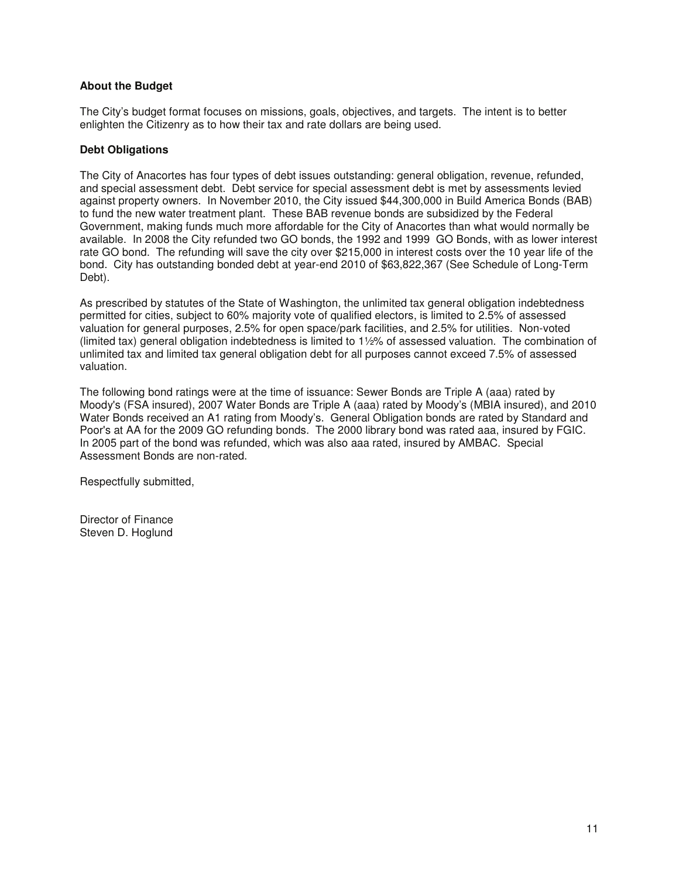**About the Budget**

The City's budget format focuses on missions, goals, objectives, and targets. The intent is to better enlighten the Citizenry as to how their tax and rate dollars are being used.

**Debt Obligations**

The City of Anacortes has four types of debt issues outstanding: general obligation, revenue, refunded, and special assessment debt. Debt service for special assessment debt is met by assessments levied against property owners. In November 2010, the City issued $44,300,000 in Build America Bonds (BAB) to fund the new water treatment plant. These BAB revenue bonds are subsidized by the Federal Government, making funds much more affordable for the City of Anacortes than what would normally be available. In 2008 the City refunded two GO bonds, the 1992 and 1999 GO Bonds, with as lower interest rate GO bond. The refunding will save the city over $215,000 in interest costs over the 10 year life of the bond. City has outstanding bonded debt at year-end 2010 of $63,822,367 (See Schedule of Long-Term Debt).

As prescribed by statutes of the State of Washington, the unlimited tax general obligation indebtedness permitted for cities, subject to 60% majority vote of qualified electors, is limited to 2.5% of assessed valuation for general purposes, 2.5% for open space/park facilities, and 2.5% for utilities. Non-voted (limited tax) general obligation indebtedness is limited to 1½% of assessed valuation. The combination of unlimited tax and limited tax general obligation debt for all purposes cannot exceed 7.5% of assessed valuation.

The following bond ratings were at the time of issuance: Sewer Bonds are Triple A (aaa) rated by Moody's (FSA insured), 2007 Water Bonds are Triple A (aaa) rated by Moody's (MBIA insured), and 2010 Water Bonds received an A1 rating from Moody's. General Obligation bonds are rated by Standard and Poor's at AA for the 2009 GO refunding bonds. The 2000 library bond was rated aaa, insured by FGIC. In 2005 part of the bond was refunded, which was also aaa rated, insured by AMBAC. Special Assessment Bonds are non-rated.

Respectfully submitted,

Director of Finance
Steven D. Hoglund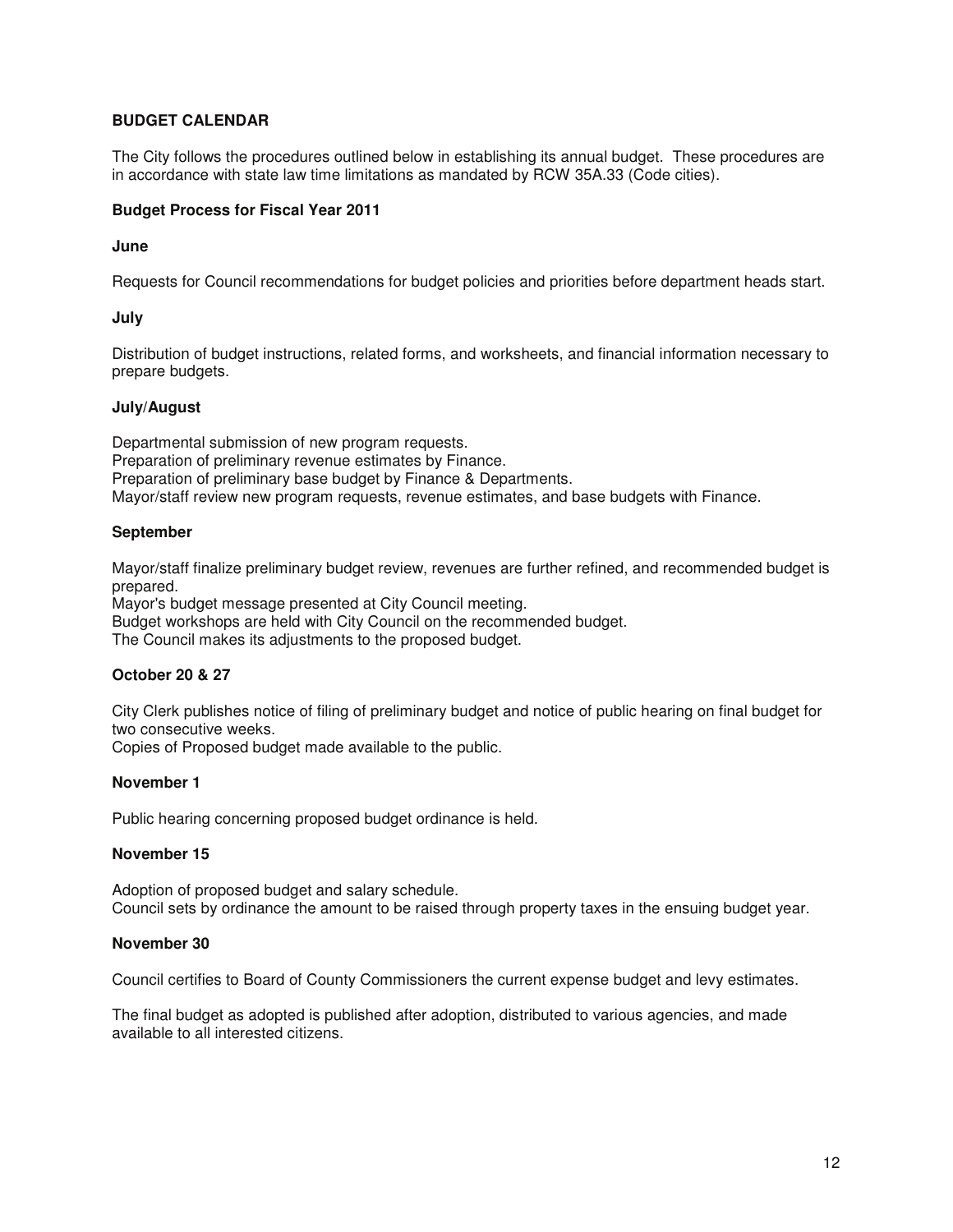## BUDGET CALENDAR

The City follows the procedures outlined below in establishing its annual budget. These procedures are in accordance with state law time limitations as mandated by RCW 35A.33 (Code cities).

### Budget Process for Fiscal Year 2011

**June**

Requests for Council recommendations for budget policies and priorities before department heads start.

**July**

Distribution of budget instructions, related forms, and worksheets, and financial information necessary to prepare budgets.

**July/August**

Departmental submission of new program requests.
Preparation of preliminary revenue estimates by Finance.
Preparation of preliminary base budget by Finance & Departments.
Mayor/staff review new program requests, revenue estimates, and base budgets with Finance.

**September**

Mayor/staff finalize preliminary budget review, revenues are further refined, and recommended budget is prepared.
Mayor's budget message presented at City Council meeting.
Budget workshops are held with City Council on the recommended budget.
The Council makes its adjustments to the proposed budget.

**October 20 & 27**

City Clerk publishes notice of filing of preliminary budget and notice of public hearing on final budget for two consecutive weeks.
Copies of Proposed budget made available to the public.

**November 1**

Public hearing concerning proposed budget ordinance is held.

**November 15**

Adoption of proposed budget and salary schedule.
Council sets by ordinance the amount to be raised through property taxes in the ensuing budget year.

**November 30**

Council certifies to Board of County Commissioners the current expense budget and levy estimates.

The final budget as adopted is published after adoption, distributed to various agencies, and made available to all interested citizens.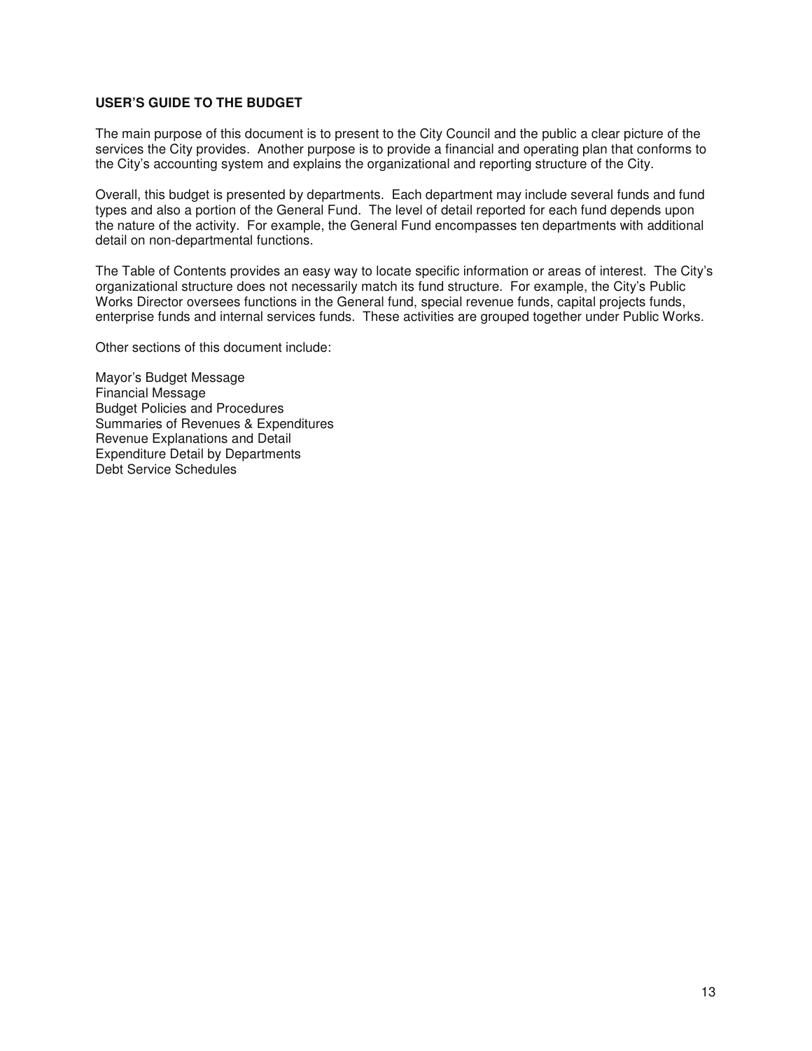## USER'S GUIDE TO THE BUDGET

The main purpose of this document is to present to the City Council and the public a clear picture of the services the City provides. Another purpose is to provide a financial and operating plan that conforms to the City's accounting system and explains the organizational and reporting structure of the City.

Overall, this budget is presented by departments. Each department may include several funds and fund types and also a portion of the General Fund. The level of detail reported for each fund depends upon the nature of the activity. For example, the General Fund encompasses ten departments with additional detail on non-departmental functions.

The Table of Contents provides an easy way to locate specific information or areas of interest. The City's organizational structure does not necessarily match its fund structure. For example, the City's Public Works Director oversees functions in the General fund, special revenue funds, capital projects funds, enterprise funds and internal services funds. These activities are grouped together under Public Works.

Other sections of this document include:

Mayor's Budget Message
Financial Message
Budget Policies and Procedures
Summaries of Revenues & Expenditures
Revenue Explanations and Detail
Expenditure Detail by Departments
Debt Service Schedules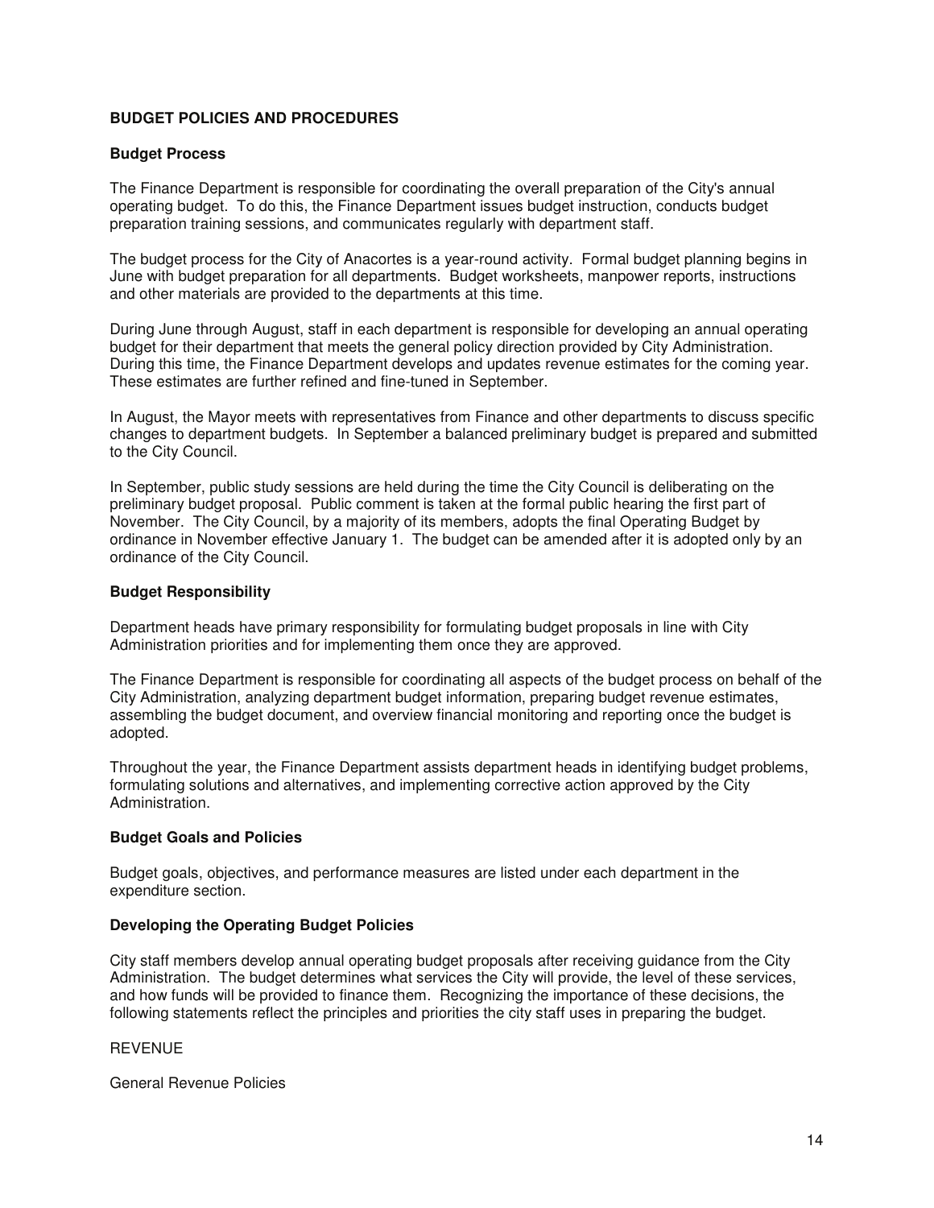## BUDGET POLICIES AND PROCEDURES

### Budget Process

The Finance Department is responsible for coordinating the overall preparation of the City's annual operating budget. To do this, the Finance Department issues budget instruction, conducts budget preparation training sessions, and communicates regularly with department staff.

The budget process for the City of Anacortes is a year-round activity. Formal budget planning begins in June with budget preparation for all departments. Budget worksheets, manpower reports, instructions and other materials are provided to the departments at this time.

During June through August, staff in each department is responsible for developing an annual operating budget for their department that meets the general policy direction provided by City Administration. During this time, the Finance Department develops and updates revenue estimates for the coming year. These estimates are further refined and fine-tuned in September.

In August, the Mayor meets with representatives from Finance and other departments to discuss specific changes to department budgets. In September a balanced preliminary budget is prepared and submitted to the City Council.

In September, public study sessions are held during the time the City Council is deliberating on the preliminary budget proposal. Public comment is taken at the formal public hearing the first part of November. The City Council, by a majority of its members, adopts the final Operating Budget by ordinance in November effective January 1. The budget can be amended after it is adopted only by an ordinance of the City Council.

### Budget Responsibility

Department heads have primary responsibility for formulating budget proposals in line with City Administration priorities and for implementing them once they are approved.

The Finance Department is responsible for coordinating all aspects of the budget process on behalf of the City Administration, analyzing department budget information, preparing budget revenue estimates, assembling the budget document, and overview financial monitoring and reporting once the budget is adopted.

Throughout the year, the Finance Department assists department heads in identifying budget problems, formulating solutions and alternatives, and implementing corrective action approved by the City Administration.

### Budget Goals and Policies

Budget goals, objectives, and performance measures are listed under each department in the expenditure section.

### Developing the Operating Budget Policies

City staff members develop annual operating budget proposals after receiving guidance from the City Administration. The budget determines what services the City will provide, the level of these services, and how funds will be provided to finance them. Recognizing the importance of these decisions, the following statements reflect the principles and priorities the city staff uses in preparing the budget.

REVENUE

General Revenue Policies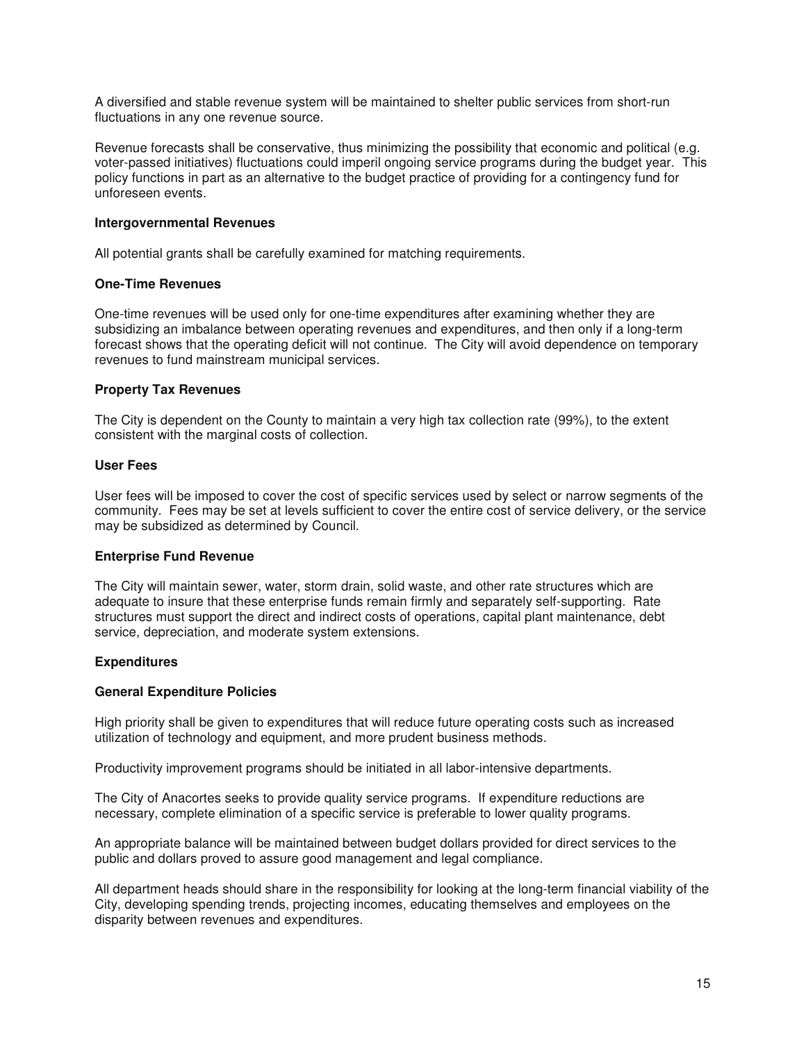A diversified and stable revenue system will be maintained to shelter public services from short-run fluctuations in any one revenue source.

Revenue forecasts shall be conservative, thus minimizing the possibility that economic and political (e.g. voter-passed initiatives) fluctuations could imperil ongoing service programs during the budget year. This policy functions in part as an alternative to the budget practice of providing for a contingency fund for unforeseen events.

**Intergovernmental Revenues**

All potential grants shall be carefully examined for matching requirements.

**One-Time Revenues**

One-time revenues will be used only for one-time expenditures after examining whether they are subsidizing an imbalance between operating revenues and expenditures, and then only if a long-term forecast shows that the operating deficit will not continue. The City will avoid dependence on temporary revenues to fund mainstream municipal services.

**Property Tax Revenues**

The City is dependent on the County to maintain a very high tax collection rate (99%), to the extent consistent with the marginal costs of collection.

**User Fees**

User fees will be imposed to cover the cost of specific services used by select or narrow segments of the community. Fees may be set at levels sufficient to cover the entire cost of service delivery, or the service may be subsidized as determined by Council.

**Enterprise Fund Revenue**

The City will maintain sewer, water, storm drain, solid waste, and other rate structures which are adequate to insure that these enterprise funds remain firmly and separately self-supporting. Rate structures must support the direct and indirect costs of operations, capital plant maintenance, debt service, depreciation, and moderate system extensions.

**Expenditures**

**General Expenditure Policies**

High priority shall be given to expenditures that will reduce future operating costs such as increased utilization of technology and equipment, and more prudent business methods.

Productivity improvement programs should be initiated in all labor-intensive departments.

The City of Anacortes seeks to provide quality service programs. If expenditure reductions are necessary, complete elimination of a specific service is preferable to lower quality programs.

An appropriate balance will be maintained between budget dollars provided for direct services to the public and dollars proved to assure good management and legal compliance.

All department heads should share in the responsibility for looking at the long-term financial viability of the City, developing spending trends, projecting incomes, educating themselves and employees on the disparity between revenues and expenditures.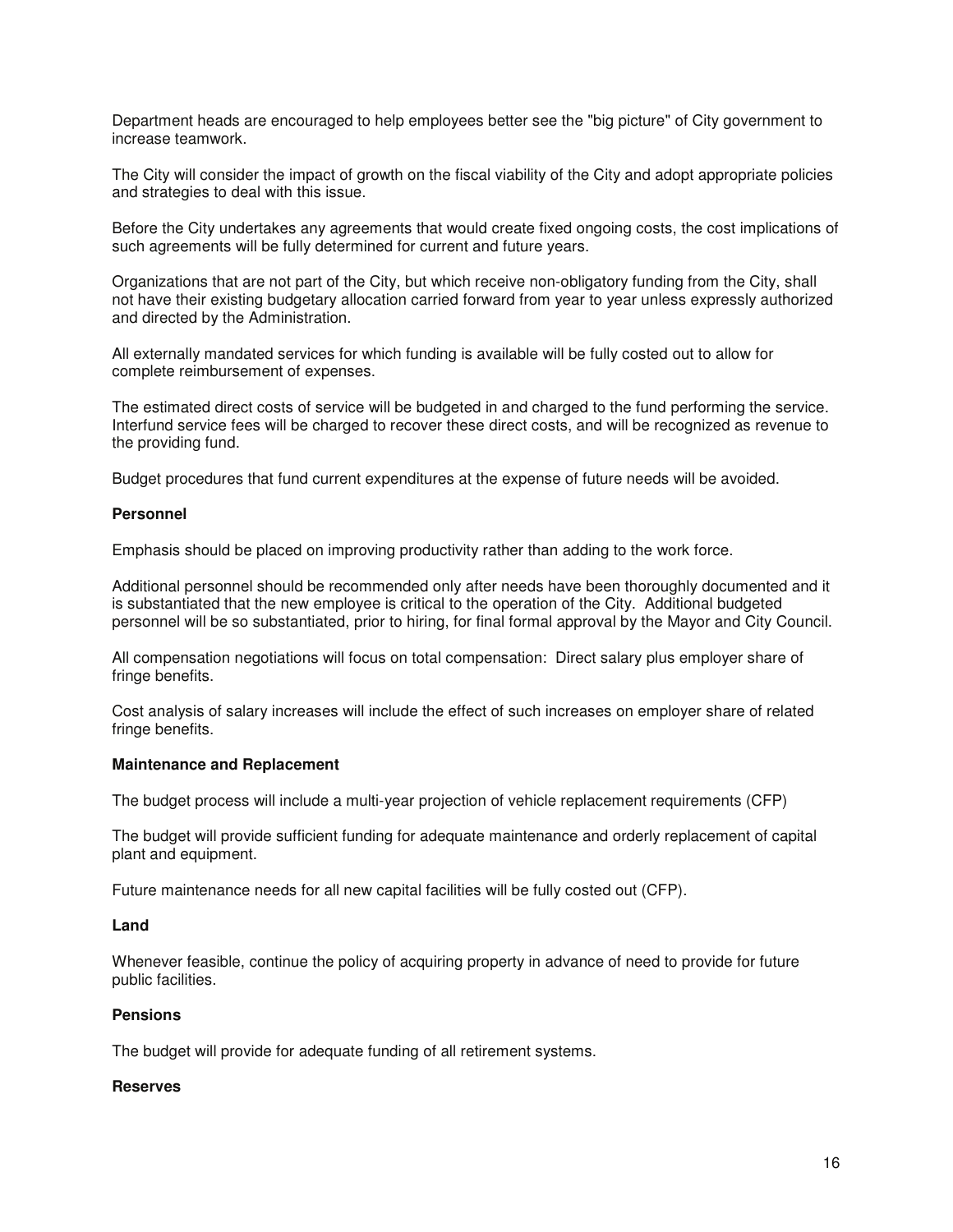Department heads are encouraged to help employees better see the "big picture" of City government to increase teamwork.

The City will consider the impact of growth on the fiscal viability of the City and adopt appropriate policies and strategies to deal with this issue.

Before the City undertakes any agreements that would create fixed ongoing costs, the cost implications of such agreements will be fully determined for current and future years.

Organizations that are not part of the City, but which receive non-obligatory funding from the City, shall not have their existing budgetary allocation carried forward from year to year unless expressly authorized and directed by the Administration.

All externally mandated services for which funding is available will be fully costed out to allow for complete reimbursement of expenses.

The estimated direct costs of service will be budgeted in and charged to the fund performing the service. Interfund service fees will be charged to recover these direct costs, and will be recognized as revenue to the providing fund.

Budget procedures that fund current expenditures at the expense of future needs will be avoided.

**Personnel**

Emphasis should be placed on improving productivity rather than adding to the work force.

Additional personnel should be recommended only after needs have been thoroughly documented and it is substantiated that the new employee is critical to the operation of the City. Additional budgeted personnel will be so substantiated, prior to hiring, for final formal approval by the Mayor and City Council.

All compensation negotiations will focus on total compensation: Direct salary plus employer share of fringe benefits.

Cost analysis of salary increases will include the effect of such increases on employer share of related fringe benefits.

**Maintenance and Replacement**

The budget process will include a multi-year projection of vehicle replacement requirements (CFP)

The budget will provide sufficient funding for adequate maintenance and orderly replacement of capital plant and equipment.

Future maintenance needs for all new capital facilities will be fully costed out (CFP).

**Land**

Whenever feasible, continue the policy of acquiring property in advance of need to provide for future public facilities.

**Pensions**

The budget will provide for adequate funding of all retirement systems.

**Reserves**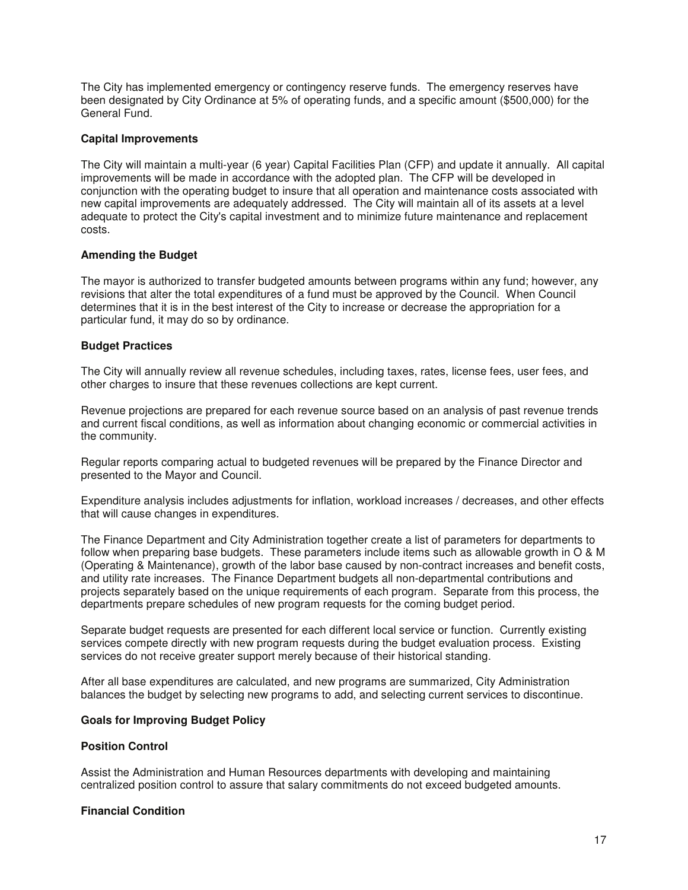The City has implemented emergency or contingency reserve funds. The emergency reserves have been designated by City Ordinance at 5% of operating funds, and a specific amount ($500,000) for the General Fund.

**Capital Improvements**

The City will maintain a multi-year (6 year) Capital Facilities Plan (CFP) and update it annually. All capital improvements will be made in accordance with the adopted plan. The CFP will be developed in conjunction with the operating budget to insure that all operation and maintenance costs associated with new capital improvements are adequately addressed. The City will maintain all of its assets at a level adequate to protect the City's capital investment and to minimize future maintenance and replacement costs.

**Amending the Budget**

The mayor is authorized to transfer budgeted amounts between programs within any fund; however, any revisions that alter the total expenditures of a fund must be approved by the Council. When Council determines that it is in the best interest of the City to increase or decrease the appropriation for a particular fund, it may do so by ordinance.

**Budget Practices**

The City will annually review all revenue schedules, including taxes, rates, license fees, user fees, and other charges to insure that these revenues collections are kept current.

Revenue projections are prepared for each revenue source based on an analysis of past revenue trends and current fiscal conditions, as well as information about changing economic or commercial activities in the community.

Regular reports comparing actual to budgeted revenues will be prepared by the Finance Director and presented to the Mayor and Council.

Expenditure analysis includes adjustments for inflation, workload increases / decreases, and other effects that will cause changes in expenditures.

The Finance Department and City Administration together create a list of parameters for departments to follow when preparing base budgets. These parameters include items such as allowable growth in O & M (Operating & Maintenance), growth of the labor base caused by non-contract increases and benefit costs, and utility rate increases. The Finance Department budgets all non-departmental contributions and projects separately based on the unique requirements of each program. Separate from this process, the departments prepare schedules of new program requests for the coming budget period.

Separate budget requests are presented for each different local service or function. Currently existing services compete directly with new program requests during the budget evaluation process. Existing services do not receive greater support merely because of their historical standing.

After all base expenditures are calculated, and new programs are summarized, City Administration balances the budget by selecting new programs to add, and selecting current services to discontinue.

**Goals for Improving Budget Policy**

**Position Control**

Assist the Administration and Human Resources departments with developing and maintaining centralized position control to assure that salary commitments do not exceed budgeted amounts.

**Financial Condition**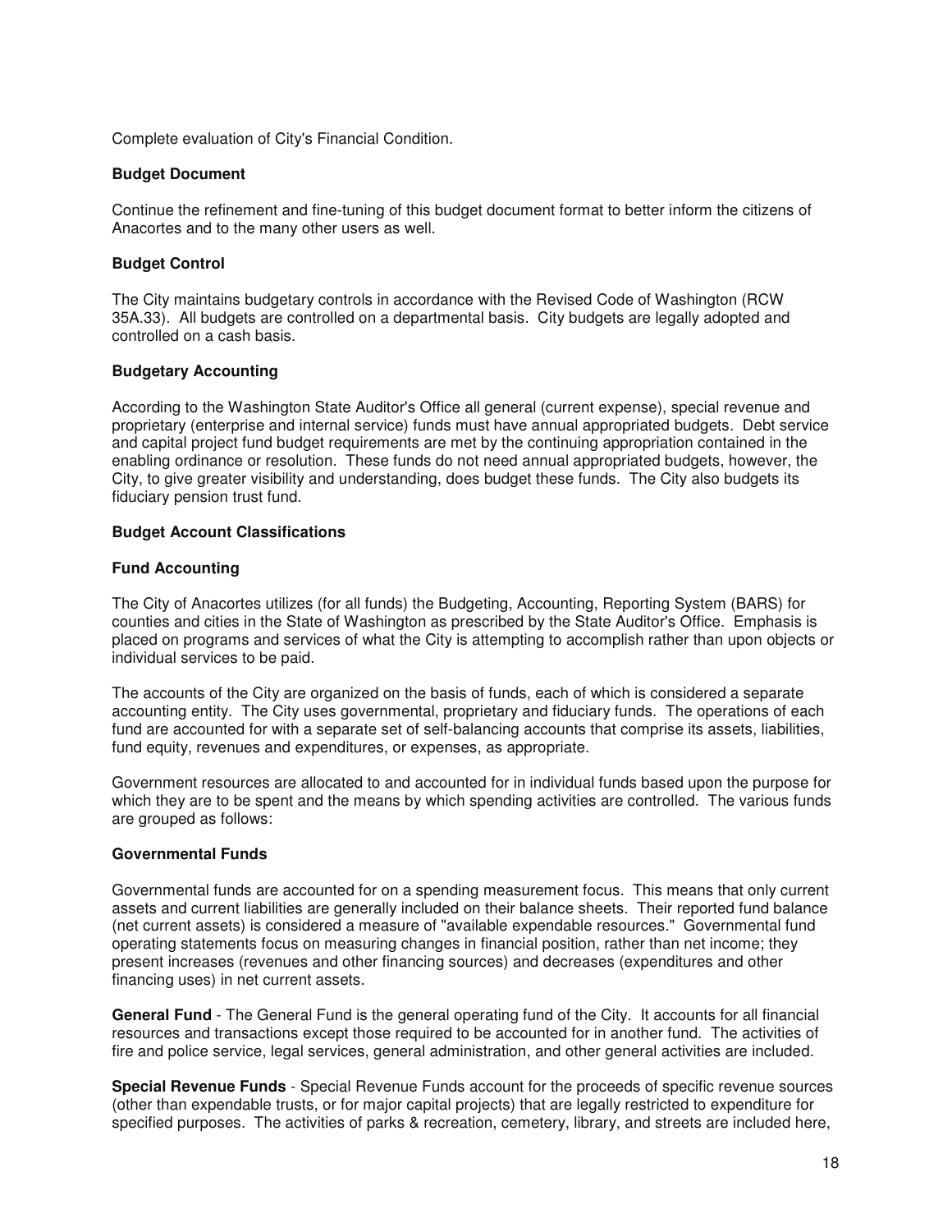Complete evaluation of City's Financial Condition.

**Budget Document**

Continue the refinement and fine-tuning of this budget document format to better inform the citizens of Anacortes and to the many other users as well.

**Budget Control**

The City maintains budgetary controls in accordance with the Revised Code of Washington (RCW 35A.33). All budgets are controlled on a departmental basis. City budgets are legally adopted and controlled on a cash basis.

**Budgetary Accounting**

According to the Washington State Auditor's Office all general (current expense), special revenue and proprietary (enterprise and internal service) funds must have annual appropriated budgets. Debt service and capital project fund budget requirements are met by the continuing appropriation contained in the enabling ordinance or resolution. These funds do not need annual appropriated budgets, however, the City, to give greater visibility and understanding, does budget these funds. The City also budgets its fiduciary pension trust fund.

**Budget Account Classifications**

**Fund Accounting**

The City of Anacortes utilizes (for all funds) the Budgeting, Accounting, Reporting System (BARS) for counties and cities in the State of Washington as prescribed by the State Auditor's Office. Emphasis is placed on programs and services of what the City is attempting to accomplish rather than upon objects or individual services to be paid.

The accounts of the City are organized on the basis of funds, each of which is considered a separate accounting entity. The City uses governmental, proprietary and fiduciary funds. The operations of each fund are accounted for with a separate set of self-balancing accounts that comprise its assets, liabilities, fund equity, revenues and expenditures, or expenses, as appropriate.

Government resources are allocated to and accounted for in individual funds based upon the purpose for which they are to be spent and the means by which spending activities are controlled. The various funds are grouped as follows:

**Governmental Funds**

Governmental funds are accounted for on a spending measurement focus. This means that only current assets and current liabilities are generally included on their balance sheets. Their reported fund balance (net current assets) is considered a measure of "available expendable resources." Governmental fund operating statements focus on measuring changes in financial position, rather than net income; they present increases (revenues and other financing sources) and decreases (expenditures and other financing uses) in net current assets.

**General Fund** - The General Fund is the general operating fund of the City. It accounts for all financial resources and transactions except those required to be accounted for in another fund. The activities of fire and police service, legal services, general administration, and other general activities are included.

**Special Revenue Funds** - Special Revenue Funds account for the proceeds of specific revenue sources (other than expendable trusts, or for major capital projects) that are legally restricted to expenditure for specified purposes. The activities of parks & recreation, cemetery, library, and streets are included here,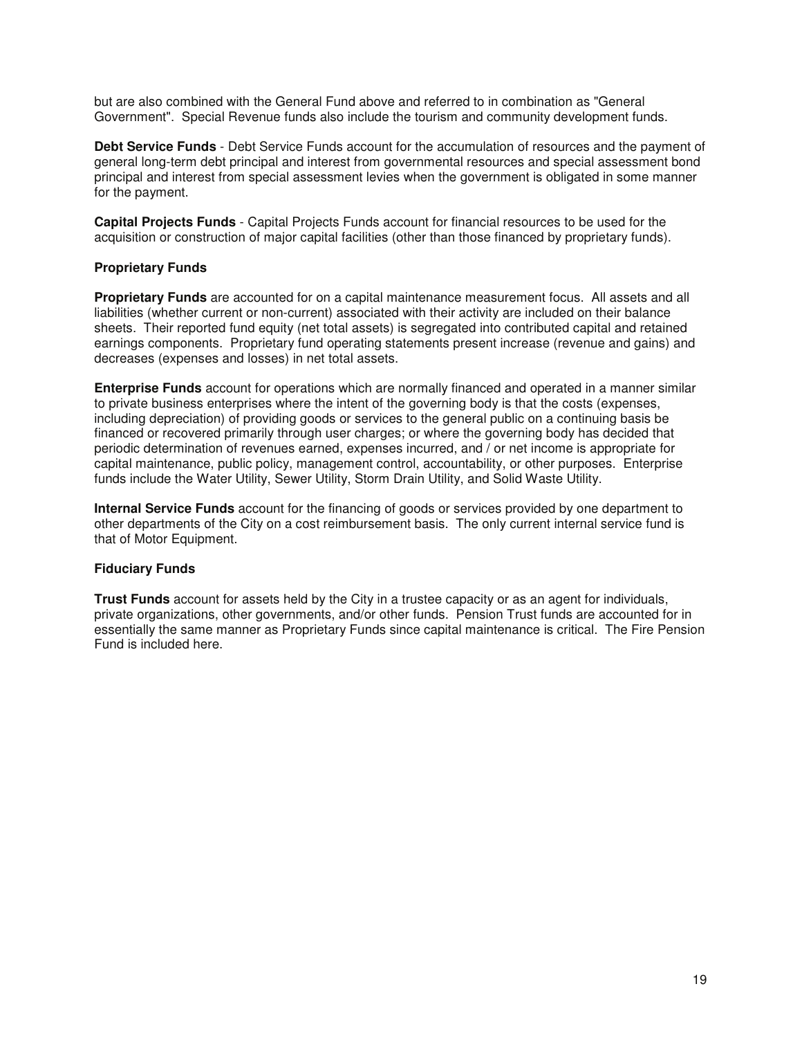but are also combined with the General Fund above and referred to in combination as "General Government". Special Revenue funds also include the tourism and community development funds.

**Debt Service Funds** - Debt Service Funds account for the accumulation of resources and the payment of general long-term debt principal and interest from governmental resources and special assessment bond principal and interest from special assessment levies when the government is obligated in some manner for the payment.

**Capital Projects Funds** - Capital Projects Funds account for financial resources to be used for the acquisition or construction of major capital facilities (other than those financed by proprietary funds).

### Proprietary Funds

**Proprietary Funds** are accounted for on a capital maintenance measurement focus. All assets and all liabilities (whether current or non-current) associated with their activity are included on their balance sheets. Their reported fund equity (net total assets) is segregated into contributed capital and retained earnings components. Proprietary fund operating statements present increase (revenue and gains) and decreases (expenses and losses) in net total assets.

**Enterprise Funds** account for operations which are normally financed and operated in a manner similar to private business enterprises where the intent of the governing body is that the costs (expenses, including depreciation) of providing goods or services to the general public on a continuing basis be financed or recovered primarily through user charges; or where the governing body has decided that periodic determination of revenues earned, expenses incurred, and / or net income is appropriate for capital maintenance, public policy, management control, accountability, or other purposes. Enterprise funds include the Water Utility, Sewer Utility, Storm Drain Utility, and Solid Waste Utility.

**Internal Service Funds** account for the financing of goods or services provided by one department to other departments of the City on a cost reimbursement basis. The only current internal service fund is that of Motor Equipment.

### Fiduciary Funds

**Trust Funds** account for assets held by the City in a trustee capacity or as an agent for individuals, private organizations, other governments, and/or other funds. Pension Trust funds are accounted for in essentially the same manner as Proprietary Funds since capital maintenance is critical. The Fire Pension Fund is included here.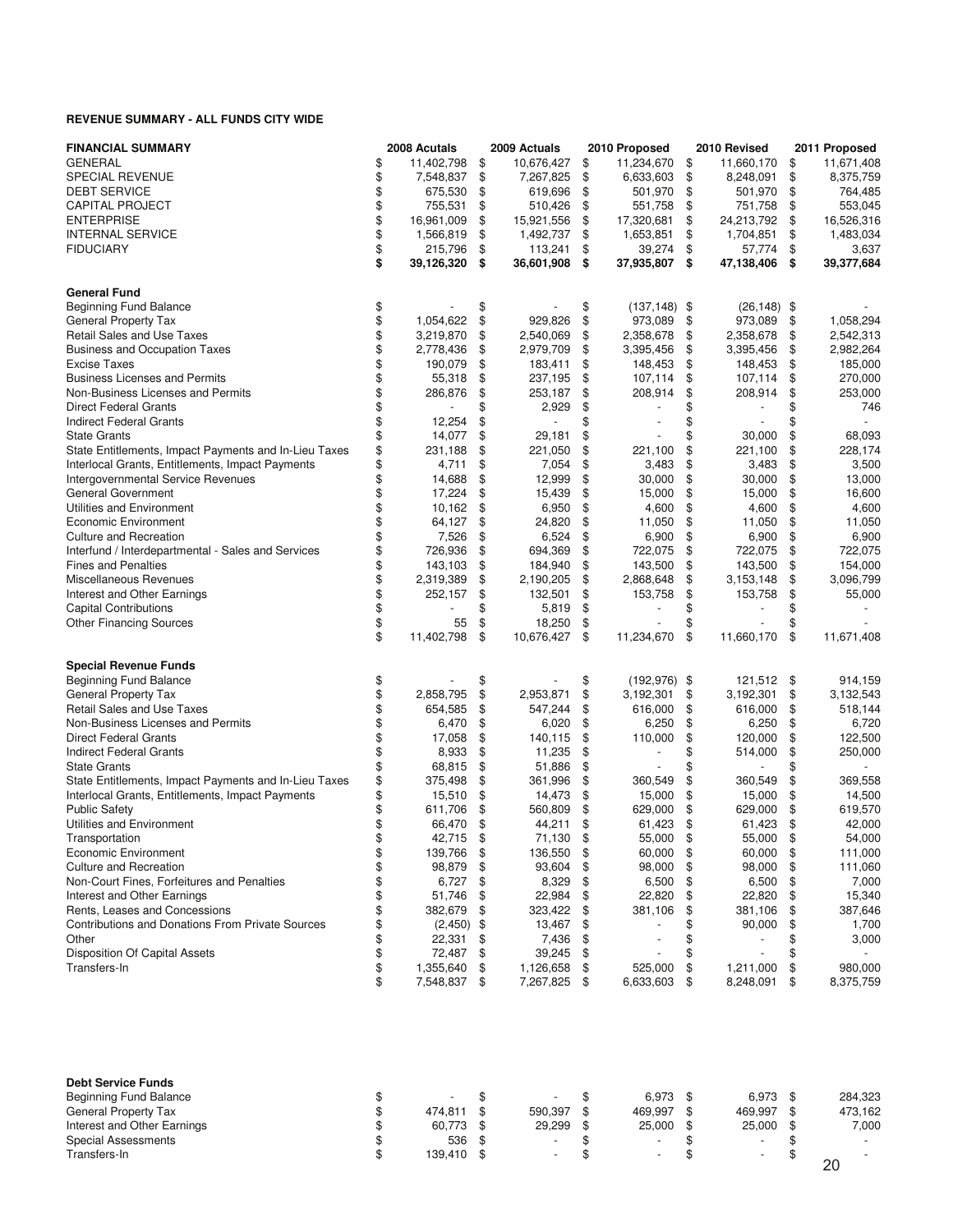**REVENUE SUMMARY - ALL FUNDS CITY WIDE**

| FINANCIAL SUMMARY | 2008 Acutals | 2009 Actuals | 2010 Proposed | 2010 Revised | 2011 Proposed |
|---|---|---|---|---|---|
| GENERAL | $ 11,402,798 | $ 10,676,427 | $ 11,234,670 | $ 11,660,170 | $ 11,671,408 |
| SPECIAL REVENUE | $ 7,548,837 | $ 7,267,825 | $ 6,633,603 | $ 8,248,091 | $ 8,375,759 |
| DEBT SERVICE | $ 675,530 | $ 619,696 | $ 501,970 | $ 501,970 | $ 764,485 |
| CAPITAL PROJECT | $ 755,531 | $ 510,426 | $ 551,758 | $ 751,758 | $ 553,045 |
| ENTERPRISE | $ 16,961,009 | $ 15,921,556 | $ 17,320,681 | $ 24,213,792 | $ 16,526,316 |
| INTERNAL SERVICE | $ 1,566,819 | $ 1,492,737 | $ 1,653,851 | $ 1,704,851 | $ 1,483,034 |
| FIDUCIARY | $ 215,796 | $ 113,241 | $ 39,274 | $ 57,774 | $ 3,637 |
| | **$ 39,126,320** | **$ 36,601,908** | **$ 37,935,807** | **$ 47,138,406** | **$ 39,377,684** |

| **General Fund** | | | | | |
|---|---|---|---|---|---|
| Beginning Fund Balance | $ - | $ - | $ (137,148) | $ (26,148) | $ - |
| General Property Tax | $ 1,054,622 | $ 929,826 | $ 973,089 | $ 973,089 | $ 1,058,294 |
| Retail Sales and Use Taxes | $ 3,219,870 | $ 2,540,069 | $ 2,358,678 | $ 2,358,678 | $ 2,542,313 |
| Business and Occupation Taxes | $ 2,778,436 | $ 2,979,709 | $ 3,395,456 | $ 3,395,456 | $ 2,982,264 |
| Excise Taxes | $ 190,079 | $ 183,411 | $ 148,453 | $ 148,453 | $ 185,000 |
| Business Licenses and Permits | $ 55,318 | $ 237,195 | $ 107,114 | $ 107,114 | $ 270,000 |
| Non-Business Licenses and Permits | $ 286,876 | $ 253,187 | $ 208,914 | $ 208,914 | $ 253,000 |
| Direct Federal Grants | $ - | $ 2,929 | $ - | $ - | $ 746 |
| Indirect Federal Grants | $ 12,254 | $ - | $ - | $ - | $ - |
| State Grants | $ 14,077 | $ 29,181 | $ - | $ 30,000 | $ 68,093 |
| State Entitlements, Impact Payments and In-Lieu Taxes | $ 231,188 | $ 221,050 | $ 221,100 | $ 221,100 | $ 228,174 |
| Interlocal Grants, Entitlements, Impact Payments | $ 4,711 | $ 7,054 | $ 3,483 | $ 3,483 | $ 3,500 |
| Intergovernmental Service Revenues | $ 14,688 | $ 12,999 | $ 30,000 | $ 30,000 | $ 13,000 |
| General Government | $ 17,224 | $ 15,439 | $ 15,000 | $ 15,000 | $ 16,600 |
| Utilities and Environment | $ 10,162 | $ 6,950 | $ 4,600 | $ 4,600 | $ 4,600 |
| Economic Environment | $ 64,127 | $ 24,820 | $ 11,050 | $ 11,050 | $ 11,050 |
| Culture and Recreation | $ 7,526 | $ 6,524 | $ 6,900 | $ 6,900 | $ 6,900 |
| Interfund / Interdepartmental - Sales and Services | $ 726,936 | $ 694,369 | $ 722,075 | $ 722,075 | $ 722,075 |
| Fines and Penalties | $ 143,103 | $ 184,940 | $ 143,500 | $ 143,500 | $ 154,000 |
| Miscellaneous Revenues | $ 2,319,389 | $ 2,190,205 | $ 2,868,648 | $ 3,153,148 | $ 3,096,799 |
| Interest and Other Earnings | $ 252,157 | $ 132,501 | $ 153,758 | $ 153,758 | $ 55,000 |
| Capital Contributions | $ - | $ 5,819 | $ - | $ - | $ - |
| Other Financing Sources | $ 55 | $ 18,250 | $ - | $ - | $ - |
| | $ 11,402,798 | $ 10,676,427 | $ 11,234,670 | $ 11,660,170 | $ 11,671,408 |

| **Special Revenue Funds** | | | | | |
|---|---|---|---|---|---|
| Beginning Fund Balance | $ - | $ - | $ (192,976) | $ 121,512 | $ 914,159 |
| General Property Tax | $ 2,858,795 | $ 2,953,871 | $ 3,192,301 | $ 3,192,301 | $ 3,132,543 |
| Retail Sales and Use Taxes | $ 654,585 | $ 547,244 | $ 616,000 | $ 616,000 | $ 518,144 |
| Non-Business Licenses and Permits | $ 6,470 | $ 6,020 | $ 6,250 | $ 6,250 | $ 6,720 |
| Direct Federal Grants | $ 17,058 | $ 140,115 | $ 110,000 | $ 120,000 | $ 122,500 |
| Indirect Federal Grants | $ 8,933 | $ 11,235 | $ - | $ 514,000 | $ 250,000 |
| State Grants | $ 68,815 | $ 51,886 | $ - | $ - | $ - |
| State Entitlements, Impact Payments and In-Lieu Taxes | $ 375,498 | $ 361,996 | $ 360,549 | $ 360,549 | $ 369,558 |
| Interlocal Grants, Entitlements, Impact Payments | $ 15,510 | $ 14,473 | $ 15,000 | $ 15,000 | $ 14,500 |
| Public Safety | $ 611,706 | $ 560,809 | $ 629,000 | $ 629,000 | $ 619,570 |
| Utilities and Environment | $ 66,470 | $ 44,211 | $ 61,423 | $ 61,423 | $ 42,000 |
| Transportation | $ 42,715 | $ 71,130 | $ 55,000 | $ 55,000 | $ 54,000 |
| Economic Environment | $ 139,766 | $ 136,550 | $ 60,000 | $ 60,000 | $ 111,000 |
| Culture and Recreation | $ 98,879 | $ 93,604 | $ 98,000 | $ 98,000 | $ 111,060 |
| Non-Court Fines, Forfeitures and Penalties | $ 6,727 | $ 8,329 | $ 6,500 | $ 6,500 | $ 7,000 |
| Interest and Other Earnings | $ 51,746 | $ 22,984 | $ 22,820 | $ 22,820 | $ 15,340 |
| Rents, Leases and Concessions | $ 382,679 | $ 323,422 | $ 381,106 | $ 381,106 | $ 387,646 |
| Contributions and Donations From Private Sources | $ (2,450) | $ 13,467 | $ - | $ 90,000 | $ 1,700 |
| Other | $ 22,331 | $ 7,436 | $ - | $ - | $ 3,000 |
| Disposition Of Capital Assets | $ 72,487 | $ 39,245 | $ - | $ - | $ - |
| Transfers-In | $ 1,355,640 | $ 1,126,658 | $ 525,000 | $ 1,211,000 | $ 980,000 |
| | $ 7,548,837 | $ 7,267,825 | $ 6,633,603 | $ 8,248,091 | $ 8,375,759 |

| **Debt Service Funds** | | | | | |
|---|---|---|---|---|---|
| Beginning Fund Balance | $ - | $ - | $ 6,973 | $ 6,973 | $ 284,323 |
| General Property Tax | $ 474,811 | $ 590,397 | $ 469,997 | $ 469,997 | $ 473,162 |
| Interest and Other Earnings | $ 60,773 | $ 29,299 | $ 25,000 | $ 25,000 | $ 7,000 |
| Special Assessments | $ 536 | $ - | $ - | $ - | $ - |
| Transfers-In | $ 139,410 | $ - | $ - | $ - | $ - |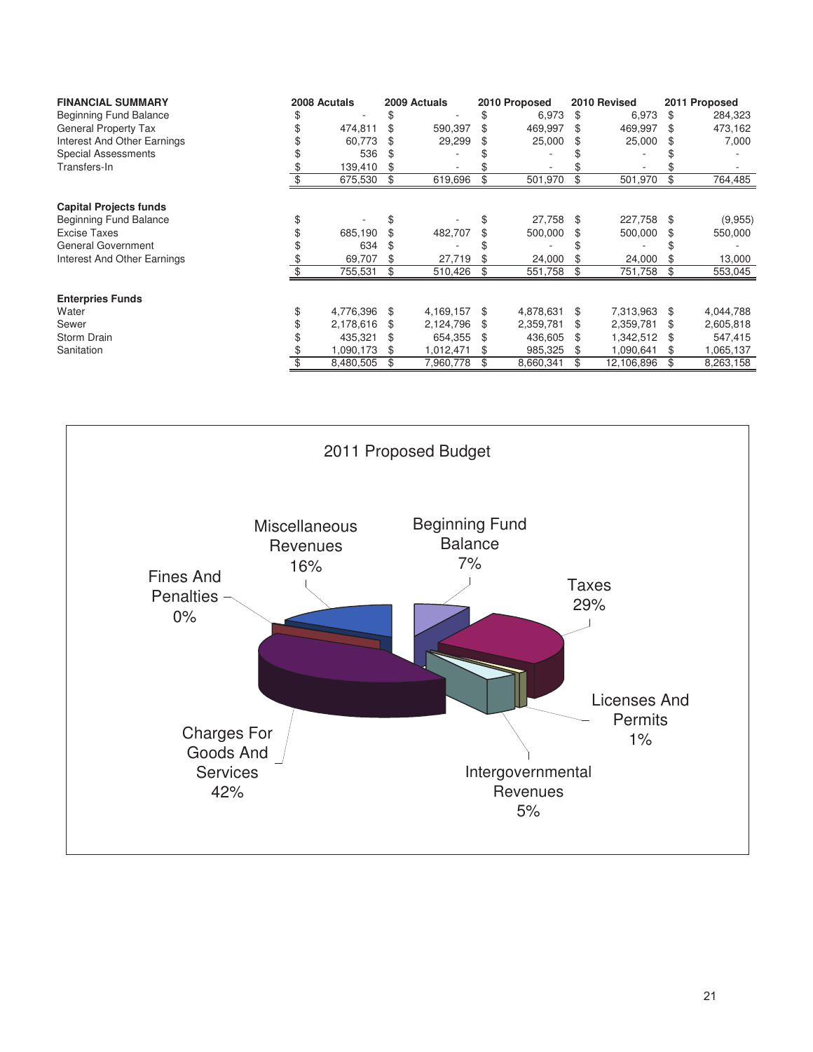| FINANCIAL SUMMARY | 2008 Acutals | 2009 Actuals | 2010 Proposed | 2010 Revised | 2011 Proposed |
|---|---|---|---|---|---|
| Beginning Fund Balance | $ - | $ - | $ 6,973 | $ 6,973 | $ 284,323 |
| General Property Tax | $ 474,811 | $ 590,397 | $ 469,997 | $ 469,997 | $ 473,162 |
| Interest And Other Earnings | $ 60,773 | $ 29,299 | $ 25,000 | $ 25,000 | $ 7,000 |
| Special Assessments | $ 536 | $ - | $ - | $ - | $ - |
| Transfers-In | $ 139,410 | $ - | $ - | $ - | $ - |
| | $ 675,530 | $ 619,696 | $ 501,970 | $ 501,970 | $ 764,485 |
| **Capital Projects funds** | | | | | |
| Beginning Fund Balance | $ - | $ - | $ 27,758 | $ 227,758 | $ (9,955) |
| Excise Taxes | $ 685,190 | $ 482,707 | $ 500,000 | $ 500,000 | $ 550,000 |
| General Government | $ 634 | $ - | $ - | $ - | $ - |
| Interest And Other Earnings | $ 69,707 | $ 27,719 | $ 24,000 | $ 24,000 | $ 13,000 |
| | $ 755,531 | $ 510,426 | $ 551,758 | $ 751,758 | $ 553,045 |
| **Enterprises Funds** | | | | | |
| Water | $ 4,776,396 | $ 4,169,157 | $ 4,878,631 | $ 7,313,963 | $ 4,044,788 |
| Sewer | $ 2,178,616 | $ 2,124,796 | $ 2,359,781 | $ 2,359,781 | $ 2,605,818 |
| Storm Drain | $ 435,321 | $ 654,355 | $ 436,605 | $ 1,342,512 | $ 547,415 |
| Sanitation | $ 1,090,173 | $ 1,012,471 | $ 985,325 | $ 1,090,641 | $ 1,065,137 |
| | $ 8,480,505 | $ 7,960,778 | $ 8,660,341 | $ 12,106,896 | $ 8,263,158 |

2011 Proposed Budget

| Category | Percent |
|---|---|
| Beginning Fund Balance | 7% |
| Taxes | 29% |
| Licenses And Permits | 1% |
| Intergovernmental Revenues | 5% |
| Charges For Goods And Services | 42% |
| Fines And Penalties | 0% |
| Miscellaneous Revenues | 16% |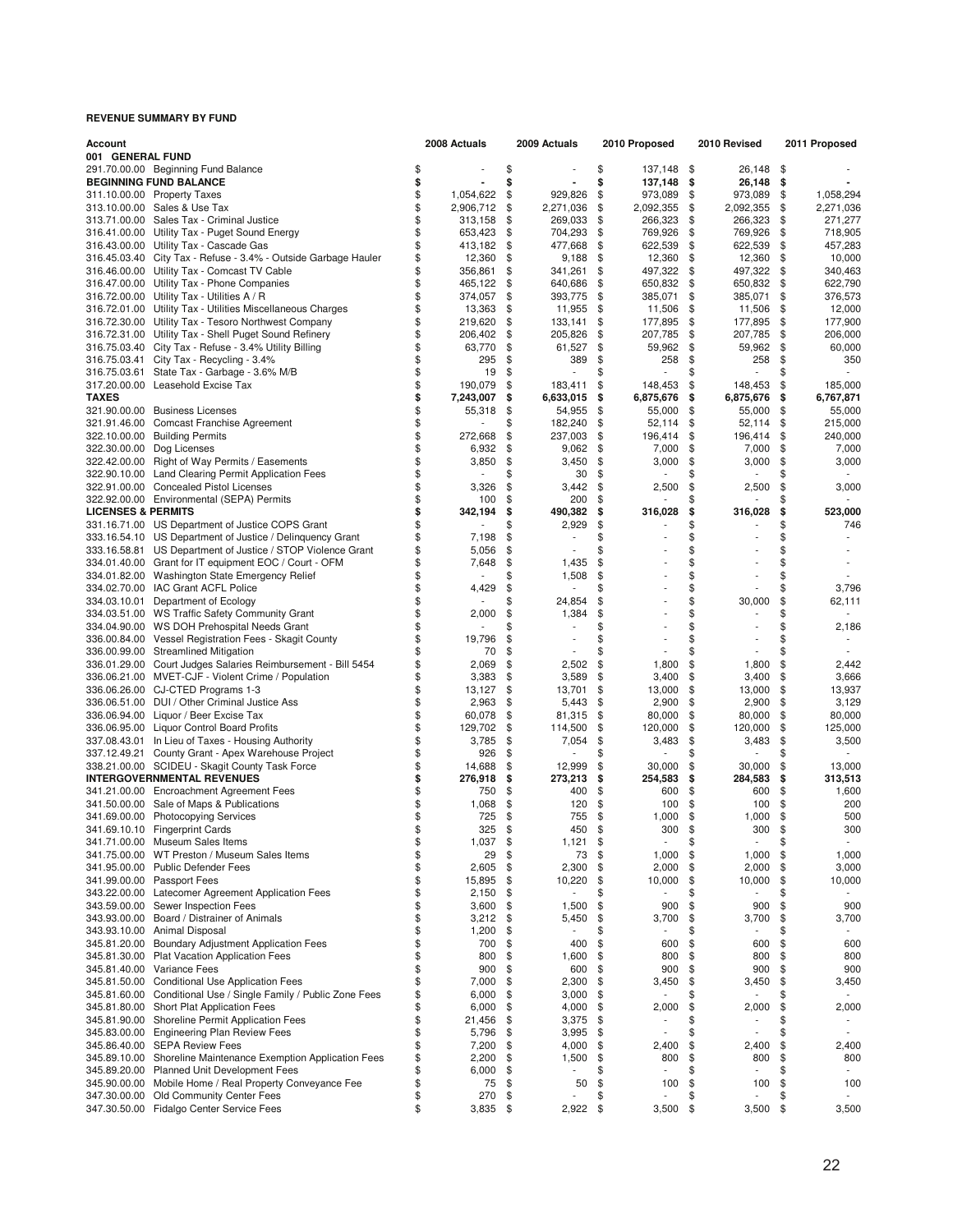**REVENUE SUMMARY BY FUND**

| Account | | 2008 Actuals | 2009 Actuals | 2010 Proposed | 2010 Revised | 2011 Proposed |
|---|---|---|---|---|---|---|
| **001 GENERAL FUND** | | | | | | |
| 291.70.00.00 | Beginning Fund Balance | $ - | $ - | $ 137,148 | $ 26,148 | $ - |
| **BEGINNING FUND BALANCE** | | **$ -** | **$ -** | **$ 137,148** | **$ 26,148** | **$ -** |
| 311.10.00.00 | Property Taxes | $ 1,054,622 | $ 929,826 | $ 973,089 | $ 973,089 | $ 1,058,294 |
| 313.10.00.00 | Sales & Use Tax | $ 2,906,712 | $ 2,271,036 | $ 2,092,355 | $ 2,092,355 | $ 2,271,036 |
| 313.71.00.00 | Sales Tax - Criminal Justice | $ 313,158 | $ 269,033 | $ 266,323 | $ 266,323 | $ 271,277 |
| 316.41.00.00 | Utility Tax - Puget Sound Energy | $ 653,423 | $ 704,293 | $ 769,926 | $ 769,926 | $ 718,905 |
| 316.43.00.00 | Utility Tax - Cascade Gas | $ 413,182 | $ 477,668 | $ 622,539 | $ 622,539 | $ 457,283 |
| 316.45.03.40 | City Tax - Refuse - 3.4% - Outside Garbage Hauler | $ 12,360 | $ 9,188 | $ 12,360 | $ 12,360 | $ 10,000 |
| 316.46.00.00 | Utility Tax - Comcast TV Cable | $ 356,861 | $ 341,261 | $ 497,322 | $ 497,322 | $ 340,463 |
| 316.47.00.00 | Utility Tax - Phone Companies | $ 465,122 | $ 640,686 | $ 650,832 | $ 650,832 | $ 622,790 |
| 316.72.00.00 | Utility Tax - Utilities A / R | $ 374,057 | $ 393,775 | $ 385,071 | $ 385,071 | $ 376,573 |
| 316.72.01.00 | Utility Tax - Utilities Miscellaneous Charges | $ 13,363 | $ 11,955 | $ 11,506 | $ 11,506 | $ 12,000 |
| 316.72.30.00 | Utility Tax - Tesoro Northwest Company | $ 219,620 | $ 133,141 | $ 177,895 | $ 177,895 | $ 177,900 |
| 316.72.31.00 | Utility Tax - Shell Puget Sound Refinery | $ 206,402 | $ 205,826 | $ 207,785 | $ 207,785 | $ 206,000 |
| 316.75.03.40 | City Tax - Refuse - 3.4% Utility Billing | $ 63,770 | $ 61,527 | $ 59,962 | $ 59,962 | $ 60,000 |
| 316.75.03.41 | City Tax - Recycling - 3.4% | $ 295 | $ 389 | $ 258 | $ 258 | $ 350 |
| 316.75.03.61 | State Tax - Garbage - 3.6% M/B | $ 19 | $ - | $ - | $ - | $ - |
| 317.20.00.00 | Leasehold Excise Tax | $ 190,079 | $ 183,411 | $ 148,453 | $ 148,453 | $ 185,000 |
| **TAXES** | | **$ 7,243,007** | **$ 6,633,015** | **$ 6,875,676** | **$ 6,875,676** | **$ 6,767,871** |
| 321.90.00.00 | Business Licenses | $ 55,318 | $ 54,955 | $ 55,000 | $ 55,000 | $ 55,000 |
| 321.91.46.00 | Comcast Franchise Agreement | $ - | $ 182,240 | $ 52,114 | $ 52,114 | $ 215,000 |
| 322.10.00.00 | Building Permits | $ 272,668 | $ 237,003 | $ 196,414 | $ 196,414 | $ 240,000 |
| 322.30.00.00 | Dog Licenses | $ 6,932 | $ 9,062 | $ 7,000 | $ 7,000 | $ 7,000 |
| 322.42.00.00 | Right of Way Permits / Easements | $ 3,850 | $ 3,450 | $ 3,000 | $ 3,000 | $ 3,000 |
| 322.90.10.00 | Land Clearing Permit Application Fees | $ - | $ 30 | $ - | $ - | $ - |
| 322.91.00.00 | Concealed Pistol Licenses | $ 3,326 | $ 3,442 | $ 2,500 | $ 2,500 | $ 3,000 |
| 322.92.00.00 | Environmental (SEPA) Permits | $ 100 | $ 200 | $ - | $ - | $ - |
| **LICENSES & PERMITS** | | **$ 342,194** | **$ 490,382** | **$ 316,028** | **$ 316,028** | **$ 523,000** |
| 331.16.71.00 | US Department of Justice COPS Grant | $ - | $ 2,929 | $ - | $ - | $ 746 |
| 333.16.54.10 | US Department of Justice / Delinquency Grant | $ 7,198 | $ - | $ - | $ - | $ - |
| 333.16.58.81 | US Department of Justice / STOP Violence Grant | $ 5,056 | $ - | $ - | $ - | $ - |
| 334.01.40.00 | Grant for IT equipment EOC / Court - OFM | $ 7,648 | $ 1,435 | $ - | $ - | $ - |
| 334.01.82.00 | Washington State Emergency Relief | $ - | $ 1,508 | $ - | $ - | $ - |
| 334.02.70.00 | IAC Grant ACFL Police | $ 4,429 | $ - | $ - | $ - | $ 3,796 |
| 334.03.10.01 | Department of Ecology | $ - | $ 24,854 | $ - | $ 30,000 | $ 62,111 |
| 334.03.51.00 | WS Traffic Safety Community Grant | $ 2,000 | $ 1,384 | $ - | $ - | $ - |
| 334.04.90.00 | WS DOH Prehospital Needs Grant | $ - | $ - | $ - | $ - | $ 2,186 |
| 336.00.84.00 | Vessel Registration Fees - Skagit County | $ 19,796 | $ - | $ - | $ - | $ - |
| 336.00.99.00 | Streamlined Mitigation | $ 70 | $ - | $ - | $ - | $ - |
| 336.01.29.00 | Court Judges Salaries Reimbursement - Bill 5454 | $ 2,069 | $ 2,502 | $ 1,800 | $ 1,800 | $ 2,442 |
| 336.06.21.00 | MVET-CJF - Violent Crime / Population | $ 3,383 | $ 3,589 | $ 3,400 | $ 3,400 | $ 3,666 |
| 336.06.26.00 | CJ-CTED Programs 1-3 | $ 13,127 | $ 13,701 | $ 13,000 | $ 13,000 | $ 13,937 |
| 336.06.51.00 | DUI / Other Criminal Justice Ass | $ 2,963 | $ 5,443 | $ 2,900 | $ 2,900 | $ 3,129 |
| 336.06.94.00 | Liquor / Beer Excise Tax | $ 60,078 | $ 81,315 | $ 80,000 | $ 80,000 | $ 80,000 |
| 336.06.95.00 | Liquor Control Board Profits | $ 129,702 | $ 114,500 | $ 120,000 | $ 120,000 | $ 125,000 |
| 337.08.43.01 | In Lieu of Taxes - Housing Authority | $ 3,785 | $ 7,054 | $ 3,483 | $ 3,483 | $ 3,500 |
| 337.12.49.21 | County Grant - Apex Warehouse Project | $ 926 | $ - | $ - | $ - | $ - |
| 338.21.00.00 | SCIDEU - Skagit County Task Force | $ 14,688 | $ 12,999 | $ 30,000 | $ 30,000 | $ 13,000 |
| **INTERGOVERNMENTAL REVENUES** | | **$ 276,918** | **$ 273,213** | **$ 254,583** | **$ 284,583** | **$ 313,513** |
| 341.21.00.00 | Encroachment Agreement Fees | $ 750 | $ 400 | $ 600 | $ 600 | $ 1,600 |
| 341.50.00.00 | Sale of Maps & Publications | $ 1,068 | $ 120 | $ 100 | $ 100 | $ 200 |
| 341.69.00.00 | Photocopying Services | $ 725 | $ 755 | $ 1,000 | $ 1,000 | $ 500 |
| 341.69.10.10 | Fingerprint Cards | $ 325 | $ 450 | $ 300 | $ 300 | $ 300 |
| 341.71.00.00 | Museum Sales Items | $ 1,037 | $ 1,121 | $ - | $ - | $ - |
| 341.75.00.00 | WT Preston / Museum Sales Items | $ 29 | $ 73 | $ 1,000 | $ 1,000 | $ 1,000 |
| 341.95.00.00 | Public Defender Fees | $ 2,605 | $ 2,300 | $ 2,000 | $ 2,000 | $ 3,000 |
| 341.99.00.00 | Passport Fees | $ 15,895 | $ 10,220 | $ 10,000 | $ 10,000 | $ 10,000 |
| 343.22.00.00 | Latecomer Agreement Application Fees | $ 2,150 | $ - | $ - | $ - | $ - |
| 343.59.00.00 | Sewer Inspection Fees | $ 3,600 | $ 1,500 | $ 900 | $ 900 | $ 900 |
| 343.93.00.00 | Board / Distrainer of Animals | $ 3,212 | $ 5,450 | $ 3,700 | $ 3,700 | $ 3,700 |
| 343.93.10.00 | Animal Disposal | $ 1,200 | $ - | $ - | $ - | $ - |
| 345.81.20.00 | Boundary Adjustment Application Fees | $ 700 | $ 400 | $ 600 | $ 600 | $ 600 |
| 345.81.30.00 | Plat Vacation Application Fees | $ 800 | $ 1,600 | $ 800 | $ 800 | $ 800 |
| 345.81.40.00 | Variance Fees | $ 900 | $ 600 | $ 900 | $ 900 | $ 900 |
| 345.81.50.00 | Conditional Use Application Fees | $ 7,000 | $ 2,300 | $ 3,450 | $ 3,450 | $ 3,450 |
| 345.81.60.00 | Conditional Use / Single Family / Public Zone Fees | $ 6,000 | $ 3,000 | $ - | $ - | $ - |
| 345.81.80.00 | Short Plat Application Fees | $ 6,000 | $ 4,000 | $ 2,000 | $ 2,000 | $ 2,000 |
| 345.81.90.00 | Shoreline Permit Application Fees | $ 21,456 | $ 3,375 | $ - | $ - | $ - |
| 345.83.00.00 | Engineering Plan Review Fees | $ 5,796 | $ 3,995 | $ - | $ - | $ - |
| 345.86.40.00 | SEPA Review Fees | $ 7,200 | $ 4,000 | $ 2,400 | $ 2,400 | $ 2,400 |
| 345.89.10.00 | Shoreline Maintenance Exemption Application Fees | $ 2,200 | $ 1,500 | $ 800 | $ 800 | $ 800 |
| 345.89.20.00 | Planned Unit Development Fees | $ 6,000 | $ - | $ - | $ - | $ - |
| 345.90.00.00 | Mobile Home / Real Property Conveyance Fee | $ 75 | $ 50 | $ 100 | $ 100 | $ 100 |
| 347.30.00.00 | Old Community Center Fees | $ 270 | $ - | $ - | $ - | $ - |
| 347.30.50.00 | Fidalgo Center Service Fees | $ 3,835 | $ 2,922 | $ 3,500 | $ 3,500 | $ 3,500 |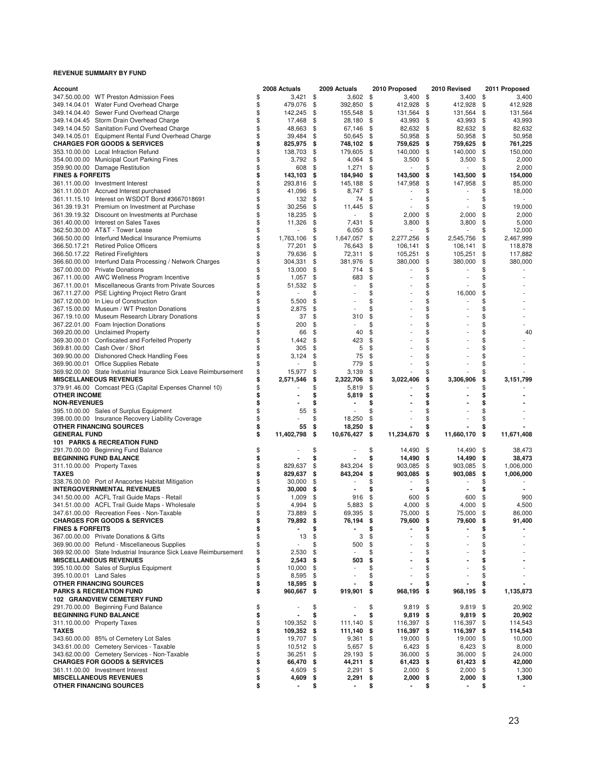**REVENUE SUMMARY BY FUND**

| Account | 2008 Actuals | 2009 Actuals | 2010 Proposed | 2010 Revised | 2011 Proposed |
|---|---|---|---|---|---|
| 347.50.00.00 WT Preston Admission Fees | $ 3,421 | $ 3,602 | $ 3,400 | $ 3,400 | $ 3,400 |
| 349.14.04.01 Water Fund Overhead Charge | $ 479,076 | $ 392,850 | $ 412,928 | $ 412,928 | $ 412,928 |
| 349.14.04.40 Sewer Fund Overhead Charge | $ 142,245 | $ 155,548 | $ 131,564 | $ 131,564 | $ 131,564 |
| 349.14.04.45 Storm Drain Overhead Charge | $ 17,468 | $ 28,180 | $ 43,993 | $ 43,993 | $ 43,993 |
| 349.14.04.50 Sanitation Fund Overhead Charge | $ 48,663 | $ 67,146 | $ 82,632 | $ 82,632 | $ 82,632 |
| 349.14.05.01 Equipment Rental Fund Overhead Charge | $ 39,484 | $ 50,645 | $ 50,958 | $ 50,958 | $ 50,958 |
| **CHARGES FOR GOODS & SERVICES** | **$ 825,975** | **$ 748,102** | **$ 759,625** | **$ 759,625** | **$ 761,225** |
| 353.10.00.00 Local Infraction Refund | $ 138,703 | $ 179,605 | $ 140,000 | $ 140,000 | $ 150,000 |
| 354.00.00.00 Municipal Court Parking Fines | $ 3,792 | $ 4,064 | $ 3,500 | $ 3,500 | $ 2,000 |
| 359.90.00.00 Damage Restitution | $ 608 | $ 1,271 | $ - | $ - | $ 2,000 |
| **FINES & FORFEITS** | **$ 143,103** | **$ 184,940** | **$ 143,500** | **$ 143,500** | **$ 154,000** |
| 361.11.00.00 Investment Interest | $ 293,816 | $ 145,188 | $ 147,958 | $ 147,958 | $ 85,000 |
| 361.11.00.01 Accrued Interest purchased | $ 41,096 | $ 8,747 | $ - | $ - | $ 18,000 |
| 361.11.15.10 Interest on WSDOT Bond #3667018691 | $ 132 | $ 74 | $ - | $ - | $ - |
| 361.39.19.31 Premium on Investment at Purchase | $ 30,256 | $ 11,445 | $ - | $ - | $ 19,000 |
| 361.39.19.32 Discount on Investments at Purchase | $ 18,235 | $ - | $ 2,000 | $ 2,000 | $ 2,000 |
| 361.40.00.00 Interest on Sales Taxes | $ 11,326 | $ 7,431 | $ 3,800 | $ 3,800 | $ 5,000 |
| 362.50.30.00 AT&T - Tower Lease | $ - | $ 6,050 | $ - | $ - | $ 12,000 |
| 366.50.00.00 Interfund Medical Insurance Premiums | $ 1,763,106 | $ 1,647,057 | $ 2,277,256 | $ 2,545,756 | $ 2,467,999 |
| 366.50.17.21 Retired Police Officers | $ 77,201 | $ 76,643 | $ 106,141 | $ 106,141 | $ 118,878 |
| 366.50.17.22 Retired Firefighters | $ 79,636 | $ 72,311 | $ 105,251 | $ 105,251 | $ 117,882 |
| 366.60.00.00 Interfund Data Processing / Network Charges | $ 304,331 | $ 381,976 | $ 380,000 | $ 380,000 | $ 380,000 |
| 367.00.00.00 Private Donations | $ 13,000 | $ 714 | $ - | $ - | $ - |
| 367.11.00.00 AWC Wellness Program Incentive | $ 1,057 | $ 683 | $ - | $ - | $ - |
| 367.11.00.01 Miscellaneous Grants from Private Sources | $ 51,532 | $ - | $ - | $ - | $ - |
| 367.11.27.00 PSE Lighting Project Retro Grant | $ - | $ - | $ - | $ 16,000 | $ - |
| 367.12.00.00 In Lieu of Construction | $ 5,500 | $ - | $ - | $ - | $ - |
| 367.15.00.00 Museum / WT Preston Donations | $ 2,875 | $ - | $ - | $ - | $ - |
| 367.19.10.00 Museum Research Library Donations | $ 37 | $ 310 | $ - | $ - | $ - |
| 367.22.01.00 Foam Injection Donations | $ 200 | $ - | $ - | $ - | $ - |
| 369.20.00.00 Unclaimed Property | $ 66 | $ 40 | $ - | $ - | $ 40 |
| 369.30.00.01 Confiscated and Forfeited Property | $ 1,442 | $ 423 | $ - | $ - | $ - |
| 369.81.00.00 Cash Over / Short | $ 305 | $ 5 | $ - | $ - | $ - |
| 369.90.00.00 Dishonored Check Handling Fees | $ 3,124 | $ 75 | $ - | $ - | $ - |
| 369.90.00.01 Office Supplies Rebate | $ - | $ 779 | $ - | $ - | $ - |
| 369.92.00.00 State Industrial Insurance Sick Leave Reimbursement | $ 15,977 | $ 3,139 | $ - | $ - | $ - |
| **MISCELLANEOUS REVENUES** | **$ 2,571,546** | **$ 2,322,706** | **$ 3,022,406** | **$ 3,306,906** | **$ 3,151,799** |
| 379.91.46.00 Comcast PEG (Capital Expenses Channel 10) | $ - | $ 5,819 | $ - | $ - | $ - |
| **OTHER INCOME** | **$ -** | **$ 5,819** | **$ -** | **$ -** | **$ -** |
| **NON-REVENUES** | **$ -** | **$ -** | **$ -** | **$ -** | **$ -** |
| 395.10.00.00 Sales of Surplus Equipment | $ 55 | $ - | $ - | $ - | $ - |
| 398.00.00.00 Insurance Recovery Liability Coverage | $ - | $ 18,250 | $ - | $ - | $ - |
| **OTHER FINANCING SOURCES** | **$ 55** | **$ 18,250** | **$ -** | **$ -** | **$ -** |
| **GENERAL FUND** | **$ 11,402,798** | **$ 10,676,427** | **$ 11,234,670** | **$ 11,660,170** | **$ 11,671,408** |
| **101 PARKS & RECREATION FUND** | | | | | |
| 291.70.00.00 Beginning Fund Balance | $ - | $ - | $ 14,490 | $ 14,490 | $ 38,473 |
| **BEGINNING FUND BALANCE** | **$ -** | **$ -** | **$ 14,490** | **$ 14,490** | **$ 38,473** |
| 311.10.00.00 Property Taxes | $ 829,637 | $ 843,204 | $ 903,085 | $ 903,085 | $ 1,006,000 |
| **TAXES** | **$ 829,637** | **$ 843,204** | **$ 903,085** | **$ 903,085** | **$ 1,006,000** |
| 338.76.00.00 Port of Anacortes Habitat Mitigation | $ 30,000 | $ - | $ - | $ - | $ - |
| **INTERGOVERNMENTAL REVENUES** | **$ 30,000** | **$ -** | **$ -** | **$ -** | **$ -** |
| 341.50.00.00 ACFL Trail Guide Maps - Retail | $ 1,009 | $ 916 | $ 600 | $ 600 | $ 900 |
| 341.51.00.00 ACFL Trail Guide Maps - Wholesale | $ 4,994 | $ 5,883 | $ 4,000 | $ 4,000 | $ 4,500 |
| 347.61.00.00 Recreation Fees - Non-Taxable | $ 73,889 | $ 69,395 | $ 75,000 | $ 75,000 | $ 86,000 |
| **CHARGES FOR GOODS & SERVICES** | **$ 79,892** | **$ 76,194** | **$ 79,600** | **$ 79,600** | **$ 91,400** |
| **FINES & FORFEITS** | **$ -** | **$ -** | **$ -** | **$ -** | **$ -** |
| 367.00.00.00 Private Donations & Gifts | $ 13 | $ 3 | $ - | $ - | $ - |
| 369.90.00.00 Refund - Miscellaneous Supplies | $ - | $ 500 | $ - | $ - | $ - |
| 369.92.00.00 State Industrial Insurance Sick Leave Reimbursement | $ 2,530 | $ - | $ - | $ - | $ - |
| **MISCELLANEOUS REVENUES** | **$ 2,543** | **$ 503** | **$ -** | **$ -** | **$ -** |
| 395.10.00.00 Sales of Surplus Equipment | $ 10,000 | $ - | $ - | $ - | $ - |
| 395.10.00.01 Land Sales | $ 8,595 | $ - | $ - | $ - | $ - |
| **OTHER FINANCING SOURCES** | **$ 18,595** | **$ -** | **$ -** | **$ -** | **$ -** |
| **PARKS & RECREATION FUND** | **$ 960,667** | **$ 919,901** | **$ 968,195** | **$ 968,195** | **$ 1,135,873** |
| **102 GRANDVIEW CEMETERY FUND** | | | | | |
| 291.70.00.00 Beginning Fund Balance | $ - | $ - | $ 9,819 | $ 9,819 | $ 20,902 |
| **BEGINNING FUND BALANCE** | **$ -** | **$ -** | **$ 9,819** | **$ 9,819** | **$ 20,902** |
| 311.10.00.00 Property Taxes | $ 109,352 | $ 111,140 | $ 116,397 | $ 116,397 | $ 114,543 |
| **TAXES** | **$ 109,352** | **$ 111,140** | **$ 116,397** | **$ 116,397** | **$ 114,543** |
| 343.60.00.00 85% of Cemetery Lot Sales | $ 19,707 | $ 9,361 | $ 19,000 | $ 19,000 | $ 10,000 |
| 343.61.00.00 Cemetery Services - Taxable | $ 10,512 | $ 5,657 | $ 6,423 | $ 6,423 | $ 8,000 |
| 343.62.00.00 Cemetery Services - Non-Taxable | $ 36,251 | $ 29,193 | $ 36,000 | $ 36,000 | $ 24,000 |
| **CHARGES FOR GOODS & SERVICES** | **$ 66,470** | **$ 44,211** | **$ 61,423** | **$ 61,423** | **$ 42,000** |
| 361.11.00.00 Investment Interest | $ 4,609 | $ 2,291 | $ 2,000 | $ 2,000 | $ 1,300 |
| **MISCELLANEOUS REVENUES** | **$ 4,609** | **$ 2,291** | **$ 2,000** | **$ 2,000** | **$ 1,300** |
| **OTHER FINANCING SOURCES** | **$ -** | **$ -** | **$ -** | **$ -** | **$ -** |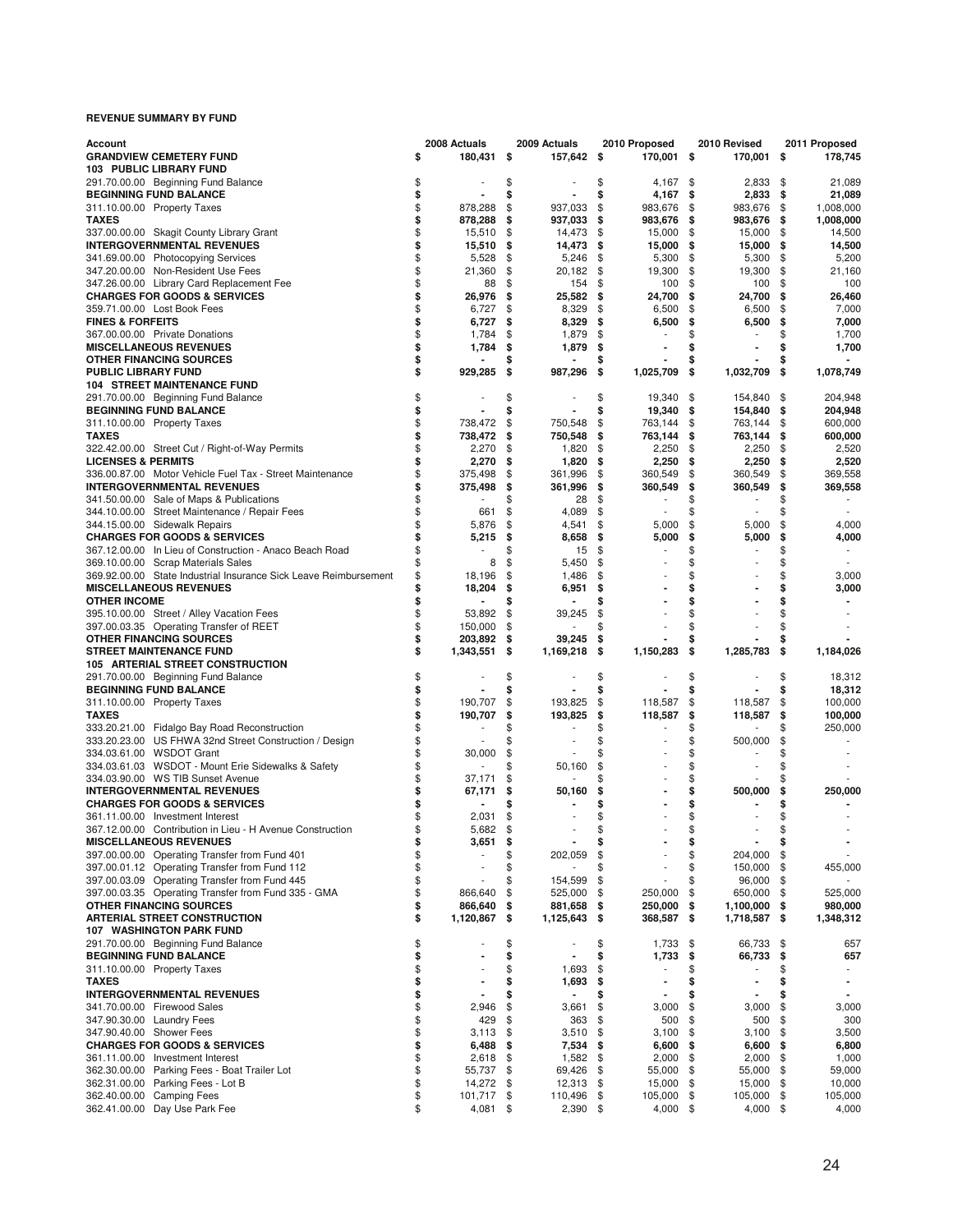**REVENUE SUMMARY BY FUND**

| Account | 2008 Actuals | 2009 Actuals | 2010 Proposed | 2010 Revised | 2011 Proposed |
|---|---|---|---|---|---|
| **GRANDVIEW CEMETERY FUND** | **$ 180,431** | **$ 157,642** | **$ 170,001** | **$ 170,001** | **$ 178,745** |
| **103 PUBLIC LIBRARY FUND** | | | | | |
| 291.70.00.00 Beginning Fund Balance | $ - | $ - | $ 4,167 | $ 2,833 | $ 21,089 |
| **BEGINNING FUND BALANCE** | **$ -** | **$ -** | **$ 4,167** | **$ 2,833** | **$ 21,089** |
| 311.10.00.00 Property Taxes | $ 878,288 | $ 937,033 | $ 983,676 | $ 983,676 | $ 1,008,000 |
| **TAXES** | **$ 878,288** | **$ 937,033** | **$ 983,676** | **$ 983,676** | **$ 1,008,000** |
| 337.00.00.00 Skagit County Library Grant | $ 15,510 | $ 14,473 | $ 15,000 | $ 15,000 | $ 14,500 |
| **INTERGOVERNMENTAL REVENUES** | **$ 15,510** | **$ 14,473** | **$ 15,000** | **$ 15,000** | **$ 14,500** |
| 341.69.00.00 Photocopying Services | $ 5,528 | $ 5,246 | $ 5,300 | $ 5,300 | $ 5,200 |
| 347.20.00.00 Non-Resident Use Fees | $ 21,360 | $ 20,182 | $ 19,300 | $ 19,300 | $ 21,160 |
| 347.26.00.00 Library Card Replacement Fee | $ 88 | $ 154 | $ 100 | $ 100 | $ 100 |
| **CHARGES FOR GOODS & SERVICES** | **$ 26,976** | **$ 25,582** | **$ 24,700** | **$ 24,700** | **$ 26,460** |
| 359.71.00.00 Lost Book Fees | $ 6,727 | $ 8,329 | $ 6,500 | $ 6,500 | $ 7,000 |
| **FINES & FORFEITS** | **$ 6,727** | **$ 8,329** | **$ 6,500** | **$ 6,500** | **$ 7,000** |
| 367.00.00.00 Private Donations | $ 1,784 | $ 1,879 | $ - | $ - | $ 1,700 |
| **MISCELLANEOUS REVENUES** | **$ 1,784** | **$ 1,879** | **$ -** | **$ -** | **$ 1,700** |
| **OTHER FINANCING SOURCES** | **$ -** | **$ -** | **$ -** | **$ -** | **$ -** |
| **PUBLIC LIBRARY FUND** | **$ 929,285** | **$ 987,296** | **$ 1,025,709** | **$ 1,032,709** | **$ 1,078,749** |
| **104 STREET MAINTENANCE FUND** | | | | | |
| 291.70.00.00 Beginning Fund Balance | $ - | $ - | $ 19,340 | $ 154,840 | $ 204,948 |
| **BEGINNING FUND BALANCE** | **$ -** | **$ -** | **$ 19,340** | **$ 154,840** | **$ 204,948** |
| 311.10.00.00 Property Taxes | $ 738,472 | $ 750,548 | $ 763,144 | $ 763,144 | $ 600,000 |
| **TAXES** | **$ 738,472** | **$ 750,548** | **$ 763,144** | **$ 763,144** | **$ 600,000** |
| 322.42.00.00 Street Cut / Right-of-Way Permits | $ 2,270 | $ 1,820 | $ 2,250 | $ 2,250 | $ 2,520 |
| **LICENSES & PERMITS** | **$ 2,270** | **$ 1,820** | **$ 2,250** | **$ 2,250** | **$ 2,520** |
| 336.00.87.00 Motor Vehicle Fuel Tax - Street Maintenance | $ 375,498 | $ 361,996 | $ 360,549 | $ 360,549 | $ 369,558 |
| **INTERGOVERNMENTAL REVENUES** | **$ 375,498** | **$ 361,996** | **$ 360,549** | **$ 360,549** | **$ 369,558** |
| 341.50.00.00 Sale of Maps & Publications | $ - | $ 28 | $ - | $ - | $ - |
| 344.10.00.00 Street Maintenance / Repair Fees | $ 661 | $ 4,089 | $ - | $ - | $ - |
| 344.15.00.00 Sidewalk Repairs | $ 5,876 | $ 4,541 | $ 5,000 | $ 5,000 | $ 4,000 |
| **CHARGES FOR GOODS & SERVICES** | **$ 5,215** | **$ 8,658** | **$ 5,000** | **$ 5,000** | **$ 4,000** |
| 367.12.00.00 In Lieu of Construction - Anaco Beach Road | $ - | $ 15 | $ - | $ - | $ - |
| 369.10.00.00 Scrap Materials Sales | $ 8 | $ 5,450 | $ - | $ - | $ - |
| 369.92.00.00 State Industrial Insurance Sick Leave Reimbursement | $ 18,196 | $ 1,486 | $ - | $ - | $ 3,000 |
| **MISCELLANEOUS REVENUES** | **$ 18,204** | **$ 6,951** | **$ -** | **$ -** | **$ 3,000** |
| **OTHER INCOME** | **$ -** | **$ -** | **$ -** | **$ -** | **$ -** |
| 395.10.00.00 Street / Alley Vacation Fees | $ 53,892 | $ 39,245 | $ - | $ - | $ - |
| 397.00.03.35 Operating Transfer of REET | $ 150,000 | $ - | $ - | $ - | $ - |
| **OTHER FINANCING SOURCES** | **$ 203,892** | **$ 39,245** | **$ -** | **$ -** | **$ -** |
| **STREET MAINTENANCE FUND** | **$ 1,343,551** | **$ 1,169,218** | **$ 1,150,283** | **$ 1,285,783** | **$ 1,184,026** |
| **105 ARTERIAL STREET CONSTRUCTION** | | | | | |
| 291.70.00.00 Beginning Fund Balance | $ - | $ - | $ - | $ - | $ 18,312 |
| **BEGINNING FUND BALANCE** | **$ -** | **$ -** | **$ -** | **$ -** | **$ 18,312** |
| 311.10.00.00 Property Taxes | $ 190,707 | $ 193,825 | $ 118,587 | $ 118,587 | $ 100,000 |
| **TAXES** | **$ 190,707** | **$ 193,825** | **$ 118,587** | **$ 118,587** | **$ 100,000** |
| 333.20.21.00 Fidalgo Bay Road Reconstruction | $ - | $ - | $ - | $ - | $ 250,000 |
| 333.20.23.00 US FHWA 32nd Street Construction / Design | $ - | $ - | $ - | $ 500,000 | $ - |
| 334.03.61.00 WSDOT Grant | $ 30,000 | $ - | $ - | $ - | $ - |
| 334.03.61.03 WSDOT - Mount Erie Sidewalks & Safety | $ - | $ 50,160 | $ - | $ - | $ - |
| 334.03.90.00 WS TIB Sunset Avenue | $ 37,171 | $ - | $ - | $ - | $ - |
| **INTERGOVERNMENTAL REVENUES** | **$ 67,171** | **$ 50,160** | **$ -** | **$ 500,000** | **$ 250,000** |
| **CHARGES FOR GOODS & SERVICES** | **$ -** | **$ -** | **$ -** | **$ -** | **$ -** |
| 361.11.00.00 Investment Interest | $ 2,031 | $ - | $ - | $ - | $ - |
| 367.12.00.00 Contribution in Lieu - H Avenue Construction | $ 5,682 | $ - | $ - | $ - | $ - |
| **MISCELLANEOUS REVENUES** | **$ 3,651** | **$ -** | **$ -** | **$ -** | **$ -** |
| 397.00.00.00 Operating Transfer from Fund 401 | $ - | $ 202,059 | $ - | $ 204,000 | $ - |
| 397.00.01.12 Operating Transfer from Fund 112 | $ - | $ - | $ - | $ 150,000 | $ 455,000 |
| 397.00.03.09 Operating Transfer from Fund 445 | $ - | $ 154,599 | $ - | $ 96,000 | $ - |
| 397.00.03.35 Operating Transfer from Fund 335 - GMA | $ 866,640 | $ 525,000 | $ 250,000 | $ 650,000 | $ 525,000 |
| **OTHER FINANCING SOURCES** | **$ 866,640** | **$ 881,658** | **$ 250,000** | **$ 1,100,000** | **$ 980,000** |
| **ARTERIAL STREET CONSTRUCTION** | **$ 1,120,867** | **$ 1,125,643** | **$ 368,587** | **$ 1,718,587** | **$ 1,348,312** |
| **107 WASHINGTON PARK FUND** | | | | | |
| 291.70.00.00 Beginning Fund Balance | $ - | $ - | $ 1,733 | $ 66,733 | $ 657 |
| **BEGINNING FUND BALANCE** | **$ -** | **$ -** | **$ 1,733** | **$ 66,733** | **$ 657** |
| 311.10.00.00 Property Taxes | $ - | $ 1,693 | $ - | $ - | $ - |
| **TAXES** | **$ -** | **$ 1,693** | **$ -** | **$ -** | **$ -** |
| **INTERGOVERNMENTAL REVENUES** | **$ -** | **$ -** | **$ -** | **$ -** | **$ -** |
| 341.70.00.00 Firewood Sales | $ 2,946 | $ 3,661 | $ 3,000 | $ 3,000 | $ 3,000 |
| 347.90.30.00 Laundry Fees | $ 429 | $ 363 | $ 500 | $ 500 | $ 300 |
| 347.90.40.00 Shower Fees | $ 3,113 | $ 3,510 | $ 3,100 | $ 3,100 | $ 3,500 |
| **CHARGES FOR GOODS & SERVICES** | **$ 6,488** | **$ 7,534** | **$ 6,600** | **$ 6,600** | **$ 6,800** |
| 361.11.00.00 Investment Interest | $ 2,618 | $ 1,582 | $ 2,000 | $ 2,000 | $ 1,000 |
| 362.30.00.00 Parking Fees - Boat Trailer Lot | $ 55,737 | $ 69,426 | $ 55,000 | $ 55,000 | $ 59,000 |
| 362.31.00.00 Parking Fees - Lot B | $ 14,272 | $ 12,313 | $ 15,000 | $ 15,000 | $ 10,000 |
| 362.40.00.00 Camping Fees | $ 101,717 | $ 110,496 | $ 105,000 | $ 105,000 | $ 105,000 |
| 362.41.00.00 Day Use Park Fee | $ 4,081 | $ 2,390 | $ 4,000 | $ 4,000 | $ 4,000 |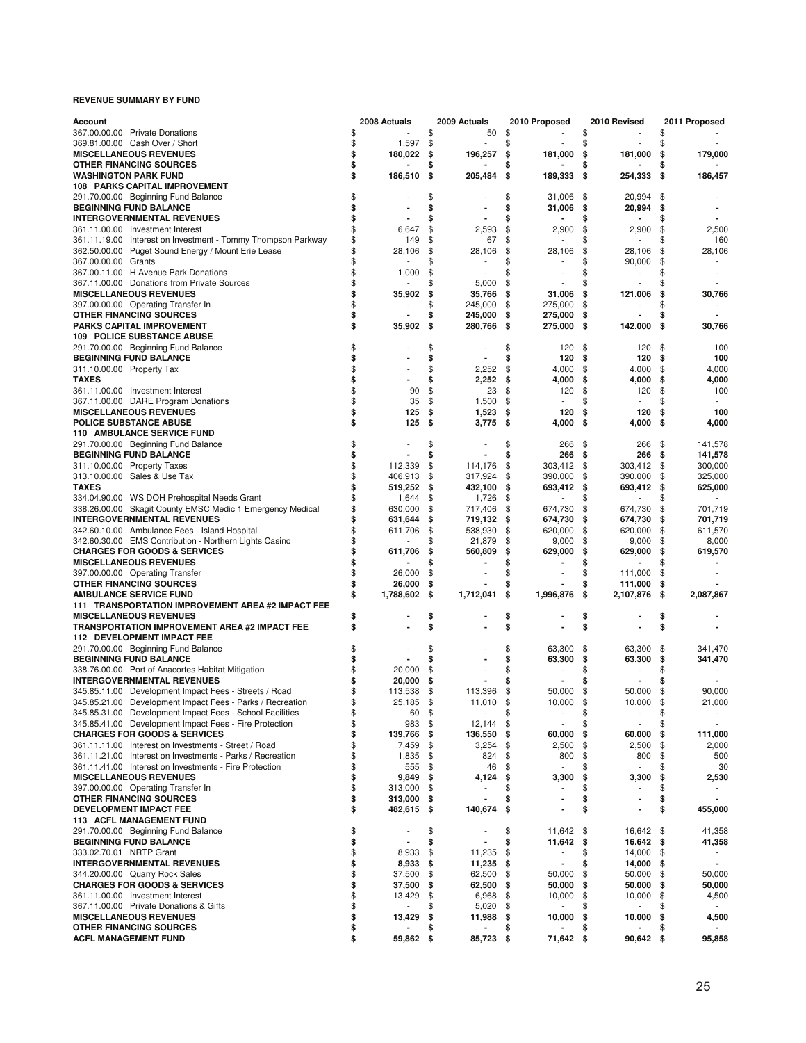**REVENUE SUMMARY BY FUND**

| Account | 2008 Actuals | 2009 Actuals | 2010 Proposed | 2010 Revised | 2011 Proposed |
|---|---|---|---|---|---|
| 367.00.00.00 Private Donations | $ - | $ 50 | $ - | $ - | $ - |
| 369.81.00.00 Cash Over / Short | $ 1,597 | $ - | $ - | $ - | $ - |
| **MISCELLANEOUS REVENUES** | **$ 180,022** | **$ 196,257** | **$ 181,000** | **$ 181,000** | **$ 179,000** |
| **OTHER FINANCING SOURCES** | **$ -** | **$ -** | **$ -** | **$ -** | **$ -** |
| **WASHINGTON PARK FUND** | **$ 186,510** | **$ 205,484** | **$ 189,333** | **$ 254,333** | **$ 186,457** |
| **108 PARKS CAPITAL IMPROVEMENT** | | | | | |
| 291.70.00.00 Beginning Fund Balance | $ - | $ - | $ 31,006 | $ 20,994 | $ - |
| **BEGINNING FUND BALANCE** | **$ -** | **$ -** | **$ 31,006** | **$ 20,994** | **$ -** |
| **INTERGOVERNMENTAL REVENUES** | **$ -** | **$ -** | **$ -** | **$ -** | **$ -** |
| 361.11.00.00 Investment Interest | $ 6,647 | $ 2,593 | $ 2,900 | $ 2,900 | $ 2,500 |
| 361.11.19.00 Interest on Investment - Tommy Thompson Parkway | $ 149 | $ 67 | $ - | $ - | $ 160 |
| 362.50.00.00 Puget Sound Energy / Mount Erie Lease | $ 28,106 | $ 28,106 | $ 28,106 | $ 28,106 | $ 28,106 |
| 367.00.00.00 Grants | $ - | $ - | $ - | $ 90,000 | $ - |
| 367.00.11.00 H Avenue Park Donations | $ 1,000 | $ - | $ - | $ - | $ - |
| 367.11.00.00 Donations from Private Sources | $ - | $ 5,000 | $ - | $ - | $ - |
| **MISCELLANEOUS REVENUES** | **$ 35,902** | **$ 35,766** | **$ 31,006** | **$ 121,006** | **$ 30,766** |
| 397.00.00.00 Operating Transfer In | $ - | $ 245,000 | $ 275,000 | $ - | $ - |
| **OTHER FINANCING SOURCES** | **$ -** | **$ 245,000** | **$ 275,000** | **$ -** | **$ -** |
| **PARKS CAPITAL IMPROVEMENT** | **$ 35,902** | **$ 280,766** | **$ 275,000** | **$ 142,000** | **$ 30,766** |
| **109 POLICE SUBSTANCE ABUSE** | | | | | |
| 291.70.00.00 Beginning Fund Balance | $ - | $ - | $ 120 | $ 120 | $ 100 |
| **BEGINNING FUND BALANCE** | **$ -** | **$ -** | **$ 120** | **$ 120** | **$ 100** |
| 311.10.00.00 Property Tax | $ - | $ 2,252 | $ 4,000 | $ 4,000 | $ 4,000 |
| **TAXES** | **$ -** | **$ 2,252** | **$ 4,000** | **$ 4,000** | **$ 4,000** |
| 361.11.00.00 Investment Interest | $ 90 | $ 23 | $ 120 | $ 120 | $ 100 |
| 367.11.00.00 DARE Program Donations | $ 35 | $ 1,500 | $ - | $ - | $ - |
| **MISCELLANEOUS REVENUES** | **$ 125** | **$ 1,523** | **$ 120** | **$ 120** | **$ 100** |
| **POLICE SUBSTANCE ABUSE** | **$ 125** | **$ 3,775** | **$ 4,000** | **$ 4,000** | **$ 4,000** |
| **110 AMBULANCE SERVICE FUND** | | | | | |
| 291.70.00.00 Beginning Fund Balance | $ - | $ - | $ 266 | $ 266 | $ 141,578 |
| **BEGINNING FUND BALANCE** | **$ -** | **$ -** | **$ 266** | **$ 266** | **$ 141,578** |
| 311.10.00.00 Property Taxes | $ 112,339 | $ 114,176 | $ 303,412 | $ 303,412 | $ 300,000 |
| 313.10.00.00 Sales & Use Tax | $ 406,913 | $ 317,924 | $ 390,000 | $ 390,000 | $ 325,000 |
| **TAXES** | **$ 519,252** | **$ 432,100** | **$ 693,412** | **$ 693,412** | **$ 625,000** |
| 334.04.90.00 WS DOH Prehospital Needs Grant | $ 1,644 | $ 1,726 | $ - | $ - | $ - |
| 338.26.00.00 Skagit County EMSC Medic 1 Emergency Medical | $ 630,000 | $ 717,406 | $ 674,730 | $ 674,730 | $ 701,719 |
| **INTERGOVERNMENTAL REVENUES** | **$ 631,644** | **$ 719,132** | **$ 674,730** | **$ 674,730** | **$ 701,719** |
| 342.60.10.00 Ambulance Fees - Island Hospital | $ 611,706 | $ 538,930 | $ 620,000 | $ 620,000 | $ 611,570 |
| 342.60.30.00 EMS Contribution - Northern Lights Casino | $ - | $ 21,879 | $ 9,000 | $ 9,000 | $ 8,000 |
| **CHARGES FOR GOODS & SERVICES** | **$ 611,706** | **$ 560,809** | **$ 629,000** | **$ 629,000** | **$ 619,570** |
| **MISCELLANEOUS REVENUES** | **$ -** | **$ -** | **$ -** | **$ -** | **$ -** |
| 397.00.00.00 Operating Transfer | $ 26,000 | $ - | $ - | $ 111,000 | $ - |
| **OTHER FINANCING SOURCES** | **$ 26,000** | **$ -** | **$ -** | **$ 111,000** | **$ -** |
| **AMBULANCE SERVICE FUND** | **$ 1,788,602** | **$ 1,712,041** | **$ 1,996,876** | **$ 2,107,876** | **$ 2,087,867** |
| **111 TRANSPORTATION IMPROVEMENT AREA #2 IMPACT FEE** | | | | | |
| **MISCELLANEOUS REVENUES** | **$ -** | **$ -** | **$ -** | **$ -** | **$ -** |
| **TRANSPORTATION IMPROVEMENT AREA #2 IMPACT FEE** | **$ -** | **$ -** | **$ -** | **$ -** | **$ -** |
| **112 DEVELOPMENT IMPACT FEE** | | | | | |
| 291.70.00.00 Beginning Fund Balance | $ - | $ - | $ 63,300 | $ 63,300 | $ 341,470 |
| **BEGINNING FUND BALANCE** | **$ -** | **$ -** | **$ 63,300** | **$ 63,300** | **$ 341,470** |
| 338.76.00.00 Port of Anacortes Habitat Mitigation | $ 20,000 | $ - | $ - | $ - | $ - |
| **INTERGOVERNMENTAL REVENUES** | **$ 20,000** | **$ -** | **$ -** | **$ -** | **$ -** |
| 345.85.11.00 Development Impact Fees - Streets / Road | $ 113,538 | $ 113,396 | $ 50,000 | $ 50,000 | $ 90,000 |
| 345.85.21.00 Development Impact Fees - Parks / Recreation | $ 25,185 | $ 11,010 | $ 10,000 | $ 10,000 | $ 21,000 |
| 345.85.31.00 Development Impact Fees - School Facilities | $ 60 | $ - | $ - | $ - | $ - |
| 345.85.41.00 Development Impact Fees - Fire Protection | $ 983 | $ 12,144 | $ - | $ - | $ - |
| **CHARGES FOR GOODS & SERVICES** | **$ 139,766** | **$ 136,550** | **$ 60,000** | **$ 60,000** | **$ 111,000** |
| 361.11.11.00 Interest on Investments - Street / Road | $ 7,459 | $ 3,254 | $ 2,500 | $ 2,500 | $ 2,000 |
| 361.11.21.00 Interest on Investments - Parks / Recreation | $ 1,835 | $ 824 | $ 800 | $ 800 | $ 500 |
| 361.11.41.00 Interest on Investments - Fire Protection | $ 555 | $ 46 | $ - | $ - | $ 30 |
| **MISCELLANEOUS REVENUES** | **$ 9,849** | **$ 4,124** | **$ 3,300** | **$ 3,300** | **$ 2,530** |
| 397.00.00.00 Operating Transfer In | $ 313,000 | $ - | $ - | $ - | $ - |
| **OTHER FINANCING SOURCES** | **$ 313,000** | **$ -** | **$ -** | **$ -** | **$ -** |
| **DEVELOPMENT IMPACT FEE** | **$ 482,615** | **$ 140,674** | **$ -** | **$ -** | **$ 455,000** |
| **113 ACFL MANAGEMENT FUND** | | | | | |
| 291.70.00.00 Beginning Fund Balance | $ - | $ - | $ 11,642 | $ 16,642 | $ 41,358 |
| **BEGINNING FUND BALANCE** | **$ -** | **$ -** | **$ 11,642** | **$ 16,642** | **$ 41,358** |
| 333.02.70.01 NRTP Grant | $ 8,933 | $ 11,235 | $ - | $ 14,000 | $ - |
| **INTERGOVERNMENTAL REVENUES** | **$ 8,933** | **$ 11,235** | **$ -** | **$ 14,000** | **$ -** |
| 344.20.00.00 Quarry Rock Sales | $ 37,500 | $ 62,500 | $ 50,000 | $ 50,000 | $ 50,000 |
| **CHARGES FOR GOODS & SERVICES** | **$ 37,500** | **$ 62,500** | **$ 50,000** | **$ 50,000** | **$ 50,000** |
| 361.11.00.00 Investment Interest | $ 13,429 | $ 6,968 | $ 10,000 | $ 10,000 | $ 4,500 |
| 367.11.00.00 Private Donations & Gifts | $ - | $ 5,020 | $ - | $ - | $ - |
| **MISCELLANEOUS REVENUES** | **$ 13,429** | **$ 11,988** | **$ 10,000** | **$ 10,000** | **$ 4,500** |
| **OTHER FINANCING SOURCES** | **$ -** | **$ -** | **$ -** | **$ -** | **$ -** |
| **ACFL MANAGEMENT FUND** | **$ 59,862** | **$ 85,723** | **$ 71,642** | **$ 90,642** | **$ 95,858** |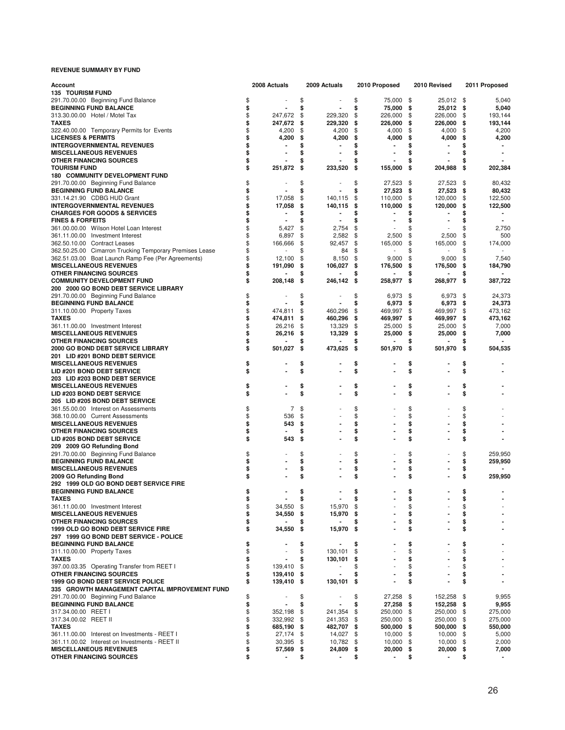**REVENUE SUMMARY BY FUND**

| Account | 2008 Actuals | 2009 Actuals | 2010 Proposed | 2010 Revised | 2011 Proposed |
|---|---|---|---|---|---|
| **135 TOURISM FUND** | | | | | |
| 291.70.00.00 Beginning Fund Balance | $ - | $ - | $ 75,000 | $ 25,012 | $ 5,040 |
| **BEGINNING FUND BALANCE** | **$ -** | **$ -** | **$ 75,000** | **$ 25,012** | **$ 5,040** |
| 313.30.00.00 Hotel / Motel Tax | $ 247,672 | $ 229,320 | $ 226,000 | $ 226,000 | $ 193,144 |
| **TAXES** | **$ 247,672** | **$ 229,320** | **$ 226,000** | **$ 226,000** | **$ 193,144** |
| 322.40.00.00 Temporary Permits for Events | $ 4,200 | $ 4,200 | $ 4,000 | $ 4,000 | $ 4,200 |
| **LICENSES & PERMITS** | **$ 4,200** | **$ 4,200** | **$ 4,000** | **$ 4,000** | **$ 4,200** |
| **INTERGOVERNMENTAL REVENUES** | **$ -** | **$ -** | **$ -** | **$ -** | **$ -** |
| **MISCELLANEOUS REVENUES** | **$ -** | **$ -** | **$ -** | **$ -** | **$ -** |
| **OTHER FINANCING SOURCES** | **$ -** | **$ -** | **$ -** | **$ -** | **$ -** |
| **TOURISM FUND** | **$ 251,872** | **$ 233,520** | **$ 155,000** | **$ 204,988** | **$ 202,384** |
| **180 COMMUNITY DEVELOPMENT FUND** | | | | | |
| 291.70.00.00 Beginning Fund Balance | $ - | $ - | $ 27,523 | $ 27,523 | $ 80,432 |
| **BEGINNING FUND BALANCE** | **$ -** | **$ -** | **$ 27,523** | **$ 27,523** | **$ 80,432** |
| 331.14.21.90 CDBG HUD Grant | $ 17,058 | $ 140,115 | $ 110,000 | $ 120,000 | $ 122,500 |
| **INTERGOVERNMENTAL REVENUES** | **$ 17,058** | **$ 140,115** | **$ 110,000** | **$ 120,000** | **$ 122,500** |
| **CHARGES FOR GOODS & SERVICES** | **$ -** | **$ -** | **$ -** | **$ -** | **$ -** |
| **FINES & FORFEITS** | **$ -** | **$ -** | **$ -** | **$ -** | **$ -** |
| 361.00.00.00 Wilson Hotel Loan Interest | $ 5,427 | $ 2,754 | $ - | $ - | $ 2,750 |
| 361.11.00.00 Investment Interest | $ 6,897 | $ 2,582 | $ 2,500 | $ 2,500 | $ 500 |
| 362.50.10.00 Contract Leases | $ 166,666 | $ 92,457 | $ 165,000 | $ 165,000 | $ 174,000 |
| 362.50.25.00 Cimarron Trucking Temporary Premises Lease | $ - | $ 84 | $ - | $ - | $ - |
| 362.51.03.00 Boat Launch Ramp Fee (Per Agreements) | $ 12,100 | $ 8,150 | $ 9,000 | $ 9,000 | $ 7,540 |
| **MISCELLANEOUS REVENUES** | **$ 191,090** | **$ 106,027** | **$ 176,500** | **$ 176,500** | **$ 184,790** |
| **OTHER FINANCING SOURCES** | **$ -** | **$ -** | **$ -** | **$ -** | **$ -** |
| **COMMUNITY DEVELOPMENT FUND** | **$ 208,148** | **$ 246,142** | **$ 258,977** | **$ 268,977** | **$ 387,722** |
| **200 2000 GO BOND DEBT SERVICE LIBRARY** | | | | | |
| 291.70.00.00 Beginning Fund Balance | $ - | $ - | $ 6,973 | $ 6,973 | $ 24,373 |
| **BEGINNING FUND BALANCE** | **$ -** | **$ -** | **$ 6,973** | **$ 6,973** | **$ 24,373** |
| 311.10.00.00 Property Taxes | $ 474,811 | $ 460,296 | $ 469,997 | $ 469,997 | $ 473,162 |
| **TAXES** | **$ 474,811** | **$ 460,296** | **$ 469,997** | **$ 469,997** | **$ 473,162** |
| 361.11.00.00 Investment Interest | $ 26,216 | $ 13,329 | $ 25,000 | $ 25,000 | $ 7,000 |
| **MISCELLANEOUS REVENUES** | **$ 26,216** | **$ 13,329** | **$ 25,000** | **$ 25,000** | **$ 7,000** |
| **OTHER FINANCING SOURCES** | **$ -** | **$ -** | **$ -** | **$ -** | **$ -** |
| **2000 GO BOND DEBT SERVICE LIBRARY** | **$ 501,027** | **$ 473,625** | **$ 501,970** | **$ 501,970** | **$ 504,535** |
| **201 LID #201 BOND DEBT SERVICE** | | | | | |
| **MISCELLANEOUS REVENUES** | **$ -** | **$ -** | **$ -** | **$ -** | **$ -** |
| **LID #201 BOND DEBT SERVICE** | **$ -** | **$ -** | **$ -** | **$ -** | **$ -** |
| **203 LID #203 BOND DEBT SERVICE** | | | | | |
| **MISCELLANEOUS REVENUES** | **$ -** | **$ -** | **$ -** | **$ -** | **$ -** |
| **LID #203 BOND DEBT SERVICE** | **$ -** | **$ -** | **$ -** | **$ -** | **$ -** |
| **205 LID #205 BOND DEBT SERVICE** | | | | | |
| 361.55.00.00 Interest on Assessments | $ 7 | $ - | $ - | $ - | $ - |
| 368.10.00.00 Current Assessments | $ 536 | $ - | $ - | $ - | $ - |
| **MISCELLANEOUS REVENUES** | **$ 543** | **$ -** | **$ -** | **$ -** | **$ -** |
| **OTHER FINANCING SOURCES** | **$ -** | **$ -** | **$ -** | **$ -** | **$ -** |
| **LID #205 BOND DEBT SERVICE** | **$ 543** | **$ -** | **$ -** | **$ -** | **$ -** |
| **209 2009 GO Refunding Bond** | | | | | |
| 291.70.00.00 Beginning Fund Balance | $ - | $ - | $ - | $ - | $ 259,950 |
| **BEGINNING FUND BALANCE** | **$ -** | **$ -** | **$ -** | **$ -** | **$ 259,950** |
| **MISCELLANEOUS REVENUES** | **$ -** | **$ -** | **$ -** | **$ -** | **$ -** |
| **2009 GO Refunding Bond** | **$ -** | **$ -** | **$ -** | **$ -** | **$ 259,950** |
| **292 1999 OLD GO BOND DEBT SERVICE FIRE** | | | | | |
| **BEGINNING FUND BALANCE** | **$ -** | **$ -** | **$ -** | **$ -** | **$ -** |
| **TAXES** | **$ -** | **$ -** | **$ -** | **$ -** | **$ -** |
| 361.11.00.00 Investment Interest | $ 34,550 | $ 15,970 | $ - | $ - | $ - |
| **MISCELLANEOUS REVENUES** | **$ 34,550** | **$ 15,970** | **$ -** | **$ -** | **$ -** |
| **OTHER FINANCING SOURCES** | **$ -** | **$ -** | **$ -** | **$ -** | **$ -** |
| **1999 OLD GO BOND DEBT SERVICE FIRE** | **$ 34,550** | **$ 15,970** | **$ -** | **$ -** | **$ -** |
| **297 1999 GO BOND DEBT SERVICE - POLICE** | | | | | |
| **BEGINNING FUND BALANCE** | **$ -** | **$ -** | **$ -** | **$ -** | **$ -** |
| 311.10.00.00 Property Taxes | $ - | $ 130,101 | $ - | $ - | $ - |
| **TAXES** | **$ -** | **$ 130,101** | **$ -** | **$ -** | **$ -** |
| 397.00.03.35 Operating Transfer from REET I | $ 139,410 | $ - | $ - | $ - | $ - |
| **OTHER FINANCING SOURCES** | **$ 139,410** | **$ -** | **$ -** | **$ -** | **$ -** |
| **1999 GO BOND DEBT SERVICE POLICE** | **$ 139,410** | **$ 130,101** | **$ -** | **$ -** | **$ -** |
| **335 GROWTH MANAGEMENT CAPITAL IMPROVEMENT FUND** | | | | | |
| 291.70.00.00 Beginning Fund Balance | $ - | $ - | $ 27,258 | $ 152,258 | $ 9,955 |
| **BEGINNING FUND BALANCE** | **$ -** | **$ -** | **$ 27,258** | **$ 152,258** | **$ 9,955** |
| 317.34.00.00 REET I | $ 352,198 | $ 241,354 | $ 250,000 | $ 250,000 | $ 275,000 |
| 317.34.00.02 REET II | $ 332,992 | $ 241,353 | $ 250,000 | $ 250,000 | $ 275,000 |
| **TAXES** | **$ 685,190** | **$ 482,707** | **$ 500,000** | **$ 500,000** | **$ 550,000** |
| 361.11.00.00 Interest on Investments - REET I | $ 27,174 | $ 14,027 | $ 10,000 | $ 10,000 | $ 5,000 |
| 361.11.00.02 Interest on Investments - REET II | $ 30,395 | $ 10,782 | $ 10,000 | $ 10,000 | $ 2,000 |
| **MISCELLANEOUS REVENUES** | **$ 57,569** | **$ 24,809** | **$ 20,000** | **$ 20,000** | **$ 7,000** |
| **OTHER FINANCING SOURCES** | **$ -** | **$ -** | **$ -** | **$ -** | **$ -** |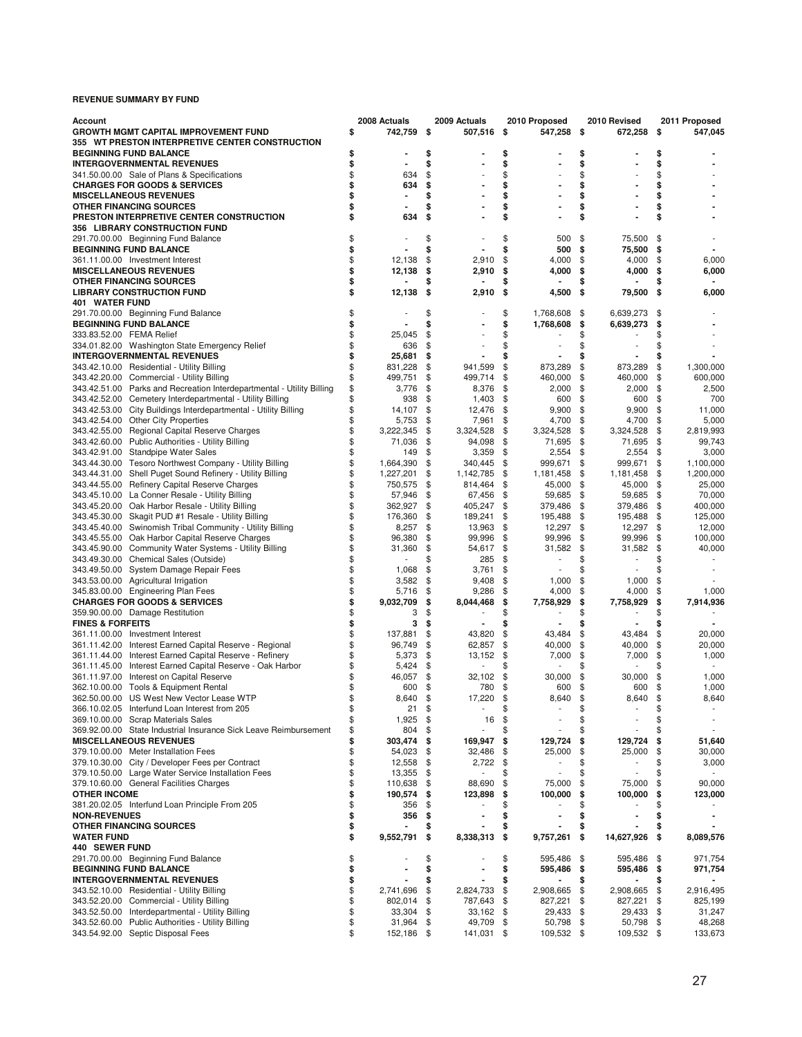**REVENUE SUMMARY BY FUND**

| Account | 2008 Actuals | 2009 Actuals | 2010 Proposed | 2010 Revised | 2011 Proposed |
|---|---|---|---|---|---|
| **GROWTH MGMT CAPITAL IMPROVEMENT FUND** | **$ 742,759** | **$ 507,516** | **$ 547,258** | **$ 672,258** | **$ 547,045** |
| **355 WT PRESTON INTERPRETIVE CENTER CONSTRUCTION** | | | | | |
| **BEGINNING FUND BALANCE** | **$ -** | **$ -** | **$ -** | **$ -** | **$ -** |
| **INTERGOVERNMENTAL REVENUES** | **$ -** | **$ -** | **$ -** | **$ -** | **$ -** |
| 341.50.00.00 Sale of Plans & Specifications | $ 634 | $ - | $ - | $ - | $ - |
| **CHARGES FOR GOODS & SERVICES** | **$ 634** | **$ -** | **$ -** | **$ -** | **$ -** |
| **MISCELLANEOUS REVENUES** | **$ -** | **$ -** | **$ -** | **$ -** | **$ -** |
| **OTHER FINANCING SOURCES** | **$ -** | **$ -** | **$ -** | **$ -** | **$ -** |
| **PRESTON INTERPRETIVE CENTER CONSTRUCTION** | **$ 634** | **$ -** | **$ -** | **$ -** | **$ -** |
| **356 LIBRARY CONSTRUCTION FUND** | | | | | |
| 291.70.00.00 Beginning Fund Balance | $ - | $ - | $ 500 | $ 75,500 | $ - |
| **BEGINNING FUND BALANCE** | **$ -** | **$ -** | **$ 500** | **$ 75,500** | **$ -** |
| 361.11.00.00 Investment Interest | $ 12,138 | $ 2,910 | $ 4,000 | $ 4,000 | $ 6,000 |
| **MISCELLANEOUS REVENUES** | **$ 12,138** | **$ 2,910** | **$ 4,000** | **$ 4,000** | **$ 6,000** |
| **OTHER FINANCING SOURCES** | **$ -** | **$ -** | **$ -** | **$ -** | **$ -** |
| **LIBRARY CONSTRUCTION FUND** | **$ 12,138** | **$ 2,910** | **$ 4,500** | **$ 79,500** | **$ 6,000** |
| **401 WATER FUND** | | | | | |
| 291.70.00.00 Beginning Fund Balance | $ - | $ - | $ 1,768,608 | $ 6,639,273 | $ - |
| **BEGINNING FUND BALANCE** | **$ -** | **$ -** | **$ 1,768,608** | **$ 6,639,273** | **$ -** |
| 333.83.52.00 FEMA Relief | $ 25,045 | $ - | $ - | $ - | $ - |
| 334.01.82.00 Washington State Emergency Relief | $ 636 | $ - | $ - | $ - | $ - |
| **INTERGOVERNMENTAL REVENUES** | **$ 25,681** | **$ -** | **$ -** | **$ -** | **$ -** |
| 343.42.10.00 Residential - Utility Billing | $ 831,228 | $ 941,599 | $ 873,289 | $ 873,289 | $ 1,300,000 |
| 343.42.20.00 Commercial - Utility Billing | $ 499,751 | $ 499,714 | $ 460,000 | $ 460,000 | $ 600,000 |
| 343.42.51.00 Parks and Recreation Interdepartmental - Utility Billing | $ 3,776 | $ 8,376 | $ 2,000 | $ 2,000 | $ 2,500 |
| 343.42.52.00 Cemetery Interdepartmental - Utility Billing | $ 938 | $ 1,403 | $ 600 | $ 600 | $ 700 |
| 343.42.53.00 City Buildings Interdepartmental - Utility Billing | $ 14,107 | $ 12,476 | $ 9,900 | $ 9,900 | $ 11,000 |
| 343.42.54.00 Other City Properties | $ 5,753 | $ 7,961 | $ 4,700 | $ 4,700 | $ 5,000 |
| 343.42.55.00 Regional Capital Reserve Charges | $ 3,222,345 | $ 3,324,528 | $ 3,324,528 | $ 3,324,528 | $ 2,819,993 |
| 343.42.60.00 Public Authorities - Utility Billing | $ 71,036 | $ 94,098 | $ 71,695 | $ 71,695 | $ 99,743 |
| 343.42.91.00 Standpipe Water Sales | $ 149 | $ 3,359 | $ 2,554 | $ 2,554 | $ 3,000 |
| 343.44.30.00 Tesoro Northwest Company - Utility Billing | $ 1,664,390 | $ 340,445 | $ 999,671 | $ 999,671 | $ 1,100,000 |
| 343.44.31.00 Shell Puget Sound Refinery - Utility Billing | $ 1,227,201 | $ 1,142,785 | $ 1,181,458 | $ 1,181,458 | $ 1,200,000 |
| 343.44.55.00 Refinery Capital Reserve Charges | $ 750,575 | $ 814,464 | $ 45,000 | $ 45,000 | $ 25,000 |
| 343.45.10.00 La Conner Resale - Utility Billing | $ 57,946 | $ 67,456 | $ 59,685 | $ 59,685 | $ 70,000 |
| 343.45.20.00 Oak Harbor Resale - Utility Billing | $ 362,927 | $ 405,247 | $ 379,486 | $ 379,486 | $ 400,000 |
| 343.45.30.00 Skagit PUD #1 Resale - Utility Billing | $ 176,360 | $ 189,241 | $ 195,488 | $ 195,488 | $ 125,000 |
| 343.45.40.00 Swinomish Tribal Community - Utility Billing | $ 8,257 | $ 13,963 | $ 12,297 | $ 12,297 | $ 12,000 |
| 343.45.55.00 Oak Harbor Capital Reserve Charges | $ 96,380 | $ 99,996 | $ 99,996 | $ 99,996 | $ 100,000 |
| 343.45.90.00 Community Water Systems - Utility Billing | $ 31,360 | $ 54,617 | $ 31,582 | $ 31,582 | $ 40,000 |
| 343.49.30.00 Chemical Sales (Outside) | $ - | $ 285 | $ - | $ - | $ - |
| 343.49.50.00 System Damage Repair Fees | $ 1,068 | $ 3,761 | $ - | $ - | $ - |
| 343.53.00.00 Agricultural Irrigation | $ 3,582 | $ 9,408 | $ 1,000 | $ 1,000 | $ - |
| 345.83.00.00 Engineering Plan Fees | $ 5,716 | $ 9,286 | $ 4,000 | $ 4,000 | $ 1,000 |
| **CHARGES FOR GOODS & SERVICES** | **$ 9,032,709** | **$ 8,044,468** | **$ 7,758,929** | **$ 7,758,929** | **$ 7,914,936** |
| 359.90.00.00 Damage Restitution | $ 3 | $ - | $ - | $ - | $ - |
| **FINES & FORFEITS** | **$ 3** | **$ -** | **$ -** | **$ -** | **$ -** |
| 361.11.00.00 Investment Interest | $ 137,881 | $ 43,820 | $ 43,484 | $ 43,484 | $ 20,000 |
| 361.11.42.00 Interest Earned Capital Reserve - Regional | $ 96,749 | $ 62,857 | $ 40,000 | $ 40,000 | $ 20,000 |
| 361.11.44.00 Interest Earned Capital Reserve - Refinery | $ 5,373 | $ 13,152 | $ 7,000 | $ 7,000 | $ 1,000 |
| 361.11.45.00 Interest Earned Capital Reserve - Oak Harbor | $ 5,424 | $ - | $ - | $ - | $ - |
| 361.11.97.00 Interest on Capital Reserve | $ 46,057 | $ 32,102 | $ 30,000 | $ 30,000 | $ 1,000 |
| 362.10.00.00 Tools & Equipment Rental | $ 600 | $ 780 | $ 600 | $ 600 | $ 1,000 |
| 362.50.00.00 US West New Vector Lease WTP | $ 8,640 | $ 17,220 | $ 8,640 | $ 8,640 | $ 8,640 |
| 366.10.02.05 Interfund Loan Interest from 205 | $ 21 | $ - | $ - | $ - | $ - |
| 369.10.00.00 Scrap Materials Sales | $ 1,925 | $ 16 | $ - | $ - | $ - |
| 369.92.00.00 State Industrial Insurance Sick Leave Reimbursement | $ 804 | $ - | $ - | $ - | $ - |
| **MISCELLANEOUS REVENUES** | **$ 303,474** | **$ 169,947** | **$ 129,724** | **$ 129,724** | **$ 51,640** |
| 379.10.00.00 Meter Installation Fees | $ 54,023 | $ 32,486 | $ 25,000 | $ 25,000 | $ 30,000 |
| 379.10.30.00 City / Developer Fees per Contract | $ 12,558 | $ 2,722 | $ - | $ - | $ 3,000 |
| 379.10.50.00 Large Water Service Installation Fees | $ 13,355 | $ - | $ - | $ - | $ - |
| 379.10.60.00 General Facilities Charges | $ 110,638 | $ 88,690 | $ 75,000 | $ 75,000 | $ 90,000 |
| **OTHER INCOME** | **$ 190,574** | **$ 123,898** | **$ 100,000** | **$ 100,000** | **$ 123,000** |
| 381.20.02.05 Interfund Loan Principle From 205 | $ 356 | $ - | $ - | $ - | $ - |
| **NON-REVENUES** | **$ 356** | **$ -** | **$ -** | **$ -** | **$ -** |
| **OTHER FINANCING SOURCES** | **$ -** | **$ -** | **$ -** | **$ -** | **$ -** |
| **WATER FUND** | **$ 9,552,791** | **$ 8,338,313** | **$ 9,757,261** | **$ 14,627,926** | **$ 8,089,576** |
| **440 SEWER FUND** | | | | | |
| 291.70.00.00 Beginning Fund Balance | $ - | $ - | $ 595,486 | $ 595,486 | $ 971,754 |
| **BEGINNING FUND BALANCE** | **$ -** | **$ -** | **$ 595,486** | **$ 595,486** | **$ 971,754** |
| **INTERGOVERNMENTAL REVENUES** | **$ -** | **$ -** | **$ -** | **$ -** | **$ -** |
| 343.52.10.00 Residential - Utility Billing | $ 2,741,696 | $ 2,824,733 | $ 2,908,665 | $ 2,908,665 | $ 2,916,495 |
| 343.52.20.00 Commercial - Utility Billing | $ 802,014 | $ 787,643 | $ 827,221 | $ 827,221 | $ 825,199 |
| 343.52.50.00 Interdepartmental - Utility Billing | $ 33,304 | $ 33,162 | $ 29,433 | $ 29,433 | $ 31,247 |
| 343.52.60.00 Public Authorities - Utility Billing | $ 31,964 | $ 49,709 | $ 50,798 | $ 50,798 | $ 48,268 |
| 343.54.92.00 Septic Disposal Fees | $ 152,186 | $ 141,031 | $ 109,532 | $ 109,532 | $ 133,673 |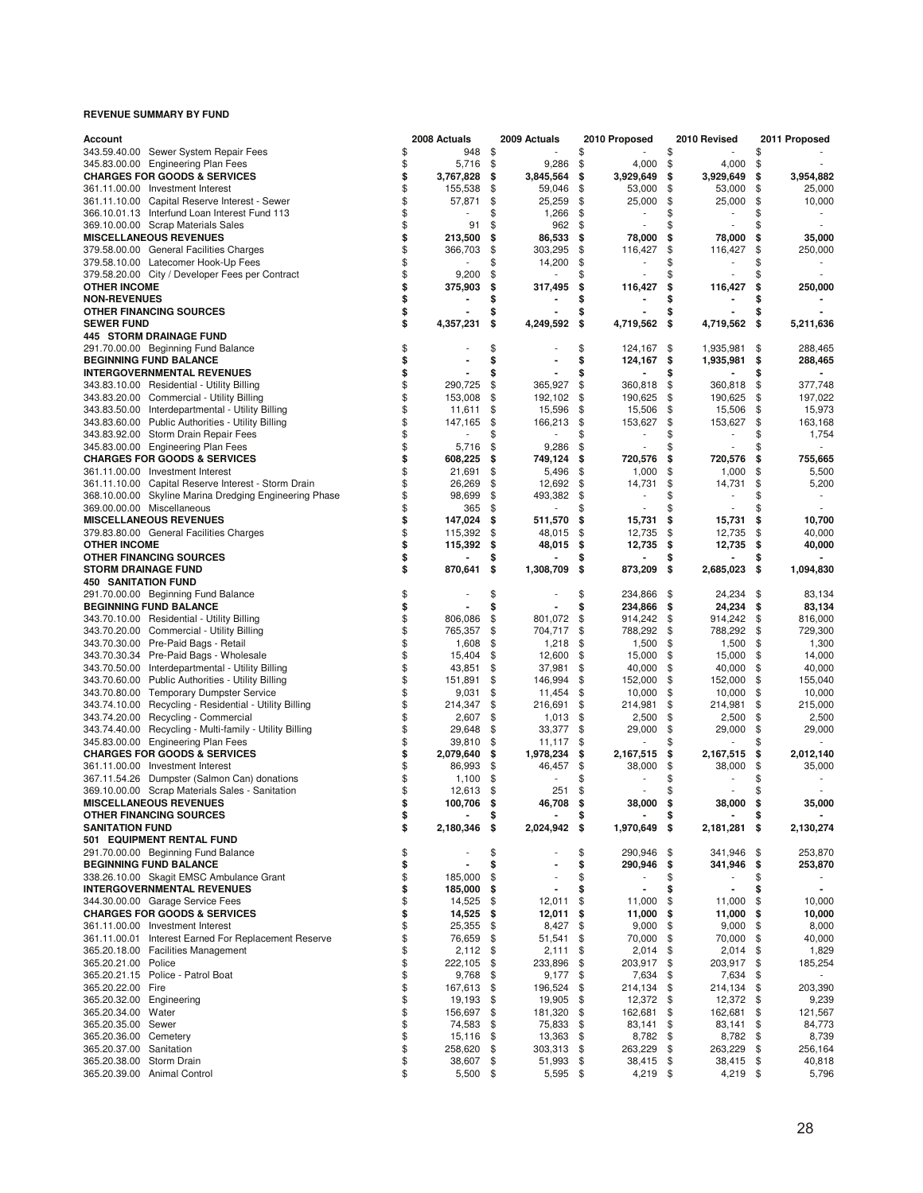**REVENUE SUMMARY BY FUND**

| Account | 2008 Actuals | 2009 Actuals | 2010 Proposed | 2010 Revised | 2011 Proposed |
|---|---|---|---|---|---|
| 343.59.40.00 Sewer System Repair Fees | $ 948 | $ - | $ - | $ - | $ - |
| 345.83.00.00 Engineering Plan Fees | $ 5,716 | $ 9,286 | $ 4,000 | $ 4,000 | $ - |
| **CHARGES FOR GOODS & SERVICES** | **$ 3,767,828** | **$ 3,845,564** | **$ 3,929,649** | **$ 3,929,649** | **$ 3,954,882** |
| 361.11.00.00 Investment Interest | $ 155,538 | $ 59,046 | $ 53,000 | $ 53,000 | $ 25,000 |
| 361.11.10.00 Capital Reserve Interest - Sewer | $ 57,871 | $ 25,259 | $ 25,000 | $ 25,000 | $ 10,000 |
| 366.10.01.13 Interfund Loan Interest Fund 113 | $ - | $ 1,266 | $ - | $ - | $ - |
| 369.10.00.00 Scrap Materials Sales | $ 91 | $ 962 | $ - | $ - | $ - |
| **MISCELLANEOUS REVENUES** | **$ 213,500** | **$ 86,533** | **$ 78,000** | **$ 78,000** | **$ 35,000** |
| 379.58.00.00 General Facilities Charges | $ 366,703 | $ 303,295 | $ 116,427 | $ 116,427 | $ 250,000 |
| 379.58.10.00 Latecomer Hook-Up Fees | $ - | $ 14,200 | $ - | $ - | $ - |
| 379.58.20.00 City / Developer Fees per Contract | $ 9,200 | $ - | $ - | $ - | $ - |
| **OTHER INCOME** | **$ 375,903** | **$ 317,495** | **$ 116,427** | **$ 116,427** | **$ 250,000** |
| **NON-REVENUES** | **$ -** | **$ -** | **$ -** | **$ -** | **$ -** |
| **OTHER FINANCING SOURCES** | **$ -** | **$ -** | **$ -** | **$ -** | **$ -** |
| **SEWER FUND** | **$ 4,357,231** | **$ 4,249,592** | **$ 4,719,562** | **$ 4,719,562** | **$ 5,211,636** |
| **445 STORM DRAINAGE FUND** | | | | | |
| 291.70.00.00 Beginning Fund Balance | $ - | $ - | $ 124,167 | $ 1,935,981 | $ 288,465 |
| **BEGINNING FUND BALANCE** | **$ -** | **$ -** | **$ 124,167** | **$ 1,935,981** | **$ 288,465** |
| **INTERGOVERNMENTAL REVENUES** | **$ -** | **$ -** | **$ -** | **$ -** | **$ -** |
| 343.83.10.00 Residential - Utility Billing | $ 290,725 | $ 365,927 | $ 360,818 | $ 360,818 | $ 377,748 |
| 343.83.20.00 Commercial - Utility Billing | $ 153,008 | $ 192,102 | $ 190,625 | $ 190,625 | $ 197,022 |
| 343.83.50.00 Interdepartmental - Utility Billing | $ 11,611 | $ 15,596 | $ 15,506 | $ 15,506 | $ 15,973 |
| 343.83.60.00 Public Authorities - Utility Billing | $ 147,165 | $ 166,213 | $ 153,627 | $ 153,627 | $ 163,168 |
| 343.83.92.00 Storm Drain Repair Fees | $ - | $ - | $ - | $ - | $ 1,754 |
| 345.83.00.00 Engineering Plan Fees | $ 5,716 | $ 9,286 | $ - | $ - | $ - |
| **CHARGES FOR GOODS & SERVICES** | **$ 608,225** | **$ 749,124** | **$ 720,576** | **$ 720,576** | **$ 755,665** |
| 361.11.00.00 Investment Interest | $ 21,691 | $ 5,496 | $ 1,000 | $ 1,000 | $ 5,500 |
| 361.11.10.00 Capital Reserve Interest - Storm Drain | $ 26,269 | $ 12,692 | $ 14,731 | $ 14,731 | $ 5,200 |
| 368.10.00.00 Skyline Marina Dredging Engineering Phase | $ 98,699 | $ 493,382 | $ - | $ - | $ - |
| 369.00.00.00 Miscellaneous | $ 365 | $ - | $ - | $ - | $ - |
| **MISCELLANEOUS REVENUES** | **$ 147,024** | **$ 511,570** | **$ 15,731** | **$ 15,731** | **$ 10,700** |
| 379.83.80.00 General Facilities Charges | $ 115,392 | $ 48,015 | $ 12,735 | $ 12,735 | $ 40,000 |
| **OTHER INCOME** | **$ 115,392** | **$ 48,015** | **$ 12,735** | **$ 12,735** | **$ 40,000** |
| **OTHER FINANCING SOURCES** | **$ -** | **$ -** | **$ -** | **$ -** | **$ -** |
| **STORM DRAINAGE FUND** | **$ 870,641** | **$ 1,308,709** | **$ 873,209** | **$ 2,685,023** | **$ 1,094,830** |
| **450 SANITATION FUND** | | | | | |
| 291.70.00.00 Beginning Fund Balance | $ - | $ - | $ 234,866 | $ 24,234 | $ 83,134 |
| **BEGINNING FUND BALANCE** | **$ -** | **$ -** | **$ 234,866** | **$ 24,234** | **$ 83,134** |
| 343.70.10.00 Residential - Utility Billing | $ 806,086 | $ 801,072 | $ 914,242 | $ 914,242 | $ 816,000 |
| 343.70.20.00 Commercial - Utility Billing | $ 765,357 | $ 704,717 | $ 788,292 | $ 788,292 | $ 729,300 |
| 343.70.30.00 Pre-Paid Bags - Retail | $ 1,608 | $ 1,218 | $ 1,500 | $ 1,500 | $ 1,300 |
| 343.70.30.34 Pre-Paid Bags - Wholesale | $ 15,404 | $ 12,600 | $ 15,000 | $ 15,000 | $ 14,000 |
| 343.70.50.00 Interdepartmental - Utility Billing | $ 43,851 | $ 37,981 | $ 40,000 | $ 40,000 | $ 40,000 |
| 343.70.60.00 Public Authorities - Utility Billing | $ 151,891 | $ 146,994 | $ 152,000 | $ 152,000 | $ 155,040 |
| 343.70.80.00 Temporary Dumpster Service | $ 9,031 | $ 11,454 | $ 10,000 | $ 10,000 | $ 10,000 |
| 343.74.10.00 Recycling - Residential - Utility Billing | $ 214,347 | $ 216,691 | $ 214,981 | $ 214,981 | $ 215,000 |
| 343.74.20.00 Recycling - Commercial | $ 2,607 | $ 1,013 | $ 2,500 | $ 2,500 | $ 2,500 |
| 343.74.40.00 Recycling - Multi-family - Utility Billing | $ 29,648 | $ 33,377 | $ 29,000 | $ 29,000 | $ 29,000 |
| 345.83.00.00 Engineering Plan Fees | $ 39,810 | $ 11,117 | $ - | $ - | $ - |
| **CHARGES FOR GOODS & SERVICES** | **$ 2,079,640** | **$ 1,978,234** | **$ 2,167,515** | **$ 2,167,515** | **$ 2,012,140** |
| 361.11.00.00 Investment Interest | $ 86,993 | $ 46,457 | $ 38,000 | $ 38,000 | $ 35,000 |
| 367.11.54.26 Dumpster (Salmon Can) donations | $ 1,100 | $ - | $ - | $ - | $ - |
| 369.10.00.00 Scrap Materials Sales - Sanitation | $ 12,613 | $ 251 | $ - | $ - | $ - |
| **MISCELLANEOUS REVENUES** | **$ 100,706** | **$ 46,708** | **$ 38,000** | **$ 38,000** | **$ 35,000** |
| **OTHER FINANCING SOURCES** | **$ -** | **$ -** | **$ -** | **$ -** | **$ -** |
| **SANITATION FUND** | **$ 2,180,346** | **$ 2,024,942** | **$ 1,970,649** | **$ 2,181,281** | **$ 2,130,274** |
| **501 EQUIPMENT RENTAL FUND** | | | | | |
| 291.70.00.00 Beginning Fund Balance | $ - | $ - | $ 290,946 | $ 341,946 | $ 253,870 |
| **BEGINNING FUND BALANCE** | **$ -** | **$ -** | **$ 290,946** | **$ 341,946** | **$ 253,870** |
| 338.26.10.00 Skagit EMSC Ambulance Grant | $ 185,000 | $ - | $ - | $ - | $ - |
| **INTERGOVERNMENTAL REVENUES** | **$ 185,000** | **$ -** | **$ -** | **$ -** | **$ -** |
| 344.30.00.00 Garage Service Fees | $ 14,525 | $ 12,011 | $ 11,000 | $ 11,000 | $ 10,000 |
| **CHARGES FOR GOODS & SERVICES** | **$ 14,525** | **$ 12,011** | **$ 11,000** | **$ 11,000** | **$ 10,000** |
| 361.11.00.00 Investment Interest | $ 25,355 | $ 8,427 | $ 9,000 | $ 9,000 | $ 8,000 |
| 361.11.00.01 Interest Earned For Replacement Reserve | $ 76,659 | $ 51,541 | $ 70,000 | $ 70,000 | $ 40,000 |
| 365.20.18.00 Facilities Management | $ 2,112 | $ 2,111 | $ 2,014 | $ 2,014 | $ 1,829 |
| 365.20.21.00 Police | $ 222,105 | $ 233,896 | $ 203,917 | $ 203,917 | $ 185,254 |
| 365.20.21.15 Police - Patrol Boat | $ 9,768 | $ 9,177 | $ 7,634 | $ 7,634 | $ - |
| 365.20.22.00 Fire | $ 167,613 | $ 196,524 | $ 214,134 | $ 214,134 | $ 203,390 |
| 365.20.32.00 Engineering | $ 19,193 | $ 19,905 | $ 12,372 | $ 12,372 | $ 9,239 |
| 365.20.34.00 Water | $ 156,697 | $ 181,320 | $ 162,681 | $ 162,681 | $ 121,567 |
| 365.20.35.00 Sewer | $ 74,583 | $ 75,833 | $ 83,141 | $ 83,141 | $ 84,773 |
| 365.20.36.00 Cemetery | $ 15,116 | $ 13,363 | $ 8,782 | $ 8,782 | $ 8,739 |
| 365.20.37.00 Sanitation | $ 258,620 | $ 303,313 | $ 263,229 | $ 263,229 | $ 256,164 |
| 365.20.38.00 Storm Drain | $ 38,607 | $ 51,993 | $ 38,415 | $ 38,415 | $ 40,818 |
| 365.20.39.00 Animal Control | $ 5,500 | $ 5,595 | $ 4,219 | $ 4,219 | $ 5,796 |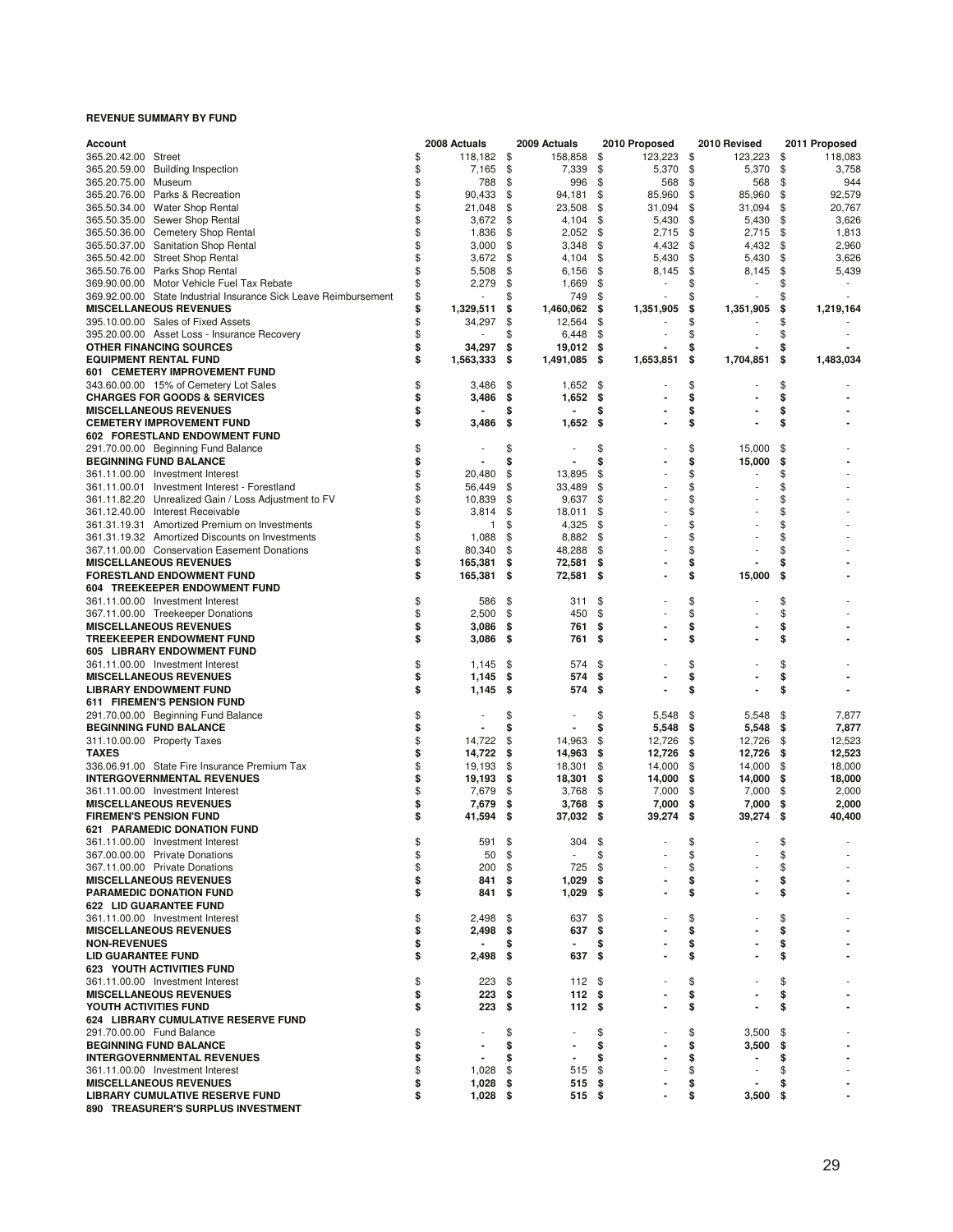**REVENUE SUMMARY BY FUND**

| Account | 2008 Actuals | 2009 Actuals | 2010 Proposed | 2010 Revised | 2011 Proposed |
|---|---|---|---|---|---|
| 365.20.42.00 Street | $ 118,182 | $ 158,858 | $ 123,223 | $ 123,223 | $ 118,083 |
| 365.20.59.00 Building Inspection | $ 7,165 | $ 7,339 | $ 5,370 | $ 5,370 | $ 3,758 |
| 365.20.75.00 Museum | $ 788 | $ 996 | $ 568 | $ 568 | $ 944 |
| 365.20.76.00 Parks & Recreation | $ 90,433 | $ 94,181 | $ 85,960 | $ 85,960 | $ 92,579 |
| 365.50.34.00 Water Shop Rental | $ 21,048 | $ 23,508 | $ 31,094 | $ 31,094 | $ 20,767 |
| 365.50.35.00 Sewer Shop Rental | $ 3,672 | $ 4,104 | $ 5,430 | $ 5,430 | $ 3,626 |
| 365.50.36.00 Cemetery Shop Rental | $ 1,836 | $ 2,052 | $ 2,715 | $ 2,715 | $ 1,813 |
| 365.50.37.00 Sanitation Shop Rental | $ 3,000 | $ 3,348 | $ 4,432 | $ 4,432 | $ 2,960 |
| 365.50.42.00 Street Shop Rental | $ 3,672 | $ 4,104 | $ 5,430 | $ 5,430 | $ 3,626 |
| 365.50.76.00 Parks Shop Rental | $ 5,508 | $ 6,156 | $ 8,145 | $ 8,145 | $ 5,439 |
| 369.90.00.00 Motor Vehicle Fuel Tax Rebate | $ 2,279 | $ 1,669 | $ - | $ - | $ - |
| 369.92.00.00 State Industrial Insurance Sick Leave Reimbursement | $ - | $ 749 | $ - | $ - | $ - |
| **MISCELLANEOUS REVENUES** | **$ 1,329,511** | **$ 1,460,062** | **$ 1,351,905** | **$ 1,351,905** | **$ 1,219,164** |
| 395.10.00.00 Sales of Fixed Assets | $ 34,297 | $ 12,564 | $ - | $ - | $ - |
| 395.20.00.00 Asset Loss - Insurance Recovery | $ - | $ 6,448 | $ - | $ - | $ - |
| **OTHER FINANCING SOURCES** | **$ 34,297** | **$ 19,012** | **$ -** | **$ -** | **$ -** |
| **EQUIPMENT RENTAL FUND** | **$ 1,563,333** | **$ 1,491,085** | **$ 1,653,851** | **$ 1,704,851** | **$ 1,483,034** |
| **601 CEMETERY IMPROVEMENT FUND** | | | | | |
| 343.60.00.00 15% of Cemetery Lot Sales | $ 3,486 | $ 1,652 | $ - | $ - | $ - |
| **CHARGES FOR GOODS & SERVICES** | **$ 3,486** | **$ 1,652** | **$ -** | **$ -** | **$ -** |
| **MISCELLANEOUS REVENUES** | **$ -** | **$ -** | **$ -** | **$ -** | **$ -** |
| **CEMETERY IMPROVEMENT FUND** | **$ 3,486** | **$ 1,652** | **$ -** | **$ -** | **$ -** |
| **602 FORESTLAND ENDOWMENT FUND** | | | | | |
| 291.70.00.00 Beginning Fund Balance | $ - | $ - | $ - | $ 15,000 | $ - |
| **BEGINNING FUND BALANCE** | **$ -** | **$ -** | **$ -** | **$ 15,000** | **$ -** |
| 361.11.00.00 Investment Interest | $ 20,480 | $ 13,895 | $ - | $ - | $ - |
| 361.11.00.01 Investment Interest - Forestland | $ 56,449 | $ 33,489 | $ - | $ - | $ - |
| 361.11.82.20 Unrealized Gain / Loss Adjustment to FV | $ 10,839 | $ 9,637 | $ - | $ - | $ - |
| 361.12.40.00 Interest Receivable | $ 3,814 | $ 18,011 | $ - | $ - | $ - |
| 361.31.19.31 Amortized Premium on Investments | $ 1 | $ 4,325 | $ - | $ - | $ - |
| 361.31.19.32 Amortized Discounts on Investments | $ 1,088 | $ 8,882 | $ - | $ - | $ - |
| 367.11.00.00 Conservation Easement Donations | $ 80,340 | $ 48,288 | $ - | $ - | $ - |
| **MISCELLANEOUS REVENUES** | **$ 165,381** | **$ 72,581** | **$ -** | **$ -** | **$ -** |
| **FORESTLAND ENDOWMENT FUND** | **$ 165,381** | **$ 72,581** | **$ -** | **$ 15,000** | **$ -** |
| **604 TREEKEEPER ENDOWMENT FUND** | | | | | |
| 361.11.00.00 Investment Interest | $ 586 | $ 311 | $ - | $ - | $ - |
| 367.11.00.00 Treekeeper Donations | $ 2,500 | $ 450 | $ - | $ - | $ - |
| **MISCELLANEOUS REVENUES** | **$ 3,086** | **$ 761** | **$ -** | **$ -** | **$ -** |
| **TREEKEEPER ENDOWMENT FUND** | **$ 3,086** | **$ 761** | **$ -** | **$ -** | **$ -** |
| **605 LIBRARY ENDOWMENT FUND** | | | | | |
| 361.11.00.00 Investment Interest | $ 1,145 | $ 574 | $ - | $ - | $ - |
| **MISCELLANEOUS REVENUES** | **$ 1,145** | **$ 574** | **$ -** | **$ -** | **$ -** |
| **LIBRARY ENDOWMENT FUND** | **$ 1,145** | **$ 574** | **$ -** | **$ -** | **$ -** |
| **611 FIREMEN'S PENSION FUND** | | | | | |
| 291.70.00.00 Beginning Fund Balance | $ - | $ - | $ 5,548 | $ 5,548 | $ 7,877 |
| **BEGINNING FUND BALANCE** | **$ -** | **$ -** | **$ 5,548** | **$ 5,548** | **$ 7,877** |
| 311.10.00.00 Property Taxes | $ 14,722 | $ 14,963 | $ 12,726 | $ 12,726 | $ 12,523 |
| **TAXES** | **$ 14,722** | **$ 14,963** | **$ 12,726** | **$ 12,726** | **$ 12,523** |
| 336.06.91.00 State Fire Insurance Premium Tax | $ 19,193 | $ 18,301 | $ 14,000 | $ 14,000 | $ 18,000 |
| **INTERGOVERNMENTAL REVENUES** | **$ 19,193** | **$ 18,301** | **$ 14,000** | **$ 14,000** | **$ 18,000** |
| 361.11.00.00 Investment Interest | $ 7,679 | $ 3,768 | $ 7,000 | $ 7,000 | $ 2,000 |
| **MISCELLANEOUS REVENUES** | **$ 7,679** | **$ 3,768** | **$ 7,000** | **$ 7,000** | **$ 2,000** |
| **FIREMEN'S PENSION FUND** | **$ 41,594** | **$ 37,032** | **$ 39,274** | **$ 39,274** | **$ 40,400** |
| **621 PARAMEDIC DONATION FUND** | | | | | |
| 361.11.00.00 Investment Interest | $ 591 | $ 304 | $ - | $ - | $ - |
| 367.00.00.00 Private Donations | $ 50 | $ - | $ - | $ - | $ - |
| 367.11.00.00 Private Donations | $ 200 | $ 725 | $ - | $ - | $ - |
| **MISCELLANEOUS REVENUES** | **$ 841** | **$ 1,029** | **$ -** | **$ -** | **$ -** |
| **PARAMEDIC DONATION FUND** | **$ 841** | **$ 1,029** | **$ -** | **$ -** | **$ -** |
| **622 LID GUARANTEE FUND** | | | | | |
| 361.11.00.00 Investment Interest | $ 2,498 | $ 637 | $ - | $ - | $ - |
| **MISCELLANEOUS REVENUES** | **$ 2,498** | **$ 637** | **$ -** | **$ -** | **$ -** |
| **NON-REVENUES** | **$ -** | **$ -** | **$ -** | **$ -** | **$ -** |
| **LID GUARANTEE FUND** | **$ 2,498** | **$ 637** | **$ -** | **$ -** | **$ -** |
| **623 YOUTH ACTIVITIES FUND** | | | | | |
| 361.11.00.00 Investment Interest | $ 223 | $ 112 | $ - | $ - | $ - |
| **MISCELLANEOUS REVENUES** | **$ 223** | **$ 112** | **$ -** | **$ -** | **$ -** |
| **YOUTH ACTIVITIES FUND** | **$ 223** | **$ 112** | **$ -** | **$ -** | **$ -** |
| **624 LIBRARY CUMULATIVE RESERVE FUND** | | | | | |
| 291.70.00.00 Fund Balance | $ - | $ - | $ - | $ 3,500 | $ - |
| **BEGINNING FUND BALANCE** | **$ -** | **$ -** | **$ -** | **$ 3,500** | **$ -** |
| **INTERGOVERNMENTAL REVENUES** | **$ -** | **$ -** | **$ -** | **$ -** | **$ -** |
| 361.11.00.00 Investment Interest | $ 1,028 | $ 515 | $ - | $ - | $ - |
| **MISCELLANEOUS REVENUES** | **$ 1,028** | **$ 515** | **$ -** | **$ -** | **$ -** |
| **LIBRARY CUMULATIVE RESERVE FUND** | **$ 1,028** | **$ 515** | **$ -** | **$ 3,500** | **$ -** |
| **890 TREASURER'S SURPLUS INVESTMENT** | | | | | |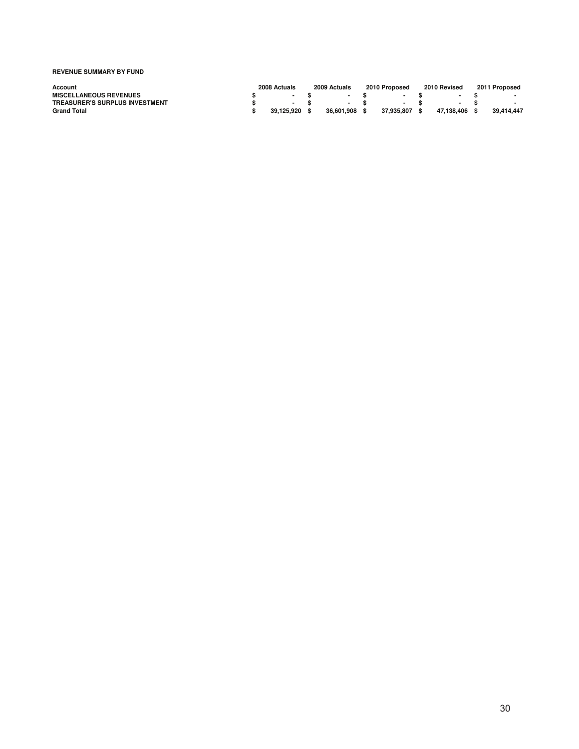**REVENUE SUMMARY BY FUND**

| Account | 2008 Actuals | 2009 Actuals | 2010 Proposed | 2010 Revised | 2011 Proposed |
|---|---|---|---|---|---|
| **MISCELLANEOUS REVENUES** | $ - | $ - | $ - | $ - | $ - |
| **TREASURER'S SURPLUS INVESTMENT** | $ - | $ - | $ - | $ - | $ - |
| **Grand Total** | $ 39,125,920 | $ 36,601,908 | $ 37,935,807 | $ 47,138,406 | $ 39,414,447 |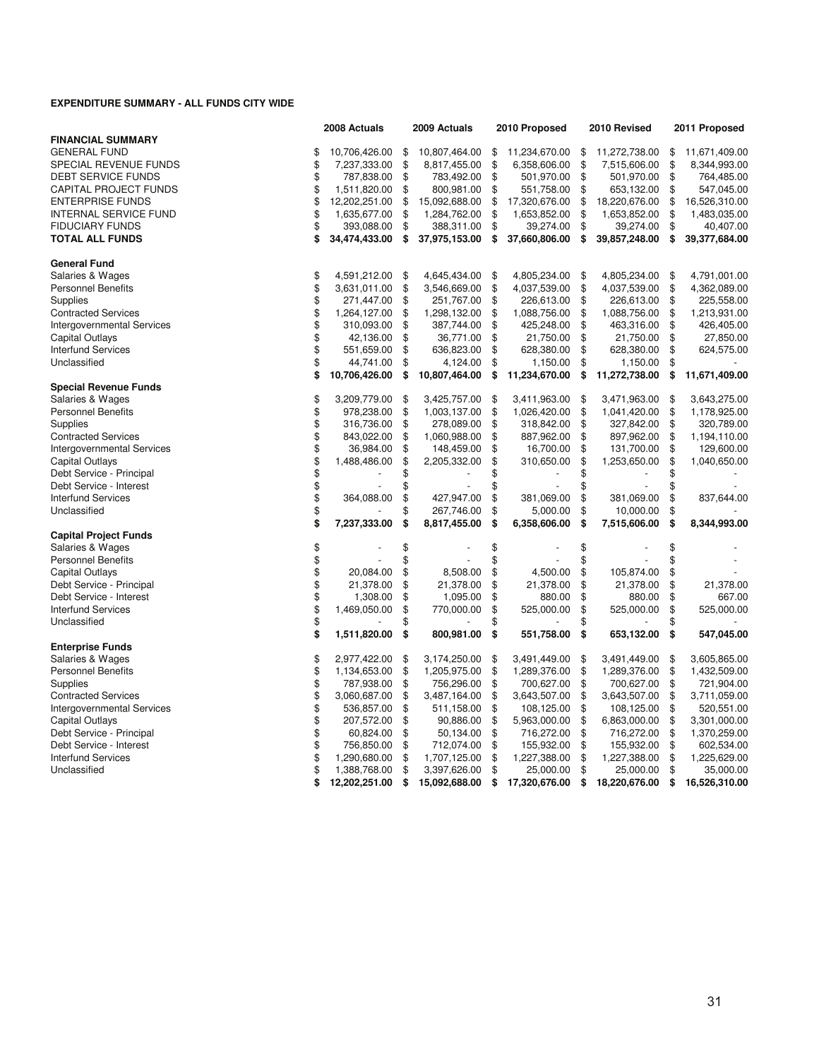**EXPENDITURE SUMMARY - ALL FUNDS CITY WIDE**

| | 2008 Actuals | 2009 Actuals | 2010 Proposed | 2010 Revised | 2011 Proposed |
|---|---|---|---|---|---|
| **FINANCIAL SUMMARY** | | | | | |
| GENERAL FUND | $ 10,706,426.00 | $ 10,807,464.00 | $ 11,234,670.00 | $ 11,272,738.00 | $ 11,671,409.00 |
| SPECIAL REVENUE FUNDS | $ 7,237,333.00 | $ 8,817,455.00 | $ 6,358,606.00 | $ 7,515,606.00 | $ 8,344,993.00 |
| DEBT SERVICE FUNDS | $ 787,838.00 | $ 783,492.00 | $ 501,970.00 | $ 501,970.00 | $ 764,485.00 |
| CAPITAL PROJECT FUNDS | $ 1,511,820.00 | $ 800,981.00 | $ 551,758.00 | $ 653,132.00 | $ 547,045.00 |
| ENTERPRISE FUNDS | $ 12,202,251.00 | $ 15,092,688.00 | $ 17,320,676.00 | $ 18,220,676.00 | $ 16,526,310.00 |
| INTERNAL SERVICE FUND | $ 1,635,677.00 | $ 1,284,762.00 | $ 1,653,852.00 | $ 1,653,852.00 | $ 1,483,035.00 |
| FIDUCIARY FUNDS | $ 393,088.00 | $ 388,311.00 | $ 39,274.00 | $ 39,274.00 | $ 40,407.00 |
| **TOTAL ALL FUNDS** | **$ 34,474,433.00** | **$ 37,975,153.00** | **$ 37,660,806.00** | **$ 39,857,248.00** | **$ 39,377,684.00** |
| | | | | | |
| **General Fund** | | | | | |
| Salaries & Wages | $ 4,591,212.00 | $ 4,645,434.00 | $ 4,805,234.00 | $ 4,805,234.00 | $ 4,791,001.00 |
| Personnel Benefits | $ 3,631,011.00 | $ 3,546,669.00 | $ 4,037,539.00 | $ 4,037,539.00 | $ 4,362,089.00 |
| Supplies | $ 271,447.00 | $ 251,767.00 | $ 226,613.00 | $ 226,613.00 | $ 225,558.00 |
| Contracted Services | $ 1,264,127.00 | $ 1,298,132.00 | $ 1,088,756.00 | $ 1,088,756.00 | $ 1,213,931.00 |
| Intergovernmental Services | $ 310,093.00 | $ 387,744.00 | $ 425,248.00 | $ 463,316.00 | $ 426,405.00 |
| Capital Outlays | $ 42,136.00 | $ 36,771.00 | $ 21,750.00 | $ 21,750.00 | $ 27,850.00 |
| Interfund Services | $ 551,659.00 | $ 636,823.00 | $ 628,380.00 | $ 628,380.00 | $ 624,575.00 |
| Unclassified | $ 44,741.00 | $ 4,124.00 | $ 1,150.00 | $ 1,150.00 | $ - |
| | **$ 10,706,426.00** | **$ 10,807,464.00** | **$ 11,234,670.00** | **$ 11,272,738.00** | **$ 11,671,409.00** |
| **Special Revenue Funds** | | | | | |
| Salaries & Wages | $ 3,209,779.00 | $ 3,425,757.00 | $ 3,411,963.00 | $ 3,471,963.00 | $ 3,643,275.00 |
| Personnel Benefits | $ 978,238.00 | $ 1,003,137.00 | $ 1,026,420.00 | $ 1,041,420.00 | $ 1,178,925.00 |
| Supplies | $ 316,736.00 | $ 278,089.00 | $ 318,842.00 | $ 327,842.00 | $ 320,789.00 |
| Contracted Services | $ 843,022.00 | $ 1,060,988.00 | $ 887,962.00 | $ 897,962.00 | $ 1,194,110.00 |
| Intergovernmental Services | $ 36,984.00 | $ 148,459.00 | $ 16,700.00 | $ 131,700.00 | $ 129,600.00 |
| Capital Outlays | $ 1,488,486.00 | $ 2,205,332.00 | $ 310,650.00 | $ 1,253,650.00 | $ 1,040,650.00 |
| Debt Service - Principal | $ - | $ - | $ - | $ - | $ - |
| Debt Service - Interest | $ - | $ - | $ - | $ - | $ - |
| Interfund Services | $ 364,088.00 | $ 427,947.00 | $ 381,069.00 | $ 381,069.00 | $ 837,644.00 |
| Unclassified | $ - | $ 267,746.00 | $ 5,000.00 | $ 10,000.00 | $ - |
| | **$ 7,237,333.00** | **$ 8,817,455.00** | **$ 6,358,606.00** | **$ 7,515,606.00** | **$ 8,344,993.00** |
| **Capital Project Funds** | | | | | |
| Salaries & Wages | $ - | $ - | $ - | $ - | $ - |
| Personnel Benefits | $ - | $ - | $ - | $ - | $ - |
| Capital Outlays | $ 20,084.00 | $ 8,508.00 | $ 4,500.00 | $ 105,874.00 | $ - |
| Debt Service - Principal | $ 21,378.00 | $ 21,378.00 | $ 21,378.00 | $ 21,378.00 | $ 21,378.00 |
| Debt Service - Interest | $ 1,308.00 | $ 1,095.00 | $ 880.00 | $ 880.00 | $ 667.00 |
| Interfund Services | $ 1,469,050.00 | $ 770,000.00 | $ 525,000.00 | $ 525,000.00 | $ 525,000.00 |
| Unclassified | $ - | $ - | $ - | $ - | $ - |
| | **$ 1,511,820.00** | **$ 800,981.00** | **$ 551,758.00** | **$ 653,132.00** | **$ 547,045.00** |
| **Enterprise Funds** | | | | | |
| Salaries & Wages | $ 2,977,422.00 | $ 3,174,250.00 | $ 3,491,449.00 | $ 3,491,449.00 | $ 3,605,865.00 |
| Personnel Benefits | $ 1,134,653.00 | $ 1,205,975.00 | $ 1,289,376.00 | $ 1,289,376.00 | $ 1,432,509.00 |
| Supplies | $ 787,938.00 | $ 756,296.00 | $ 700,627.00 | $ 700,627.00 | $ 721,904.00 |
| Contracted Services | $ 3,060,687.00 | $ 3,487,164.00 | $ 3,643,507.00 | $ 3,643,507.00 | $ 3,711,059.00 |
| Intergovernmental Services | $ 536,857.00 | $ 511,158.00 | $ 108,125.00 | $ 108,125.00 | $ 520,551.00 |
| Capital Outlays | $ 207,572.00 | $ 90,886.00 | $ 5,963,000.00 | $ 6,863,000.00 | $ 3,301,000.00 |
| Debt Service - Principal | $ 60,824.00 | $ 50,134.00 | $ 716,272.00 | $ 716,272.00 | $ 1,370,259.00 |
| Debt Service - Interest | $ 756,850.00 | $ 712,074.00 | $ 155,932.00 | $ 155,932.00 | $ 602,534.00 |
| Interfund Services | $ 1,290,680.00 | $ 1,707,125.00 | $ 1,227,388.00 | $ 1,227,388.00 | $ 1,225,629.00 |
| Unclassified | $ 1,388,768.00 | $ 3,397,626.00 | $ 25,000.00 | $ 25,000.00 | $ 35,000.00 |
| | **$ 12,202,251.00** | **$ 15,092,688.00** | **$ 17,320,676.00** | **$ 18,220,676.00** | **$ 16,526,310.00** |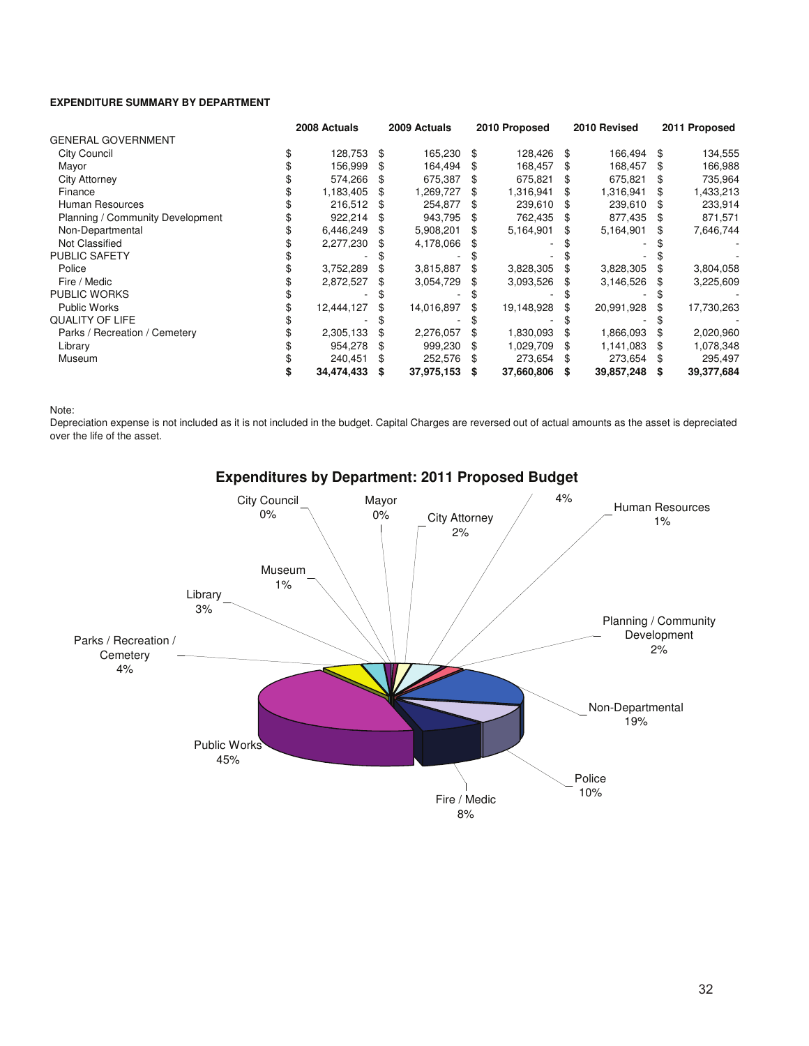**EXPENDITURE SUMMARY BY DEPARTMENT**

| | 2008 Actuals | 2009 Actuals | 2010 Proposed | 2010 Revised | 2011 Proposed |
|---|---|---|---|---|---|
| GENERAL GOVERNMENT | | | | | |
| City Council | $ 128,753 | $ 165,230 | $ 128,426 | $ 166,494 | $ 134,555 |
| Mayor | $ 156,999 | $ 164,494 | $ 168,457 | $ 168,457 | $ 166,988 |
| City Attorney | $ 574,266 | $ 675,387 | $ 675,821 | $ 675,821 | $ 735,964 |
| Finance | $ 1,183,405 | $ 1,269,727 | $ 1,316,941 | $ 1,316,941 | $ 1,433,213 |
| Human Resources | $ 216,512 | $ 254,877 | $ 239,610 | $ 239,610 | $ 233,914 |
| Planning / Community Development | $ 922,214 | $ 943,795 | $ 762,435 | $ 877,435 | $ 871,571 |
| Non-Departmental | $ 6,446,249 | $ 5,908,201 | $ 5,164,901 | $ 5,164,901 | $ 7,646,744 |
| Not Classified | $ 2,277,230 | $ 4,178,066 | $ - | $ - | $ - |
| PUBLIC SAFETY | $ - | $ - | $ - | $ - | $ - |
| Police | $ 3,752,289 | $ 3,815,887 | $ 3,828,305 | $ 3,828,305 | $ 3,804,058 |
| Fire / Medic | $ 2,872,527 | $ 3,054,729 | $ 3,093,526 | $ 3,146,526 | $ 3,225,609 |
| PUBLIC WORKS | $ - | $ - | $ - | $ - | $ - |
| Public Works | $ 12,444,127 | $ 14,016,897 | $ 19,148,928 | $ 20,991,928 | $ 17,730,263 |
| QUALITY OF LIFE | $ - | $ - | $ - | $ - | $ - |
| Parks / Recreation / Cemetery | $ 2,305,133 | $ 2,276,057 | $ 1,830,093 | $ 1,866,093 | $ 2,020,960 |
| Library | $ 954,278 | $ 999,230 | $ 1,029,709 | $ 1,141,083 | $ 1,078,348 |
| Museum | $ 240,451 | $ 252,576 | $ 273,654 | $ 273,654 | $ 295,497 |
| | **$ 34,474,433** | **$ 37,975,153** | **$ 37,660,806** | **$ 39,857,248** | **$ 39,377,684** |

Note:
Depreciation expense is not included as it is not included in the budget. Capital Charges are reversed out of actual amounts as the asset is depreciated over the life of the asset.

**Expenditures by Department: 2011 Proposed Budget**

| Department | Percent |
|---|---|
| City Council | 0% |
| Mayor | 0% |
| City Attorney | 2% |
| (Finance) | 4% |
| Human Resources | 1% |
| Planning / Community Development | 2% |
| Non-Departmental | 19% |
| Police | 10% |
| Fire / Medic | 8% |
| Public Works | 45% |
| Parks / Recreation / Cemetery | 4% |
| Library | 3% |
| Museum | 1% |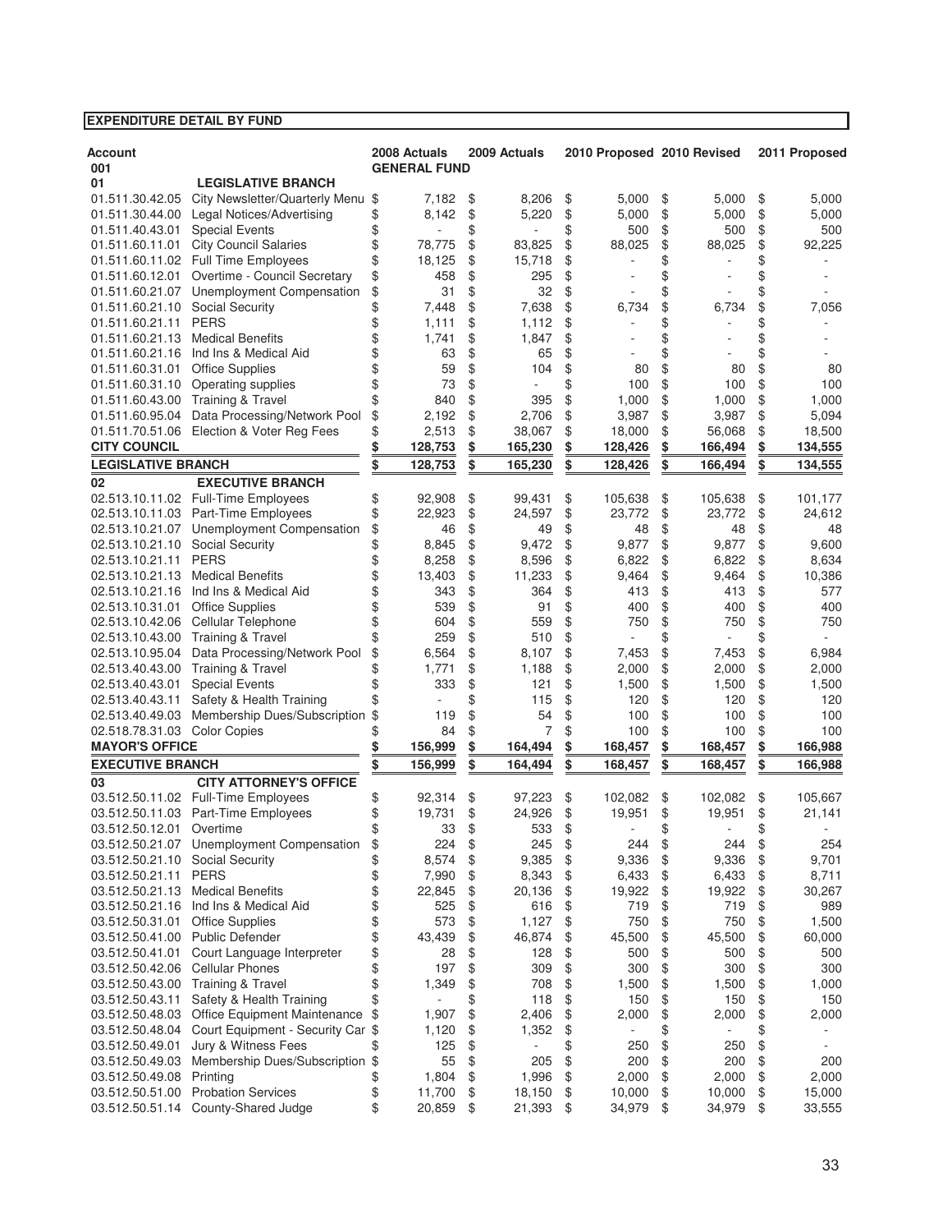**EXPENDITURE DETAIL BY FUND**

| Account | | 2008 Actuals | 2009 Actuals | 2010 Proposed | 2010 Revised | 2011 Proposed |
|---|---|---|---|---|---|---|
| 001 | | GENERAL FUND | | | | |
| 01 | **LEGISLATIVE BRANCH** | | | | | |
| 01.511.30.42.05 | City Newsletter/Quarterly Menu | $ 7,182 | $ 8,206 | $ 5,000 | $ 5,000 | $ 5,000 |
| 01.511.30.44.00 | Legal Notices/Advertising | $ 8,142 | $ 5,220 | $ 5,000 | $ 5,000 | $ 5,000 |
| 01.511.40.43.01 | Special Events | $ - | $ - | $ 500 | $ 500 | $ 500 |
| 01.511.60.11.01 | City Council Salaries | $ 78,775 | $ 83,825 | $ 88,025 | $ 88,025 | $ 92,225 |
| 01.511.60.11.02 | Full Time Employees | $ 18,125 | $ 15,718 | $ - | $ - | $ - |
| 01.511.60.12.01 | Overtime - Council Secretary | $ 458 | $ 295 | $ - | $ - | $ - |
| 01.511.60.21.07 | Unemployment Compensation | $ 31 | $ 32 | $ - | $ - | $ - |
| 01.511.60.21.10 | Social Security | $ 7,448 | $ 7,638 | $ 6,734 | $ 6,734 | $ 7,056 |
| 01.511.60.21.11 | PERS | $ 1,111 | $ 1,112 | $ - | $ - | $ - |
| 01.511.60.21.13 | Medical Benefits | $ 1,741 | $ 1,847 | $ - | $ - | $ - |
| 01.511.60.21.16 | Ind Ins & Medical Aid | $ 63 | $ 65 | $ - | $ - | $ - |
| 01.511.60.31.01 | Office Supplies | $ 59 | $ 104 | $ 80 | $ 80 | $ 80 |
| 01.511.60.31.10 | Operating supplies | $ 73 | $ - | $ 100 | $ 100 | $ 100 |
| 01.511.60.43.00 | Training & Travel | $ 840 | $ 395 | $ 1,000 | $ 1,000 | $ 1,000 |
| 01.511.60.95.04 | Data Processing/Network Pool | $ 2,192 | $ 2,706 | $ 3,987 | $ 3,987 | $ 5,094 |
| 01.511.70.51.06 | Election & Voter Reg Fees | $ 2,513 | $ 38,067 | $ 18,000 | $ 56,068 | $ 18,500 |
| **CITY COUNCIL** | | **$ 128,753** | **$ 165,230** | **$ 128,426** | **$ 166,494** | **$ 134,555** |
| **LEGISLATIVE BRANCH** | | **$ 128,753** | **$ 165,230** | **$ 128,426** | **$ 166,494** | **$ 134,555** |
| 02 | **EXECUTIVE BRANCH** | | | | | |
| 02.513.10.11.02 | Full-Time Employees | $ 92,908 | $ 99,431 | $ 105,638 | $ 105,638 | $ 101,177 |
| 02.513.10.11.03 | Part-Time Employees | $ 22,923 | $ 24,597 | $ 23,772 | $ 23,772 | $ 24,612 |
| 02.513.10.21.07 | Unemployment Compensation | $ 46 | $ 49 | $ 48 | $ 48 | $ 48 |
| 02.513.10.21.10 | Social Security | $ 8,845 | $ 9,472 | $ 9,877 | $ 9,877 | $ 9,600 |
| 02.513.10.21.11 | PERS | $ 8,258 | $ 8,596 | $ 6,822 | $ 6,822 | $ 8,634 |
| 02.513.10.21.13 | Medical Benefits | $ 13,403 | $ 11,233 | $ 9,464 | $ 9,464 | $ 10,386 |
| 02.513.10.21.16 | Ind Ins & Medical Aid | $ 343 | $ 364 | $ 413 | $ 413 | $ 577 |
| 02.513.10.31.01 | Office Supplies | $ 539 | $ 91 | $ 400 | $ 400 | $ 400 |
| 02.513.10.42.06 | Cellular Telephone | $ 604 | $ 559 | $ 750 | $ 750 | $ 750 |
| 02.513.10.43.00 | Training & Travel | $ 259 | $ 510 | $ - | $ - | $ - |
| 02.513.10.95.04 | Data Processing/Network Pool | $ 6,564 | $ 8,107 | $ 7,453 | $ 7,453 | $ 6,984 |
| 02.513.40.43.00 | Training & Travel | $ 1,771 | $ 1,188 | $ 2,000 | $ 2,000 | $ 2,000 |
| 02.513.40.43.01 | Special Events | $ 333 | $ 121 | $ 1,500 | $ 1,500 | $ 1,500 |
| 02.513.40.43.11 | Safety & Health Training | $ - | $ 115 | $ 120 | $ 120 | $ 120 |
| 02.513.40.49.03 | Membership Dues/Subscription | $ 119 | $ 54 | $ 100 | $ 100 | $ 100 |
| 02.518.78.31.03 | Color Copies | $ 84 | $ 7 | $ 100 | $ 100 | $ 100 |
| **MAYOR'S OFFICE** | | **$ 156,999** | **$ 164,494** | **$ 168,457** | **$ 168,457** | **$ 166,988** |
| **EXECUTIVE BRANCH** | | **$ 156,999** | **$ 164,494** | **$ 168,457** | **$ 168,457** | **$ 166,988** |
| 03 | **CITY ATTORNEY'S OFFICE** | | | | | |
| 03.512.50.11.02 | Full-Time Employees | $ 92,314 | $ 97,223 | $ 102,082 | $ 102,082 | $ 105,667 |
| 03.512.50.11.03 | Part-Time Employees | $ 19,731 | $ 24,926 | $ 19,951 | $ 19,951 | $ 21,141 |
| 03.512.50.12.01 | Overtime | $ 33 | $ 533 | $ - | $ - | $ - |
| 03.512.50.21.07 | Unemployment Compensation | $ 224 | $ 245 | $ 244 | $ 244 | $ 254 |
| 03.512.50.21.10 | Social Security | $ 8,574 | $ 9,385 | $ 9,336 | $ 9,336 | $ 9,701 |
| 03.512.50.21.11 | PERS | $ 7,990 | $ 8,343 | $ 6,433 | $ 6,433 | $ 8,711 |
| 03.512.50.21.13 | Medical Benefits | $ 22,845 | $ 20,136 | $ 19,922 | $ 19,922 | $ 30,267 |
| 03.512.50.21.16 | Ind Ins & Medical Aid | $ 525 | $ 616 | $ 719 | $ 719 | $ 989 |
| 03.512.50.31.01 | Office Supplies | $ 573 | $ 1,127 | $ 750 | $ 750 | $ 1,500 |
| 03.512.50.41.00 | Public Defender | $ 43,439 | $ 46,874 | $ 45,500 | $ 45,500 | $ 60,000 |
| 03.512.50.41.01 | Court Language Interpreter | $ 28 | $ 128 | $ 500 | $ 500 | $ 500 |
| 03.512.50.42.06 | Cellular Phones | $ 197 | $ 309 | $ 300 | $ 300 | $ 300 |
| 03.512.50.43.00 | Training & Travel | $ 1,349 | $ 708 | $ 1,500 | $ 1,500 | $ 1,000 |
| 03.512.50.43.11 | Safety & Health Training | $ - | $ 118 | $ 150 | $ 150 | $ 150 |
| 03.512.50.48.03 | Office Equipment Maintenance | $ 1,907 | $ 2,406 | $ 2,000 | $ 2,000 | $ 2,000 |
| 03.512.50.48.04 | Court Equipment - Security Car | $ 1,120 | $ 1,352 | $ - | $ - | $ - |
| 03.512.50.49.01 | Jury & Witness Fees | $ 125 | $ - | $ 250 | $ 250 | $ - |
| 03.512.50.49.03 | Membership Dues/Subscription | $ 55 | $ 205 | $ 200 | $ 200 | $ 200 |
| 03.512.50.49.08 | Printing | $ 1,804 | $ 1,996 | $ 2,000 | $ 2,000 | $ 2,000 |
| 03.512.50.51.00 | Probation Services | $ 11,700 | $ 18,150 | $ 10,000 | $ 10,000 | $ 15,000 |
| 03.512.50.51.14 | County-Shared Judge | $ 20,859 | $ 21,393 | $ 34,979 | $ 34,979 | $ 33,555 |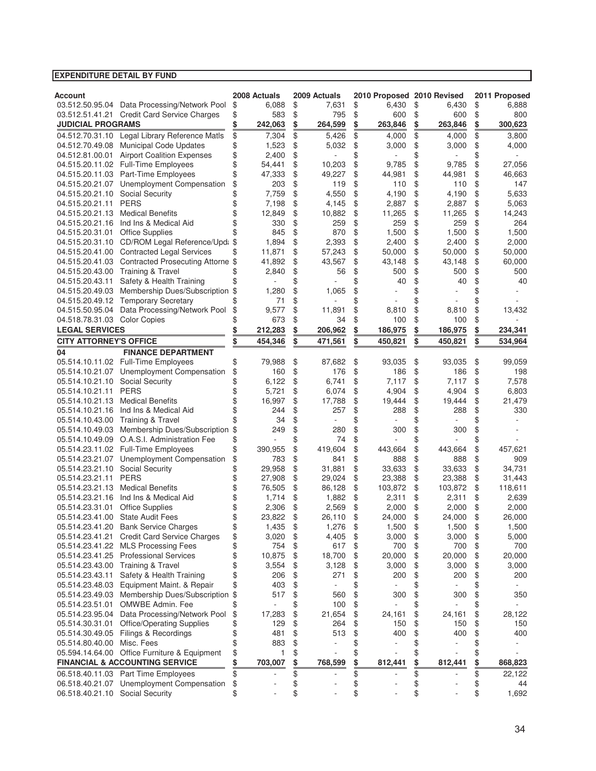**EXPENDITURE DETAIL BY FUND**

| Account | | 2008 Actuals | 2009 Actuals | 2010 Proposed | 2010 Revised | 2011 Proposed |
|---|---|---|---|---|---|---|
| 03.512.50.95.04 | Data Processing/Network Pool | $ 6,088 | $ 7,631 | $ 6,430 | $ 6,430 | $ 6,888 |
| 03.512.51.41.21 | Credit Card Service Charges | $ 583 | $ 795 | $ 600 | $ 600 | $ 800 |
| **JUDICIAL PROGRAMS** | | **$ 242,063** | **$ 264,599** | **$ 263,846** | **$ 263,846** | **$ 300,623** |
| 04.512.70.31.10 | Legal Library Reference Matls | $ 7,304 | $ 5,426 | $ 4,000 | $ 4,000 | $ 3,800 |
| 04.512.70.49.08 | Municipal Code Updates | $ 1,523 | $ 5,032 | $ 3,000 | $ 3,000 | $ 4,000 |
| 04.512.81.00.01 | Airport Coalition Expenses | $ 2,400 | $ - | $ - | $ - | $ - |
| 04.515.20.11.02 | Full-Time Employees | $ 54,441 | $ 10,203 | $ 9,785 | $ 9,785 | $ 27,056 |
| 04.515.20.11.03 | Part-Time Employees | $ 47,333 | $ 49,227 | $ 44,981 | $ 44,981 | $ 46,663 |
| 04.515.20.21.07 | Unemployment Compensation | $ 203 | $ 119 | $ 110 | $ 110 | $ 147 |
| 04.515.20.21.10 | Social Security | $ 7,759 | $ 4,550 | $ 4,190 | $ 4,190 | $ 5,633 |
| 04.515.20.21.11 | PERS | $ 7,198 | $ 4,145 | $ 2,887 | $ 2,887 | $ 5,063 |
| 04.515.20.21.13 | Medical Benefits | $ 12,849 | $ 10,882 | $ 11,265 | $ 11,265 | $ 14,243 |
| 04.515.20.21.16 | Ind Ins & Medical Aid | $ 330 | $ 259 | $ 259 | $ 259 | $ 264 |
| 04.515.20.31.01 | Office Supplies | $ 845 | $ 870 | $ 1,500 | $ 1,500 | $ 1,500 |
| 04.515.20.31.10 | CD/ROM Legal Reference/Upda | $ 1,894 | $ 2,393 | $ 2,400 | $ 2,400 | $ 2,000 |
| 04.515.20.41.00 | Contracted Legal Services | $ 11,871 | $ 57,243 | $ 50,000 | $ 50,000 | $ 50,000 |
| 04.515.20.41.03 | Contracted Prosecuting Attorne | $ 41,892 | $ 43,567 | $ 43,148 | $ 43,148 | $ 60,000 |
| 04.515.20.43.00 | Training & Travel | $ 2,840 | $ 56 | $ 500 | $ 500 | $ 500 |
| 04.515.20.43.11 | Safety & Health Training | $ - | $ - | $ 40 | $ 40 | $ 40 |
| 04.515.20.49.03 | Membership Dues/Subscription | $ 1,280 | $ 1,065 | $ - | $ - | $ - |
| 04.515.20.49.12 | Temporary Secretary | $ 71 | $ - | $ - | $ - | $ - |
| 04.515.50.95.04 | Data Processing/Network Pool | $ 9,577 | $ 11,891 | $ 8,810 | $ 8,810 | $ 13,432 |
| 04.518.78.31.03 | Color Copies | $ 673 | $ 34 | $ 100 | $ 100 | $ - |
| **LEGAL SERVICES** | | **$ 212,283** | **$ 206,962** | **$ 186,975** | **$ 186,975** | **$ 234,341** |
| **CITY ATTORNEY'S OFFICE** | | **$ 454,346** | **$ 471,561** | **$ 450,821** | **$ 450,821** | **$ 534,964** |
| **04** | **FINANCE DEPARTMENT** | | | | | |
| 05.514.10.11.02 | Full-Time Employees | $ 79,988 | $ 87,682 | $ 93,035 | $ 93,035 | $ 99,059 |
| 05.514.10.21.07 | Unemployment Compensation | $ 160 | $ 176 | $ 186 | $ 186 | $ 198 |
| 05.514.10.21.10 | Social Security | $ 6,122 | $ 6,741 | $ 7,117 | $ 7,117 | $ 7,578 |
| 05.514.10.21.11 | PERS | $ 5,721 | $ 6,074 | $ 4,904 | $ 4,904 | $ 6,803 |
| 05.514.10.21.13 | Medical Benefits | $ 16,997 | $ 17,788 | $ 19,444 | $ 19,444 | $ 21,479 |
| 05.514.10.21.16 | Ind Ins & Medical Aid | $ 244 | $ 257 | $ 288 | $ 288 | $ 330 |
| 05.514.10.43.00 | Training & Travel | $ 34 | $ - | $ - | $ - | $ - |
| 05.514.10.49.03 | Membership Dues/Subscription | $ 249 | $ 280 | $ 300 | $ 300 | $ - |
| 05.514.10.49.09 | O.A.S.I. Administration Fee | $ - | $ 74 | $ - | $ - | $ - |
| 05.514.23.11.02 | Full-Time Employees | $ 390,955 | $ 419,604 | $ 443,664 | $ 443,664 | $ 457,621 |
| 05.514.23.21.07 | Unemployment Compensation | $ 783 | $ 841 | $ 888 | $ 888 | $ 909 |
| 05.514.23.21.10 | Social Security | $ 29,958 | $ 31,881 | $ 33,633 | $ 33,633 | $ 34,731 |
| 05.514.23.21.11 | PERS | $ 27,908 | $ 29,024 | $ 23,388 | $ 23,388 | $ 31,443 |
| 05.514.23.21.13 | Medical Benefits | $ 76,505 | $ 86,128 | $ 103,872 | $ 103,872 | $ 118,611 |
| 05.514.23.21.16 | Ind Ins & Medical Aid | $ 1,714 | $ 1,882 | $ 2,311 | $ 2,311 | $ 2,639 |
| 05.514.23.31.01 | Office Supplies | $ 2,306 | $ 2,569 | $ 2,000 | $ 2,000 | $ 2,000 |
| 05.514.23.41.00 | State Audit Fees | $ 23,822 | $ 26,110 | $ 24,000 | $ 24,000 | $ 26,000 |
| 05.514.23.41.20 | Bank Service Charges | $ 1,435 | $ 1,276 | $ 1,500 | $ 1,500 | $ 1,500 |
| 05.514.23.41.21 | Credit Card Service Charges | $ 3,020 | $ 4,405 | $ 3,000 | $ 3,000 | $ 5,000 |
| 05.514.23.41.22 | MLS Processing Fees | $ 754 | $ 617 | $ 700 | $ 700 | $ 700 |
| 05.514.23.41.25 | Professional Services | $ 10,875 | $ 18,700 | $ 20,000 | $ 20,000 | $ 20,000 |
| 05.514.23.43.00 | Training & Travel | $ 3,554 | $ 3,128 | $ 3,000 | $ 3,000 | $ 3,000 |
| 05.514.23.43.11 | Safety & Health Training | $ 206 | $ 271 | $ 200 | $ 200 | $ 200 |
| 05.514.23.48.03 | Equipment Maint. & Repair | $ 403 | $ - | $ - | $ - | $ - |
| 05.514.23.49.03 | Membership Dues/Subscription | $ 517 | $ 560 | $ 300 | $ 300 | $ 350 |
| 05.514.23.51.01 | OMWBE Admin. Fee | $ - | $ 100 | $ - | $ - | $ - |
| 05.514.23.95.04 | Data Processing/Network Pool | $ 17,283 | $ 21,654 | $ 24,161 | $ 24,161 | $ 28,122 |
| 05.514.30.31.01 | Office/Operating Supplies | $ 129 | $ 264 | $ 150 | $ 150 | $ 150 |
| 05.514.30.49.05 | Filings & Recordings | $ 481 | $ 513 | $ 400 | $ 400 | $ 400 |
| 05.514.80.40.00 | Misc. Fees | $ 883 | $ - | $ - | $ - | $ - |
| 05.594.14.64.00 | Office Furniture & Equipment | $ 1 | $ - | $ - | $ - | $ - |
| **FINANCIAL & ACCOUNTING SERVICE** | | **$ 703,007** | **$ 768,599** | **$ 812,441** | **$ 812,441** | **$ 868,823** |
| 06.518.40.11.03 | Part Time Employees | $ - | $ - | $ - | $ - | $ 22,122 |
| 06.518.40.21.07 | Unemployment Compensation | $ - | $ - | $ - | $ - | $ 44 |
| 06.518.40.21.10 | Social Security | $ - | $ - | $ - | $ - | $ 1,692 |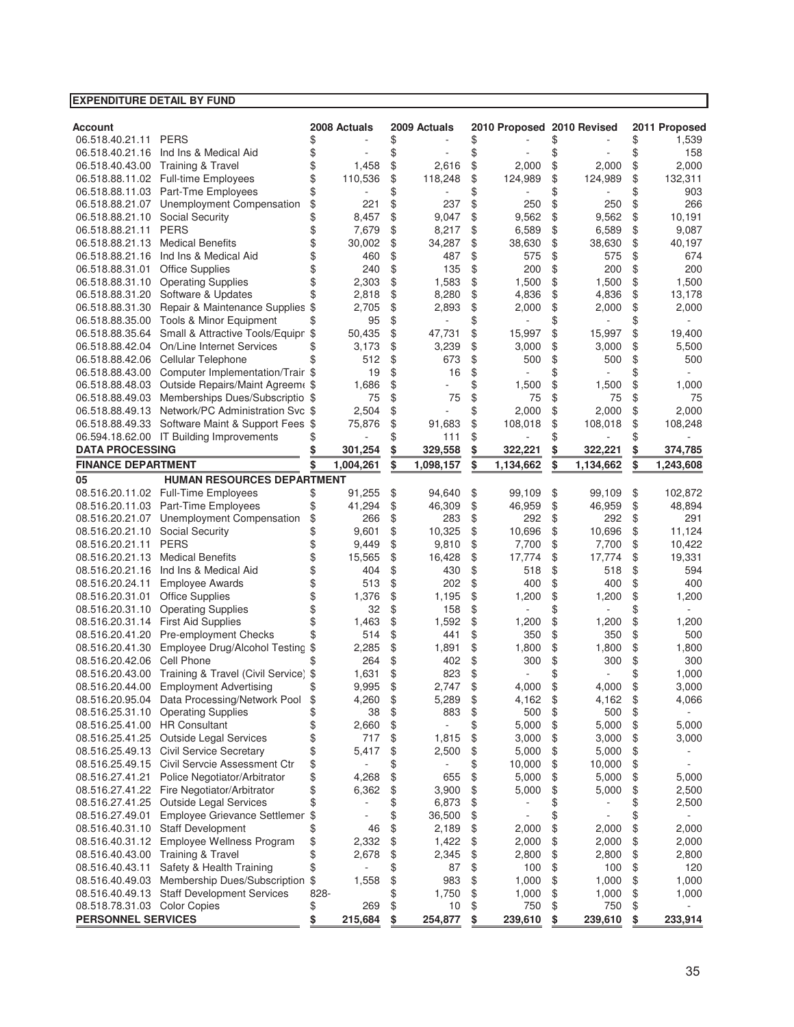**EXPENDITURE DETAIL BY FUND**

| Account | | 2008 Actuals | 2009 Actuals | 2010 Proposed | 2010 Revised | 2011 Proposed |
|---|---|---|---|---|---|---|
| 06.518.40.21.11 | PERS | $ - | $ - | $ - | $ - | $ 1,539 |
| 06.518.40.21.16 | Ind Ins & Medical Aid | $ - | $ - | $ - | $ - | $ 158 |
| 06.518.40.43.00 | Training & Travel | $ 1,458 | $ 2,616 | $ 2,000 | $ 2,000 | $ 2,000 |
| 06.518.88.11.02 | Full-time Employees | $ 110,536 | $ 118,248 | $ 124,989 | $ 124,989 | $ 132,311 |
| 06.518.88.11.03 | Part-Tme Employees | $ - | $ - | $ - | $ - | $ 903 |
| 06.518.88.21.07 | Unemployment Compensation | $ 221 | $ 237 | $ 250 | $ 250 | $ 266 |
| 06.518.88.21.10 | Social Security | $ 8,457 | $ 9,047 | $ 9,562 | $ 9,562 | $ 10,191 |
| 06.518.88.21.11 | PERS | $ 7,679 | $ 8,217 | $ 6,589 | $ 6,589 | $ 9,087 |
| 06.518.88.21.13 | Medical Benefits | $ 30,002 | $ 34,287 | $ 38,630 | $ 38,630 | $ 40,197 |
| 06.518.88.21.16 | Ind Ins & Medical Aid | $ 460 | $ 487 | $ 575 | $ 575 | $ 674 |
| 06.518.88.31.01 | Office Supplies | $ 240 | $ 135 | $ 200 | $ 200 | $ 200 |
| 06.518.88.31.10 | Operating Supplies | $ 2,303 | $ 1,583 | $ 1,500 | $ 1,500 | $ 1,500 |
| 06.518.88.31.20 | Software & Updates | $ 2,818 | $ 8,280 | $ 4,836 | $ 4,836 | $ 13,178 |
| 06.518.88.31.30 | Repair & Maintenance Supplies | $ 2,705 | $ 2,893 | $ 2,000 | $ 2,000 | $ 2,000 |
| 06.518.88.35.00 | Tools & Minor Equipment | $ 95 | $ - | $ - | $ - | $ - |
| 06.518.88.35.64 | Small & Attractive Tools/Equipr | $ 50,435 | $ 47,731 | $ 15,997 | $ 15,997 | $ 19,400 |
| 06.518.88.42.04 | On/Line Internet Services | $ 3,173 | $ 3,239 | $ 3,000 | $ 3,000 | $ 5,500 |
| 06.518.88.42.06 | Cellular Telephone | $ 512 | $ 673 | $ 500 | $ 500 | $ 500 |
| 06.518.88.43.00 | Computer Implementation/Trair | $ 19 | $ 16 | $ - | $ - | $ - |
| 06.518.88.48.03 | Outside Repairs/Maint Agreeme | $ 1,686 | $ - | $ 1,500 | $ 1,500 | $ 1,000 |
| 06.518.88.49.03 | Memberships Dues/Subscriptio | $ 75 | $ 75 | $ 75 | $ 75 | $ 75 |
| 06.518.88.49.13 | Network/PC Administration Svc | $ 2,504 | $ - | $ 2,000 | $ 2,000 | $ 2,000 |
| 06.518.88.49.33 | Software Maint & Support Fees | $ 75,876 | $ 91,683 | $ 108,018 | $ 108,018 | $ 108,248 |
| 06.594.18.62.00 | IT Building Improvements | $ - | $ 111 | $ - | $ - | $ - |
| **DATA PROCESSING** | | **$ 301,254** | **$ 329,558** | **$ 322,221** | **$ 322,221** | **$ 374,785** |
| **FINANCE DEPARTMENT** | | **$ 1,004,261** | **$ 1,098,157** | **$ 1,134,662** | **$ 1,134,662** | **$ 1,243,608** |
| **05** | **HUMAN RESOURCES DEPARTMENT** | | | | | |
| 08.516.20.11.02 | Full-Time Employees | $ 91,255 | $ 94,640 | $ 99,109 | $ 99,109 | $ 102,872 |
| 08.516.20.11.03 | Part-Time Employees | $ 41,294 | $ 46,309 | $ 46,959 | $ 46,959 | $ 48,894 |
| 08.516.20.21.07 | Unemployment Compensation | $ 266 | $ 283 | $ 292 | $ 292 | $ 291 |
| 08.516.20.21.10 | Social Security | $ 9,601 | $ 10,325 | $ 10,696 | $ 10,696 | $ 11,124 |
| 08.516.20.21.11 | PERS | $ 9,449 | $ 9,810 | $ 7,700 | $ 7,700 | $ 10,422 |
| 08.516.20.21.13 | Medical Benefits | $ 15,565 | $ 16,428 | $ 17,774 | $ 17,774 | $ 19,331 |
| 08.516.20.21.16 | Ind Ins & Medical Aid | $ 404 | $ 430 | $ 518 | $ 518 | $ 594 |
| 08.516.20.24.11 | Employee Awards | $ 513 | $ 202 | $ 400 | $ 400 | $ 400 |
| 08.516.20.31.01 | Office Supplies | $ 1,376 | $ 1,195 | $ 1,200 | $ 1,200 | $ 1,200 |
| 08.516.20.31.10 | Operating Supplies | $ 32 | $ 158 | $ - | $ - | $ - |
| 08.516.20.31.14 | First Aid Supplies | $ 1,463 | $ 1,592 | $ 1,200 | $ 1,200 | $ 1,200 |
| 08.516.20.41.20 | Pre-employment Checks | $ 514 | $ 441 | $ 350 | $ 350 | $ 500 |
| 08.516.20.41.30 | Employee Drug/Alcohol Testing | $ 2,285 | $ 1,891 | $ 1,800 | $ 1,800 | $ 1,800 |
| 08.516.20.42.06 | Cell Phone | $ 264 | $ 402 | $ 300 | $ 300 | $ 300 |
| 08.516.20.43.00 | Training & Travel (Civil Service) | $ 1,631 | $ 823 | $ - | $ - | $ 1,000 |
| 08.516.20.44.00 | Employment Advertising | $ 9,995 | $ 2,747 | $ 4,000 | $ 4,000 | $ 3,000 |
| 08.516.20.95.04 | Data Processing/Network Pool | $ 4,260 | $ 5,289 | $ 4,162 | $ 4,162 | $ 4,066 |
| 08.516.25.31.10 | Operating Supplies | $ 38 | $ 883 | $ 500 | $ 500 | $ - |
| 08.516.25.41.00 | HR Consultant | $ 2,660 | $ - | $ 5,000 | $ 5,000 | $ 5,000 |
| 08.516.25.41.25 | Outside Legal Services | $ 717 | $ 1,815 | $ 3,000 | $ 3,000 | $ 3,000 |
| 08.516.25.49.13 | Civil Service Secretary | $ 5,417 | $ 2,500 | $ 5,000 | $ 5,000 | $ - |
| 08.516.25.49.15 | Civil Servcie Assessment Ctr | $ - | $ - | $ 10,000 | $ 10,000 | $ - |
| 08.516.27.41.21 | Police Negotiator/Arbitrator | $ 4,268 | $ 655 | $ 5,000 | $ 5,000 | $ 5,000 |
| 08.516.27.41.22 | Fire Negotiator/Arbitrator | $ 6,362 | $ 3,900 | $ 5,000 | $ 5,000 | $ 2,500 |
| 08.516.27.41.25 | Outside Legal Services | $ - | $ 6,873 | $ - | $ - | $ 2,500 |
| 08.516.27.49.01 | Employee Grievance Settlemer | $ - | $ 36,500 | $ - | $ - | $ - |
| 08.516.40.31.10 | Staff Development | $ 46 | $ 2,189 | $ 2,000 | $ 2,000 | $ 2,000 |
| 08.516.40.31.12 | Employee Wellness Program | $ 2,332 | $ 1,422 | $ 2,000 | $ 2,000 | $ 2,000 |
| 08.516.40.43.00 | Training & Travel | $ 2,678 | $ 2,345 | $ 2,800 | $ 2,800 | $ 2,800 |
| 08.516.40.43.11 | Safety & Health Training | $ - | $ 87 | $ 100 | $ 100 | $ 120 |
| 08.516.40.49.03 | Membership Dues/Subscription | $ 1,558 | $ 983 | $ 1,000 | $ 1,000 | $ 1,000 |
| 08.516.40.49.13 | Staff Development Services | 828- | $ 1,750 | $ 1,000 | $ 1,000 | $ 1,000 |
| 08.518.78.31.03 | Color Copies | $ 269 | $ 10 | $ 750 | $ 750 | $ - |
| **PERSONNEL SERVICES** | | **$ 215,684** | **$ 254,877** | **$ 239,610** | **$ 239,610** | **$ 233,914** |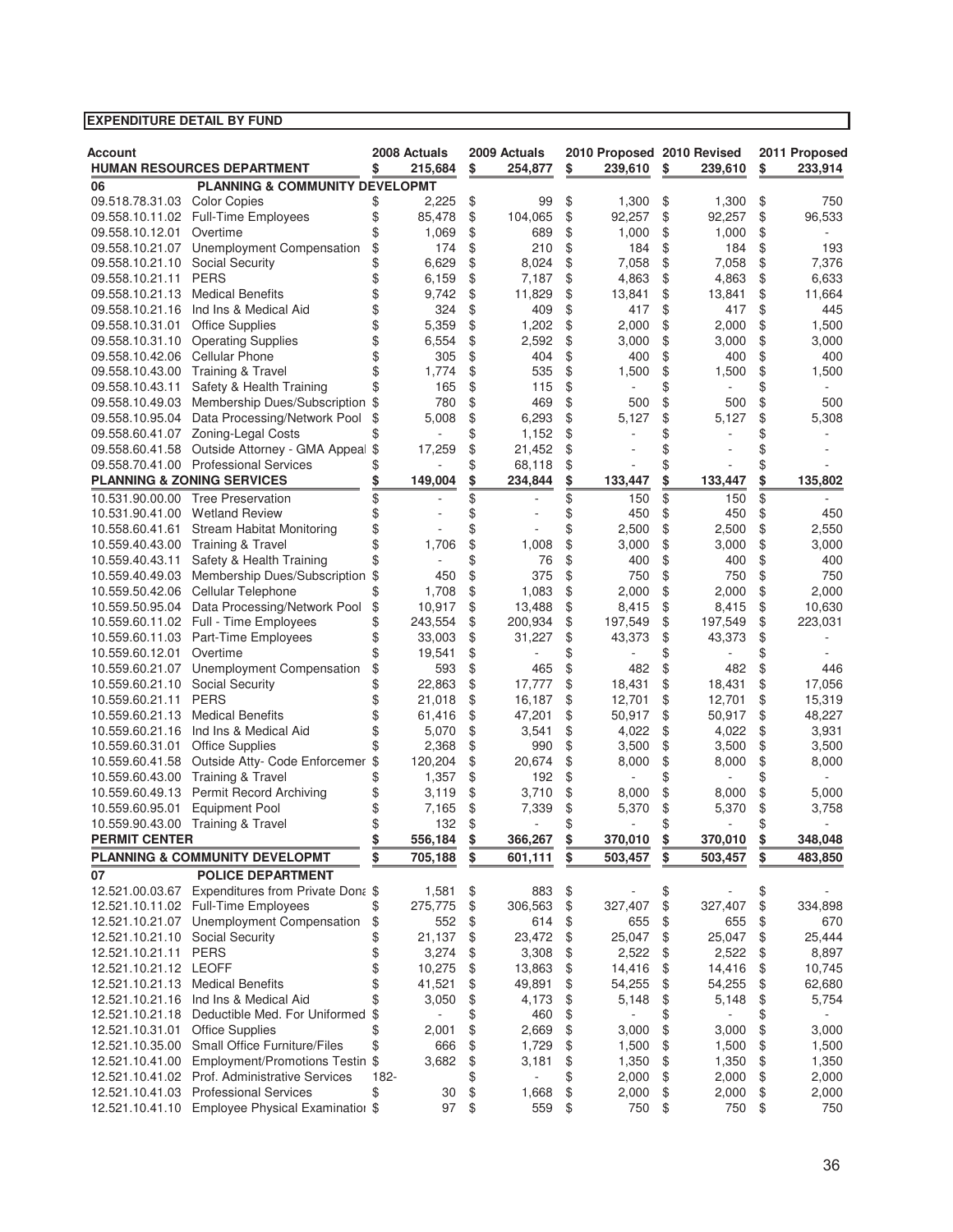**EXPENDITURE DETAIL BY FUND**

| Account | | 2008 Actuals | 2009 Actuals | 2010 Proposed | 2010 Revised | 2011 Proposed |
|---|---|---|---|---|---|---|
| | **HUMAN RESOURCES DEPARTMENT** | **$ 215,684** | **$ 254,877** | **$ 239,610** | **$ 239,610** | **$ 233,914** |
| **06** | **PLANNING & COMMUNITY DEVELOPMT** | | | | | |
| 09.518.78.31.03 | Color Copies | $ 2,225 | $ 99 | $ 1,300 | $ 1,300 | $ 750 |
| 09.558.10.11.02 | Full-Time Employees | $ 85,478 | $ 104,065 | $ 92,257 | $ 92,257 | $ 96,533 |
| 09.558.10.12.01 | Overtime | $ 1,069 | $ 689 | $ 1,000 | $ 1,000 | $ - |
| 09.558.10.21.07 | Unemployment Compensation | $ 174 | $ 210 | $ 184 | $ 184 | $ 193 |
| 09.558.10.21.10 | Social Security | $ 6,629 | $ 8,024 | $ 7,058 | $ 7,058 | $ 7,376 |
| 09.558.10.21.11 | PERS | $ 6,159 | $ 7,187 | $ 4,863 | $ 4,863 | $ 6,633 |
| 09.558.10.21.13 | Medical Benefits | $ 9,742 | $ 11,829 | $ 13,841 | $ 13,841 | $ 11,664 |
| 09.558.10.21.16 | Ind Ins & Medical Aid | $ 324 | $ 409 | $ 417 | $ 417 | $ 445 |
| 09.558.10.31.01 | Office Supplies | $ 5,359 | $ 1,202 | $ 2,000 | $ 2,000 | $ 1,500 |
| 09.558.10.31.10 | Operating Supplies | $ 6,554 | $ 2,592 | $ 3,000 | $ 3,000 | $ 3,000 |
| 09.558.10.42.06 | Cellular Phone | $ 305 | $ 404 | $ 400 | $ 400 | $ 400 |
| 09.558.10.43.00 | Training & Travel | $ 1,774 | $ 535 | $ 1,500 | $ 1,500 | $ 1,500 |
| 09.558.10.43.11 | Safety & Health Training | $ 165 | $ 115 | $ - | $ - | $ - |
| 09.558.10.49.03 | Membership Dues/Subscription | $ 780 | $ 469 | $ 500 | $ 500 | $ 500 |
| 09.558.10.95.04 | Data Processing/Network Pool | $ 5,008 | $ 6,293 | $ 5,127 | $ 5,127 | $ 5,308 |
| 09.558.60.41.07 | Zoning-Legal Costs | $ - | $ 1,152 | $ - | $ - | $ - |
| 09.558.60.41.58 | Outside Attorney - GMA Appeal | $ 17,259 | $ 21,452 | $ - | $ - | $ - |
| 09.558.70.41.00 | Professional Services | $ - | $ 68,118 | $ - | $ - | $ - |
| **PLANNING & ZONING SERVICES** | | **$ 149,004** | **$ 234,844** | **$ 133,447** | **$ 133,447** | **$ 135,802** |
| 10.531.90.00.00 | Tree Preservation | $ - | $ - | $ 150 | $ 150 | $ - |
| 10.531.90.41.00 | Wetland Review | $ - | $ - | $ 450 | $ 450 | $ 450 |
| 10.558.60.41.61 | Stream Habitat Monitoring | $ - | $ - | $ 2,500 | $ 2,500 | $ 2,550 |
| 10.559.40.43.00 | Training & Travel | $ 1,706 | $ 1,008 | $ 3,000 | $ 3,000 | $ 3,000 |
| 10.559.40.43.11 | Safety & Health Training | $ - | $ 76 | $ 400 | $ 400 | $ 400 |
| 10.559.40.49.03 | Membership Dues/Subscription | $ 450 | $ 375 | $ 750 | $ 750 | $ 750 |
| 10.559.50.42.06 | Cellular Telephone | $ 1,708 | $ 1,083 | $ 2,000 | $ 2,000 | $ 2,000 |
| 10.559.50.95.04 | Data Processing/Network Pool | $ 10,917 | $ 13,488 | $ 8,415 | $ 8,415 | $ 10,630 |
| 10.559.60.11.02 | Full - Time Employees | $ 243,554 | $ 200,934 | $ 197,549 | $ 197,549 | $ 223,031 |
| 10.559.60.11.03 | Part-Time Employees | $ 33,003 | $ 31,227 | $ 43,373 | $ 43,373 | $ - |
| 10.559.60.12.01 | Overtime | $ 19,541 | $ - | $ - | $ - | $ - |
| 10.559.60.21.07 | Unemployment Compensation | $ 593 | $ 465 | $ 482 | $ 482 | $ 446 |
| 10.559.60.21.10 | Social Security | $ 22,863 | $ 17,777 | $ 18,431 | $ 18,431 | $ 17,056 |
| 10.559.60.21.11 | PERS | $ 21,018 | $ 16,187 | $ 12,701 | $ 12,701 | $ 15,319 |
| 10.559.60.21.13 | Medical Benefits | $ 61,416 | $ 47,201 | $ 50,917 | $ 50,917 | $ 48,227 |
| 10.559.60.21.16 | Ind Ins & Medical Aid | $ 5,070 | $ 3,541 | $ 4,022 | $ 4,022 | $ 3,931 |
| 10.559.60.31.01 | Office Supplies | $ 2,368 | $ 990 | $ 3,500 | $ 3,500 | $ 3,500 |
| 10.559.60.41.58 | Outside Atty- Code Enforcemer | $ 120,204 | $ 20,674 | $ 8,000 | $ 8,000 | $ 8,000 |
| 10.559.60.43.00 | Training & Travel | $ 1,357 | $ 192 | $ - | $ - | $ - |
| 10.559.60.49.13 | Permit Record Archiving | $ 3,119 | $ 3,710 | $ 8,000 | $ 8,000 | $ 5,000 |
| 10.559.60.95.01 | Equipment Pool | $ 7,165 | $ 7,339 | $ 5,370 | $ 5,370 | $ 3,758 |
| 10.559.90.43.00 | Training & Travel | $ 132 | $ - | $ - | $ - | $ - |
| **PERMIT CENTER** | | **$ 556,184** | **$ 366,267** | **$ 370,010** | **$ 370,010** | **$ 348,048** |
| **PLANNING & COMMUNITY DEVELOPMT** | | **$ 705,188** | **$ 601,111** | **$ 503,457** | **$ 503,457** | **$ 483,850** |
| **07** | **POLICE DEPARTMENT** | | | | | |
| 12.521.00.03.67 | Expenditures from Private Dona | $ 1,581 | $ 883 | $ - | $ - | $ - |
| 12.521.10.11.02 | Full-Time Employees | $ 275,775 | $ 306,563 | $ 327,407 | $ 327,407 | $ 334,898 |
| 12.521.10.21.07 | Unemployment Compensation | $ 552 | $ 614 | $ 655 | $ 655 | $ 670 |
| 12.521.10.21.10 | Social Security | $ 21,137 | $ 23,472 | $ 25,047 | $ 25,047 | $ 25,444 |
| 12.521.10.21.11 | PERS | $ 3,274 | $ 3,308 | $ 2,522 | $ 2,522 | $ 8,897 |
| 12.521.10.21.12 | LEOFF | $ 10,275 | $ 13,863 | $ 14,416 | $ 14,416 | $ 10,745 |
| 12.521.10.21.13 | Medical Benefits | $ 41,521 | $ 49,891 | $ 54,255 | $ 54,255 | $ 62,680 |
| 12.521.10.21.16 | Ind Ins & Medical Aid | $ 3,050 | $ 4,173 | $ 5,148 | $ 5,148 | $ 5,754 |
| 12.521.10.21.18 | Deductible Med. For Uniformed | $ - | $ 460 | $ - | $ - | $ - |
| 12.521.10.31.01 | Office Supplies | $ 2,001 | $ 2,669 | $ 3,000 | $ 3,000 | $ 3,000 |
| 12.521.10.35.00 | Small Office Furniture/Files | $ 666 | $ 1,729 | $ 1,500 | $ 1,500 | $ 1,500 |
| 12.521.10.41.00 | Employment/Promotions Testin | $ 3,682 | $ 3,181 | $ 1,350 | $ 1,350 | $ 1,350 |
| 12.521.10.41.02 | Prof. Administrative Services | 182- | $ - | $ 2,000 | $ 2,000 | $ 2,000 |
| 12.521.10.41.03 | Professional Services | $ 30 | $ 1,668 | $ 2,000 | $ 2,000 | $ 2,000 |
| 12.521.10.41.10 | Employee Physical Examinatior | $ 97 | $ 559 | $ 750 | $ 750 | $ 750 |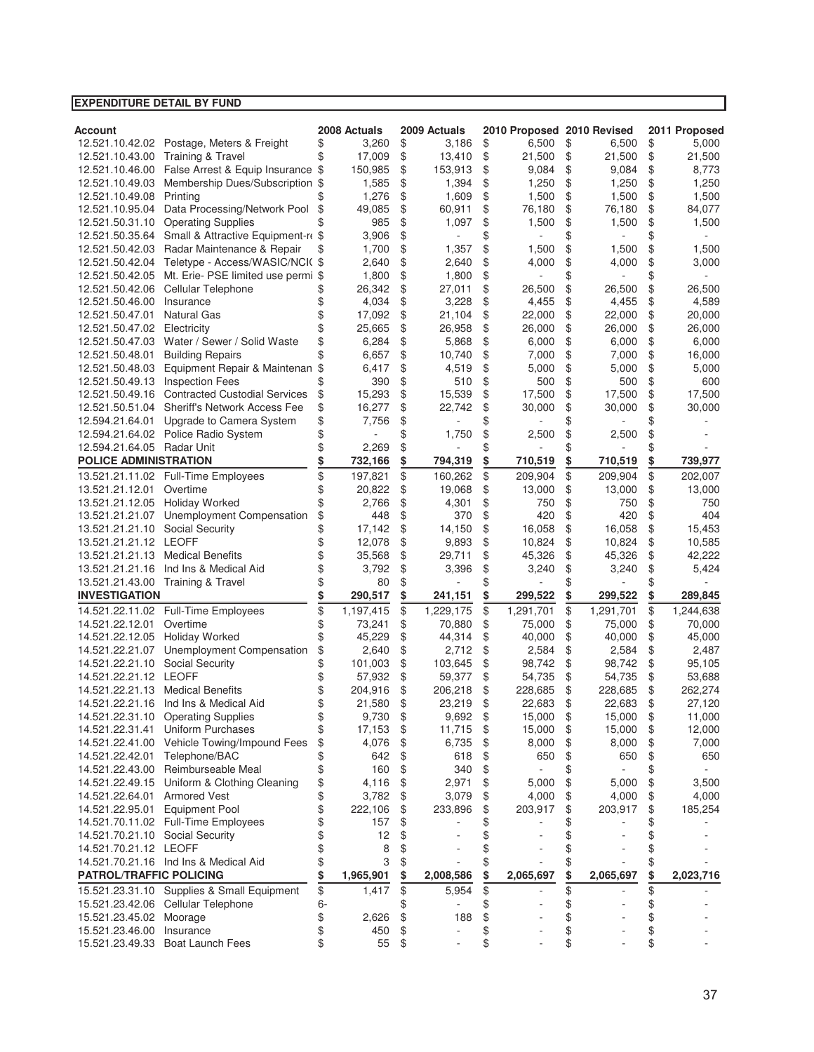**EXPENDITURE DETAIL BY FUND**

| Account | | 2008 Actuals | 2009 Actuals | 2010 Proposed | 2010 Revised | 2011 Proposed |
|---|---|---|---|---|---|---|
| 12.521.10.42.02 | Postage, Meters & Freight | $ 3,260 | $ 3,186 | $ 6,500 | $ 6,500 | $ 5,000 |
| 12.521.10.43.00 | Training & Travel | $ 17,009 | $ 13,410 | $ 21,500 | $ 21,500 | $ 21,500 |
| 12.521.10.46.00 | False Arrest & Equip Insurance | $ 150,985 | $ 153,913 | $ 9,084 | $ 9,084 | $ 8,773 |
| 12.521.10.49.03 | Membership Dues/Subscription | $ 1,585 | $ 1,394 | $ 1,250 | $ 1,250 | $ 1,250 |
| 12.521.10.49.08 | Printing | $ 1,276 | $ 1,609 | $ 1,500 | $ 1,500 | $ 1,500 |
| 12.521.10.95.04 | Data Processing/Network Pool | $ 49,085 | $ 60,911 | $ 76,180 | $ 76,180 | $ 84,077 |
| 12.521.50.31.10 | Operating Supplies | $ 985 | $ 1,097 | $ 1,500 | $ 1,500 | $ 1,500 |
| 12.521.50.35.64 | Small & Attractive Equipment-r | $ 3,906 | $ - | $ - | $ - | $ - |
| 12.521.50.42.03 | Radar Maintenance & Repair | $ 1,700 | $ 1,357 | $ 1,500 | $ 1,500 | $ 1,500 |
| 12.521.50.42.04 | Teletype - Access/WASIC/NCI( | $ 2,640 | $ 2,640 | $ 4,000 | $ 4,000 | $ 3,000 |
| 12.521.50.42.05 | Mt. Erie- PSE limited use permi | $ 1,800 | $ 1,800 | $ - | $ - | $ - |
| 12.521.50.42.06 | Cellular Telephone | $ 26,342 | $ 27,011 | $ 26,500 | $ 26,500 | $ 26,500 |
| 12.521.50.46.00 | Insurance | $ 4,034 | $ 3,228 | $ 4,455 | $ 4,455 | $ 4,589 |
| 12.521.50.47.01 | Natural Gas | $ 17,092 | $ 21,104 | $ 22,000 | $ 22,000 | $ 20,000 |
| 12.521.50.47.02 | Electricity | $ 25,665 | $ 26,958 | $ 26,000 | $ 26,000 | $ 26,000 |
| 12.521.50.47.03 | Water / Sewer / Solid Waste | $ 6,284 | $ 5,868 | $ 6,000 | $ 6,000 | $ 6,000 |
| 12.521.50.48.01 | Building Repairs | $ 6,657 | $ 10,740 | $ 7,000 | $ 7,000 | $ 16,000 |
| 12.521.50.48.03 | Equipment Repair & Maintenan | $ 6,417 | $ 4,519 | $ 5,000 | $ 5,000 | $ 5,000 |
| 12.521.50.49.13 | Inspection Fees | $ 390 | $ 510 | $ 500 | $ 500 | $ 600 |
| 12.521.50.49.16 | Contracted Custodial Services | $ 15,293 | $ 15,539 | $ 17,500 | $ 17,500 | $ 17,500 |
| 12.521.50.51.04 | Sheriff's Network Access Fee | $ 16,277 | $ 22,742 | $ 30,000 | $ 30,000 | $ 30,000 |
| 12.594.21.64.01 | Upgrade to Camera System | $ 7,756 | $ - | $ - | $ - | $ - |
| 12.594.21.64.02 | Police Radio System | $ - | $ 1,750 | $ 2,500 | $ 2,500 | $ - |
| 12.594.21.64.05 | Radar Unit | $ 2,269 | $ - | $ - | $ - | $ - |
| **POLICE ADMINISTRATION** | | **$ 732,166** | **$ 794,319** | **$ 710,519** | **$ 710,519** | **$ 739,977** |
| 13.521.21.11.02 | Full-Time Employees | $ 197,821 | $ 160,262 | $ 209,904 | $ 209,904 | $ 202,007 |
| 13.521.21.12.01 | Overtime | $ 20,822 | $ 19,068 | $ 13,000 | $ 13,000 | $ 13,000 |
| 13.521.21.12.05 | Holiday Worked | $ 2,766 | $ 4,301 | $ 750 | $ 750 | $ 750 |
| 13.521.21.21.07 | Unemployment Compensation | $ 448 | $ 370 | $ 420 | $ 420 | $ 404 |
| 13.521.21.21.10 | Social Security | $ 17,142 | $ 14,150 | $ 16,058 | $ 16,058 | $ 15,453 |
| 13.521.21.21.12 | LEOFF | $ 12,078 | $ 9,893 | $ 10,824 | $ 10,824 | $ 10,585 |
| 13.521.21.21.13 | Medical Benefits | $ 35,568 | $ 29,711 | $ 45,326 | $ 45,326 | $ 42,222 |
| 13.521.21.21.16 | Ind Ins & Medical Aid | $ 3,792 | $ 3,396 | $ 3,240 | $ 3,240 | $ 5,424 |
| 13.521.21.43.00 | Training & Travel | $ 80 | $ - | $ - | $ - | $ - |
| **INVESTIGATION** | | **$ 290,517** | **$ 241,151** | **$ 299,522** | **$ 299,522** | **$ 289,845** |
| 14.521.22.11.02 | Full-Time Employees | $ 1,197,415 | $ 1,229,175 | $ 1,291,701 | $ 1,291,701 | $ 1,244,638 |
| 14.521.22.12.01 | Overtime | $ 73,241 | $ 70,880 | $ 75,000 | $ 75,000 | $ 70,000 |
| 14.521.22.12.05 | Holiday Worked | $ 45,229 | $ 44,314 | $ 40,000 | $ 40,000 | $ 45,000 |
| 14.521.22.21.07 | Unemployment Compensation | $ 2,640 | $ 2,712 | $ 2,584 | $ 2,584 | $ 2,487 |
| 14.521.22.21.10 | Social Security | $ 101,003 | $ 103,645 | $ 98,742 | $ 98,742 | $ 95,105 |
| 14.521.22.21.12 | LEOFF | $ 57,932 | $ 59,377 | $ 54,735 | $ 54,735 | $ 53,688 |
| 14.521.22.21.13 | Medical Benefits | $ 204,916 | $ 206,218 | $ 228,685 | $ 228,685 | $ 262,274 |
| 14.521.22.21.16 | Ind Ins & Medical Aid | $ 21,580 | $ 23,219 | $ 22,683 | $ 22,683 | $ 27,120 |
| 14.521.22.31.10 | Operating Supplies | $ 9,730 | $ 9,692 | $ 15,000 | $ 15,000 | $ 11,000 |
| 14.521.22.31.41 | Uniform Purchases | $ 17,153 | $ 11,715 | $ 15,000 | $ 15,000 | $ 12,000 |
| 14.521.22.41.00 | Vehicle Towing/Impound Fees | $ 4,076 | $ 6,735 | $ 8,000 | $ 8,000 | $ 7,000 |
| 14.521.22.42.01 | Telephone/BAC | $ 642 | $ 618 | $ 650 | $ 650 | $ 650 |
| 14.521.22.43.00 | Reimburseable Meal | $ 160 | $ 340 | $ - | $ - | $ - |
| 14.521.22.49.15 | Uniform & Clothing Cleaning | $ 4,116 | $ 2,971 | $ 5,000 | $ 5,000 | $ 3,500 |
| 14.521.22.64.01 | Armored Vest | $ 3,782 | $ 3,079 | $ 4,000 | $ 4,000 | $ 4,000 |
| 14.521.22.95.01 | Equipment Pool | $ 222,106 | $ 233,896 | $ 203,917 | $ 203,917 | $ 185,254 |
| 14.521.70.11.02 | Full-Time Employees | $ 157 | $ - | $ - | $ - | $ - |
| 14.521.70.21.10 | Social Security | $ 12 | $ - | $ - | $ - | $ - |
| 14.521.70.21.12 | LEOFF | $ 8 | $ - | $ - | $ - | $ - |
| 14.521.70.21.16 | Ind Ins & Medical Aid | $ 3 | $ - | $ - | $ - | $ - |
| **PATROL/TRAFFIC POLICING** | | **$ 1,965,901** | **$ 2,008,586** | **$ 2,065,697** | **$ 2,065,697** | **$ 2,023,716** |
| 15.521.23.31.10 | Supplies & Small Equipment | $ 1,417 | $ 5,954 | $ - | $ - | $ - |
| 15.521.23.42.06 | Cellular Telephone | 6- | $ - | $ - | $ - | $ - |
| 15.521.23.45.02 | Moorage | $ 2,626 | $ 188 | $ - | $ - | $ - |
| 15.521.23.46.00 | Insurance | $ 450 | $ - | $ - | $ - | $ - |
| 15.521.23.49.33 | Boat Launch Fees | $ 55 | $ - | $ - | $ - | $ - |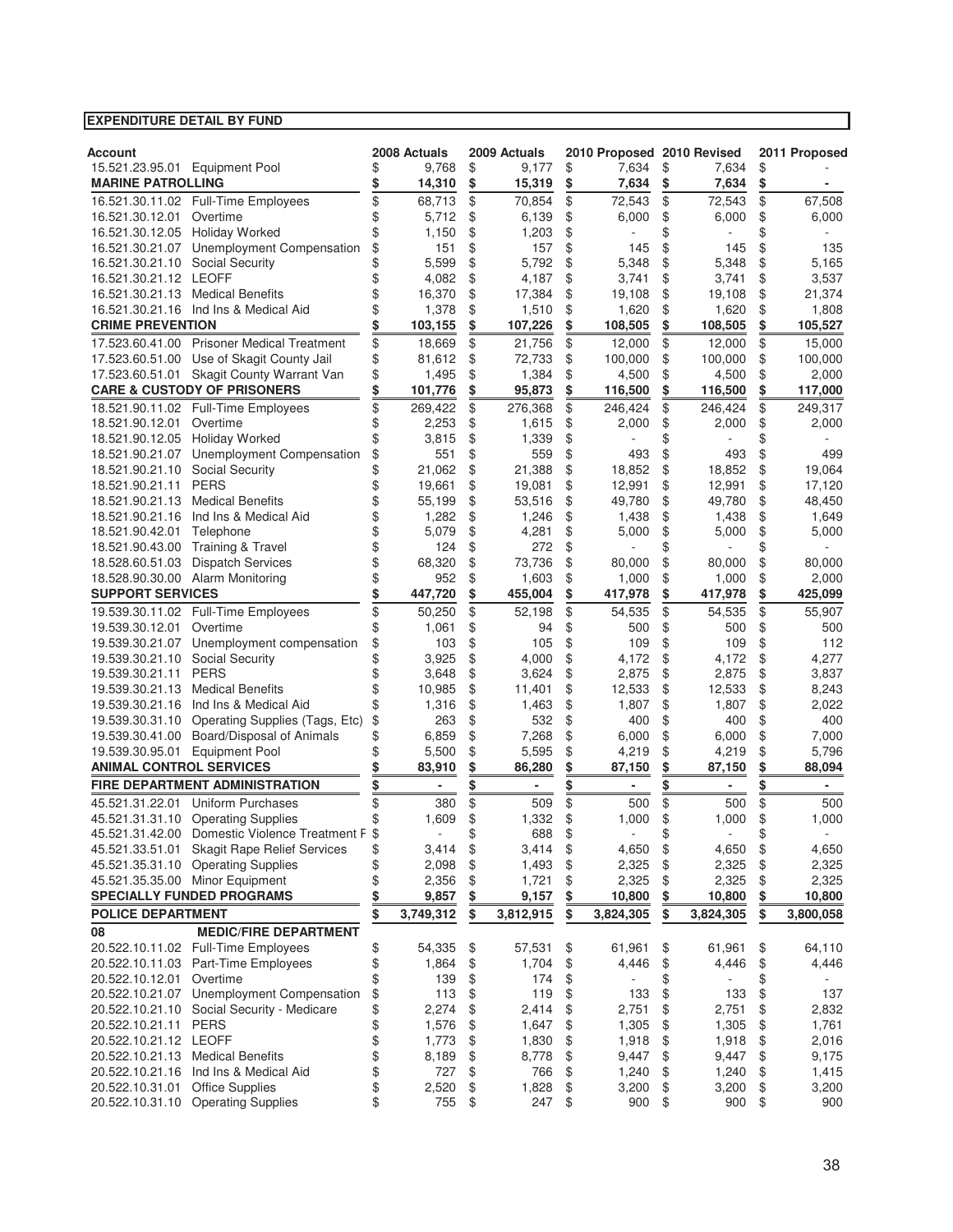**EXPENDITURE DETAIL BY FUND**

| Account | | 2008 Actuals | 2009 Actuals | 2010 Proposed | 2010 Revised | 2011 Proposed |
|---|---|---|---|---|---|---|
| 15.521.23.95.01 | Equipment Pool | $ 9,768 | $ 9,177 | $ 7,634 | $ 7,634 | $ - |
| **MARINE PATROLLING** | | **$ 14,310** | **$ 15,319** | **$ 7,634** | **$ 7,634** | **$ -** |
| 16.521.30.11.02 | Full-Time Employees | $ 68,713 | $ 70,854 | $ 72,543 | $ 72,543 | $ 67,508 |
| 16.521.30.12.01 | Overtime | $ 5,712 | $ 6,139 | $ 6,000 | $ 6,000 | $ 6,000 |
| 16.521.30.12.05 | Holiday Worked | $ 1,150 | $ 1,203 | $ - | $ - | $ - |
| 16.521.30.21.07 | Unemployment Compensation | $ 151 | $ 157 | $ 145 | $ 145 | $ 135 |
| 16.521.30.21.10 | Social Security | $ 5,599 | $ 5,792 | $ 5,348 | $ 5,348 | $ 5,165 |
| 16.521.30.21.12 | LEOFF | $ 4,082 | $ 4,187 | $ 3,741 | $ 3,741 | $ 3,537 |
| 16.521.30.21.13 | Medical Benefits | $ 16,370 | $ 17,384 | $ 19,108 | $ 19,108 | $ 21,374 |
| 16.521.30.21.16 | Ind Ins & Medical Aid | $ 1,378 | $ 1,510 | $ 1,620 | $ 1,620 | $ 1,808 |
| **CRIME PREVENTION** | | **$ 103,155** | **$ 107,226** | **$ 108,505** | **$ 108,505** | **$ 105,527** |
| 17.523.60.41.00 | Prisoner Medical Treatment | $ 18,669 | $ 21,756 | $ 12,000 | $ 12,000 | $ 15,000 |
| 17.523.60.51.00 | Use of Skagit County Jail | $ 81,612 | $ 72,733 | $ 100,000 | $ 100,000 | $ 100,000 |
| 17.523.60.51.01 | Skagit County Warrant Van | $ 1,495 | $ 1,384 | $ 4,500 | $ 4,500 | $ 2,000 |
| **CARE & CUSTODY OF PRISONERS** | | **$ 101,776** | **$ 95,873** | **$ 116,500** | **$ 116,500** | **$ 117,000** |
| 18.521.90.11.02 | Full-Time Employees | $ 269,422 | $ 276,368 | $ 246,424 | $ 246,424 | $ 249,317 |
| 18.521.90.12.01 | Overtime | $ 2,253 | $ 1,615 | $ 2,000 | $ 2,000 | $ 2,000 |
| 18.521.90.12.05 | Holiday Worked | $ 3,815 | $ 1,339 | $ - | $ - | $ - |
| 18.521.90.21.07 | Unemployment Compensation | $ 551 | $ 559 | $ 493 | $ 493 | $ 499 |
| 18.521.90.21.10 | Social Security | $ 21,062 | $ 21,388 | $ 18,852 | $ 18,852 | $ 19,064 |
| 18.521.90.21.11 | PERS | $ 19,661 | $ 19,081 | $ 12,991 | $ 12,991 | $ 17,120 |
| 18.521.90.21.13 | Medical Benefits | $ 55,199 | $ 53,516 | $ 49,780 | $ 49,780 | $ 48,450 |
| 18.521.90.21.16 | Ind Ins & Medical Aid | $ 1,282 | $ 1,246 | $ 1,438 | $ 1,438 | $ 1,649 |
| 18.521.90.42.01 | Telephone | $ 5,079 | $ 4,281 | $ 5,000 | $ 5,000 | $ 5,000 |
| 18.521.90.43.00 | Training & Travel | $ 124 | $ 272 | $ - | $ - | $ - |
| 18.528.60.51.03 | Dispatch Services | $ 68,320 | $ 73,736 | $ 80,000 | $ 80,000 | $ 80,000 |
| 18.528.90.30.00 | Alarm Monitoring | $ 952 | $ 1,603 | $ 1,000 | $ 1,000 | $ 2,000 |
| **SUPPORT SERVICES** | | **$ 447,720** | **$ 455,004** | **$ 417,978** | **$ 417,978** | **$ 425,099** |
| 19.539.30.11.02 | Full-Time Employees | $ 50,250 | $ 52,198 | $ 54,535 | $ 54,535 | $ 55,907 |
| 19.539.30.12.01 | Overtime | $ 1,061 | $ 94 | $ 500 | $ 500 | $ 500 |
| 19.539.30.21.07 | Unemployment compensation | $ 103 | $ 105 | $ 109 | $ 109 | $ 112 |
| 19.539.30.21.10 | Social Security | $ 3,925 | $ 4,000 | $ 4,172 | $ 4,172 | $ 4,277 |
| 19.539.30.21.11 | PERS | $ 3,648 | $ 3,624 | $ 2,875 | $ 2,875 | $ 3,837 |
| 19.539.30.21.13 | Medical Benefits | $ 10,985 | $ 11,401 | $ 12,533 | $ 12,533 | $ 8,243 |
| 19.539.30.21.16 | Ind Ins & Medical Aid | $ 1,316 | $ 1,463 | $ 1,807 | $ 1,807 | $ 2,022 |
| 19.539.30.31.10 | Operating Supplies (Tags, Etc) | $ 263 | $ 532 | $ 400 | $ 400 | $ 400 |
| 19.539.30.41.00 | Board/Disposal of Animals | $ 6,859 | $ 7,268 | $ 6,000 | $ 6,000 | $ 7,000 |
| 19.539.30.95.01 | Equipment Pool | $ 5,500 | $ 5,595 | $ 4,219 | $ 4,219 | $ 5,796 |
| **ANIMAL CONTROL SERVICES** | | **$ 83,910** | **$ 86,280** | **$ 87,150** | **$ 87,150** | **$ 88,094** |
| **FIRE DEPARTMENT ADMINISTRATION** | | **$ -** | **$ -** | **$ -** | **$ -** | **$ -** |
| 45.521.31.22.01 | Uniform Purchases | $ 380 | $ 509 | $ 500 | $ 500 | $ 500 |
| 45.521.31.31.10 | Operating Supplies | $ 1,609 | $ 1,332 | $ 1,000 | $ 1,000 | $ 1,000 |
| 45.521.31.42.00 | Domestic Violence Treatment F | $ - | $ 688 | $ - | $ - | $ - |
| 45.521.33.51.01 | Skagit Rape Relief Services | $ 3,414 | $ 3,414 | $ 4,650 | $ 4,650 | $ 4,650 |
| 45.521.35.31.10 | Operating Supplies | $ 2,098 | $ 1,493 | $ 2,325 | $ 2,325 | $ 2,325 |
| 45.521.35.35.00 | Minor Equipment | $ 2,356 | $ 1,721 | $ 2,325 | $ 2,325 | $ 2,325 |
| **SPECIALLY FUNDED PROGRAMS** | | **$ 9,857** | **$ 9,157** | **$ 10,800** | **$ 10,800** | **$ 10,800** |
| **POLICE DEPARTMENT** | | **$ 3,749,312** | **$ 3,812,915** | **$ 3,824,305** | **$ 3,824,305** | **$ 3,800,058** |
| **08** | **MEDIC/FIRE DEPARTMENT** | | | | | |
| 20.522.10.11.02 | Full-Time Employees | $ 54,335 | $ 57,531 | $ 61,961 | $ 61,961 | $ 64,110 |
| 20.522.10.11.03 | Part-Time Employees | $ 1,864 | $ 1,704 | $ 4,446 | $ 4,446 | $ 4,446 |
| 20.522.10.12.01 | Overtime | $ 139 | $ 174 | $ - | $ - | $ - |
| 20.522.10.21.07 | Unemployment Compensation | $ 113 | $ 119 | $ 133 | $ 133 | $ 137 |
| 20.522.10.21.10 | Social Security - Medicare | $ 2,274 | $ 2,414 | $ 2,751 | $ 2,751 | $ 2,832 |
| 20.522.10.21.11 | PERS | $ 1,576 | $ 1,647 | $ 1,305 | $ 1,305 | $ 1,761 |
| 20.522.10.21.12 | LEOFF | $ 1,773 | $ 1,830 | $ 1,918 | $ 1,918 | $ 2,016 |
| 20.522.10.21.13 | Medical Benefits | $ 8,189 | $ 8,778 | $ 9,447 | $ 9,447 | $ 9,175 |
| 20.522.10.21.16 | Ind Ins & Medical Aid | $ 727 | $ 766 | $ 1,240 | $ 1,240 | $ 1,415 |
| 20.522.10.31.01 | Office Supplies | $ 2,520 | $ 1,828 | $ 3,200 | $ 3,200 | $ 3,200 |
| 20.522.10.31.10 | Operating Supplies | $ 755 | $ 247 | $ 900 | $ 900 | $ 900 |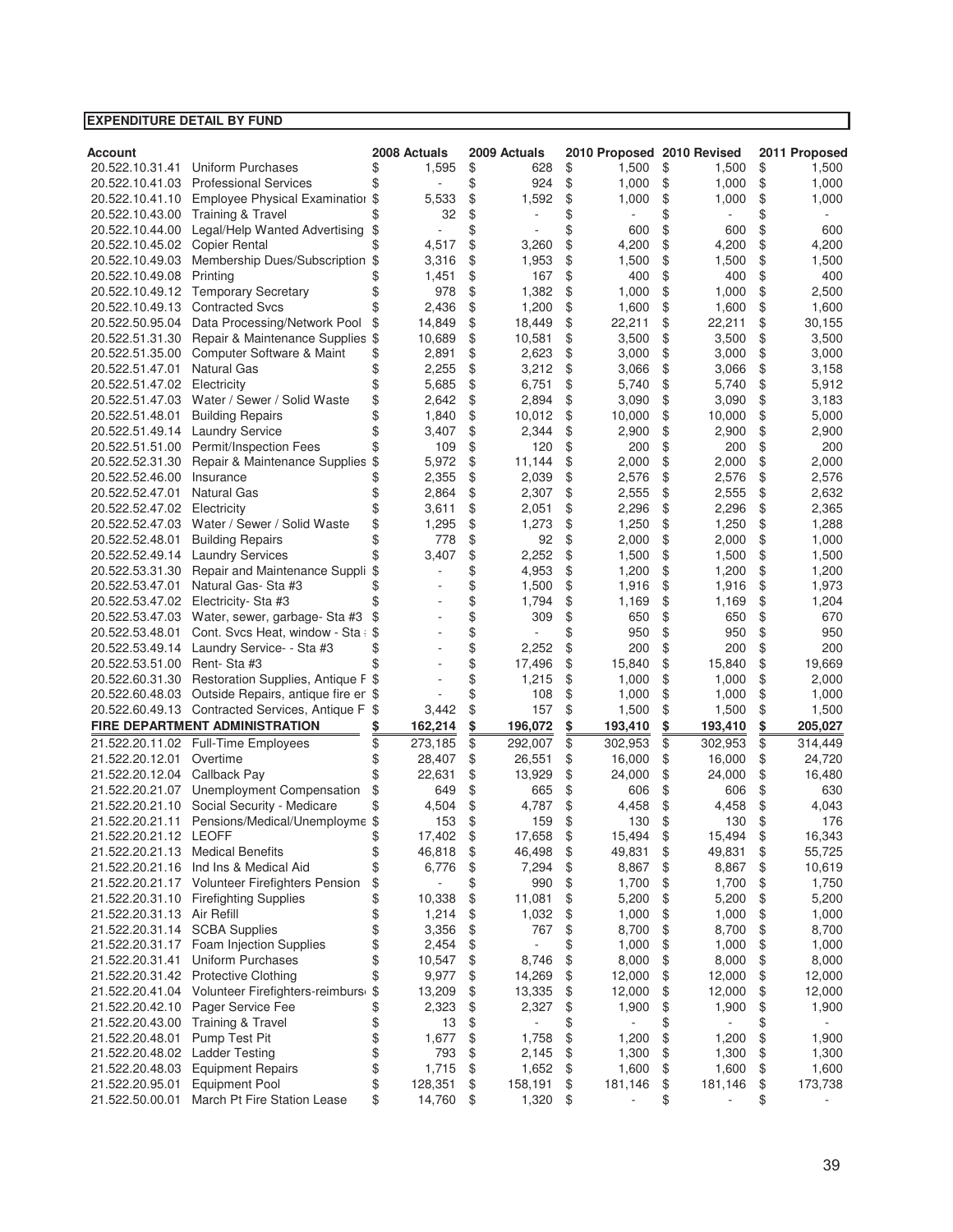**EXPENDITURE DETAIL BY FUND**

| Account | | 2008 Actuals | 2009 Actuals | 2010 Proposed | 2010 Revised | 2011 Proposed |
|---|---|---|---|---|---|---|
| 20.522.10.31.41 | Uniform Purchases | $ 1,595 | $ 628 | $ 1,500 | $ 1,500 | $ 1,500 |
| 20.522.10.41.03 | Professional Services | $ - | $ 924 | $ 1,000 | $ 1,000 | $ 1,000 |
| 20.522.10.41.10 | Employee Physical Examinatior | $ 5,533 | $ 1,592 | $ 1,000 | $ 1,000 | $ 1,000 |
| 20.522.10.43.00 | Training & Travel | $ 32 | $ - | $ - | $ - | $ - |
| 20.522.10.44.00 | Legal/Help Wanted Advertising | $ - | $ - | $ 600 | $ 600 | $ 600 |
| 20.522.10.45.02 | Copier Rental | $ 4,517 | $ 3,260 | $ 4,200 | $ 4,200 | $ 4,200 |
| 20.522.10.49.03 | Membership Dues/Subscription | $ 3,316 | $ 1,953 | $ 1,500 | $ 1,500 | $ 1,500 |
| 20.522.10.49.08 | Printing | $ 1,451 | $ 167 | $ 400 | $ 400 | $ 400 |
| 20.522.10.49.12 | Temporary Secretary | $ 978 | $ 1,382 | $ 1,000 | $ 1,000 | $ 2,500 |
| 20.522.10.49.13 | Contracted Svcs | $ 2,436 | $ 1,200 | $ 1,600 | $ 1,600 | $ 1,600 |
| 20.522.50.95.04 | Data Processing/Network Pool | $ 14,849 | $ 18,449 | $ 22,211 | $ 22,211 | $ 30,155 |
| 20.522.51.31.30 | Repair & Maintenance Supplies | $ 10,689 | $ 10,581 | $ 3,500 | $ 3,500 | $ 3,500 |
| 20.522.51.35.00 | Computer Software & Maint | $ 2,891 | $ 2,623 | $ 3,000 | $ 3,000 | $ 3,000 |
| 20.522.51.47.01 | Natural Gas | $ 2,255 | $ 3,212 | $ 3,066 | $ 3,066 | $ 3,158 |
| 20.522.51.47.02 | Electricity | $ 5,685 | $ 6,751 | $ 5,740 | $ 5,740 | $ 5,912 |
| 20.522.51.47.03 | Water / Sewer / Solid Waste | $ 2,642 | $ 2,894 | $ 3,090 | $ 3,090 | $ 3,183 |
| 20.522.51.48.01 | Building Repairs | $ 1,840 | $ 10,012 | $ 10,000 | $ 10,000 | $ 5,000 |
| 20.522.51.49.14 | Laundry Service | $ 3,407 | $ 2,344 | $ 2,900 | $ 2,900 | $ 2,900 |
| 20.522.51.51.00 | Permit/Inspection Fees | $ 109 | $ 120 | $ 200 | $ 200 | $ 200 |
| 20.522.52.31.30 | Repair & Maintenance Supplies | $ 5,972 | $ 11,144 | $ 2,000 | $ 2,000 | $ 2,000 |
| 20.522.52.46.00 | Insurance | $ 2,355 | $ 2,039 | $ 2,576 | $ 2,576 | $ 2,576 |
| 20.522.52.47.01 | Natural Gas | $ 2,864 | $ 2,307 | $ 2,555 | $ 2,555 | $ 2,632 |
| 20.522.52.47.02 | Electricity | $ 3,611 | $ 2,051 | $ 2,296 | $ 2,296 | $ 2,365 |
| 20.522.52.47.03 | Water / Sewer / Solid Waste | $ 1,295 | $ 1,273 | $ 1,250 | $ 1,250 | $ 1,288 |
| 20.522.52.48.01 | Building Repairs | $ 778 | $ 92 | $ 2,000 | $ 2,000 | $ 1,000 |
| 20.522.52.49.14 | Laundry Services | $ 3,407 | $ 2,252 | $ 1,500 | $ 1,500 | $ 1,500 |
| 20.522.53.31.30 | Repair and Maintenance Suppli | $ - | $ 4,953 | $ 1,200 | $ 1,200 | $ 1,200 |
| 20.522.53.47.01 | Natural Gas- Sta #3 | $ - | $ 1,500 | $ 1,916 | $ 1,916 | $ 1,973 |
| 20.522.53.47.02 | Electricity- Sta #3 | $ - | $ 1,794 | $ 1,169 | $ 1,169 | $ 1,204 |
| 20.522.53.47.03 | Water, sewer, garbage- Sta #3 | $ - | $ 309 | $ 650 | $ 650 | $ 670 |
| 20.522.53.48.01 | Cont. Svcs Heat, window - Sta | $ - | $ - | $ 950 | $ 950 | $ 950 |
| 20.522.53.49.14 | Laundry Service- - Sta #3 | $ - | $ 2,252 | $ 200 | $ 200 | $ 200 |
| 20.522.53.51.00 | Rent- Sta #3 | $ - | $ 17,496 | $ 15,840 | $ 15,840 | $ 19,669 |
| 20.522.60.31.30 | Restoration Supplies, Antique F | $ - | $ 1,215 | $ 1,000 | $ 1,000 | $ 2,000 |
| 20.522.60.48.03 | Outside Repairs, antique fire er | $ - | $ 108 | $ 1,000 | $ 1,000 | $ 1,000 |
| 20.522.60.49.13 | Contracted Services, Antique F | $ 3,442 | $ 157 | $ 1,500 | $ 1,500 | $ 1,500 |
| **FIRE DEPARTMENT ADMINISTRATION** | | **$ 162,214** | **$ 196,072** | **$ 193,410** | **$ 193,410** | **$ 205,027** |
| 21.522.20.11.02 | Full-Time Employees | $ 273,185 | $ 292,007 | $ 302,953 | $ 302,953 | $ 314,449 |
| 21.522.20.12.01 | Overtime | $ 28,407 | $ 26,551 | $ 16,000 | $ 16,000 | $ 24,720 |
| 21.522.20.12.04 | Callback Pay | $ 22,631 | $ 13,929 | $ 24,000 | $ 24,000 | $ 16,480 |
| 21.522.20.21.07 | Unemployment Compensation | $ 649 | $ 665 | $ 606 | $ 606 | $ 630 |
| 21.522.20.21.10 | Social Security - Medicare | $ 4,504 | $ 4,787 | $ 4,458 | $ 4,458 | $ 4,043 |
| 21.522.20.21.11 | Pensions/Medical/Unemployme | $ 153 | $ 159 | $ 130 | $ 130 | $ 176 |
| 21.522.20.21.12 | LEOFF | $ 17,402 | $ 17,658 | $ 15,494 | $ 15,494 | $ 16,343 |
| 21.522.20.21.13 | Medical Benefits | $ 46,818 | $ 46,498 | $ 49,831 | $ 49,831 | $ 55,725 |
| 21.522.20.21.16 | Ind Ins & Medical Aid | $ 6,776 | $ 7,294 | $ 8,867 | $ 8,867 | $ 10,619 |
| 21.522.20.21.17 | Volunteer Firefighters Pension | $ - | $ 990 | $ 1,700 | $ 1,700 | $ 1,750 |
| 21.522.20.31.10 | Firefighting Supplies | $ 10,338 | $ 11,081 | $ 5,200 | $ 5,200 | $ 5,200 |
| 21.522.20.31.13 | Air Refill | $ 1,214 | $ 1,032 | $ 1,000 | $ 1,000 | $ 1,000 |
| 21.522.20.31.14 | SCBA Supplies | $ 3,356 | $ 767 | $ 8,700 | $ 8,700 | $ 8,700 |
| 21.522.20.31.17 | Foam Injection Supplies | $ 2,454 | $ - | $ 1,000 | $ 1,000 | $ 1,000 |
| 21.522.20.31.41 | Uniform Purchases | $ 10,547 | $ 8,746 | $ 8,000 | $ 8,000 | $ 8,000 |
| 21.522.20.31.42 | Protective Clothing | $ 9,977 | $ 14,269 | $ 12,000 | $ 12,000 | $ 12,000 |
| 21.522.20.41.04 | Volunteer Firefighters-reimburs | $ 13,209 | $ 13,335 | $ 12,000 | $ 12,000 | $ 12,000 |
| 21.522.20.42.10 | Pager Service Fee | $ 2,323 | $ 2,327 | $ 1,900 | $ 1,900 | $ 1,900 |
| 21.522.20.43.00 | Training & Travel | $ 13 | $ - | $ - | $ - | $ - |
| 21.522.20.48.01 | Pump Test Pit | $ 1,677 | $ 1,758 | $ 1,200 | $ 1,200 | $ 1,900 |
| 21.522.20.48.02 | Ladder Testing | $ 793 | $ 2,145 | $ 1,300 | $ 1,300 | $ 1,300 |
| 21.522.20.48.03 | Equipment Repairs | $ 1,715 | $ 1,652 | $ 1,600 | $ 1,600 | $ 1,600 |
| 21.522.20.95.01 | Equipment Pool | $ 128,351 | $ 158,191 | $ 181,146 | $ 181,146 | $ 173,738 |
| 21.522.50.00.01 | March Pt Fire Station Lease | $ 14,760 | $ 1,320 | $ - | $ - | $ - |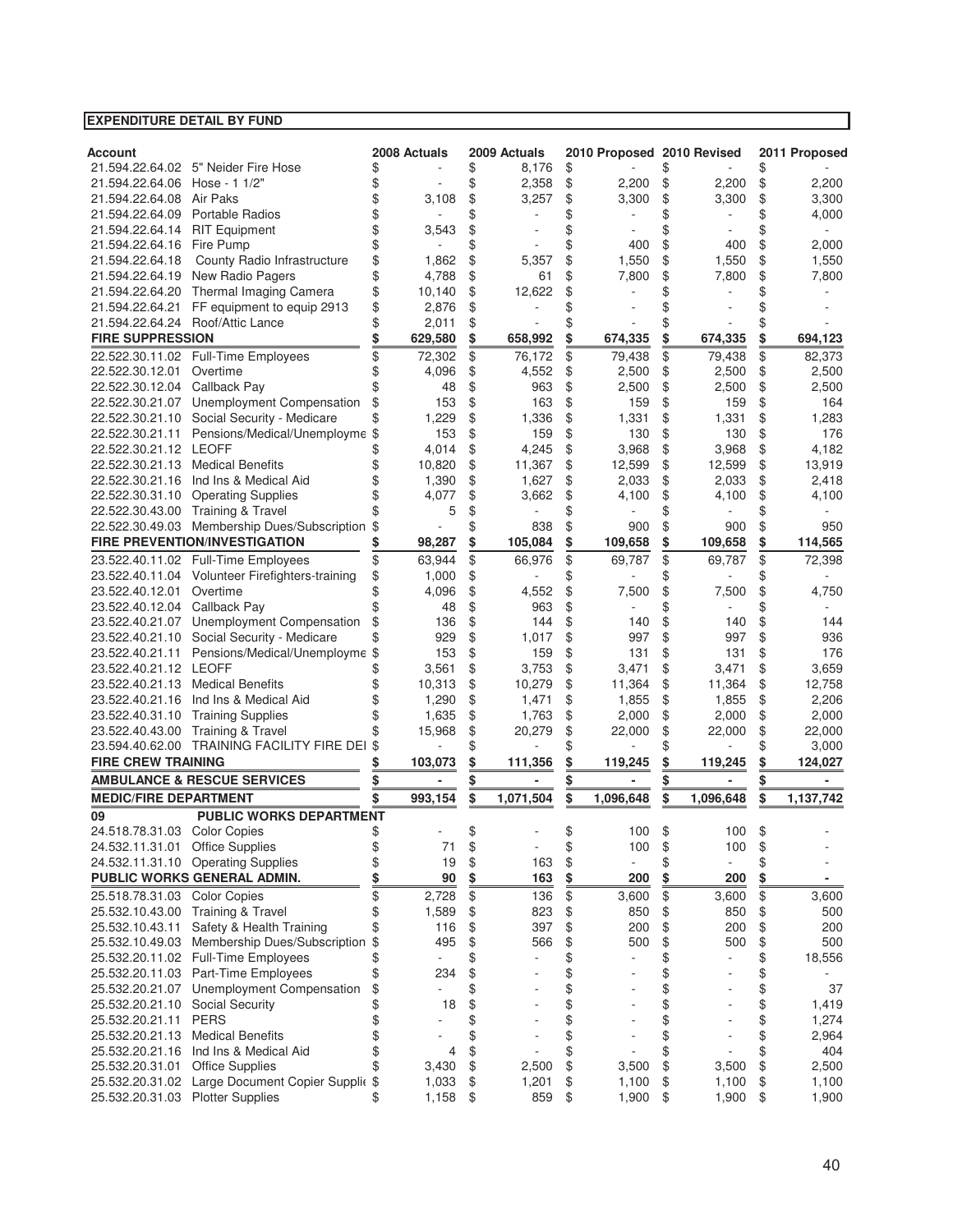**EXPENDITURE DETAIL BY FUND**

| Account | | 2008 Actuals | 2009 Actuals | 2010 Proposed | 2010 Revised | 2011 Proposed |
|---|---|---|---|---|---|---|
| 21.594.22.64.02 | 5" Neider Fire Hose | $ - | $ 8,176 | $ - | $ - | $ - |
| 21.594.22.64.06 | Hose - 1 1/2" | $ - | $ 2,358 | $ 2,200 | $ 2,200 | $ 2,200 |
| 21.594.22.64.08 | Air Paks | $ 3,108 | $ 3,257 | $ 3,300 | $ 3,300 | $ 3,300 |
| 21.594.22.64.09 | Portable Radios | $ - | $ - | $ - | $ - | $ 4,000 |
| 21.594.22.64.14 | RIT Equipment | $ 3,543 | $ - | $ - | $ - | $ - |
| 21.594.22.64.16 | Fire Pump | $ - | $ - | $ 400 | $ 400 | $ 2,000 |
| 21.594.22.64.18 | County Radio Infrastructure | $ 1,862 | $ 5,357 | $ 1,550 | $ 1,550 | $ 1,550 |
| 21.594.22.64.19 | New Radio Pagers | $ 4,788 | $ 61 | $ 7,800 | $ 7,800 | $ 7,800 |
| 21.594.22.64.20 | Thermal Imaging Camera | $ 10,140 | $ 12,622 | $ - | $ - | $ - |
| 21.594.22.64.21 | FF equipment to equip 2913 | $ 2,876 | $ - | $ - | $ - | $ - |
| 21.594.22.64.24 | Roof/Attic Lance | $ 2,011 | $ - | $ - | $ - | $ - |
| **FIRE SUPPRESSION** | | **$ 629,580** | **$ 658,992** | **$ 674,335** | **$ 674,335** | **$ 694,123** |
| 22.522.30.11.02 | Full-Time Employees | $ 72,302 | $ 76,172 | $ 79,438 | $ 79,438 | $ 82,373 |
| 22.522.30.12.01 | Overtime | $ 4,096 | $ 4,552 | $ 2,500 | $ 2,500 | $ 2,500 |
| 22.522.30.12.04 | Callback Pay | $ 48 | $ 963 | $ 2,500 | $ 2,500 | $ 2,500 |
| 22.522.30.21.07 | Unemployment Compensation | $ 153 | $ 163 | $ 159 | $ 159 | $ 164 |
| 22.522.30.21.10 | Social Security - Medicare | $ 1,229 | $ 1,336 | $ 1,331 | $ 1,331 | $ 1,283 |
| 22.522.30.21.11 | Pensions/Medical/Unemployme | $ 153 | $ 159 | $ 130 | $ 130 | $ 176 |
| 22.522.30.21.12 | LEOFF | $ 4,014 | $ 4,245 | $ 3,968 | $ 3,968 | $ 4,182 |
| 22.522.30.21.13 | Medical Benefits | $ 10,820 | $ 11,367 | $ 12,599 | $ 12,599 | $ 13,919 |
| 22.522.30.21.16 | Ind Ins & Medical Aid | $ 1,390 | $ 1,627 | $ 2,033 | $ 2,033 | $ 2,418 |
| 22.522.30.31.10 | Operating Supplies | $ 4,077 | $ 3,662 | $ 4,100 | $ 4,100 | $ 4,100 |
| 22.522.30.43.00 | Training & Travel | $ 5 | $ - | $ - | $ - | $ - |
| 22.522.30.49.03 | Membership Dues/Subscription | $ - | $ 838 | $ 900 | $ 900 | $ 950 |
| **FIRE PREVENTION/INVESTIGATION** | | **$ 98,287** | **$ 105,084** | **$ 109,658** | **$ 109,658** | **$ 114,565** |
| 23.522.40.11.02 | Full-Time Employees | $ 63,944 | $ 66,976 | $ 69,787 | $ 69,787 | $ 72,398 |
| 23.522.40.11.04 | Volunteer Firefighters-training | $ 1,000 | $ - | $ - | $ - | $ - |
| 23.522.40.12.01 | Overtime | $ 4,096 | $ 4,552 | $ 7,500 | $ 7,500 | $ 4,750 |
| 23.522.40.12.04 | Callback Pay | $ 48 | $ 963 | $ - | $ - | $ - |
| 23.522.40.21.07 | Unemployment Compensation | $ 136 | $ 144 | $ 140 | $ 140 | $ 144 |
| 23.522.40.21.10 | Social Security - Medicare | $ 929 | $ 1,017 | $ 997 | $ 997 | $ 936 |
| 23.522.40.21.11 | Pensions/Medical/Unemployme | $ 153 | $ 159 | $ 131 | $ 131 | $ 176 |
| 23.522.40.21.12 | LEOFF | $ 3,561 | $ 3,753 | $ 3,471 | $ 3,471 | $ 3,659 |
| 23.522.40.21.13 | Medical Benefits | $ 10,313 | $ 10,279 | $ 11,364 | $ 11,364 | $ 12,758 |
| 23.522.40.21.16 | Ind Ins & Medical Aid | $ 1,290 | $ 1,471 | $ 1,855 | $ 1,855 | $ 2,206 |
| 23.522.40.31.10 | Training Supplies | $ 1,635 | $ 1,763 | $ 2,000 | $ 2,000 | $ 2,000 |
| 23.522.40.43.00 | Training & Travel | $ 15,968 | $ 20,279 | $ 22,000 | $ 22,000 | $ 22,000 |
| 23.594.40.62.00 | TRAINING FACILITY FIRE DEI | $ - | $ - | $ - | $ - | $ 3,000 |
| **FIRE CREW TRAINING** | | **$ 103,073** | **$ 111,356** | **$ 119,245** | **$ 119,245** | **$ 124,027** |
| **AMBULANCE & RESCUE SERVICES** | | **$ -** | **$ -** | **$ -** | **$ -** | **$ -** |
| **MEDIC/FIRE DEPARTMENT** | | **$ 993,154** | **$ 1,071,504** | **$ 1,096,648** | **$ 1,096,648** | **$ 1,137,742** |
| **09** | **PUBLIC WORKS DEPARTMENT** | | | | | |
| 24.518.78.31.03 | Color Copies | $ - | $ - | $ 100 | $ 100 | $ - |
| 24.532.11.31.01 | Office Supplies | $ 71 | $ - | $ 100 | $ 100 | $ - |
| 24.532.11.31.10 | Operating Supplies | $ 19 | $ 163 | $ - | $ - | $ - |
| **PUBLIC WORKS GENERAL ADMIN.** | | **$ 90** | **$ 163** | **$ 200** | **$ 200** | **$ -** |
| 25.518.78.31.03 | Color Copies | $ 2,728 | $ 136 | $ 3,600 | $ 3,600 | $ 3,600 |
| 25.532.10.43.00 | Training & Travel | $ 1,589 | $ 823 | $ 850 | $ 850 | $ 500 |
| 25.532.10.43.11 | Safety & Health Training | $ 116 | $ 397 | $ 200 | $ 200 | $ 200 |
| 25.532.10.49.03 | Membership Dues/Subscription | $ 495 | $ 566 | $ 500 | $ 500 | $ 500 |
| 25.532.20.11.02 | Full-Time Employees | $ - | $ - | $ - | $ - | $ 18,556 |
| 25.532.20.11.03 | Part-Time Employees | $ 234 | $ - | $ - | $ - | $ - |
| 25.532.20.21.07 | Unemployment Compensation | $ - | $ - | $ - | $ - | $ 37 |
| 25.532.20.21.10 | Social Security | $ 18 | $ - | $ - | $ - | $ 1,419 |
| 25.532.20.21.11 | PERS | $ - | $ - | $ - | $ - | $ 1,274 |
| 25.532.20.21.13 | Medical Benefits | $ - | $ - | $ - | $ - | $ 2,964 |
| 25.532.20.21.16 | Ind Ins & Medical Aid | $ 4 | $ - | $ - | $ - | $ 404 |
| 25.532.20.31.01 | Office Supplies | $ 3,430 | $ 2,500 | $ 3,500 | $ 3,500 | $ 2,500 |
| 25.532.20.31.02 | Large Document Copier Supplie | $ 1,033 | $ 1,201 | $ 1,100 | $ 1,100 | $ 1,100 |
| 25.532.20.31.03 | Plotter Supplies | $ 1,158 | $ 859 | $ 1,900 | $ 1,900 | $ 1,900 |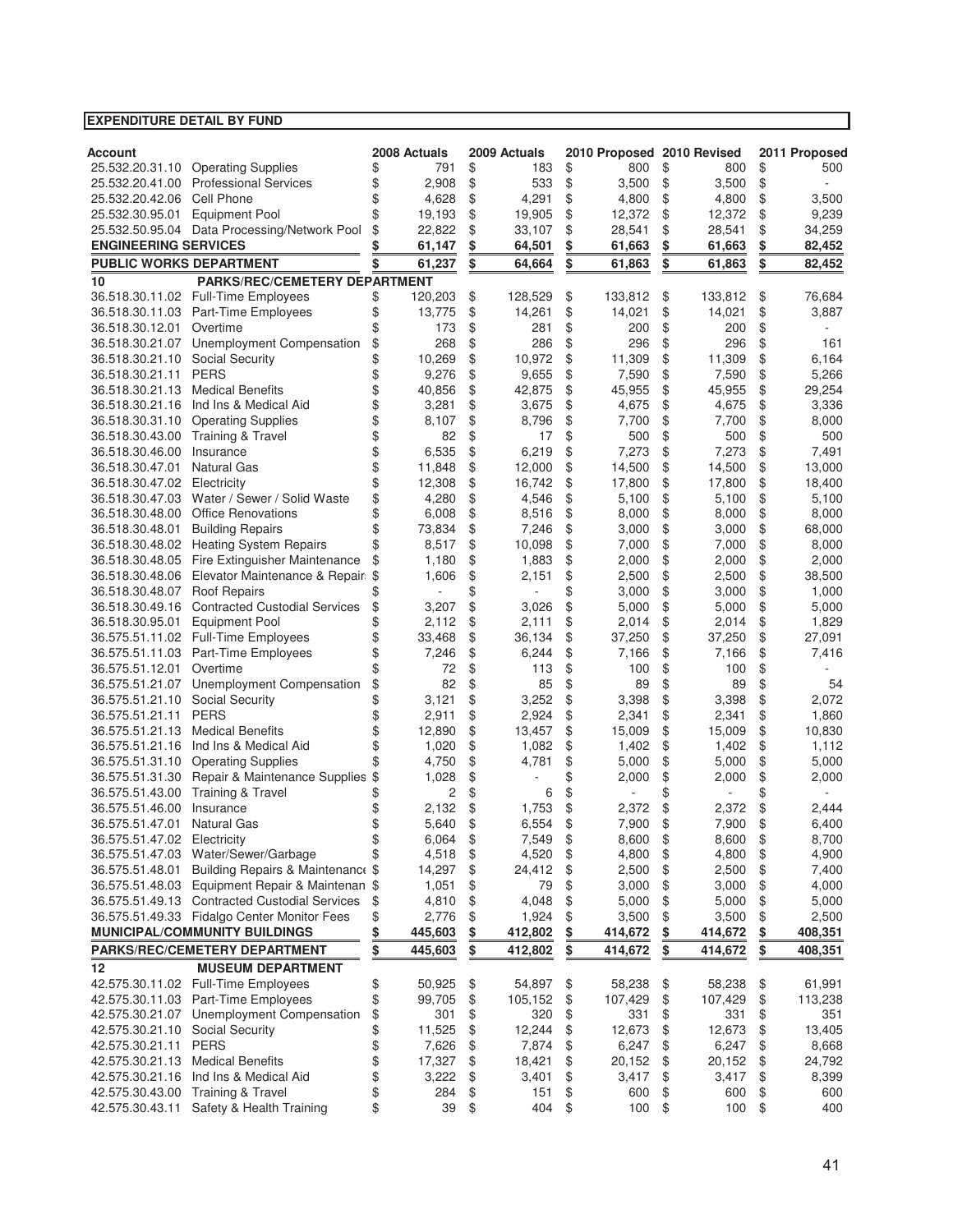**EXPENDITURE DETAIL BY FUND**

| Account | | 2008 Actuals | 2009 Actuals | 2010 Proposed | 2010 Revised | 2011 Proposed |
|---|---|---|---|---|---|---|
| 25.532.20.31.10 | Operating Supplies | $ 791 | $ 183 | $ 800 | $ 800 | $ 500 |
| 25.532.20.41.00 | Professional Services | $ 2,908 | $ 533 | $ 3,500 | $ 3,500 | $ - |
| 25.532.20.42.06 | Cell Phone | $ 4,628 | $ 4,291 | $ 4,800 | $ 4,800 | $ 3,500 |
| 25.532.30.95.01 | Equipment Pool | $ 19,193 | $ 19,905 | $ 12,372 | $ 12,372 | $ 9,239 |
| 25.532.50.95.04 | Data Processing/Network Pool | $ 22,822 | $ 33,107 | $ 28,541 | $ 28,541 | $ 34,259 |
| **ENGINEERING SERVICES** | | **$ 61,147** | **$ 64,501** | **$ 61,663** | **$ 61,663** | **$ 82,452** |
| **PUBLIC WORKS DEPARTMENT** | | **$ 61,237** | **$ 64,664** | **$ 61,863** | **$ 61,863** | **$ 82,452** |
| **10** | **PARKS/REC/CEMETERY DEPARTMENT** | | | | | |
| 36.518.30.11.02 | Full-Time Employees | $ 120,203 | $ 128,529 | $ 133,812 | $ 133,812 | $ 76,684 |
| 36.518.30.11.03 | Part-Time Employees | $ 13,775 | $ 14,261 | $ 14,021 | $ 14,021 | $ 3,887 |
| 36.518.30.12.01 | Overtime | $ 173 | $ 281 | $ 200 | $ 200 | $ - |
| 36.518.30.21.07 | Unemployment Compensation | $ 268 | $ 286 | $ 296 | $ 296 | $ 161 |
| 36.518.30.21.10 | Social Security | $ 10,269 | $ 10,972 | $ 11,309 | $ 11,309 | $ 6,164 |
| 36.518.30.21.11 | PERS | $ 9,276 | $ 9,655 | $ 7,590 | $ 7,590 | $ 5,266 |
| 36.518.30.21.13 | Medical Benefits | $ 40,856 | $ 42,875 | $ 45,955 | $ 45,955 | $ 29,254 |
| 36.518.30.21.16 | Ind Ins & Medical Aid | $ 3,281 | $ 3,675 | $ 4,675 | $ 4,675 | $ 3,336 |
| 36.518.30.31.10 | Operating Supplies | $ 8,107 | $ 8,796 | $ 7,700 | $ 7,700 | $ 8,000 |
| 36.518.30.43.00 | Training & Travel | $ 82 | $ 17 | $ 500 | $ 500 | $ 500 |
| 36.518.30.46.00 | Insurance | $ 6,535 | $ 6,219 | $ 7,273 | $ 7,273 | $ 7,491 |
| 36.518.30.47.01 | Natural Gas | $ 11,848 | $ 12,000 | $ 14,500 | $ 14,500 | $ 13,000 |
| 36.518.30.47.02 | Electricity | $ 12,308 | $ 16,742 | $ 17,800 | $ 17,800 | $ 18,400 |
| 36.518.30.47.03 | Water / Sewer / Solid Waste | $ 4,280 | $ 4,546 | $ 5,100 | $ 5,100 | $ 5,100 |
| 36.518.30.48.00 | Office Renovations | $ 6,008 | $ 8,516 | $ 8,000 | $ 8,000 | $ 8,000 |
| 36.518.30.48.01 | Building Repairs | $ 73,834 | $ 7,246 | $ 3,000 | $ 3,000 | $ 68,000 |
| 36.518.30.48.02 | Heating System Repairs | $ 8,517 | $ 10,098 | $ 7,000 | $ 7,000 | $ 8,000 |
| 36.518.30.48.05 | Fire Extinguisher Maintenance | $ 1,180 | $ 1,883 | $ 2,000 | $ 2,000 | $ 2,000 |
| 36.518.30.48.06 | Elevator Maintenance & Repair | $ 1,606 | $ 2,151 | $ 2,500 | $ 2,500 | $ 38,500 |
| 36.518.30.48.07 | Roof Repairs | $ - | $ - | $ 3,000 | $ 3,000 | $ 1,000 |
| 36.518.30.49.16 | Contracted Custodial Services | $ 3,207 | $ 3,026 | $ 5,000 | $ 5,000 | $ 5,000 |
| 36.518.30.95.01 | Equipment Pool | $ 2,112 | $ 2,111 | $ 2,014 | $ 2,014 | $ 1,829 |
| 36.575.51.11.02 | Full-Time Employees | $ 33,468 | $ 36,134 | $ 37,250 | $ 37,250 | $ 27,091 |
| 36.575.51.11.03 | Part-Time Employees | $ 7,246 | $ 6,244 | $ 7,166 | $ 7,166 | $ 7,416 |
| 36.575.51.12.01 | Overtime | $ 72 | $ 113 | $ 100 | $ 100 | $ - |
| 36.575.51.21.07 | Unemployment Compensation | $ 82 | $ 85 | $ 89 | $ 89 | $ 54 |
| 36.575.51.21.10 | Social Security | $ 3,121 | $ 3,252 | $ 3,398 | $ 3,398 | $ 2,072 |
| 36.575.51.21.11 | PERS | $ 2,911 | $ 2,924 | $ 2,341 | $ 2,341 | $ 1,860 |
| 36.575.51.21.13 | Medical Benefits | $ 12,890 | $ 13,457 | $ 15,009 | $ 15,009 | $ 10,830 |
| 36.575.51.21.16 | Ind Ins & Medical Aid | $ 1,020 | $ 1,082 | $ 1,402 | $ 1,402 | $ 1,112 |
| 36.575.51.31.10 | Operating Supplies | $ 4,750 | $ 4,781 | $ 5,000 | $ 5,000 | $ 5,000 |
| 36.575.51.31.30 | Repair & Maintenance Supplies | $ 1,028 | $ - | $ 2,000 | $ 2,000 | $ 2,000 |
| 36.575.51.43.00 | Training & Travel | $ 2 | $ 6 | $ - | $ - | $ - |
| 36.575.51.46.00 | Insurance | $ 2,132 | $ 1,753 | $ 2,372 | $ 2,372 | $ 2,444 |
| 36.575.51.47.01 | Natural Gas | $ 5,640 | $ 6,554 | $ 7,900 | $ 7,900 | $ 6,400 |
| 36.575.51.47.02 | Electricity | $ 6,064 | $ 7,549 | $ 8,600 | $ 8,600 | $ 8,700 |
| 36.575.51.47.03 | Water/Sewer/Garbage | $ 4,518 | $ 4,520 | $ 4,800 | $ 4,800 | $ 4,900 |
| 36.575.51.48.01 | Building Repairs & Maintenance | $ 14,297 | $ 24,412 | $ 2,500 | $ 2,500 | $ 7,400 |
| 36.575.51.48.03 | Equipment Repair & Maintenan | $ 1,051 | $ 79 | $ 3,000 | $ 3,000 | $ 4,000 |
| 36.575.51.49.13 | Contracted Custodial Services | $ 4,810 | $ 4,048 | $ 5,000 | $ 5,000 | $ 5,000 |
| 36.575.51.49.33 | Fidalgo Center Monitor Fees | $ 2,776 | $ 1,924 | $ 3,500 | $ 3,500 | $ 2,500 |
| **MUNICIPAL/COMMUNITY BUILDINGS** | | **$ 445,603** | **$ 412,802** | **$ 414,672** | **$ 414,672** | **$ 408,351** |
| **PARKS/REC/CEMETERY DEPARTMENT** | | **$ 445,603** | **$ 412,802** | **$ 414,672** | **$ 414,672** | **$ 408,351** |
| **12** | **MUSEUM DEPARTMENT** | | | | | |
| 42.575.30.11.02 | Full-Time Employees | $ 50,925 | $ 54,897 | $ 58,238 | $ 58,238 | $ 61,991 |
| 42.575.30.11.03 | Part-Time Employees | $ 99,705 | $ 105,152 | $ 107,429 | $ 107,429 | $ 113,238 |
| 42.575.30.21.07 | Unemployment Compensation | $ 301 | $ 320 | $ 331 | $ 331 | $ 351 |
| 42.575.30.21.10 | Social Security | $ 11,525 | $ 12,244 | $ 12,673 | $ 12,673 | $ 13,405 |
| 42.575.30.21.11 | PERS | $ 7,626 | $ 7,874 | $ 6,247 | $ 6,247 | $ 8,668 |
| 42.575.30.21.13 | Medical Benefits | $ 17,327 | $ 18,421 | $ 20,152 | $ 20,152 | $ 24,792 |
| 42.575.30.21.16 | Ind Ins & Medical Aid | $ 3,222 | $ 3,401 | $ 3,417 | $ 3,417 | $ 8,399 |
| 42.575.30.43.00 | Training & Travel | $ 284 | $ 151 | $ 600 | $ 600 | $ 600 |
| 42.575.30.43.11 | Safety & Health Training | $ 39 | $ 404 | $ 100 | $ 100 | $ 400 |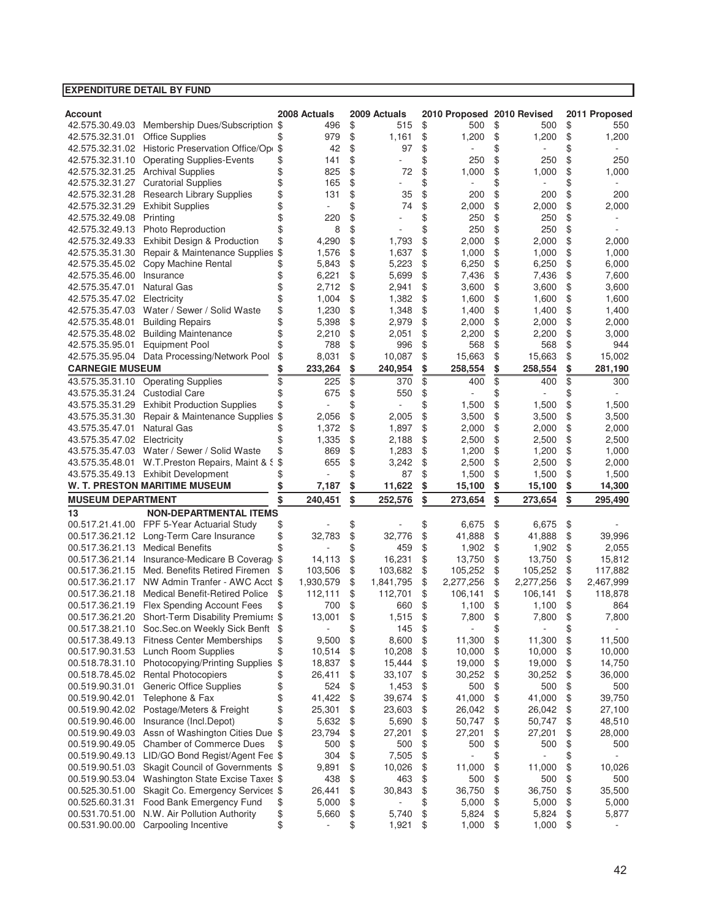**EXPENDITURE DETAIL BY FUND**

| Account | | 2008 Actuals | 2009 Actuals | 2010 Proposed | 2010 Revised | 2011 Proposed |
|---|---|---|---|---|---|---|
| 42.575.30.49.03 | Membership Dues/Subscription | $ 496 | $ 515 | $ 500 | $ 500 | $ 550 |
| 42.575.32.31.01 | Office Supplies | $ 979 | $ 1,161 | $ 1,200 | $ 1,200 | $ 1,200 |
| 42.575.32.31.02 | Historic Preservation Office/Op | $ 42 | $ 97 | $ - | $ - | $ - |
| 42.575.32.31.10 | Operating Supplies-Events | $ 141 | $ - | $ 250 | $ 250 | $ 250 |
| 42.575.32.31.25 | Archival Supplies | $ 825 | $ 72 | $ 1,000 | $ 1,000 | $ 1,000 |
| 42.575.32.31.27 | Curatorial Supplies | $ 165 | $ - | $ - | $ - | $ - |
| 42.575.32.31.28 | Research Library Supplies | $ 131 | $ 35 | $ 200 | $ 200 | $ 200 |
| 42.575.32.31.29 | Exhibit Supplies | $ - | $ 74 | $ 2,000 | $ 2,000 | $ 2,000 |
| 42.575.32.49.08 | Printing | $ 220 | $ - | $ 250 | $ 250 | $ - |
| 42.575.32.49.13 | Photo Reproduction | $ 8 | $ - | $ 250 | $ 250 | $ - |
| 42.575.32.49.33 | Exhibit Design & Production | $ 4,290 | $ 1,793 | $ 2,000 | $ 2,000 | $ 2,000 |
| 42.575.35.31.30 | Repair & Maintenance Supplies | $ 1,576 | $ 1,637 | $ 1,000 | $ 1,000 | $ 1,000 |
| 42.575.35.45.02 | Copy Machine Rental | $ 5,843 | $ 5,223 | $ 6,250 | $ 6,250 | $ 6,000 |
| 42.575.35.46.00 | Insurance | $ 6,221 | $ 5,699 | $ 7,436 | $ 7,436 | $ 7,600 |
| 42.575.35.47.01 | Natural Gas | $ 2,712 | $ 2,941 | $ 3,600 | $ 3,600 | $ 3,600 |
| 42.575.35.47.02 | Electricity | $ 1,004 | $ 1,382 | $ 1,600 | $ 1,600 | $ 1,600 |
| 42.575.35.47.03 | Water / Sewer / Solid Waste | $ 1,230 | $ 1,348 | $ 1,400 | $ 1,400 | $ 1,400 |
| 42.575.35.48.01 | Building Repairs | $ 5,398 | $ 2,979 | $ 2,000 | $ 2,000 | $ 2,000 |
| 42.575.35.48.02 | Building Maintenance | $ 2,210 | $ 2,051 | $ 2,200 | $ 2,200 | $ 3,000 |
| 42.575.35.95.01 | Equipment Pool | $ 788 | $ 996 | $ 568 | $ 568 | $ 944 |
| 42.575.35.95.04 | Data Processing/Network Pool | $ 8,031 | $ 10,087 | $ 15,663 | $ 15,663 | $ 15,002 |
| **CARNEGIE MUSEUM** | | **$ 233,264** | **$ 240,954** | **$ 258,554** | **$ 258,554** | **$ 281,190** |
| 43.575.35.31.10 | Operating Supplies | $ 225 | $ 370 | $ 400 | $ 400 | $ 300 |
| 43.575.35.31.24 | Custodial Care | $ 675 | $ 550 | $ - | $ - | $ - |
| 43.575.35.31.29 | Exhibit Production Supplies | $ - | $ - | $ 1,500 | $ 1,500 | $ 1,500 |
| 43.575.35.31.30 | Repair & Maintenance Supplies | $ 2,056 | $ 2,005 | $ 3,500 | $ 3,500 | $ 3,500 |
| 43.575.35.47.01 | Natural Gas | $ 1,372 | $ 1,897 | $ 2,000 | $ 2,000 | $ 2,000 |
| 43.575.35.47.02 | Electricity | $ 1,335 | $ 2,188 | $ 2,500 | $ 2,500 | $ 2,500 |
| 43.575.35.47.03 | Water / Sewer / Solid Waste | $ 869 | $ 1,283 | $ 1,200 | $ 1,200 | $ 1,000 |
| 43.575.35.48.01 | W.T.Preston Repairs, Maint & S | $ 655 | $ 3,242 | $ 2,500 | $ 2,500 | $ 2,000 |
| 43.575.35.49.13 | Exhibit Development | $ - | $ 87 | $ 1,500 | $ 1,500 | $ 1,500 |
| **W. T. PRESTON MARITIME MUSEUM** | | **$ 7,187** | **$ 11,622** | **$ 15,100** | **$ 15,100** | **$ 14,300** |
| **MUSEUM DEPARTMENT** | | **$ 240,451** | **$ 252,576** | **$ 273,654** | **$ 273,654** | **$ 295,490** |
| **13** | **NON-DEPARTMENTAL ITEMS** | | | | | |
| 00.517.21.41.00 | FPF 5-Year Actuarial Study | $ - | $ - | $ 6,675 | $ 6,675 | $ - |
| 00.517.36.21.12 | Long-Term Care Insurance | $ 32,783 | $ 32,776 | $ 41,888 | $ 41,888 | $ 39,996 |
| 00.517.36.21.13 | Medical Benefits | $ - | $ 459 | $ 1,902 | $ 1,902 | $ 2,055 |
| 00.517.36.21.14 | Insurance-Medicare B Coverag | $ 14,113 | $ 16,231 | $ 13,750 | $ 13,750 | $ 15,812 |
| 00.517.36.21.15 | Med. Benefits Retired Firemen | $ 103,506 | $ 103,682 | $ 105,252 | $ 105,252 | $ 117,882 |
| 00.517.36.21.17 | NW Admin Tranfer - AWC Acct | $ 1,930,579 | $ 1,841,795 | $ 2,277,256 | $ 2,277,256 | $ 2,467,999 |
| 00.517.36.21.18 | Medical Benefit-Retired Police | $ 112,111 | $ 112,701 | $ 106,141 | $ 106,141 | $ 118,878 |
| 00.517.36.21.19 | Flex Spending Account Fees | $ 700 | $ 660 | $ 1,100 | $ 1,100 | $ 864 |
| 00.517.36.21.20 | Short-Term Disability Premiums | $ 13,001 | $ 1,515 | $ 7,800 | $ 7,800 | $ 7,800 |
| 00.517.38.21.10 | Soc.Sec.on Weekly Sick Benft | $ - | $ 145 | $ - | $ - | $ - |
| 00.517.38.49.13 | Fitness Center Memberships | $ 9,500 | $ 8,600 | $ 11,300 | $ 11,300 | $ 11,500 |
| 00.517.90.31.53 | Lunch Room Supplies | $ 10,514 | $ 10,208 | $ 10,000 | $ 10,000 | $ 10,000 |
| 00.518.78.31.10 | Photocopying/Printing Supplies | $ 18,837 | $ 15,444 | $ 19,000 | $ 19,000 | $ 14,750 |
| 00.518.78.45.02 | Rental Photocopiers | $ 26,411 | $ 33,107 | $ 30,252 | $ 30,252 | $ 36,000 |
| 00.519.90.31.01 | Generic Office Supplies | $ 524 | $ 1,453 | $ 500 | $ 500 | $ 500 |
| 00.519.90.42.01 | Telephone & Fax | $ 41,422 | $ 39,674 | $ 41,000 | $ 41,000 | $ 39,750 |
| 00.519.90.42.02 | Postage/Meters & Freight | $ 25,301 | $ 23,603 | $ 26,042 | $ 26,042 | $ 27,100 |
| 00.519.90.46.00 | Insurance (Incl.Depot) | $ 5,632 | $ 5,690 | $ 50,747 | $ 50,747 | $ 48,510 |
| 00.519.90.49.03 | Assn of Washington Cities Due | $ 23,794 | $ 27,201 | $ 27,201 | $ 27,201 | $ 28,000 |
| 00.519.90.49.05 | Chamber of Commerce Dues | $ 500 | $ 500 | $ 500 | $ 500 | $ 500 |
| 00.519.90.49.13 | LID/GO Bond Regist/Agent Fee | $ 304 | $ 7,505 | $ - | $ - | $ - |
| 00.519.90.51.03 | Skagit Council of Governments | $ 9,891 | $ 10,026 | $ 11,000 | $ 11,000 | $ 10,026 |
| 00.519.90.53.04 | Washington State Excise Taxes | $ 438 | $ 463 | $ 500 | $ 500 | $ 500 |
| 00.525.30.51.00 | Skagit Co. Emergency Services | $ 26,441 | $ 30,843 | $ 36,750 | $ 36,750 | $ 35,500 |
| 00.525.60.31.31 | Food Bank Emergency Fund | $ 5,000 | $ - | $ 5,000 | $ 5,000 | $ 5,000 |
| 00.531.70.51.00 | N.W. Air Pollution Authority | $ 5,660 | $ 5,740 | $ 5,824 | $ 5,824 | $ 5,877 |
| 00.531.90.00.00 | Carpooling Incentive | $ - | $ 1,921 | $ 1,000 | $ 1,000 | $ - |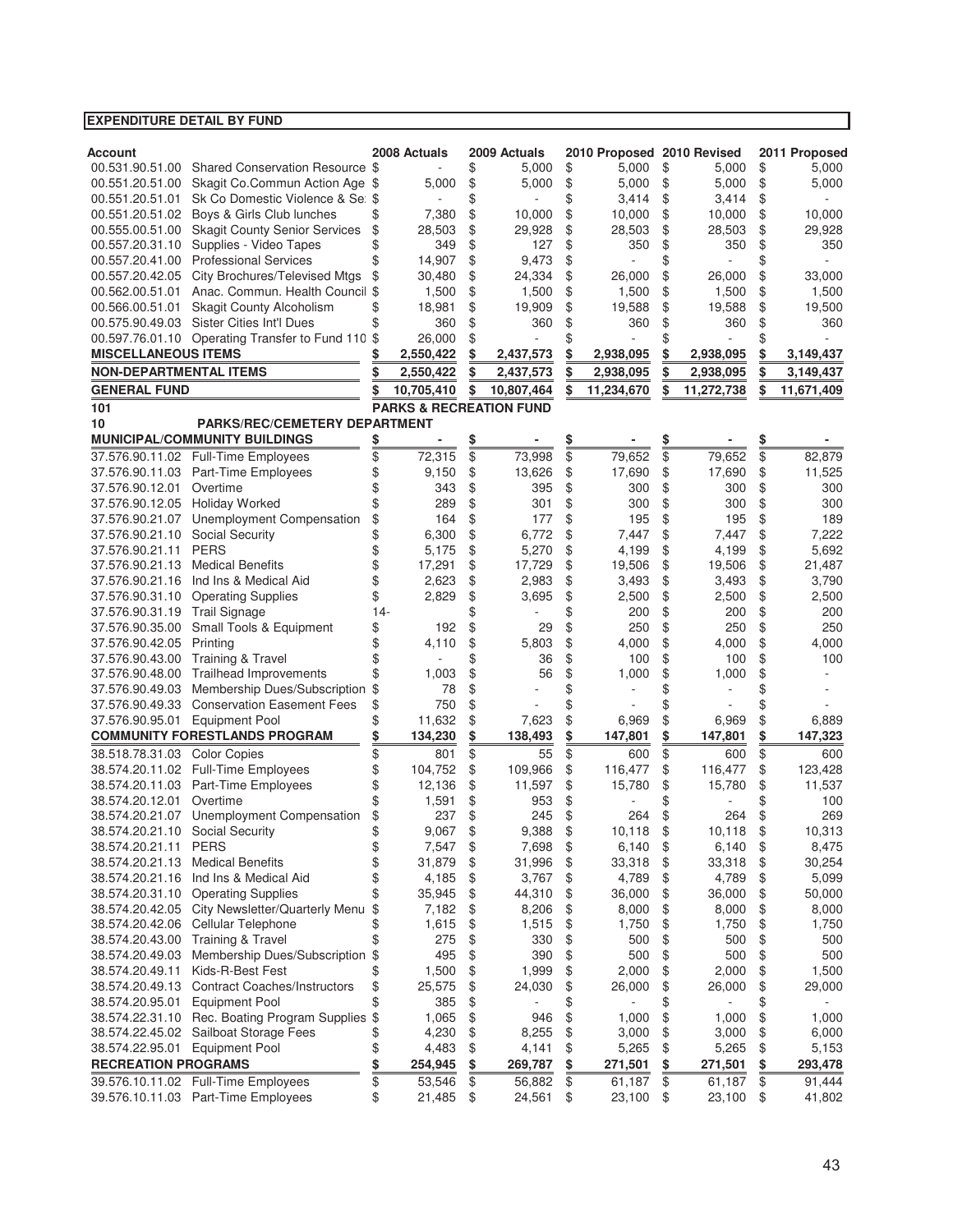**EXPENDITURE DETAIL BY FUND**

| Account | | 2008 Actuals | 2009 Actuals | 2010 Proposed | 2010 Revised | 2011 Proposed |
|---|---|---|---|---|---|---|
| 00.531.90.51.00 | Shared Conservation Resource | $ - | $ 5,000 | $ 5,000 | $ 5,000 | $ 5,000 |
| 00.551.20.51.00 | Skagit Co.Commun Action Age | $ 5,000 | $ 5,000 | $ 5,000 | $ 5,000 | $ 5,000 |
| 00.551.20.51.01 | Sk Co Domestic Violence & Se | $ - | $ - | $ 3,414 | $ 3,414 | $ - |
| 00.551.20.51.02 | Boys & Girls Club lunches | $ 7,380 | $ 10,000 | $ 10,000 | $ 10,000 | $ 10,000 |
| 00.555.00.51.00 | Skagit County Senior Services | $ 28,503 | $ 29,928 | $ 28,503 | $ 28,503 | $ 29,928 |
| 00.557.20.31.10 | Supplies - Video Tapes | $ 349 | $ 127 | $ 350 | $ 350 | $ 350 |
| 00.557.20.41.00 | Professional Services | $ 14,907 | $ 9,473 | $ - | $ - | $ - |
| 00.557.20.42.05 | City Brochures/Televised Mtgs | $ 30,480 | $ 24,334 | $ 26,000 | $ 26,000 | $ 33,000 |
| 00.562.00.51.01 | Anac. Commun. Health Council | $ 1,500 | $ 1,500 | $ 1,500 | $ 1,500 | $ 1,500 |
| 00.566.00.51.01 | Skagit County Alcoholism | $ 18,981 | $ 19,909 | $ 19,588 | $ 19,588 | $ 19,500 |
| 00.575.90.49.03 | Sister Cities Int'l Dues | $ 360 | $ 360 | $ 360 | $ 360 | $ 360 |
| 00.597.76.01.10 | Operating Transfer to Fund 110 | $ 26,000 | $ - | $ - | $ - | $ - |
| **MISCELLANEOUS ITEMS** | | **$ 2,550,422** | **$ 2,437,573** | **$ 2,938,095** | **$ 2,938,095** | **$ 3,149,437** |
| **NON-DEPARTMENTAL ITEMS** | | **$ 2,550,422** | **$ 2,437,573** | **$ 2,938,095** | **$ 2,938,095** | **$ 3,149,437** |
| **GENERAL FUND** | | **$ 10,705,410** | **$ 10,807,464** | **$ 11,234,670** | **$ 11,272,738** | **$ 11,671,409** |
| **101** | | **PARKS & RECREATION FUND** | | | | |
| **10** | **PARKS/REC/CEMETERY DEPARTMENT** | | | | | |
| **MUNICIPAL/COMMUNITY BUILDINGS** | | **$ -** | **$ -** | **$ -** | **$ -** | **$ -** |
| 37.576.90.11.02 | Full-Time Employees | $ 72,315 | $ 73,998 | $ 79,652 | $ 79,652 | $ 82,879 |
| 37.576.90.11.03 | Part-Time Employees | $ 9,150 | $ 13,626 | $ 17,690 | $ 17,690 | $ 11,525 |
| 37.576.90.12.01 | Overtime | $ 343 | $ 395 | $ 300 | $ 300 | $ 300 |
| 37.576.90.12.05 | Holiday Worked | $ 289 | $ 301 | $ 300 | $ 300 | $ 300 |
| 37.576.90.21.07 | Unemployment Compensation | $ 164 | $ 177 | $ 195 | $ 195 | $ 189 |
| 37.576.90.21.10 | Social Security | $ 6,300 | $ 6,772 | $ 7,447 | $ 7,447 | $ 7,222 |
| 37.576.90.21.11 | PERS | $ 5,175 | $ 5,270 | $ 4,199 | $ 4,199 | $ 5,692 |
| 37.576.90.21.13 | Medical Benefits | $ 17,291 | $ 17,729 | $ 19,506 | $ 19,506 | $ 21,487 |
| 37.576.90.21.16 | Ind Ins & Medical Aid | $ 2,623 | $ 2,983 | $ 3,493 | $ 3,493 | $ 3,790 |
| 37.576.90.31.10 | Operating Supplies | $ 2,829 | $ 3,695 | $ 2,500 | $ 2,500 | $ 2,500 |
| 37.576.90.31.19 | Trail Signage | 14- | $ - | $ 200 | $ 200 | $ 200 |
| 37.576.90.35.00 | Small Tools & Equipment | $ 192 | $ 29 | $ 250 | $ 250 | $ 250 |
| 37.576.90.42.05 | Printing | $ 4,110 | $ 5,803 | $ 4,000 | $ 4,000 | $ 4,000 |
| 37.576.90.43.00 | Training & Travel | $ - | $ 36 | $ 100 | $ 100 | $ 100 |
| 37.576.90.48.00 | Trailhead Improvements | $ 1,003 | $ 56 | $ 1,000 | $ 1,000 | $ - |
| 37.576.90.49.03 | Membership Dues/Subscription | $ 78 | $ - | $ - | $ - | $ - |
| 37.576.90.49.33 | Conservation Easement Fees | $ 750 | $ - | $ - | $ - | $ - |
| 37.576.90.95.01 | Equipment Pool | $ 11,632 | $ 7,623 | $ 6,969 | $ 6,969 | $ 6,889 |
| **COMMUNITY FORESTLANDS PROGRAM** | | **$ 134,230** | **$ 138,493** | **$ 147,801** | **$ 147,801** | **$ 147,323** |
| 38.518.78.31.03 | Color Copies | $ 801 | $ 55 | $ 600 | $ 600 | $ 600 |
| 38.574.20.11.02 | Full-Time Employees | $ 104,752 | $ 109,966 | $ 116,477 | $ 116,477 | $ 123,428 |
| 38.574.20.11.03 | Part-Time Employees | $ 12,136 | $ 11,597 | $ 15,780 | $ 15,780 | $ 11,537 |
| 38.574.20.12.01 | Overtime | $ 1,591 | $ 953 | $ - | $ - | $ 100 |
| 38.574.20.21.07 | Unemployment Compensation | $ 237 | $ 245 | $ 264 | $ 264 | $ 269 |
| 38.574.20.21.10 | Social Security | $ 9,067 | $ 9,388 | $ 10,118 | $ 10,118 | $ 10,313 |
| 38.574.20.21.11 | PERS | $ 7,547 | $ 7,698 | $ 6,140 | $ 6,140 | $ 8,475 |
| 38.574.20.21.13 | Medical Benefits | $ 31,879 | $ 31,996 | $ 33,318 | $ 33,318 | $ 30,254 |
| 38.574.20.21.16 | Ind Ins & Medical Aid | $ 4,185 | $ 3,767 | $ 4,789 | $ 4,789 | $ 5,099 |
| 38.574.20.31.10 | Operating Supplies | $ 35,945 | $ 44,310 | $ 36,000 | $ 36,000 | $ 50,000 |
| 38.574.20.42.05 | City Newsletter/Quarterly Menu | $ 7,182 | $ 8,206 | $ 8,000 | $ 8,000 | $ 8,000 |
| 38.574.20.42.06 | Cellular Telephone | $ 1,615 | $ 1,515 | $ 1,750 | $ 1,750 | $ 1,750 |
| 38.574.20.43.00 | Training & Travel | $ 275 | $ 330 | $ 500 | $ 500 | $ 500 |
| 38.574.20.49.03 | Membership Dues/Subscription | $ 495 | $ 390 | $ 500 | $ 500 | $ 500 |
| 38.574.20.49.11 | Kids-R-Best Fest | $ 1,500 | $ 1,999 | $ 2,000 | $ 2,000 | $ 1,500 |
| 38.574.20.49.13 | Contract Coaches/Instructors | $ 25,575 | $ 24,030 | $ 26,000 | $ 26,000 | $ 29,000 |
| 38.574.20.95.01 | Equipment Pool | $ 385 | $ - | $ - | $ - | $ - |
| 38.574.22.31.10 | Rec. Boating Program Supplies | $ 1,065 | $ 946 | $ 1,000 | $ 1,000 | $ 1,000 |
| 38.574.22.45.02 | Sailboat Storage Fees | $ 4,230 | $ 8,255 | $ 3,000 | $ 3,000 | $ 6,000 |
| 38.574.22.95.01 | Equipment Pool | $ 4,483 | $ 4,141 | $ 5,265 | $ 5,265 | $ 5,153 |
| **RECREATION PROGRAMS** | | **$ 254,945** | **$ 269,787** | **$ 271,501** | **$ 271,501** | **$ 293,478** |
| 39.576.10.11.02 | Full-Time Employees | $ 53,546 | $ 56,882 | $ 61,187 | $ 61,187 | $ 91,444 |
| 39.576.10.11.03 | Part-Time Employees | $ 21,485 | $ 24,561 | $ 23,100 | $ 23,100 | $ 41,802 |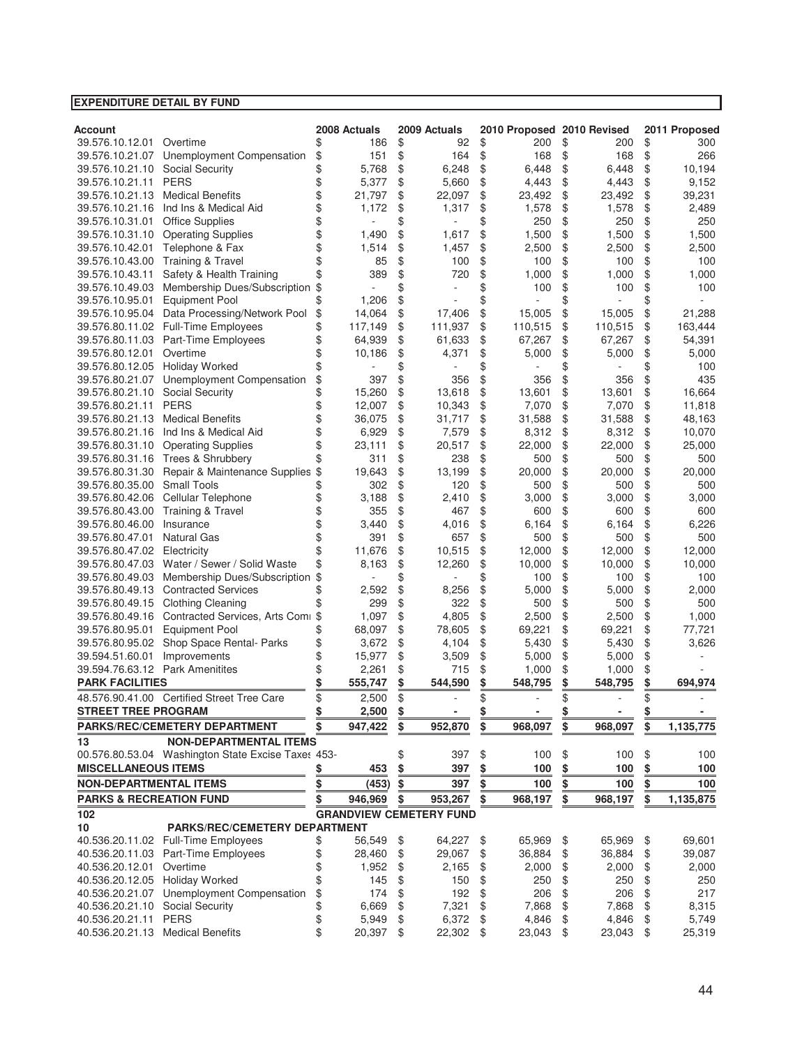## EXPENDITURE DETAIL BY FUND

| Account | | 2008 Actuals | 2009 Actuals | 2010 Proposed | 2010 Revised | 2011 Proposed |
|---|---|---|---|---|---|---|
| 39.576.10.12.01 | Overtime | $ 186 | $ 92 | $ 200 | $ 200 | $ 300 |
| 39.576.10.21.07 | Unemployment Compensation | $ 151 | $ 164 | $ 168 | $ 168 | $ 266 |
| 39.576.10.21.10 | Social Security | $ 5,768 | $ 6,248 | $ 6,448 | $ 6,448 | $ 10,194 |
| 39.576.10.21.11 | PERS | $ 5,377 | $ 5,660 | $ 4,443 | $ 4,443 | $ 9,152 |
| 39.576.10.21.13 | Medical Benefits | $ 21,797 | $ 22,097 | $ 23,492 | $ 23,492 | $ 39,231 |
| 39.576.10.21.16 | Ind Ins & Medical Aid | $ 1,172 | $ 1,317 | $ 1,578 | $ 1,578 | $ 2,489 |
| 39.576.10.31.01 | Office Supplies | $ - | $ - | $ 250 | $ 250 | $ 250 |
| 39.576.10.31.10 | Operating Supplies | $ 1,490 | $ 1,617 | $ 1,500 | $ 1,500 | $ 1,500 |
| 39.576.10.42.01 | Telephone & Fax | $ 1,514 | $ 1,457 | $ 2,500 | $ 2,500 | $ 2,500 |
| 39.576.10.43.00 | Training & Travel | $ 85 | $ 100 | $ 100 | $ 100 | $ 100 |
| 39.576.10.43.11 | Safety & Health Training | $ 389 | $ 720 | $ 1,000 | $ 1,000 | $ 1,000 |
| 39.576.10.49.03 | Membership Dues/Subscription | $ - | $ - | $ 100 | $ 100 | $ 100 |
| 39.576.10.95.01 | Equipment Pool | $ 1,206 | $ - | $ - | $ - | $ - |
| 39.576.10.95.04 | Data Processing/Network Pool | $ 14,064 | $ 17,406 | $ 15,005 | $ 15,005 | $ 21,288 |
| 39.576.80.11.02 | Full-Time Employees | $ 117,149 | $ 111,937 | $ 110,515 | $ 110,515 | $ 163,444 |
| 39.576.80.11.03 | Part-Time Employees | $ 64,939 | $ 61,633 | $ 67,267 | $ 67,267 | $ 54,391 |
| 39.576.80.12.01 | Overtime | $ 10,186 | $ 4,371 | $ 5,000 | $ 5,000 | $ 5,000 |
| 39.576.80.12.05 | Holiday Worked | $ - | $ - | $ - | $ - | $ 100 |
| 39.576.80.21.07 | Unemployment Compensation | $ 397 | $ 356 | $ 356 | $ 356 | $ 435 |
| 39.576.80.21.10 | Social Security | $ 15,260 | $ 13,618 | $ 13,601 | $ 13,601 | $ 16,664 |
| 39.576.80.21.11 | PERS | $ 12,007 | $ 10,343 | $ 7,070 | $ 7,070 | $ 11,818 |
| 39.576.80.21.13 | Medical Benefits | $ 36,075 | $ 31,717 | $ 31,588 | $ 31,588 | $ 48,163 |
| 39.576.80.21.16 | Ind Ins & Medical Aid | $ 6,929 | $ 7,579 | $ 8,312 | $ 8,312 | $ 10,070 |
| 39.576.80.31.10 | Operating Supplies | $ 23,111 | $ 20,517 | $ 22,000 | $ 22,000 | $ 25,000 |
| 39.576.80.31.16 | Trees & Shrubbery | $ 311 | $ 238 | $ 500 | $ 500 | $ 500 |
| 39.576.80.31.30 | Repair & Maintenance Supplies | $ 19,643 | $ 13,199 | $ 20,000 | $ 20,000 | $ 20,000 |
| 39.576.80.35.00 | Small Tools | $ 302 | $ 120 | $ 500 | $ 500 | $ 500 |
| 39.576.80.42.06 | Cellular Telephone | $ 3,188 | $ 2,410 | $ 3,000 | $ 3,000 | $ 3,000 |
| 39.576.80.43.00 | Training & Travel | $ 355 | $ 467 | $ 600 | $ 600 | $ 600 |
| 39.576.80.46.00 | Insurance | $ 3,440 | $ 4,016 | $ 6,164 | $ 6,164 | $ 6,226 |
| 39.576.80.47.01 | Natural Gas | $ 391 | $ 657 | $ 500 | $ 500 | $ 500 |
| 39.576.80.47.02 | Electricity | $ 11,676 | $ 10,515 | $ 12,000 | $ 12,000 | $ 12,000 |
| 39.576.80.47.03 | Water / Sewer / Solid Waste | $ 8,163 | $ 12,260 | $ 10,000 | $ 10,000 | $ 10,000 |
| 39.576.80.49.03 | Membership Dues/Subscription | $ - | $ - | $ 100 | $ 100 | $ 100 |
| 39.576.80.49.13 | Contracted Services | $ 2,592 | $ 8,256 | $ 5,000 | $ 5,000 | $ 2,000 |
| 39.576.80.49.15 | Clothing Cleaning | $ 299 | $ 322 | $ 500 | $ 500 | $ 500 |
| 39.576.80.49.16 | Contracted Services, Arts Comm | $ 1,097 | $ 4,805 | $ 2,500 | $ 2,500 | $ 1,000 |
| 39.576.80.95.01 | Equipment Pool | $ 68,097 | $ 78,605 | $ 69,221 | $ 69,221 | $ 77,721 |
| 39.576.80.95.02 | Shop Space Rental- Parks | $ 3,672 | $ 4,104 | $ 5,430 | $ 5,430 | $ 3,626 |
| 39.594.51.60.01 | Improvements | $ 15,977 | $ 3,509 | $ 5,000 | $ 5,000 | $ - |
| 39.594.76.63.12 | Park Amenitites | $ 2,261 | $ 715 | $ 1,000 | $ 1,000 | $ - |
| **PARK FACILITIES** | | **$ 555,747** | **$ 544,590** | **$ 548,795** | **$ 548,795** | **$ 694,974** |
| 48.576.90.41.00 | Certified Street Tree Care | $ 2,500 | $ - | $ - | $ - | $ - |
| **STREET TREE PROGRAM** | | **$ 2,500** | **$ -** | **$ -** | **$ -** | **$ -** |
| **PARKS/REC/CEMETERY DEPARTMENT** | | **$ 947,422** | **$ 952,870** | **$ 968,097** | **$ 968,097** | **$ 1,135,775** |
| **13** | **NON-DEPARTMENTAL ITEMS** | | | | | |
| 00.576.80.53.04 | Washington State Excise Taxes | 453- | $ 397 | $ 100 | $ 100 | $ 100 |
| **MISCELLANEOUS ITEMS** | | **$ 453** | **$ 397** | **$ 100** | **$ 100** | **$ 100** |
| **NON-DEPARTMENTAL ITEMS** | | **$ (453)** | **$ 397** | **$ 100** | **$ 100** | **$ 100** |
| **PARKS & RECREATION FUND** | | **$ 946,969** | **$ 953,267** | **$ 968,197** | **$ 968,197** | **$ 1,135,875** |
| **102** | | **GRANDVIEW CEMETERY FUND** | | | | |
| **10** | **PARKS/REC/CEMETERY DEPARTMENT** | | | | | |
| 40.536.20.11.02 | Full-Time Employees | $ 56,549 | $ 64,227 | $ 65,969 | $ 65,969 | $ 69,601 |
| 40.536.20.11.03 | Part-Time Employees | $ 28,460 | $ 29,067 | $ 36,884 | $ 36,884 | $ 39,087 |
| 40.536.20.12.01 | Overtime | $ 1,952 | $ 2,165 | $ 2,000 | $ 2,000 | $ 2,000 |
| 40.536.20.12.05 | Holiday Worked | $ 145 | $ 150 | $ 250 | $ 250 | $ 250 |
| 40.536.20.21.07 | Unemployment Compensation | $ 174 | $ 192 | $ 206 | $ 206 | $ 217 |
| 40.536.20.21.10 | Social Security | $ 6,669 | $ 7,321 | $ 7,868 | $ 7,868 | $ 8,315 |
| 40.536.20.21.11 | PERS | $ 5,949 | $ 6,372 | $ 4,846 | $ 4,846 | $ 5,749 |
| 40.536.20.21.13 | Medical Benefits | $ 20,397 | $ 22,302 | $ 23,043 | $ 23,043 | $ 25,319 |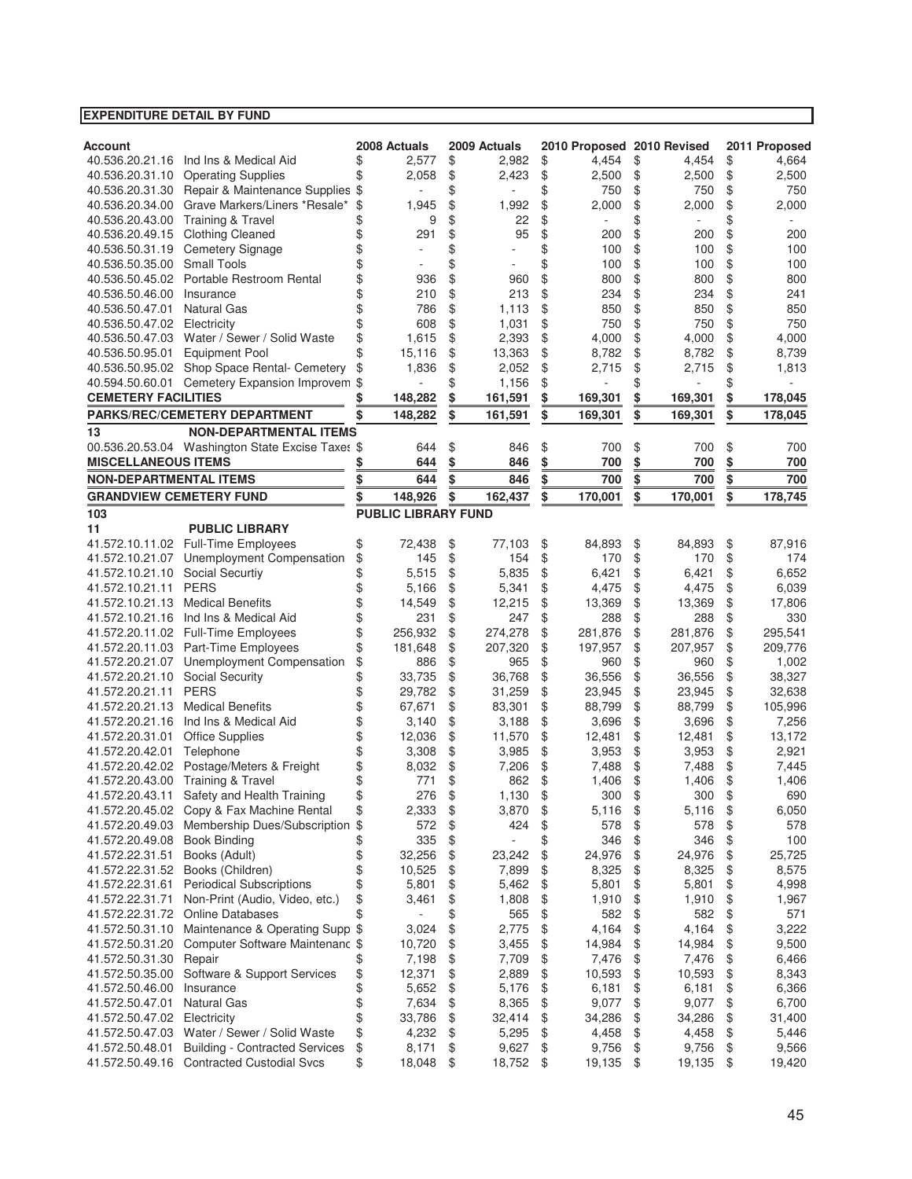**EXPENDITURE DETAIL BY FUND**

| Account | | 2008 Actuals | 2009 Actuals | 2010 Proposed | 2010 Revised | 2011 Proposed |
|---|---|---|---|---|---|---|
| 40.536.20.21.16 | Ind Ins & Medical Aid | $ 2,577 | $ 2,982 | $ 4,454 | $ 4,454 | $ 4,664 |
| 40.536.20.31.10 | Operating Supplies | $ 2,058 | $ 2,423 | $ 2,500 | $ 2,500 | $ 2,500 |
| 40.536.20.31.30 | Repair & Maintenance Supplies | $ - | $ - | $ 750 | $ 750 | $ 750 |
| 40.536.20.34.00 | Grave Markers/Liners *Resale* | $ 1,945 | $ 1,992 | $ 2,000 | $ 2,000 | $ 2,000 |
| 40.536.20.43.00 | Training & Travel | $ 9 | $ 22 | $ - | $ - | $ - |
| 40.536.20.49.15 | Clothing Cleaned | $ 291 | $ 95 | $ 200 | $ 200 | $ 200 |
| 40.536.50.31.19 | Cemetery Signage | $ - | $ - | $ 100 | $ 100 | $ 100 |
| 40.536.50.35.00 | Small Tools | $ - | $ - | $ 100 | $ 100 | $ 100 |
| 40.536.50.45.02 | Portable Restroom Rental | $ 936 | $ 960 | $ 800 | $ 800 | $ 800 |
| 40.536.50.46.00 | Insurance | $ 210 | $ 213 | $ 234 | $ 234 | $ 241 |
| 40.536.50.47.01 | Natural Gas | $ 786 | $ 1,113 | $ 850 | $ 850 | $ 850 |
| 40.536.50.47.02 | Electricity | $ 608 | $ 1,031 | $ 750 | $ 750 | $ 750 |
| 40.536.50.47.03 | Water / Sewer / Solid Waste | $ 1,615 | $ 2,393 | $ 4,000 | $ 4,000 | $ 4,000 |
| 40.536.50.95.01 | Equipment Pool | $ 15,116 | $ 13,363 | $ 8,782 | $ 8,782 | $ 8,739 |
| 40.536.50.95.02 | Shop Space Rental- Cemetery | $ 1,836 | $ 2,052 | $ 2,715 | $ 2,715 | $ 1,813 |
| 40.594.50.60.01 | Cemetery Expansion Improvem | $ - | $ 1,156 | $ - | $ - | $ - |
| **CEMETERY FACILITIES** | | **$ 148,282** | **$ 161,591** | **$ 169,301** | **$ 169,301** | **$ 178,045** |
| **PARKS/REC/CEMETERY DEPARTMENT** | | **$ 148,282** | **$ 161,591** | **$ 169,301** | **$ 169,301** | **$ 178,045** |
| **13** | **NON-DEPARTMENTAL ITEMS** | | | | | |
| 00.536.20.53.04 | Washington State Excise Taxes | $ 644 | $ 846 | $ 700 | $ 700 | $ 700 |
| **MISCELLANEOUS ITEMS** | | **$ 644** | **$ 846** | **$ 700** | **$ 700** | **$ 700** |
| **NON-DEPARTMENTAL ITEMS** | | **$ 644** | **$ 846** | **$ 700** | **$ 700** | **$ 700** |
| **GRANDVIEW CEMETERY FUND** | | **$ 148,926** | **$ 162,437** | **$ 170,001** | **$ 170,001** | **$ 178,745** |
| **103** | | **PUBLIC LIBRARY FUND** | | | | |
| **11** | **PUBLIC LIBRARY** | | | | | |
| 41.572.10.11.02 | Full-Time Employees | $ 72,438 | $ 77,103 | $ 84,893 | $ 84,893 | $ 87,916 |
| 41.572.10.21.07 | Unemployment Compensation | $ 145 | $ 154 | $ 170 | $ 170 | $ 174 |
| 41.572.10.21.10 | Social Securtiy | $ 5,515 | $ 5,835 | $ 6,421 | $ 6,421 | $ 6,652 |
| 41.572.10.21.11 | PERS | $ 5,166 | $ 5,341 | $ 4,475 | $ 4,475 | $ 6,039 |
| 41.572.10.21.13 | Medical Benefits | $ 14,549 | $ 12,215 | $ 13,369 | $ 13,369 | $ 17,806 |
| 41.572.10.21.16 | Ind Ins & Medical Aid | $ 231 | $ 247 | $ 288 | $ 288 | $ 330 |
| 41.572.20.11.02 | Full-Time Employees | $ 256,932 | $ 274,278 | $ 281,876 | $ 281,876 | $ 295,541 |
| 41.572.20.11.03 | Part-Time Employees | $ 181,648 | $ 207,320 | $ 197,957 | $ 207,957 | $ 209,776 |
| 41.572.20.21.07 | Unemployment Compensation | $ 886 | $ 965 | $ 960 | $ 960 | $ 1,002 |
| 41.572.20.21.10 | Social Security | $ 33,735 | $ 36,768 | $ 36,556 | $ 36,556 | $ 38,327 |
| 41.572.20.21.11 | PERS | $ 29,782 | $ 31,259 | $ 23,945 | $ 23,945 | $ 32,638 |
| 41.572.20.21.13 | Medical Benefits | $ 67,671 | $ 83,301 | $ 88,799 | $ 88,799 | $ 105,996 |
| 41.572.20.21.16 | Ind Ins & Medical Aid | $ 3,140 | $ 3,188 | $ 3,696 | $ 3,696 | $ 7,256 |
| 41.572.20.31.01 | Office Supplies | $ 12,036 | $ 11,570 | $ 12,481 | $ 12,481 | $ 13,172 |
| 41.572.20.42.01 | Telephone | $ 3,308 | $ 3,985 | $ 3,953 | $ 3,953 | $ 2,921 |
| 41.572.20.42.02 | Postage/Meters & Freight | $ 8,032 | $ 7,206 | $ 7,488 | $ 7,488 | $ 7,445 |
| 41.572.20.43.00 | Training & Travel | $ 771 | $ 862 | $ 1,406 | $ 1,406 | $ 1,406 |
| 41.572.20.43.11 | Safety and Health Training | $ 276 | $ 1,130 | $ 300 | $ 300 | $ 690 |
| 41.572.20.45.02 | Copy & Fax Machine Rental | $ 2,333 | $ 3,870 | $ 5,116 | $ 5,116 | $ 6,050 |
| 41.572.20.49.03 | Membership Dues/Subscription | $ 572 | $ 424 | $ 578 | $ 578 | $ 578 |
| 41.572.20.49.08 | Book Binding | $ 335 | $ - | $ 346 | $ 346 | $ 100 |
| 41.572.22.31.51 | Books (Adult) | $ 32,256 | $ 23,242 | $ 24,976 | $ 24,976 | $ 25,725 |
| 41.572.22.31.52 | Books (Children) | $ 10,525 | $ 7,899 | $ 8,325 | $ 8,325 | $ 8,575 |
| 41.572.22.31.61 | Periodical Subscriptions | $ 5,801 | $ 5,462 | $ 5,801 | $ 5,801 | $ 4,998 |
| 41.572.22.31.71 | Non-Print (Audio, Video, etc.) | $ 3,461 | $ 1,808 | $ 1,910 | $ 1,910 | $ 1,967 |
| 41.572.22.31.72 | Online Databases | $ - | $ 565 | $ 582 | $ 582 | $ 571 |
| 41.572.50.31.10 | Maintenance & Operating Supp | $ 3,024 | $ 2,775 | $ 4,164 | $ 4,164 | $ 3,222 |
| 41.572.50.31.20 | Computer Software Maintenanc | $ 10,720 | $ 3,455 | $ 14,984 | $ 14,984 | $ 9,500 |
| 41.572.50.31.30 | Repair | $ 7,198 | $ 7,709 | $ 7,476 | $ 7,476 | $ 6,466 |
| 41.572.50.35.00 | Software & Support Services | $ 12,371 | $ 2,889 | $ 10,593 | $ 10,593 | $ 8,343 |
| 41.572.50.46.00 | Insurance | $ 5,652 | $ 5,176 | $ 6,181 | $ 6,181 | $ 6,366 |
| 41.572.50.47.01 | Natural Gas | $ 7,634 | $ 8,365 | $ 9,077 | $ 9,077 | $ 6,700 |
| 41.572.50.47.02 | Electricity | $ 33,786 | $ 32,414 | $ 34,286 | $ 34,286 | $ 31,400 |
| 41.572.50.47.03 | Water / Sewer / Solid Waste | $ 4,232 | $ 5,295 | $ 4,458 | $ 4,458 | $ 5,446 |
| 41.572.50.48.01 | Building - Contracted Services | $ 8,171 | $ 9,627 | $ 9,756 | $ 9,756 | $ 9,566 |
| 41.572.50.49.16 | Contracted Custodial Svcs | $ 18,048 | $ 18,752 | $ 19,135 | $ 19,135 | $ 19,420 |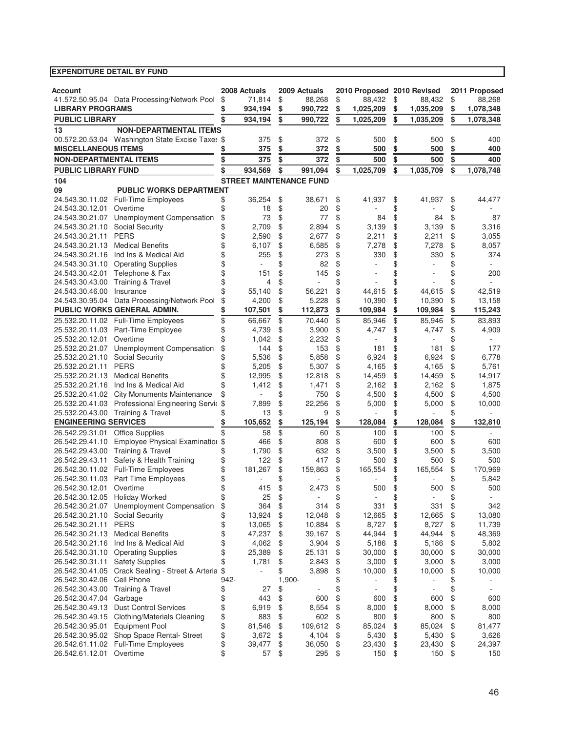**EXPENDITURE DETAIL BY FUND**

| Account | | 2008 Actuals | 2009 Actuals | 2010 Proposed | 2010 Revised | 2011 Proposed |
|---|---|---|---|---|---|---|
| 41.572.50.95.04 | Data Processing/Network Pool | $ 71,814 | $ 88,268 | $ 88,432 | $ 88,432 | $ 88,268 |
| **LIBRARY PROGRAMS** | | **$ 934,194** | **$ 990,722** | **$ 1,025,209** | **$ 1,035,209** | **$ 1,078,348** |
| **PUBLIC LIBRARY** | | **$ 934,194** | **$ 990,722** | **$ 1,025,209** | **$ 1,035,209** | **$ 1,078,348** |
| **13** | **NON-DEPARTMENTAL ITEMS** | | | | | |
| 00.572.20.53.04 | Washington State Excise Taxes | $ 375 | $ 372 | $ 500 | $ 500 | $ 400 |
| **MISCELLANEOUS ITEMS** | | **$ 375** | **$ 372** | **$ 500** | **$ 500** | **$ 400** |
| **NON-DEPARTMENTAL ITEMS** | | **$ 375** | **$ 372** | **$ 500** | **$ 500** | **$ 400** |
| **PUBLIC LIBRARY FUND** | | **$ 934,569** | **$ 991,094** | **$ 1,025,709** | **$ 1,035,709** | **$ 1,078,748** |
| **104** | | **STREET MAINTENANCE FUND** | | | | |
| **09** | **PUBLIC WORKS DEPARTMENT** | | | | | |
| 24.543.30.11.02 | Full-Time Employees | $ 36,254 | $ 38,671 | $ 41,937 | $ 41,937 | $ 44,477 |
| 24.543.30.12.01 | Overtime | $ 18 | $ 20 | $ - | $ - | $ - |
| 24.543.30.21.07 | Unemployment Compensation | $ 73 | $ 77 | $ 84 | $ 84 | $ 87 |
| 24.543.30.21.10 | Social Security | $ 2,709 | $ 2,894 | $ 3,139 | $ 3,139 | $ 3,316 |
| 24.543.30.21.11 | PERS | $ 2,590 | $ 2,677 | $ 2,211 | $ 2,211 | $ 3,055 |
| 24.543.30.21.13 | Medical Benefits | $ 6,107 | $ 6,585 | $ 7,278 | $ 7,278 | $ 8,057 |
| 24.543.30.21.16 | Ind Ins & Medical Aid | $ 255 | $ 273 | $ 330 | $ 330 | $ 374 |
| 24.543.30.31.10 | Operating Supplies | $ - | $ 82 | $ - | $ - | $ - |
| 24.543.30.42.01 | Telephone & Fax | $ 151 | $ 145 | $ - | $ - | $ 200 |
| 24.543.30.43.00 | Training & Travel | $ 4 | $ - | $ - | $ - | $ - |
| 24.543.30.46.00 | Insurance | $ 55,140 | $ 56,221 | $ 44,615 | $ 44,615 | $ 42,519 |
| 24.543.30.95.04 | Data Processing/Network Pool | $ 4,200 | $ 5,228 | $ 10,390 | $ 10,390 | $ 13,158 |
| **PUBLIC WORKS GENERAL ADMIN.** | | **$ 107,501** | **$ 112,873** | **$ 109,984** | **$ 109,984** | **$ 115,243** |
| 25.532.20.11.02 | Full-Time Employees | $ 66,667 | $ 70,440 | $ 85,946 | $ 85,946 | $ 83,893 |
| 25.532.20.11.03 | Part-Time Employee | $ 4,739 | $ 3,900 | $ 4,747 | $ 4,747 | $ 4,909 |
| 25.532.20.12.01 | Overtime | $ 1,042 | $ 2,232 | $ - | $ - | $ - |
| 25.532.20.21.07 | Unemployment Compensation | $ 144 | $ 153 | $ 181 | $ 181 | $ 177 |
| 25.532.20.21.10 | Social Security | $ 5,536 | $ 5,858 | $ 6,924 | $ 6,924 | $ 6,778 |
| 25.532.20.21.11 | PERS | $ 5,205 | $ 5,307 | $ 4,165 | $ 4,165 | $ 5,761 |
| 25.532.20.21.13 | Medical Benefits | $ 12,995 | $ 12,818 | $ 14,459 | $ 14,459 | $ 14,917 |
| 25.532.20.21.16 | Ind Ins & Medical Aid | $ 1,412 | $ 1,471 | $ 2,162 | $ 2,162 | $ 1,875 |
| 25.532.20.41.02 | City Monuments Maintenance | $ - | $ 750 | $ 4,500 | $ 4,500 | $ 4,500 |
| 25.532.20.41.03 | Professional Engineering Servic | $ 7,899 | $ 22,256 | $ 5,000 | $ 5,000 | $ 10,000 |
| 25.532.20.43.00 | Training & Travel | $ 13 | $ 9 | $ - | $ - | $ - |
| **ENGINEERING SERVICES** | | **$ 105,652** | **$ 125,194** | **$ 128,084** | **$ 128,084** | **$ 132,810** |
| 26.542.29.31.01 | Office Supplies | $ 58 | $ 60 | $ 100 | $ 100 | $ - |
| 26.542.29.41.10 | Employee Physical Examination | $ 466 | $ 808 | $ 600 | $ 600 | $ 600 |
| 26.542.29.43.00 | Training & Travel | $ 1,790 | $ 632 | $ 3,500 | $ 3,500 | $ 3,500 |
| 26.542.29.43.11 | Safety & Health Training | $ 122 | $ 417 | $ 500 | $ 500 | $ 500 |
| 26.542.30.11.02 | Full-Time Employees | $ 181,267 | $ 159,863 | $ 165,554 | $ 165,554 | $ 170,969 |
| 26.542.30.11.03 | Part Time Employees | $ - | $ - | $ - | $ - | $ 5,842 |
| 26.542.30.12.01 | Overtime | $ 415 | $ 2,473 | $ 500 | $ 500 | $ 500 |
| 26.542.30.12.05 | Holiday Worked | $ 25 | $ - | $ - | $ - | $ - |
| 26.542.30.21.07 | Unemployment Compensation | $ 364 | $ 314 | $ 331 | $ 331 | $ 342 |
| 26.542.30.21.10 | Social Security | $ 13,924 | $ 12,048 | $ 12,665 | $ 12,665 | $ 13,080 |
| 26.542.30.21.11 | PERS | $ 13,065 | $ 10,884 | $ 8,727 | $ 8,727 | $ 11,739 |
| 26.542.30.21.13 | Medical Benefits | $ 47,237 | $ 39,167 | $ 44,944 | $ 44,944 | $ 48,369 |
| 26.542.30.21.16 | Ind Ins & Medical Aid | $ 4,062 | $ 3,904 | $ 5,186 | $ 5,186 | $ 5,802 |
| 26.542.30.31.10 | Operating Supplies | $ 25,389 | $ 25,131 | $ 30,000 | $ 30,000 | $ 30,000 |
| 26.542.30.31.11 | Safety Supplies | $ 1,781 | $ 2,843 | $ 3,000 | $ 3,000 | $ 3,000 |
| 26.542.30.41.05 | Crack Sealing - Street & Arteria | $ - | $ 3,898 | $ 10,000 | $ 10,000 | $ 10,000 |
| 26.542.30.42.06 | Cell Phone | 942- | 1,900- | $ - | $ - | $ - |
| 26.542.30.43.00 | Training & Travel | $ 27 | $ - | $ - | $ - | $ - |
| 26.542.30.47.04 | Garbage | $ 443 | $ 600 | $ 600 | $ 600 | $ 600 |
| 26.542.30.49.13 | Dust Control Services | $ 6,919 | $ 8,554 | $ 8,000 | $ 8,000 | $ 8,000 |
| 26.542.30.49.15 | Clothing/Materials Cleaning | $ 883 | $ 602 | $ 800 | $ 800 | $ 800 |
| 26.542.30.95.01 | Equipment Pool | $ 81,546 | $ 109,612 | $ 85,024 | $ 85,024 | $ 81,477 |
| 26.542.30.95.02 | Shop Space Rental- Street | $ 3,672 | $ 4,104 | $ 5,430 | $ 5,430 | $ 3,626 |
| 26.542.61.11.02 | Full-Time Employees | $ 39,477 | $ 36,050 | $ 23,430 | $ 23,430 | $ 24,397 |
| 26.542.61.12.01 | Overtime | $ 57 | $ 295 | $ 150 | $ 150 | $ 150 |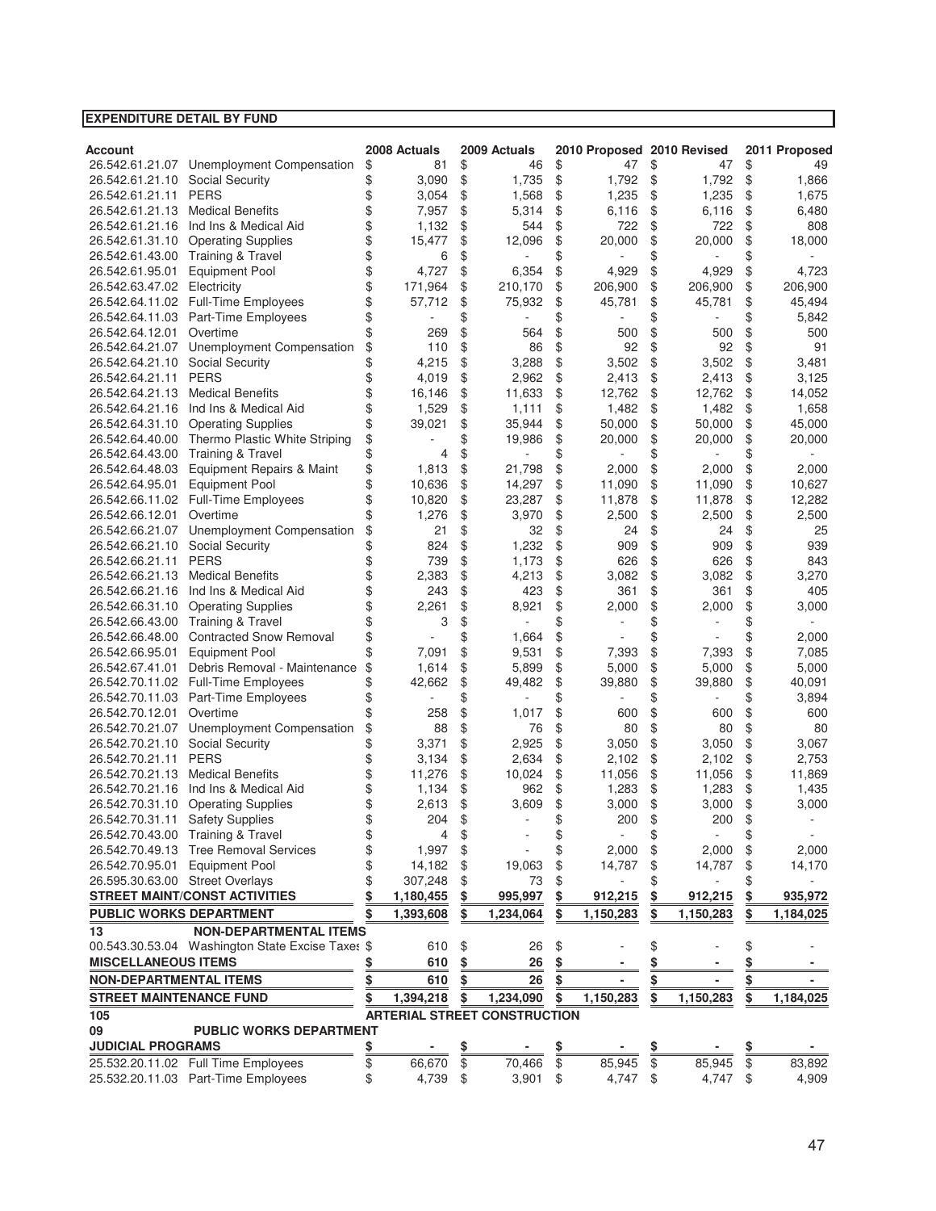**EXPENDITURE DETAIL BY FUND**

| Account | | 2008 Actuals | 2009 Actuals | 2010 Proposed | 2010 Revised | 2011 Proposed |
|---|---|---|---|---|---|---|
| 26.542.61.21.07 | Unemployment Compensation | $ 81 | $ 46 | $ 47 | $ 47 | $ 49 |
| 26.542.61.21.10 | Social Security | $ 3,090 | $ 1,735 | $ 1,792 | $ 1,792 | $ 1,866 |
| 26.542.61.21.11 | PERS | $ 3,054 | $ 1,568 | $ 1,235 | $ 1,235 | $ 1,675 |
| 26.542.61.21.13 | Medical Benefits | $ 7,957 | $ 5,314 | $ 6,116 | $ 6,116 | $ 6,480 |
| 26.542.61.21.16 | Ind Ins & Medical Aid | $ 1,132 | $ 544 | $ 722 | $ 722 | $ 808 |
| 26.542.61.31.10 | Operating Supplies | $ 15,477 | $ 12,096 | $ 20,000 | $ 20,000 | $ 18,000 |
| 26.542.61.43.00 | Training & Travel | $ 6 | $ - | $ - | $ - | $ - |
| 26.542.61.95.01 | Equipment Pool | $ 4,727 | $ 6,354 | $ 4,929 | $ 4,929 | $ 4,723 |
| 26.542.63.47.02 | Electricity | $ 171,964 | $ 210,170 | $ 206,900 | $ 206,900 | $ 206,900 |
| 26.542.64.11.02 | Full-Time Employees | $ 57,712 | $ 75,932 | $ 45,781 | $ 45,781 | $ 45,494 |
| 26.542.64.11.03 | Part-Time Employees | $ - | $ - | $ - | $ - | $ 5,842 |
| 26.542.64.12.01 | Overtime | $ 269 | $ 564 | $ 500 | $ 500 | $ 500 |
| 26.542.64.21.07 | Unemployment Compensation | $ 110 | $ 86 | $ 92 | $ 92 | $ 91 |
| 26.542.64.21.10 | Social Security | $ 4,215 | $ 3,288 | $ 3,502 | $ 3,502 | $ 3,481 |
| 26.542.64.21.11 | PERS | $ 4,019 | $ 2,962 | $ 2,413 | $ 2,413 | $ 3,125 |
| 26.542.64.21.13 | Medical Benefits | $ 16,146 | $ 11,633 | $ 12,762 | $ 12,762 | $ 14,052 |
| 26.542.64.21.16 | Ind Ins & Medical Aid | $ 1,529 | $ 1,111 | $ 1,482 | $ 1,482 | $ 1,658 |
| 26.542.64.31.10 | Operating Supplies | $ 39,021 | $ 35,944 | $ 50,000 | $ 50,000 | $ 45,000 |
| 26.542.64.40.00 | Thermo Plastic White Striping | $ - | $ 19,986 | $ 20,000 | $ 20,000 | $ 20,000 |
| 26.542.64.43.00 | Training & Travel | $ 4 | $ - | $ - | $ - | $ - |
| 26.542.64.48.03 | Equipment Repairs & Maint | $ 1,813 | $ 21,798 | $ 2,000 | $ 2,000 | $ 2,000 |
| 26.542.64.95.01 | Equipment Pool | $ 10,636 | $ 14,297 | $ 11,090 | $ 11,090 | $ 10,627 |
| 26.542.66.11.02 | Full-Time Employees | $ 10,820 | $ 23,287 | $ 11,878 | $ 11,878 | $ 12,282 |
| 26.542.66.12.01 | Overtime | $ 1,276 | $ 3,970 | $ 2,500 | $ 2,500 | $ 2,500 |
| 26.542.66.21.07 | Unemployment Compensation | $ 21 | $ 32 | $ 24 | $ 24 | $ 25 |
| 26.542.66.21.10 | Social Security | $ 824 | $ 1,232 | $ 909 | $ 909 | $ 939 |
| 26.542.66.21.11 | PERS | $ 739 | $ 1,173 | $ 626 | $ 626 | $ 843 |
| 26.542.66.21.13 | Medical Benefits | $ 2,383 | $ 4,213 | $ 3,082 | $ 3,082 | $ 3,270 |
| 26.542.66.21.16 | Ind Ins & Medical Aid | $ 243 | $ 423 | $ 361 | $ 361 | $ 405 |
| 26.542.66.31.10 | Operating Supplies | $ 2,261 | $ 8,921 | $ 2,000 | $ 2,000 | $ 3,000 |
| 26.542.66.43.00 | Training & Travel | $ 3 | $ - | $ - | $ - | $ - |
| 26.542.66.48.00 | Contracted Snow Removal | $ - | $ 1,664 | $ - | $ - | $ 2,000 |
| 26.542.66.95.01 | Equipment Pool | $ 7,091 | $ 9,531 | $ 7,393 | $ 7,393 | $ 7,085 |
| 26.542.67.41.01 | Debris Removal - Maintenance | $ 1,614 | $ 5,899 | $ 5,000 | $ 5,000 | $ 5,000 |
| 26.542.70.11.02 | Full-Time Employees | $ 42,662 | $ 49,482 | $ 39,880 | $ 39,880 | $ 40,091 |
| 26.542.70.11.03 | Part-Time Employees | $ - | $ - | $ - | $ - | $ 3,894 |
| 26.542.70.12.01 | Overtime | $ 258 | $ 1,017 | $ 600 | $ 600 | $ 600 |
| 26.542.70.21.07 | Unemployment Compensation | $ 88 | $ 76 | $ 80 | $ 80 | $ 80 |
| 26.542.70.21.10 | Social Security | $ 3,371 | $ 2,925 | $ 3,050 | $ 3,050 | $ 3,067 |
| 26.542.70.21.11 | PERS | $ 3,134 | $ 2,634 | $ 2,102 | $ 2,102 | $ 2,753 |
| 26.542.70.21.13 | Medical Benefits | $ 11,276 | $ 10,024 | $ 11,056 | $ 11,056 | $ 11,869 |
| 26.542.70.21.16 | Ind Ins & Medical Aid | $ 1,134 | $ 962 | $ 1,283 | $ 1,283 | $ 1,435 |
| 26.542.70.31.10 | Operating Supplies | $ 2,613 | $ 3,609 | $ 3,000 | $ 3,000 | $ 3,000 |
| 26.542.70.31.11 | Safety Supplies | $ 204 | $ - | $ 200 | $ 200 | $ - |
| 26.542.70.43.00 | Training & Travel | $ 4 | $ - | $ - | $ - | $ - |
| 26.542.70.49.13 | Tree Removal Services | $ 1,997 | $ - | $ 2,000 | $ 2,000 | $ 2,000 |
| 26.542.70.95.01 | Equipment Pool | $ 14,182 | $ 19,063 | $ 14,787 | $ 14,787 | $ 14,170 |
| 26.595.30.63.00 | Street Overlays | $ 307,248 | $ 73 | $ - | $ - | $ - |
| **STREET MAINT/CONST ACTIVITIES** | | **$ 1,180,455** | **$ 995,997** | **$ 912,215** | **$ 912,215** | **$ 935,972** |
| **PUBLIC WORKS DEPARTMENT** | | **$ 1,393,608** | **$ 1,234,064** | **$ 1,150,283** | **$ 1,150,283** | **$ 1,184,025** |
| **13** | **NON-DEPARTMENTAL ITEMS** | | | | | |
| 00.543.30.53.04 | Washington State Excise Taxes | $ 610 | $ 26 | $ - | $ - | $ - |
| **MISCELLANEOUS ITEMS** | | **$ 610** | **$ 26** | **$ -** | **$ -** | **$ -** |
| **NON-DEPARTMENTAL ITEMS** | | **$ 610** | **$ 26** | **$ -** | **$ -** | **$ -** |
| **STREET MAINTENANCE FUND** | | **$ 1,394,218** | **$ 1,234,090** | **$ 1,150,283** | **$ 1,150,283** | **$ 1,184,025** |
| **105** | **ARTERIAL STREET CONSTRUCTION** | | | | | |
| **09** | **PUBLIC WORKS DEPARTMENT** | | | | | |
| **JUDICIAL PROGRAMS** | | **$ -** | **$ -** | **$ -** | **$ -** | **$ -** |
| 25.532.20.11.02 | Full Time Employees | $ 66,670 | $ 70,466 | $ 85,945 | $ 85,945 | $ 83,892 |
| 25.532.20.11.03 | Part-Time Employees | $ 4,739 | $ 3,901 | $ 4,747 | $ 4,747 | $ 4,909 |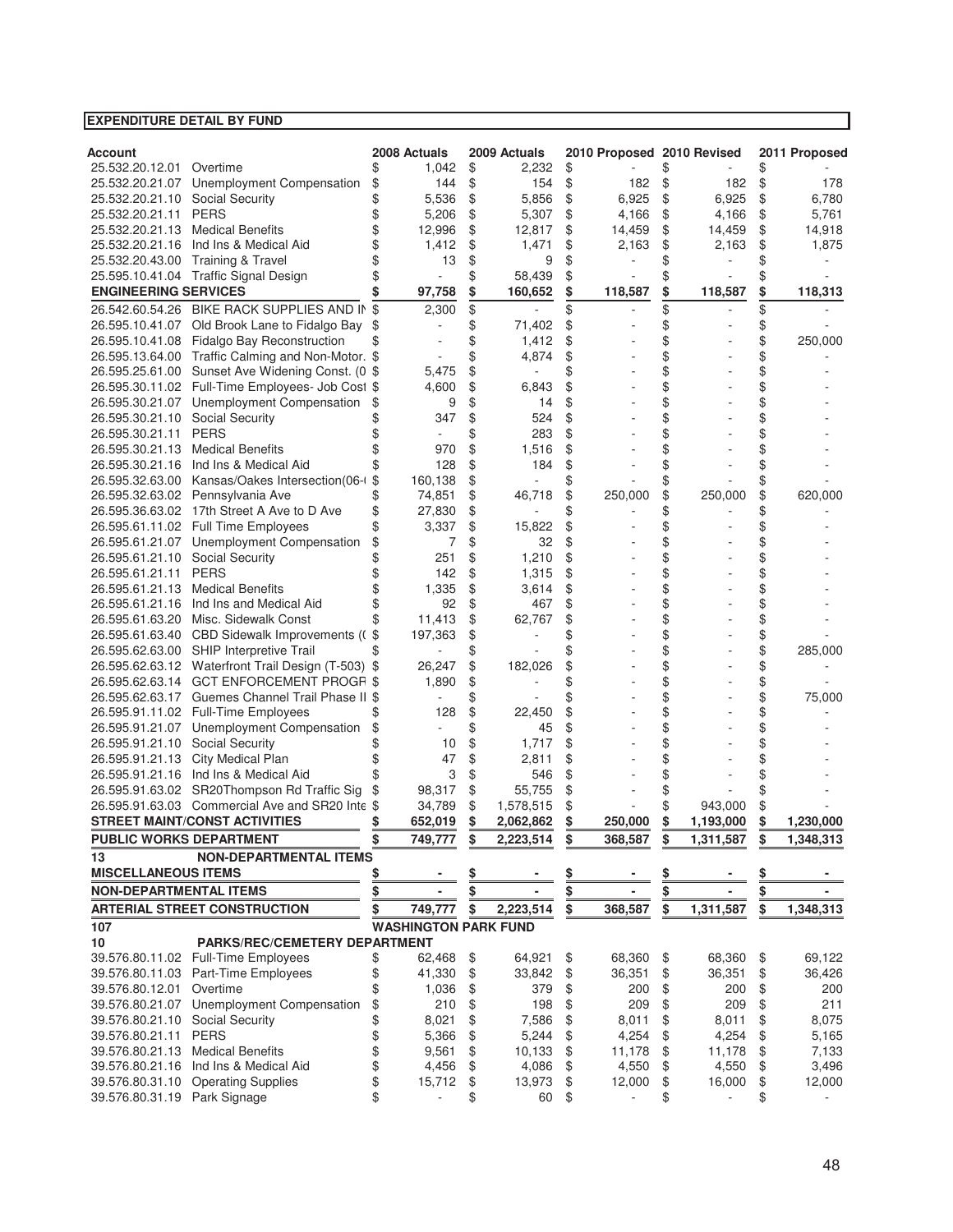**EXPENDITURE DETAIL BY FUND**

| Account | | 2008 Actuals | 2009 Actuals | 2010 Proposed | 2010 Revised | 2011 Proposed |
|---|---|---|---|---|---|---|
| 25.532.20.12.01 | Overtime | $ 1,042 | $ 2,232 | $ - | $ - | $ - |
| 25.532.20.21.07 | Unemployment Compensation | $ 144 | $ 154 | $ 182 | $ 182 | $ 178 |
| 25.532.20.21.10 | Social Security | $ 5,536 | $ 5,856 | $ 6,925 | $ 6,925 | $ 6,780 |
| 25.532.20.21.11 | PERS | $ 5,206 | $ 5,307 | $ 4,166 | $ 4,166 | $ 5,761 |
| 25.532.20.21.13 | Medical Benefits | $ 12,996 | $ 12,817 | $ 14,459 | $ 14,459 | $ 14,918 |
| 25.532.20.21.16 | Ind Ins & Medical Aid | $ 1,412 | $ 1,471 | $ 2,163 | $ 2,163 | $ 1,875 |
| 25.532.20.43.00 | Training & Travel | $ 13 | $ 9 | $ - | $ - | $ - |
| 25.595.10.41.04 | Traffic Signal Design | $ - | $ 58,439 | $ - | $ - | $ - |
| **ENGINEERING SERVICES** | | **$ 97,758** | **$ 160,652** | **$ 118,587** | **$ 118,587** | **$ 118,313** |
| 26.542.60.54.26 | BIKE RACK SUPPLIES AND IN | $ 2,300 | $ - | $ - | $ - | $ - |
| 26.595.10.41.07 | Old Brook Lane to Fidalgo Bay | $ - | $ 71,402 | $ - | $ - | $ - |
| 26.595.10.41.08 | Fidalgo Bay Reconstruction | $ - | $ 1,412 | $ - | $ - | $ 250,000 |
| 26.595.13.64.00 | Traffic Calming and Non-Motor. | $ - | $ 4,874 | $ - | $ - | $ - |
| 26.595.25.61.00 | Sunset Ave Widening Const. (0 | $ 5,475 | $ - | $ - | $ - | $ - |
| 26.595.30.11.02 | Full-Time Employees- Job Cost | $ 4,600 | $ 6,843 | $ - | $ - | $ - |
| 26.595.30.21.07 | Unemployment Compensation | $ 9 | $ 14 | $ - | $ - | $ - |
| 26.595.30.21.10 | Social Security | $ 347 | $ 524 | $ - | $ - | $ - |
| 26.595.30.21.11 | PERS | $ - | $ 283 | $ - | $ - | $ - |
| 26.595.30.21.13 | Medical Benefits | $ 970 | $ 1,516 | $ - | $ - | $ - |
| 26.595.30.21.16 | Ind Ins & Medical Aid | $ 128 | $ 184 | $ - | $ - | $ - |
| 26.595.32.63.00 | Kansas/Oakes Intersection(06-( | $ 160,138 | $ - | $ - | $ - | $ - |
| 26.595.32.63.02 | Pennsylvania Ave | $ 74,851 | $ 46,718 | $ 250,000 | $ 250,000 | $ 620,000 |
| 26.595.36.63.02 | 17th Street A Ave to D Ave | $ 27,830 | $ - | $ - | $ - | $ - |
| 26.595.61.11.02 | Full Time Employees | $ 3,337 | $ 15,822 | $ - | $ - | $ - |
| 26.595.61.21.07 | Unemployment Compensation | $ 7 | $ 32 | $ - | $ - | $ - |
| 26.595.61.21.10 | Social Security | $ 251 | $ 1,210 | $ - | $ - | $ - |
| 26.595.61.21.11 | PERS | $ 142 | $ 1,315 | $ - | $ - | $ - |
| 26.595.61.21.13 | Medical Benefits | $ 1,335 | $ 3,614 | $ - | $ - | $ - |
| 26.595.61.21.16 | Ind Ins and Medical Aid | $ 92 | $ 467 | $ - | $ - | $ - |
| 26.595.61.63.20 | Misc. Sidewalk Const | $ 11,413 | $ 62,767 | $ - | $ - | $ - |
| 26.595.61.63.40 | CBD Sidewalk Improvements (( | $ 197,363 | $ - | $ - | $ - | $ - |
| 26.595.62.63.00 | SHIP Interpretive Trail | $ - | $ - | $ - | $ - | $ 285,000 |
| 26.595.62.63.12 | Waterfront Trail Design (T-503) | $ 26,247 | $ 182,026 | $ - | $ - | $ - |
| 26.595.62.63.14 | GCT ENFORCEMENT PROGR | $ 1,890 | $ - | $ - | $ - | $ - |
| 26.595.62.63.17 | Guemes Channel Trail Phase II | $ - | $ - | $ - | $ - | $ 75,000 |
| 26.595.91.11.02 | Full-Time Employees | $ 128 | $ 22,450 | $ - | $ - | $ - |
| 26.595.91.21.07 | Unemployment Compensation | $ - | $ 45 | $ - | $ - | $ - |
| 26.595.91.21.10 | Social Security | $ 10 | $ 1,717 | $ - | $ - | $ - |
| 26.595.91.21.13 | City Medical Plan | $ 47 | $ 2,811 | $ - | $ - | $ - |
| 26.595.91.21.16 | Ind Ins & Medical Aid | $ 3 | $ 546 | $ - | $ - | $ - |
| 26.595.91.63.02 | SR20Thompson Rd Traffic Sig | $ 98,317 | $ 55,755 | $ - | $ - | $ - |
| 26.595.91.63.03 | Commercial Ave and SR20 Inte | $ 34,789 | $ 1,578,515 | $ - | $ 943,000 | $ - |
| **STREET MAINT/CONST ACTIVITIES** | | **$ 652,019** | **$ 2,062,862** | **$ 250,000** | **$ 1,193,000** | **$ 1,230,000** |
| **PUBLIC WORKS DEPARTMENT** | | **$ 749,777** | **$ 2,223,514** | **$ 368,587** | **$ 1,311,587** | **$ 1,348,313** |
| **13** | **NON-DEPARTMENTAL ITEMS** | | | | | |
| **MISCELLANEOUS ITEMS** | | **$ -** | **$ -** | **$ -** | **$ -** | **$ -** |
| **NON-DEPARTMENTAL ITEMS** | | **$ -** | **$ -** | **$ -** | **$ -** | **$ -** |
| **ARTERIAL STREET CONSTRUCTION** | | **$ 749,777** | **$ 2,223,514** | **$ 368,587** | **$ 1,311,587** | **$ 1,348,313** |
| **107** | | **WASHINGTON PARK FUND** | | | | |
| **10** | **PARKS/REC/CEMETERY DEPARTMENT** | | | | | |
| 39.576.80.11.02 | Full-Time Employees | $ 62,468 | $ 64,921 | $ 68,360 | $ 68,360 | $ 69,122 |
| 39.576.80.11.03 | Part-Time Employees | $ 41,330 | $ 33,842 | $ 36,351 | $ 36,351 | $ 36,426 |
| 39.576.80.12.01 | Overtime | $ 1,036 | $ 379 | $ 200 | $ 200 | $ 200 |
| 39.576.80.21.07 | Unemployment Compensation | $ 210 | $ 198 | $ 209 | $ 209 | $ 211 |
| 39.576.80.21.10 | Social Security | $ 8,021 | $ 7,586 | $ 8,011 | $ 8,011 | $ 8,075 |
| 39.576.80.21.11 | PERS | $ 5,366 | $ 5,244 | $ 4,254 | $ 4,254 | $ 5,165 |
| 39.576.80.21.13 | Medical Benefits | $ 9,561 | $ 10,133 | $ 11,178 | $ 11,178 | $ 7,133 |
| 39.576.80.21.16 | Ind Ins & Medical Aid | $ 4,456 | $ 4,086 | $ 4,550 | $ 4,550 | $ 3,496 |
| 39.576.80.31.10 | Operating Supplies | $ 15,712 | $ 13,973 | $ 12,000 | $ 16,000 | $ 12,000 |
| 39.576.80.31.19 | Park Signage | $ - | $ 60 | $ - | $ - | $ - |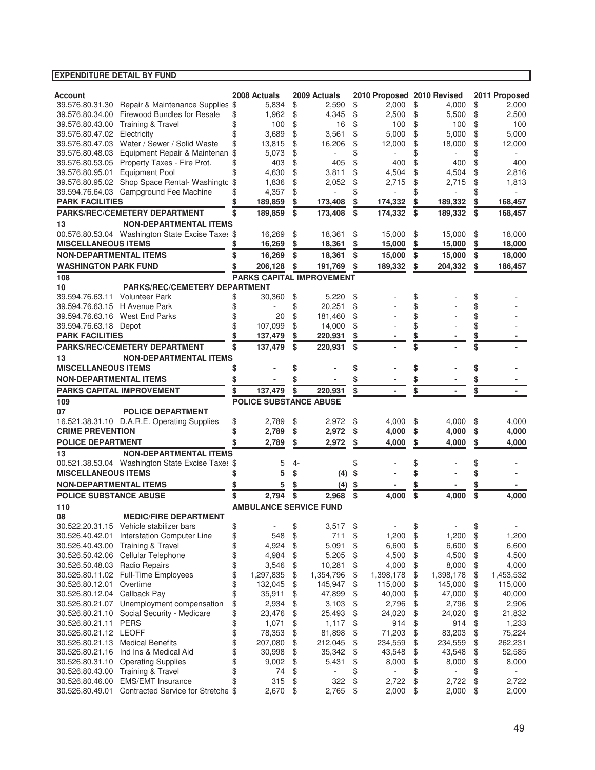**EXPENDITURE DETAIL BY FUND**

| Account | | 2008 Actuals | 2009 Actuals | 2010 Proposed | 2010 Revised | 2011 Proposed |
|---|---|---|---|---|---|---|
| 39.576.80.31.30 | Repair & Maintenance Supplies | $ 5,834 | $ 2,590 | $ 2,000 | $ 4,000 | $ 2,000 |
| 39.576.80.34.00 | Firewood Bundles for Resale | $ 1,962 | $ 4,345 | $ 2,500 | $ 5,500 | $ 2,500 |
| 39.576.80.43.00 | Training & Travel | $ 100 | $ 16 | $ 100 | $ 100 | $ 100 |
| 39.576.80.47.02 | Electricity | $ 3,689 | $ 3,561 | $ 5,000 | $ 5,000 | $ 5,000 |
| 39.576.80.47.03 | Water / Sewer / Solid Waste | $ 13,815 | $ 16,206 | $ 12,000 | $ 18,000 | $ 12,000 |
| 39.576.80.48.03 | Equipment Repair & Maintenan | $ 5,073 | $ - | $ - | $ - | $ - |
| 39.576.80.53.05 | Property Taxes - Fire Prot. | $ 403 | $ 405 | $ 400 | $ 400 | $ 400 |
| 39.576.80.95.01 | Equipment Pool | $ 4,630 | $ 3,811 | $ 4,504 | $ 4,504 | $ 2,816 |
| 39.576.80.95.02 | Shop Space Rental- Washingto | $ 1,836 | $ 2,052 | $ 2,715 | $ 2,715 | $ 1,813 |
| 39.594.76.64.03 | Campground Fee Machine | $ 4,357 | $ - | $ - | $ - | $ - |
| **PARK FACILITIES** | | **$ 189,859** | **$ 173,408** | **$ 174,332** | **$ 189,332** | **$ 168,457** |
| **PARKS/REC/CEMETERY DEPARTMENT** | | **$ 189,859** | **$ 173,408** | **$ 174,332** | **$ 189,332** | **$ 168,457** |
| **13** | **NON-DEPARTMENTAL ITEMS** | | | | | |
| 00.576.80.53.04 | Washington State Excise Taxes | $ 16,269 | $ 18,361 | $ 15,000 | $ 15,000 | $ 18,000 |
| **MISCELLANEOUS ITEMS** | | **$ 16,269** | **$ 18,361** | **$ 15,000** | **$ 15,000** | **$ 18,000** |
| **NON-DEPARTMENTAL ITEMS** | | **$ 16,269** | **$ 18,361** | **$ 15,000** | **$ 15,000** | **$ 18,000** |
| **WASHINGTON PARK FUND** | | **$ 206,128** | **$ 191,769** | **$ 189,332** | **$ 204,332** | **$ 186,457** |
| **108** | | **PARKS CAPITAL IMPROVEMENT** | | | | |
| **10** | **PARKS/REC/CEMETERY DEPARTMENT** | | | | | |
| 39.594.76.63.11 | Volunteer Park | $ 30,360 | $ 5,220 | $ - | $ - | $ - |
| 39.594.76.63.15 | H Avenue Park | $ - | $ 20,251 | $ - | $ - | $ - |
| 39.594.76.63.16 | West End Parks | $ 20 | $ 181,460 | $ - | $ - | $ - |
| 39.594.76.63.18 | Depot | $ 107,099 | $ 14,000 | $ - | $ - | $ - |
| **PARK FACILITIES** | | **$ 137,479** | **$ 220,931** | **$ -** | **$ -** | **$ -** |
| **PARKS/REC/CEMETERY DEPARTMENT** | | **$ 137,479** | **$ 220,931** | **$ -** | **$ -** | **$ -** |
| **13** | **NON-DEPARTMENTAL ITEMS** | | | | | |
| **MISCELLANEOUS ITEMS** | | **$ -** | **$ -** | **$ -** | **$ -** | **$ -** |
| **NON-DEPARTMENTAL ITEMS** | | **$ -** | **$ -** | **$ -** | **$ -** | **$ -** |
| **PARKS CAPITAL IMPROVEMENT** | | **$ 137,479** | **$ 220,931** | **$ -** | **$ -** | **$ -** |
| **109** | | **POLICE SUBSTANCE ABUSE** | | | | |
| **07** | **POLICE DEPARTMENT** | | | | | |
| 16.521.38.31.10 | D.A.R.E. Operating Supplies | $ 2,789 | $ 2,972 | $ 4,000 | $ 4,000 | $ 4,000 |
| **CRIME PREVENTION** | | **$ 2,789** | **$ 2,972** | **$ 4,000** | **$ 4,000** | **$ 4,000** |
| **POLICE DEPARTMENT** | | **$ 2,789** | **$ 2,972** | **$ 4,000** | **$ 4,000** | **$ 4,000** |
| **13** | **NON-DEPARTMENTAL ITEMS** | | | | | |
| 00.521.38.53.04 | Washington State Excise Taxes | $ 5 | 4- | $ - | $ - | $ - |
| **MISCELLANEOUS ITEMS** | | **$ 5** | **$ (4)** | **$ -** | **$ -** | **$ -** |
| **NON-DEPARTMENTAL ITEMS** | | **$ 5** | **$ (4)** | **$ -** | **$ -** | **$ -** |
| **POLICE SUBSTANCE ABUSE** | | **$ 2,794** | **$ 2,968** | **$ 4,000** | **$ 4,000** | **$ 4,000** |
| **110** | | **AMBULANCE SERVICE FUND** | | | | |
| **08** | **MEDIC/FIRE DEPARTMENT** | | | | | |
| 30.522.20.31.15 | Vehicle stabilizer bars | $ - | $ 3,517 | $ - | $ - | $ - |
| 30.526.40.42.01 | Interstation Computer Line | $ 548 | $ 711 | $ 1,200 | $ 1,200 | $ 1,200 |
| 30.526.40.43.00 | Training & Travel | $ 4,924 | $ 5,091 | $ 6,600 | $ 6,600 | $ 6,600 |
| 30.526.50.42.06 | Cellular Telephone | $ 4,984 | $ 5,205 | $ 4,500 | $ 4,500 | $ 4,500 |
| 30.526.50.48.03 | Radio Repairs | $ 3,546 | $ 10,281 | $ 4,000 | $ 8,000 | $ 4,000 |
| 30.526.80.11.02 | Full-Time Employees | $ 1,297,835 | $ 1,354,796 | $ 1,398,178 | $ 1,398,178 | $ 1,453,532 |
| 30.526.80.12.01 | Overtime | $ 132,045 | $ 145,947 | $ 115,000 | $ 145,000 | $ 115,000 |
| 30.526.80.12.04 | Callback Pay | $ 35,911 | $ 47,899 | $ 40,000 | $ 47,000 | $ 40,000 |
| 30.526.80.21.07 | Unemployment compensation | $ 2,934 | $ 3,103 | $ 2,796 | $ 2,796 | $ 2,906 |
| 30.526.80.21.10 | Social Security - Medicare | $ 23,476 | $ 25,493 | $ 24,020 | $ 24,020 | $ 21,832 |
| 30.526.80.21.11 | PERS | $ 1,071 | $ 1,117 | $ 914 | $ 914 | $ 1,233 |
| 30.526.80.21.12 | LEOFF | $ 78,353 | $ 81,898 | $ 71,203 | $ 83,203 | $ 75,224 |
| 30.526.80.21.13 | Medical Benefits | $ 207,080 | $ 212,045 | $ 234,559 | $ 234,559 | $ 262,231 |
| 30.526.80.21.16 | Ind Ins & Medical Aid | $ 30,998 | $ 35,342 | $ 43,548 | $ 43,548 | $ 52,585 |
| 30.526.80.31.10 | Operating Supplies | $ 9,002 | $ 5,431 | $ 8,000 | $ 8,000 | $ 8,000 |
| 30.526.80.43.00 | Training & Travel | $ 74 | $ - | $ - | $ - | $ - |
| 30.526.80.46.00 | EMS/EMT Insurance | $ 315 | $ 322 | $ 2,722 | $ 2,722 | $ 2,722 |
| 30.526.80.49.01 | Contracted Service for Stretche | $ 2,670 | $ 2,765 | $ 2,000 | $ 2,000 | $ 2,000 |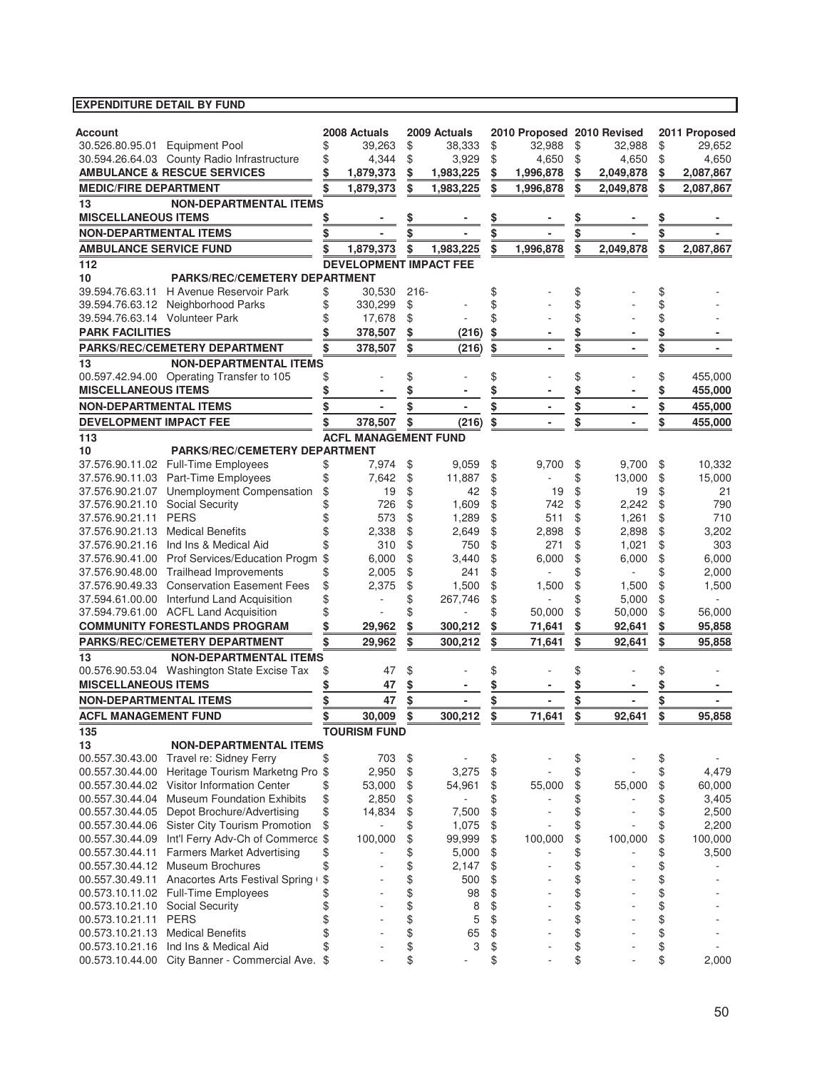**EXPENDITURE DETAIL BY FUND**

| Account | | 2008 Actuals | 2009 Actuals | 2010 Proposed | 2010 Revised | 2011 Proposed |
|---|---|---|---|---|---|---|
| 30.526.80.95.01 | Equipment Pool | $ 39,263 | $ 38,333 | $ 32,988 | $ 32,988 | $ 29,652 |
| 30.594.26.64.03 | County Radio Infrastructure | $ 4,344 | $ 3,929 | $ 4,650 | $ 4,650 | $ 4,650 |
| **AMBULANCE & RESCUE SERVICES** | | **$ 1,879,373** | **$ 1,983,225** | **$ 1,996,878** | **$ 2,049,878** | **$ 2,087,867** |
| **MEDIC/FIRE DEPARTMENT** | | **$ 1,879,373** | **$ 1,983,225** | **$ 1,996,878** | **$ 2,049,878** | **$ 2,087,867** |
| **13** | **NON-DEPARTMENTAL ITEMS** | | | | | |
| **MISCELLANEOUS ITEMS** | | **$ -** | **$ -** | **$ -** | **$ -** | **$ -** |
| **NON-DEPARTMENTAL ITEMS** | | **$ -** | **$ -** | **$ -** | **$ -** | **$ -** |
| **AMBULANCE SERVICE FUND** | | **$ 1,879,373** | **$ 1,983,225** | **$ 1,996,878** | **$ 2,049,878** | **$ 2,087,867** |
| **112** | | **DEVELOPMENT IMPACT FEE** | | | | |
| **10** | **PARKS/REC/CEMETERY DEPARTMENT** | | | | | |
| 39.594.76.63.11 | H Avenue Reservoir Park | $ 30,530 | 216- | $ - | $ - | $ - |
| 39.594.76.63.12 | Neighborhood Parks | $ 330,299 | $ - | $ - | $ - | $ - |
| 39.594.76.63.14 | Volunteer Park | $ 17,678 | $ - | $ - | $ - | $ - |
| **PARK FACILITIES** | | **$ 378,507** | **$ (216)** | **$ -** | **$ -** | **$ -** |
| **PARKS/REC/CEMETERY DEPARTMENT** | | **$ 378,507** | **$ (216)** | **$ -** | **$ -** | **$ -** |
| **13** | **NON-DEPARTMENTAL ITEMS** | | | | | |
| 00.597.42.94.00 | Operating Transfer to 105 | $ - | $ - | $ - | $ - | $ 455,000 |
| **MISCELLANEOUS ITEMS** | | **$ -** | **$ -** | **$ -** | **$ -** | **$ 455,000** |
| **NON-DEPARTMENTAL ITEMS** | | **$ -** | **$ -** | **$ -** | **$ -** | **$ 455,000** |
| **DEVELOPMENT IMPACT FEE** | | **$ 378,507** | **$ (216)** | **$ -** | **$ -** | **$ 455,000** |
| **113** | | **ACFL MANAGEMENT FUND** | | | | |
| **10** | **PARKS/REC/CEMETERY DEPARTMENT** | | | | | |
| 37.576.90.11.02 | Full-Time Employees | $ 7,974 | $ 9,059 | $ 9,700 | $ 9,700 | $ 10,332 |
| 37.576.90.11.03 | Part-Time Employees | $ 7,642 | $ 11,887 | $ - | $ 13,000 | $ 15,000 |
| 37.576.90.21.07 | Unemployment Compensation | $ 19 | $ 42 | $ 19 | $ 19 | $ 21 |
| 37.576.90.21.10 | Social Security | $ 726 | $ 1,609 | $ 742 | $ 2,242 | $ 790 |
| 37.576.90.21.11 | PERS | $ 573 | $ 1,289 | $ 511 | $ 1,261 | $ 710 |
| 37.576.90.21.13 | Medical Benefits | $ 2,338 | $ 2,649 | $ 2,898 | $ 2,898 | $ 3,202 |
| 37.576.90.21.16 | Ind Ins & Medical Aid | $ 310 | $ 750 | $ 271 | $ 1,021 | $ 303 |
| 37.576.90.41.00 | Prof Services/Education Progm | $ 6,000 | $ 3,440 | $ 6,000 | $ 6,000 | $ 6,000 |
| 37.576.90.48.00 | Trailhead Improvements | $ 2,005 | $ 241 | $ - | $ - | $ 2,000 |
| 37.576.90.49.33 | Conservation Easement Fees | $ 2,375 | $ 1,500 | $ 1,500 | $ 1,500 | $ 1,500 |
| 37.594.61.00.00 | Interfund Land Acquisition | $ - | $ 267,746 | $ - | $ 5,000 | $ - |
| 37.594.79.61.00 | ACFL Land Acquisition | $ - | $ - | $ 50,000 | $ 50,000 | $ 56,000 |
| **COMMUNITY FORESTLANDS PROGRAM** | | **$ 29,962** | **$ 300,212** | **$ 71,641** | **$ 92,641** | **$ 95,858** |
| **PARKS/REC/CEMETERY DEPARTMENT** | | **$ 29,962** | **$ 300,212** | **$ 71,641** | **$ 92,641** | **$ 95,858** |
| **13** | **NON-DEPARTMENTAL ITEMS** | | | | | |
| 00.576.90.53.04 | Washington State Excise Tax | $ 47 | $ - | $ - | $ - | $ - |
| **MISCELLANEOUS ITEMS** | | **$ 47** | **$ -** | **$ -** | **$ -** | **$ -** |
| **NON-DEPARTMENTAL ITEMS** | | **$ 47** | **$ -** | **$ -** | **$ -** | **$ -** |
| **ACFL MANAGEMENT FUND** | | **$ 30,009** | **$ 300,212** | **$ 71,641** | **$ 92,641** | **$ 95,858** |
| **135** | | **TOURISM FUND** | | | | |
| **13** | **NON-DEPARTMENTAL ITEMS** | | | | | |
| 00.557.30.43.00 | Travel re: Sidney Ferry | $ 703 | $ - | $ - | $ - | $ - |
| 00.557.30.44.00 | Heritage Tourism Marketng Pro | $ 2,950 | $ 3,275 | $ - | $ - | $ 4,479 |
| 00.557.30.44.02 | Visitor Information Center | $ 53,000 | $ 54,961 | $ 55,000 | $ 55,000 | $ 60,000 |
| 00.557.30.44.04 | Museum Foundation Exhibits | $ 2,850 | $ - | $ - | $ - | $ 3,405 |
| 00.557.30.44.05 | Depot Brochure/Advertising | $ 14,834 | $ 7,500 | $ - | $ - | $ 2,500 |
| 00.557.30.44.06 | Sister City Tourism Promotion | $ - | $ 1,075 | $ - | $ - | $ 2,200 |
| 00.557.30.44.09 | Int'l Ferry Adv-Ch of Commerce | $ 100,000 | $ 99,999 | $ 100,000 | $ 100,000 | $ 100,000 |
| 00.557.30.44.11 | Farmers Market Advertising | $ - | $ 5,000 | $ - | $ - | $ 3,500 |
| 00.557.30.44.12 | Museum Brochures | $ - | $ 2,147 | $ - | $ - | $ - |
| 00.557.30.49.11 | Anacortes Arts Festival Spring | $ - | $ 500 | $ - | $ - | $ - |
| 00.573.10.11.02 | Full-Time Employees | $ - | $ 98 | $ - | $ - | $ - |
| 00.573.10.21.10 | Social Security | $ - | $ 8 | $ - | $ - | $ - |
| 00.573.10.21.11 | PERS | $ - | $ 5 | $ - | $ - | $ - |
| 00.573.10.21.13 | Medical Benefits | $ - | $ 65 | $ - | $ - | $ - |
| 00.573.10.21.16 | Ind Ins & Medical Aid | $ - | $ 3 | $ - | $ - | $ - |
| 00.573.10.44.00 | City Banner - Commercial Ave. | $ - | $ - | $ - | $ - | $ 2,000 |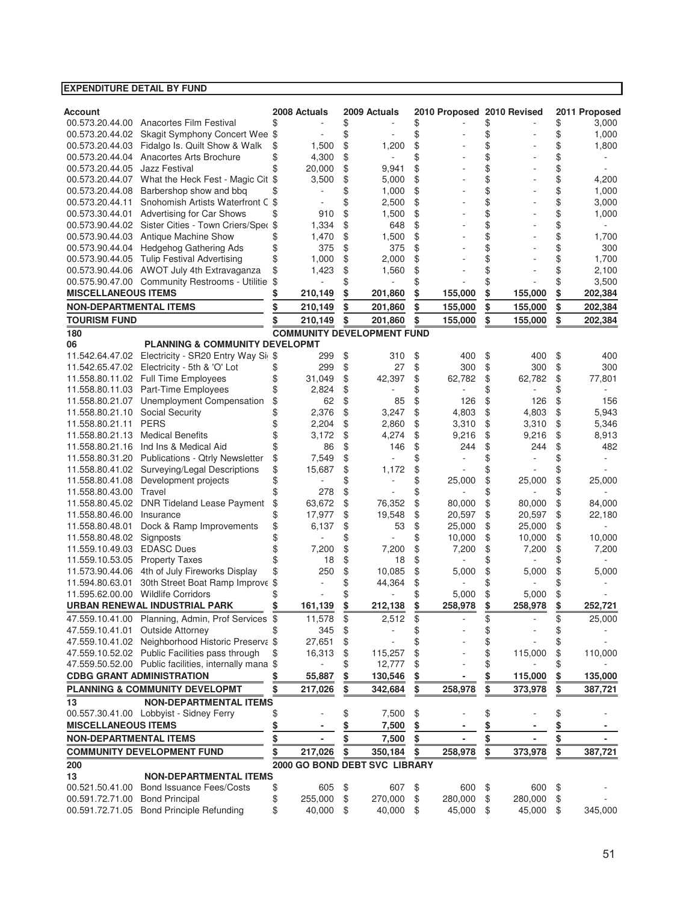**EXPENDITURE DETAIL BY FUND**

| Account | | 2008 Actuals | 2009 Actuals | 2010 Proposed | 2010 Revised | 2011 Proposed |
|---|---|---|---|---|---|---|
| 00.573.20.44.00 | Anacortes Film Festival | $ - | $ - | $ - | $ - | $ 3,000 |
| 00.573.20.44.02 | Skagit Symphony Concert Wee | $ - | $ - | $ - | $ - | $ 1,000 |
| 00.573.20.44.03 | Fidalgo Is. Quilt Show & Walk | $ 1,500 | $ 1,200 | $ - | $ - | $ 1,800 |
| 00.573.20.44.04 | Anacortes Arts Brochure | $ 4,300 | $ - | $ - | $ - | $ - |
| 00.573.20.44.05 | Jazz Festival | $ 20,000 | $ 9,941 | $ - | $ - | $ - |
| 00.573.20.44.07 | What the Heck Fest - Magic Cit | $ 3,500 | $ 5,000 | $ - | $ - | $ 4,200 |
| 00.573.20.44.08 | Barbershop show and bbq | $ - | $ 1,000 | $ - | $ - | $ 1,000 |
| 00.573.20.44.11 | Snohomish Artists Waterfront C | $ - | $ 2,500 | $ - | $ - | $ 3,000 |
| 00.573.30.44.01 | Advertising for Car Shows | $ 910 | $ 1,500 | $ - | $ - | $ 1,000 |
| 00.573.90.44.02 | Sister Cities - Town Criers/Spec | $ 1,334 | $ 648 | $ - | $ - | $ - |
| 00.573.90.44.03 | Antique Machine Show | $ 1,470 | $ 1,500 | $ - | $ - | $ 1,700 |
| 00.573.90.44.04 | Hedgehog Gathering Ads | $ 375 | $ 375 | $ - | $ - | $ 300 |
| 00.573.90.44.05 | Tulip Festival Advertising | $ 1,000 | $ 2,000 | $ - | $ - | $ 1,700 |
| 00.573.90.44.06 | AWOT July 4th Extravaganza | $ 1,423 | $ 1,560 | $ - | $ - | $ 2,100 |
| 00.575.90.47.00 | Community Restrooms - Utilitie | $ - | $ - | $ - | $ - | $ 3,500 |
| **MISCELLANEOUS ITEMS** | | **$ 210,149** | **$ 201,860** | **$ 155,000** | **$ 155,000** | **$ 202,384** |
| **NON-DEPARTMENTAL ITEMS** | | **$ 210,149** | **$ 201,860** | **$ 155,000** | **$ 155,000** | **$ 202,384** |
| **TOURISM FUND** | | **$ 210,149** | **$ 201,860** | **$ 155,000** | **$ 155,000** | **$ 202,384** |
| **180** | | **COMMUNITY DEVELOPMENT FUND** | | | | |
| **06** | **PLANNING & COMMUNITY DEVELOPMT** | | | | | |
| 11.542.64.47.02 | Electricity - SR20 Entry Way Si | $ 299 | $ 310 | $ 400 | $ 400 | $ 400 |
| 11.542.65.47.02 | Electricity - 5th & 'O' Lot | $ 299 | $ 27 | $ 300 | $ 300 | $ 300 |
| 11.558.80.11.02 | Full Time Employees | $ 31,049 | $ 42,397 | $ 62,782 | $ 62,782 | $ 77,801 |
| 11.558.80.11.03 | Part-Time Employees | $ 2,824 | $ - | $ - | $ - | $ - |
| 11.558.80.21.07 | Unemployment Compensation | $ 62 | $ 85 | $ 126 | $ 126 | $ 156 |
| 11.558.80.21.10 | Social Security | $ 2,376 | $ 3,247 | $ 4,803 | $ 4,803 | $ 5,943 |
| 11.558.80.21.11 | PERS | $ 2,204 | $ 2,860 | $ 3,310 | $ 3,310 | $ 5,346 |
| 11.558.80.21.13 | Medical Benefits | $ 3,172 | $ 4,274 | $ 9,216 | $ 9,216 | $ 8,913 |
| 11.558.80.21.16 | Ind Ins & Medical Aid | $ 86 | $ 146 | $ 244 | $ 244 | $ 482 |
| 11.558.80.31.20 | Publications - Qtrly Newsletter | $ 7,549 | $ - | $ - | $ - | $ - |
| 11.558.80.41.02 | Surveying/Legal Descriptions | $ 15,687 | $ 1,172 | $ - | $ - | $ - |
| 11.558.80.41.08 | Development projects | $ - | $ - | $ 25,000 | $ 25,000 | $ 25,000 |
| 11.558.80.43.00 | Travel | $ 278 | $ - | $ - | $ - | $ - |
| 11.558.80.45.02 | DNR Tideland Lease Payment | $ 63,672 | $ 76,352 | $ 80,000 | $ 80,000 | $ 84,000 |
| 11.558.80.46.00 | Insurance | $ 17,977 | $ 19,548 | $ 20,597 | $ 20,597 | $ 22,180 |
| 11.558.80.48.01 | Dock & Ramp Improvements | $ 6,137 | $ 53 | $ 25,000 | $ 25,000 | $ - |
| 11.558.80.48.02 | Signposts | $ - | $ - | $ 10,000 | $ 10,000 | $ 10,000 |
| 11.559.10.49.03 | EDASC Dues | $ 7,200 | $ 7,200 | $ 7,200 | $ 7,200 | $ 7,200 |
| 11.559.10.53.05 | Property Taxes | $ 18 | $ 18 | $ - | $ - | $ - |
| 11.573.90.44.06 | 4th of July Fireworks Display | $ 250 | $ 10,085 | $ 5,000 | $ 5,000 | $ 5,000 |
| 11.594.80.63.01 | 30th Street Boat Ramp Improve | $ - | $ 44,364 | $ - | $ - | $ - |
| 11.595.62.00.00 | Wildlife Corridors | $ - | $ - | $ 5,000 | $ 5,000 | $ - |
| **URBAN RENEWAL INDUSTRIAL PARK** | | **$ 161,139** | **$ 212,138** | **$ 258,978** | **$ 258,978** | **$ 252,721** |
| 47.559.10.41.00 | Planning, Admin, Prof Services | $ 11,578 | $ 2,512 | $ - | $ - | $ 25,000 |
| 47.559.10.41.01 | Outside Attorney | $ 345 | $ - | $ - | $ - | $ - |
| 47.559.10.41.02 | Neighborhood Historic Preserva | $ 27,651 | $ - | $ - | $ - | $ - |
| 47.559.10.52.02 | Public Facilities pass through | $ 16,313 | $ 115,257 | $ - | $ 115,000 | $ 110,000 |
| 47.559.50.52.00 | Public facilities, internally mana | $ - | $ 12,777 | $ - | $ - | $ - |
| **CDBG GRANT ADMINISTRATION** | | **$ 55,887** | **$ 130,546** | **$ -** | **$ 115,000** | **$ 135,000** |
| **PLANNING & COMMUNITY DEVELOPMT** | | **$ 217,026** | **$ 342,684** | **$ 258,978** | **$ 373,978** | **$ 387,721** |
| **13** | **NON-DEPARTMENTAL ITEMS** | | | | | |
| 00.557.30.41.00 | Lobbyist - Sidney Ferry | $ - | $ 7,500 | $ - | $ - | $ - |
| **MISCELLANEOUS ITEMS** | | **$ -** | **$ 7,500** | **$ -** | **$ -** | **$ -** |
| **NON-DEPARTMENTAL ITEMS** | | **$ -** | **$ 7,500** | **$ -** | **$ -** | **$ -** |
| **COMMUNITY DEVELOPMENT FUND** | | **$ 217,026** | **$ 350,184** | **$ 258,978** | **$ 373,978** | **$ 387,721** |
| **200** | | **2000 GO BOND DEBT SVC LIBRARY** | | | | |
| **13** | **NON-DEPARTMENTAL ITEMS** | | | | | |
| 00.521.50.41.00 | Bond Issuance Fees/Costs | $ 605 | $ 607 | $ 600 | $ 600 | $ - |
| 00.591.72.71.00 | Bond Principal | $ 255,000 | $ 270,000 | $ 280,000 | $ 280,000 | $ - |
| 00.591.72.71.05 | Bond Principle Refunding | $ 40,000 | $ 40,000 | $ 45,000 | $ 45,000 | $ 345,000 |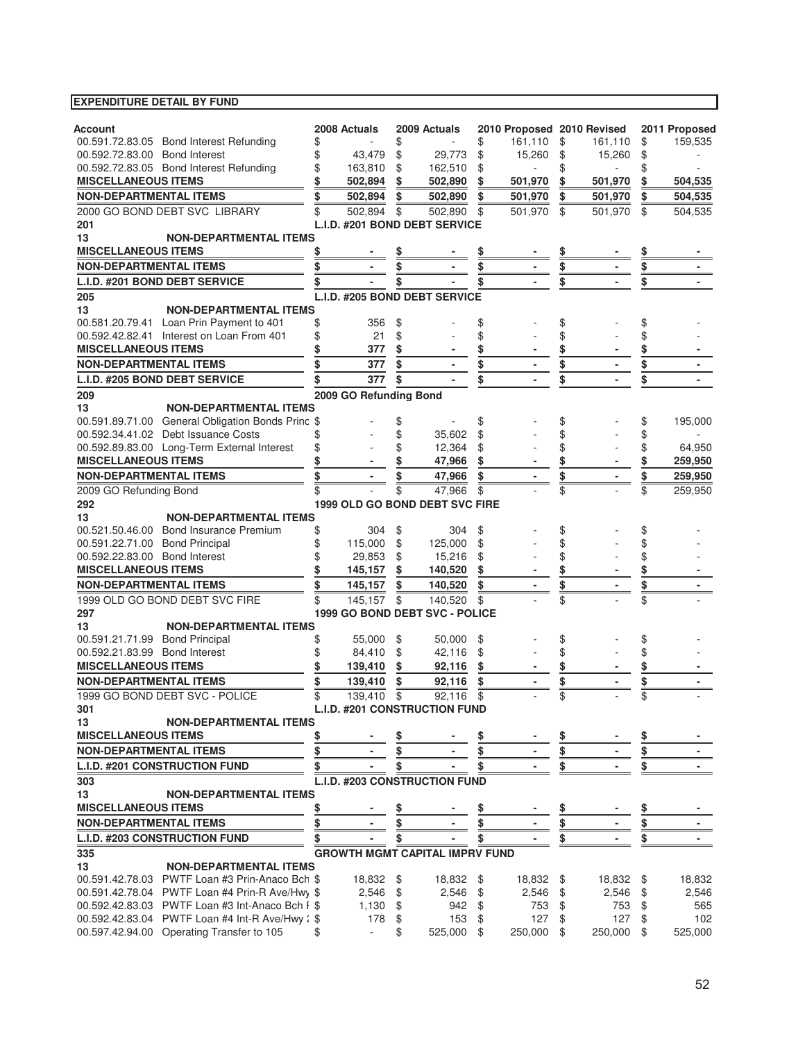**EXPENDITURE DETAIL BY FUND**

| Account | | 2008 Actuals | 2009 Actuals | 2010 Proposed | 2010 Revised | 2011 Proposed |
|---|---|---|---|---|---|---|
| 00.591.72.83.05 | Bond Interest Refunding | $ - | $ - | $ 161,110 | $ 161,110 | $ 159,535 |
| 00.592.72.83.00 | Bond Interest | $ 43,479 | $ 29,773 | $ 15,260 | $ 15,260 | $ - |
| 00.592.72.83.05 | Bond Interest Refunding | $ 163,810 | $ 162,510 | $ - | $ - | $ - |
| **MISCELLANEOUS ITEMS** | | **$ 502,894** | **$ 502,890** | **$ 501,970** | **$ 501,970** | **$ 504,535** |
| **NON-DEPARTMENTAL ITEMS** | | **$ 502,894** | **$ 502,890** | **$ 501,970** | **$ 501,970** | **$ 504,535** |
| 2000 GO BOND DEBT SVC LIBRARY | | $ 502,894 | $ 502,890 | $ 501,970 | $ 501,970 | $ 504,535 |
| **201** | | **L.I.D. #201 BOND DEBT SERVICE** | | | | |
| **13** | **NON-DEPARTMENTAL ITEMS** | | | | | |
| **MISCELLANEOUS ITEMS** | | **$ -** | **$ -** | **$ -** | **$ -** | **$ -** |
| **NON-DEPARTMENTAL ITEMS** | | **$ -** | **$ -** | **$ -** | **$ -** | **$ -** |
| **L.I.D. #201 BOND DEBT SERVICE** | | **$ -** | **$ -** | **$ -** | **$ -** | **$ -** |
| **205** | | **L.I.D. #205 BOND DEBT SERVICE** | | | | |
| **13** | **NON-DEPARTMENTAL ITEMS** | | | | | |
| 00.581.20.79.41 | Loan Prin Payment to 401 | $ 356 | $ - | $ - | $ - | $ - |
| 00.592.42.82.41 | Interest on Loan From 401 | $ 21 | $ - | $ - | $ - | $ - |
| **MISCELLANEOUS ITEMS** | | **$ 377** | **$ -** | **$ -** | **$ -** | **$ -** |
| **NON-DEPARTMENTAL ITEMS** | | **$ 377** | **$ -** | **$ -** | **$ -** | **$ -** |
| **L.I.D. #205 BOND DEBT SERVICE** | | **$ 377** | **$ -** | **$ -** | **$ -** | **$ -** |
| **209** | | **2009 GO Refunding Bond** | | | | |
| **13** | **NON-DEPARTMENTAL ITEMS** | | | | | |
| 00.591.89.71.00 | General Obligation Bonds Princ | $ - | $ - | $ - | $ - | $ 195,000 |
| 00.592.34.41.02 | Debt Issuance Costs | $ - | $ 35,602 | $ - | $ - | $ - |
| 00.592.89.83.00 | Long-Term External Interest | $ - | $ 12,364 | $ - | $ - | $ 64,950 |
| **MISCELLANEOUS ITEMS** | | **$ -** | **$ 47,966** | **$ -** | **$ -** | **$ 259,950** |
| **NON-DEPARTMENTAL ITEMS** | | **$ -** | **$ 47,966** | **$ -** | **$ -** | **$ 259,950** |
| 2009 GO Refunding Bond | | $ - | $ 47,966 | $ - | $ - | $ 259,950 |
| **292** | | **1999 OLD GO BOND DEBT SVC FIRE** | | | | |
| **13** | **NON-DEPARTMENTAL ITEMS** | | | | | |
| 00.521.50.46.00 | Bond Insurance Premium | $ 304 | $ 304 | $ - | $ - | $ - |
| 00.591.22.71.00 | Bond Principal | $ 115,000 | $ 125,000 | $ - | $ - | $ - |
| 00.592.22.83.00 | Bond Interest | $ 29,853 | $ 15,216 | $ - | $ - | $ - |
| **MISCELLANEOUS ITEMS** | | **$ 145,157** | **$ 140,520** | **$ -** | **$ -** | **$ -** |
| **NON-DEPARTMENTAL ITEMS** | | **$ 145,157** | **$ 140,520** | **$ -** | **$ -** | **$ -** |
| 1999 OLD GO BOND DEBT SVC FIRE | | $ 145,157 | $ 140,520 | $ - | $ - | $ - |
| **297** | | **1999 GO BOND DEBT SVC - POLICE** | | | | |
| **13** | **NON-DEPARTMENTAL ITEMS** | | | | | |
| 00.591.21.71.99 | Bond Principal | $ 55,000 | $ 50,000 | $ - | $ - | $ - |
| 00.592.21.83.99 | Bond Interest | $ 84,410 | $ 42,116 | $ - | $ - | $ - |
| **MISCELLANEOUS ITEMS** | | **$ 139,410** | **$ 92,116** | **$ -** | **$ -** | **$ -** |
| **NON-DEPARTMENTAL ITEMS** | | **$ 139,410** | **$ 92,116** | **$ -** | **$ -** | **$ -** |
| 1999 GO BOND DEBT SVC - POLICE | | $ 139,410 | $ 92,116 | $ - | $ - | $ - |
| **301** | | **L.I.D. #201 CONSTRUCTION FUND** | | | | |
| **13** | **NON-DEPARTMENTAL ITEMS** | | | | | |
| **MISCELLANEOUS ITEMS** | | **$ -** | **$ -** | **$ -** | **$ -** | **$ -** |
| **NON-DEPARTMENTAL ITEMS** | | **$ -** | **$ -** | **$ -** | **$ -** | **$ -** |
| **L.I.D. #201 CONSTRUCTION FUND** | | **$ -** | **$ -** | **$ -** | **$ -** | **$ -** |
| **303** | | **L.I.D. #203 CONSTRUCTION FUND** | | | | |
| **13** | **NON-DEPARTMENTAL ITEMS** | | | | | |
| **MISCELLANEOUS ITEMS** | | **$ -** | **$ -** | **$ -** | **$ -** | **$ -** |
| **NON-DEPARTMENTAL ITEMS** | | **$ -** | **$ -** | **$ -** | **$ -** | **$ -** |
| **L.I.D. #203 CONSTRUCTION FUND** | | **$ -** | **$ -** | **$ -** | **$ -** | **$ -** |
| **335** | | **GROWTH MGMT CAPITAL IMPRV FUND** | | | | |
| **13** | **NON-DEPARTMENTAL ITEMS** | | | | | |
| 00.591.42.78.03 | PWTF Loan #3 Prin-Anaco Bch | $ 18,832 | $ 18,832 | $ 18,832 | $ 18,832 | $ 18,832 |
| 00.591.42.78.04 | PWTF Loan #4 Prin-R Ave/Hwy | $ 2,546 | $ 2,546 | $ 2,546 | $ 2,546 | $ 2,546 |
| 00.592.42.83.03 | PWTF Loan #3 Int-Anaco Bch I | $ 1,130 | $ 942 | $ 753 | $ 753 | $ 565 |
| 00.592.42.83.04 | PWTF Loan #4 Int-R Ave/Hwy | $ 178 | $ 153 | $ 127 | $ 127 | $ 102 |
| 00.597.42.94.00 | Operating Transfer to 105 | $ - | $ 525,000 | $ 250,000 | $ 250,000 | $ 525,000 |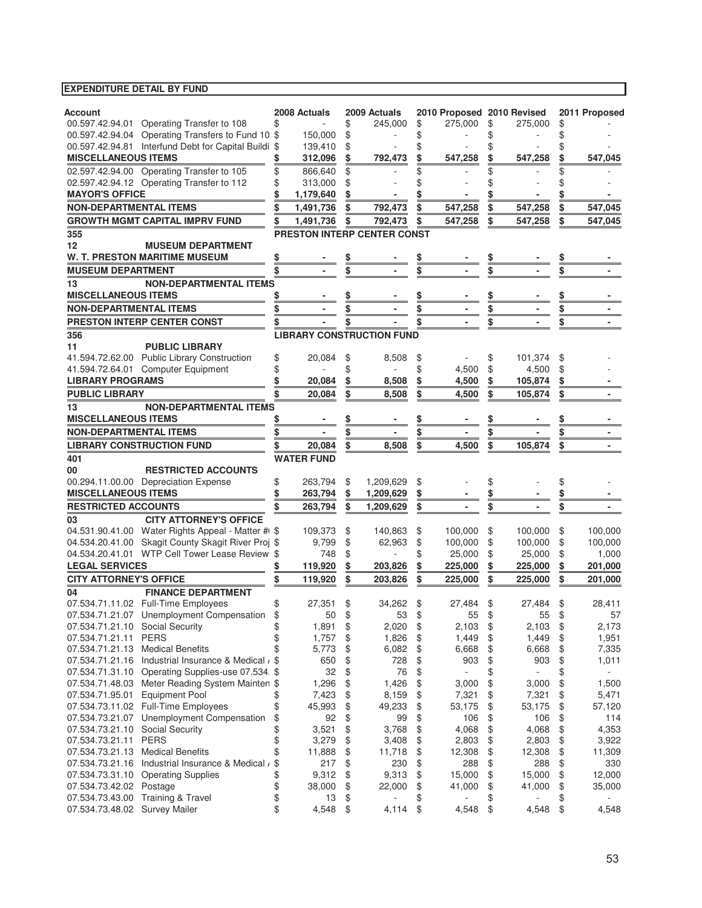**EXPENDITURE DETAIL BY FUND**

| Account | | 2008 Actuals | 2009 Actuals | 2010 Proposed | 2010 Revised | 2011 Proposed |
|---|---|---|---|---|---|---|
| 00.597.42.94.01 | Operating Transfer to 108 | $ - | $ 245,000 | $ 275,000 | $ 275,000 | $ - |
| 00.597.42.94.04 | Operating Transfers to Fund 10 | $ 150,000 | $ - | $ - | $ - | $ - |
| 00.597.42.94.81 | Interfund Debt for Capital Buildi | $ 139,410 | $ - | $ - | $ - | $ - |
| **MISCELLANEOUS ITEMS** | | **$ 312,096** | **$ 792,473** | **$ 547,258** | **$ 547,258** | **$ 547,045** |
| 02.597.42.94.00 | Operating Transfer to 105 | $ 866,640 | $ - | $ - | $ - | $ - |
| 02.597.42.94.12 | Operating Transfer to 112 | $ 313,000 | $ - | $ - | $ - | $ - |
| **MAYOR'S OFFICE** | | **$ 1,179,640** | **$ -** | **$ -** | **$ -** | **$ -** |
| **NON-DEPARTMENTAL ITEMS** | | **$ 1,491,736** | **$ 792,473** | **$ 547,258** | **$ 547,258** | **$ 547,045** |
| **GROWTH MGMT CAPITAL IMPRV FUND** | | **$ 1,491,736** | **$ 792,473** | **$ 547,258** | **$ 547,258** | **$ 547,045** |
| **355** | | **PRESTON INTERP CENTER CONST** | | | | |
| **12** | **MUSEUM DEPARTMENT** | | | | | |
| **W. T. PRESTON MARITIME MUSEUM** | | **$ -** | **$ -** | **$ -** | **$ -** | **$ -** |
| **MUSEUM DEPARTMENT** | | **$ -** | **$ -** | **$ -** | **$ -** | **$ -** |
| **13** | **NON-DEPARTMENTAL ITEMS** | | | | | |
| **MISCELLANEOUS ITEMS** | | **$ -** | **$ -** | **$ -** | **$ -** | **$ -** |
| **NON-DEPARTMENTAL ITEMS** | | **$ -** | **$ -** | **$ -** | **$ -** | **$ -** |
| **PRESTON INTERP CENTER CONST** | | **$ -** | **$ -** | **$ -** | **$ -** | **$ -** |
| **356** | | **LIBRARY CONSTRUCTION FUND** | | | | |
| **11** | **PUBLIC LIBRARY** | | | | | |
| 41.594.72.62.00 | Public Library Construction | $ 20,084 | $ 8,508 | $ - | $ 101,374 | $ - |
| 41.594.72.64.01 | Computer Equipment | $ - | $ - | $ 4,500 | $ 4,500 | $ - |
| **LIBRARY PROGRAMS** | | **$ 20,084** | **$ 8,508** | **$ 4,500** | **$ 105,874** | **$ -** |
| **PUBLIC LIBRARY** | | **$ 20,084** | **$ 8,508** | **$ 4,500** | **$ 105,874** | **$ -** |
| **13** | **NON-DEPARTMENTAL ITEMS** | | | | | |
| **MISCELLANEOUS ITEMS** | | **$ -** | **$ -** | **$ -** | **$ -** | **$ -** |
| **NON-DEPARTMENTAL ITEMS** | | **$ -** | **$ -** | **$ -** | **$ -** | **$ -** |
| **LIBRARY CONSTRUCTION FUND** | | **$ 20,084** | **$ 8,508** | **$ 4,500** | **$ 105,874** | **$ -** |
| **401** | | **WATER FUND** | | | | |
| **00** | **RESTRICTED ACCOUNTS** | | | | | |
| 00.294.11.00.00 | Depreciation Expense | $ 263,794 | $ 1,209,629 | $ - | $ - | $ - |
| **MISCELLANEOUS ITEMS** | | **$ 263,794** | **$ 1,209,629** | **$ -** | **$ -** | **$ -** |
| **RESTRICTED ACCOUNTS** | | **$ 263,794** | **$ 1,209,629** | **$ -** | **$ -** | **$ -** |
| **03** | **CITY ATTORNEY'S OFFICE** | | | | | |
| 04.531.90.41.00 | Water Rights Appeal - Matter # | $ 109,373 | $ 140,863 | $ 100,000 | $ 100,000 | $ 100,000 |
| 04.534.20.41.00 | Skagit County Skagit River Proj | $ 9,799 | $ 62,963 | $ 100,000 | $ 100,000 | $ 100,000 |
| 04.534.20.41.01 | WTP Cell Tower Lease Review | $ 748 | $ - | $ 25,000 | $ 25,000 | $ 1,000 |
| **LEGAL SERVICES** | | **$ 119,920** | **$ 203,826** | **$ 225,000** | **$ 225,000** | **$ 201,000** |
| **CITY ATTORNEY'S OFFICE** | | **$ 119,920** | **$ 203,826** | **$ 225,000** | **$ 225,000** | **$ 201,000** |
| **04** | **FINANCE DEPARTMENT** | | | | | |
| 07.534.71.11.02 | Full-Time Employees | $ 27,351 | $ 34,262 | $ 27,484 | $ 27,484 | $ 28,411 |
| 07.534.71.21.07 | Unemployment Compensation | $ 50 | $ 53 | $ 55 | $ 55 | $ 57 |
| 07.534.71.21.10 | Social Security | $ 1,891 | $ 2,020 | $ 2,103 | $ 2,103 | $ 2,173 |
| 07.534.71.21.11 | PERS | $ 1,757 | $ 1,826 | $ 1,449 | $ 1,449 | $ 1,951 |
| 07.534.71.21.13 | Medical Benefits | $ 5,773 | $ 6,082 | $ 6,668 | $ 6,668 | $ 7,335 |
| 07.534.71.21.16 | Industrial Insurance & Medical / | $ 650 | $ 728 | $ 903 | $ 903 | $ 1,011 |
| 07.534.71.31.10 | Operating Supplies-use 07.534. | $ 32 | $ 76 | $ - | $ - | $ - |
| 07.534.71.48.03 | Meter Reading System Mainten | $ 1,296 | $ 1,426 | $ 3,000 | $ 3,000 | $ 1,500 |
| 07.534.71.95.01 | Equipment Pool | $ 7,423 | $ 8,159 | $ 7,321 | $ 7,321 | $ 5,471 |
| 07.534.73.11.02 | Full-Time Employees | $ 45,993 | $ 49,233 | $ 53,175 | $ 53,175 | $ 57,120 |
| 07.534.73.21.07 | Unemployment Compensation | $ 92 | $ 99 | $ 106 | $ 106 | $ 114 |
| 07.534.73.21.10 | Social Security | $ 3,521 | $ 3,768 | $ 4,068 | $ 4,068 | $ 4,353 |
| 07.534.73.21.11 | PERS | $ 3,279 | $ 3,408 | $ 2,803 | $ 2,803 | $ 3,922 |
| 07.534.73.21.13 | Medical Benefits | $ 11,888 | $ 11,718 | $ 12,308 | $ 12,308 | $ 11,309 |
| 07.534.73.21.16 | Industrial Insurance & Medical / | $ 217 | $ 230 | $ 288 | $ 288 | $ 330 |
| 07.534.73.31.10 | Operating Supplies | $ 9,312 | $ 9,313 | $ 15,000 | $ 15,000 | $ 12,000 |
| 07.534.73.42.02 | Postage | $ 38,000 | $ 22,000 | $ 41,000 | $ 41,000 | $ 35,000 |
| 07.534.73.43.00 | Training & Travel | $ 13 | $ - | $ - | $ - | $ - |
| 07.534.73.48.02 | Survey Mailer | $ 4,548 | $ 4,114 | $ 4,548 | $ 4,548 | $ 4,548 |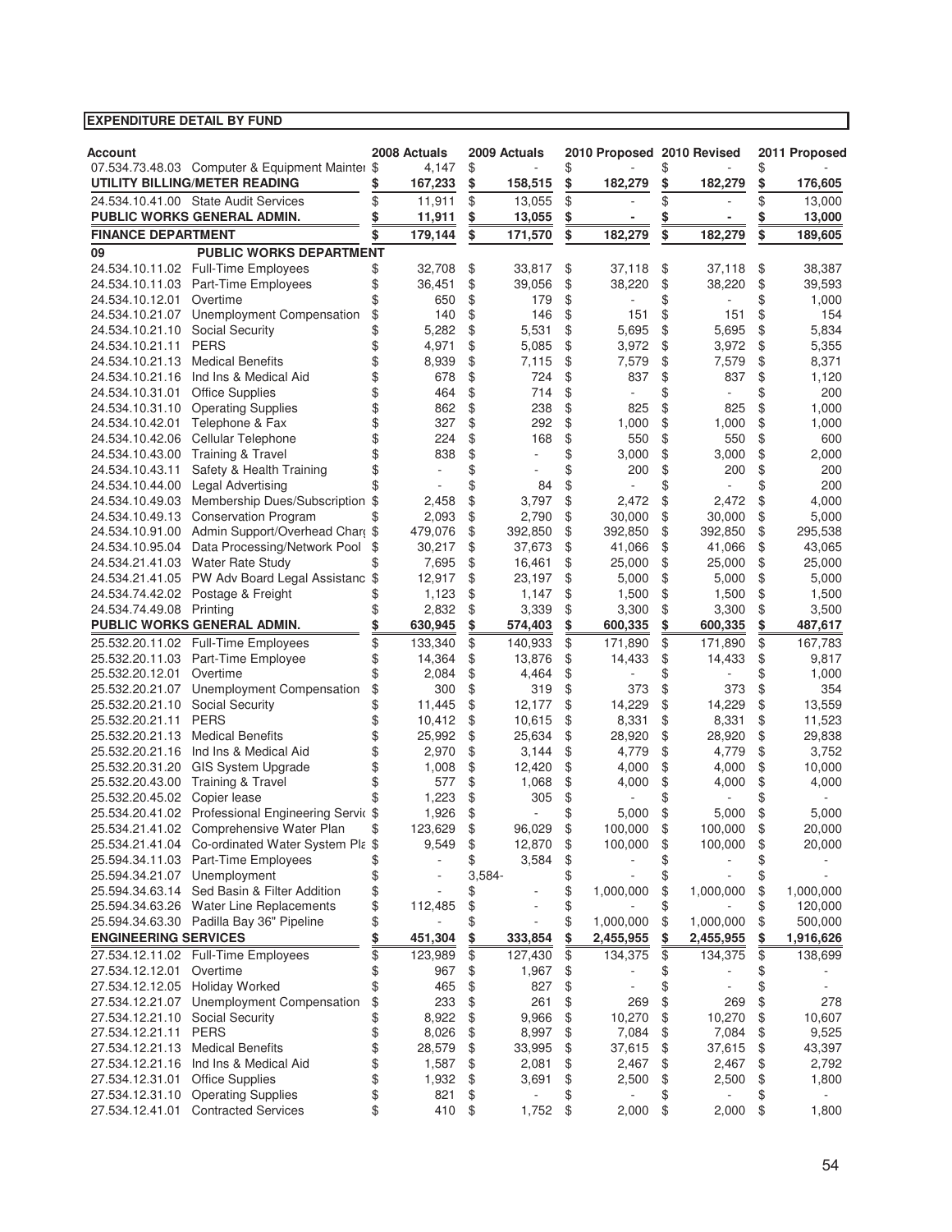**EXPENDITURE DETAIL BY FUND**

| Account | | 2008 Actuals | 2009 Actuals | 2010 Proposed | 2010 Revised | 2011 Proposed |
|---|---|---|---|---|---|---|
| 07.534.73.48.03 | Computer & Equipment Mainter | $ 4,147 | $ - | $ - | $ - | $ - |
| **UTILITY BILLING/METER READING** | | **$ 167,233** | **$ 158,515** | **$ 182,279** | **$ 182,279** | **$ 176,605** |
| 24.534.10.41.00 | State Audit Services | $ 11,911 | $ 13,055 | $ - | $ - | $ 13,000 |
| **PUBLIC WORKS GENERAL ADMIN.** | | **$ 11,911** | **$ 13,055** | **$ -** | **$ -** | **$ 13,000** |
| **FINANCE DEPARTMENT** | | **$ 179,144** | **$ 171,570** | **$ 182,279** | **$ 182,279** | **$ 189,605** |
| **09** | **PUBLIC WORKS DEPARTMENT** | | | | | |
| 24.534.10.11.02 | Full-Time Employees | $ 32,708 | $ 33,817 | $ 37,118 | $ 37,118 | $ 38,387 |
| 24.534.10.11.03 | Part-Time Employees | $ 36,451 | $ 39,056 | $ 38,220 | $ 38,220 | $ 39,593 |
| 24.534.10.12.01 | Overtime | $ 650 | $ 179 | $ - | $ - | $ 1,000 |
| 24.534.10.21.07 | Unemployment Compensation | $ 140 | $ 146 | $ 151 | $ 151 | $ 154 |
| 24.534.10.21.10 | Social Security | $ 5,282 | $ 5,531 | $ 5,695 | $ 5,695 | $ 5,834 |
| 24.534.10.21.11 | PERS | $ 4,971 | $ 5,085 | $ 3,972 | $ 3,972 | $ 5,355 |
| 24.534.10.21.13 | Medical Benefits | $ 8,939 | $ 7,115 | $ 7,579 | $ 7,579 | $ 8,371 |
| 24.534.10.21.16 | Ind Ins & Medical Aid | $ 678 | $ 724 | $ 837 | $ 837 | $ 1,120 |
| 24.534.10.31.01 | Office Supplies | $ 464 | $ 714 | $ - | $ - | $ 200 |
| 24.534.10.31.10 | Operating Supplies | $ 862 | $ 238 | $ 825 | $ 825 | $ 1,000 |
| 24.534.10.42.01 | Telephone & Fax | $ 327 | $ 292 | $ 1,000 | $ 1,000 | $ 1,000 |
| 24.534.10.42.06 | Cellular Telephone | $ 224 | $ 168 | $ 550 | $ 550 | $ 600 |
| 24.534.10.43.00 | Training & Travel | $ 838 | $ - | $ 3,000 | $ 3,000 | $ 2,000 |
| 24.534.10.43.11 | Safety & Health Training | $ - | $ - | $ 200 | $ 200 | $ 200 |
| 24.534.10.44.00 | Legal Advertising | $ - | $ 84 | $ - | $ - | $ 200 |
| 24.534.10.49.03 | Membership Dues/Subscription | $ 2,458 | $ 3,797 | $ 2,472 | $ 2,472 | $ 4,000 |
| 24.534.10.49.13 | Conservation Program | $ 2,093 | $ 2,790 | $ 30,000 | $ 30,000 | $ 5,000 |
| 24.534.10.91.00 | Admin Support/Overhead Charg | $ 479,076 | $ 392,850 | $ 392,850 | $ 392,850 | $ 295,538 |
| 24.534.10.95.04 | Data Processing/Network Pool | $ 30,217 | $ 37,673 | $ 41,066 | $ 41,066 | $ 43,065 |
| 24.534.21.41.03 | Water Rate Study | $ 7,695 | $ 16,461 | $ 25,000 | $ 25,000 | $ 25,000 |
| 24.534.21.41.05 | PW Adv Board Legal Assistanc | $ 12,917 | $ 23,197 | $ 5,000 | $ 5,000 | $ 5,000 |
| 24.534.74.42.02 | Postage & Freight | $ 1,123 | $ 1,147 | $ 1,500 | $ 1,500 | $ 1,500 |
| 24.534.74.49.08 | Printing | $ 2,832 | $ 3,339 | $ 3,300 | $ 3,300 | $ 3,500 |
| **PUBLIC WORKS GENERAL ADMIN.** | | **$ 630,945** | **$ 574,403** | **$ 600,335** | **$ 600,335** | **$ 487,617** |
| 25.532.20.11.02 | Full-Time Employees | $ 133,340 | $ 140,933 | $ 171,890 | $ 171,890 | $ 167,783 |
| 25.532.20.11.03 | Part-Time Employee | $ 14,364 | $ 13,876 | $ 14,433 | $ 14,433 | $ 9,817 |
| 25.532.20.12.01 | Overtime | $ 2,084 | $ 4,464 | $ - | $ - | $ 1,000 |
| 25.532.20.21.07 | Unemployment Compensation | $ 300 | $ 319 | $ 373 | $ 373 | $ 354 |
| 25.532.20.21.10 | Social Security | $ 11,445 | $ 12,177 | $ 14,229 | $ 14,229 | $ 13,559 |
| 25.532.20.21.11 | PERS | $ 10,412 | $ 10,615 | $ 8,331 | $ 8,331 | $ 11,523 |
| 25.532.20.21.13 | Medical Benefits | $ 25,992 | $ 25,634 | $ 28,920 | $ 28,920 | $ 29,838 |
| 25.532.20.21.16 | Ind Ins & Medical Aid | $ 2,970 | $ 3,144 | $ 4,779 | $ 4,779 | $ 3,752 |
| 25.532.20.31.20 | GIS System Upgrade | $ 1,008 | $ 12,420 | $ 4,000 | $ 4,000 | $ 10,000 |
| 25.532.20.43.00 | Training & Travel | $ 577 | $ 1,068 | $ 4,000 | $ 4,000 | $ 4,000 |
| 25.532.20.45.02 | Copier lease | $ 1,223 | $ 305 | $ - | $ - | $ - |
| 25.534.20.41.02 | Professional Engineering Servic | $ 1,926 | $ - | $ 5,000 | $ 5,000 | $ 5,000 |
| 25.534.21.41.02 | Comprehensive Water Plan | $ 123,629 | $ 96,029 | $ 100,000 | $ 100,000 | $ 20,000 |
| 25.534.21.41.04 | Co-ordinated Water System Pla | $ 9,549 | $ 12,870 | $ 100,000 | $ 100,000 | $ 20,000 |
| 25.594.34.11.03 | Part-Time Employees | $ - | $ 3,584 | $ - | $ - | $ - |
| 25.594.34.21.07 | Unemployment | $ - | 3,584- | $ - | $ - | $ - |
| 25.594.34.63.14 | Sed Basin & Filter Addition | $ - | $ - | $ 1,000,000 | $ 1,000,000 | $ 1,000,000 |
| 25.594.34.63.26 | Water Line Replacements | $ 112,485 | $ - | $ - | $ - | $ 120,000 |
| 25.594.34.63.30 | Padilla Bay 36" Pipeline | $ - | $ - | $ 1,000,000 | $ 1,000,000 | $ 500,000 |
| **ENGINEERING SERVICES** | | **$ 451,304** | **$ 333,854** | **$ 2,455,955** | **$ 2,455,955** | **$ 1,916,626** |
| 27.534.12.11.02 | Full-Time Employees | $ 123,989 | $ 127,430 | $ 134,375 | $ 134,375 | $ 138,699 |
| 27.534.12.12.01 | Overtime | $ 967 | $ 1,967 | $ - | $ - | $ - |
| 27.534.12.12.05 | Holiday Worked | $ 465 | $ 827 | $ - | $ - | $ - |
| 27.534.12.21.07 | Unemployment Compensation | $ 233 | $ 261 | $ 269 | $ 269 | $ 278 |
| 27.534.12.21.10 | Social Security | $ 8,922 | $ 9,966 | $ 10,270 | $ 10,270 | $ 10,607 |
| 27.534.12.21.11 | PERS | $ 8,026 | $ 8,997 | $ 7,084 | $ 7,084 | $ 9,525 |
| 27.534.12.21.13 | Medical Benefits | $ 28,579 | $ 33,995 | $ 37,615 | $ 37,615 | $ 43,397 |
| 27.534.12.21.16 | Ind Ins & Medical Aid | $ 1,587 | $ 2,081 | $ 2,467 | $ 2,467 | $ 2,792 |
| 27.534.12.31.01 | Office Supplies | $ 1,932 | $ 3,691 | $ 2,500 | $ 2,500 | $ 1,800 |
| 27.534.12.31.10 | Operating Supplies | $ 821 | $ - | $ - | $ - | $ - |
| 27.534.12.41.01 | Contracted Services | $ 410 | $ 1,752 | $ 2,000 | $ 2,000 | $ 1,800 |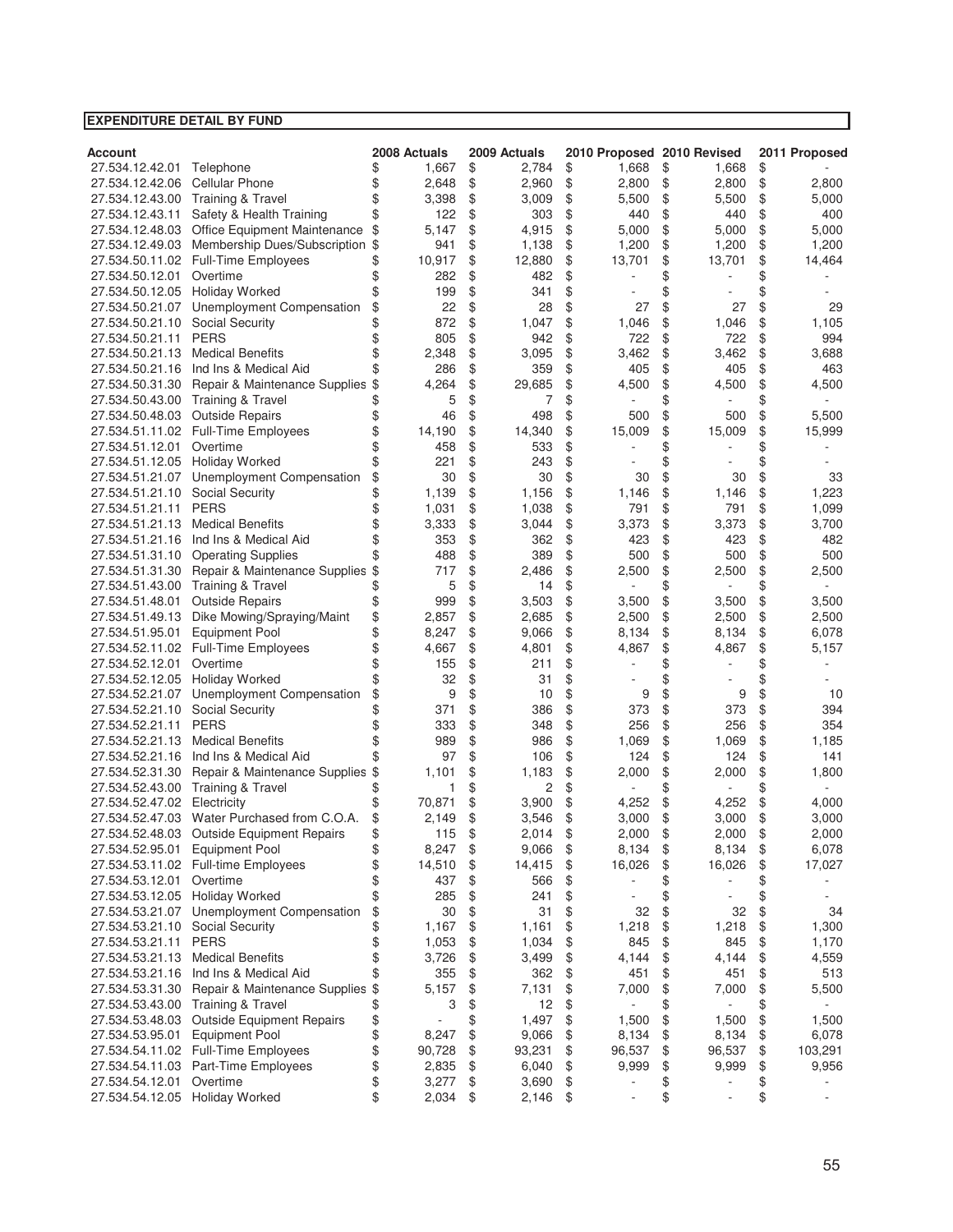**EXPENDITURE DETAIL BY FUND**

| Account | | 2008 Actuals | 2009 Actuals | 2010 Proposed | 2010 Revised | 2011 Proposed |
|---|---|---|---|---|---|---|
| 27.534.12.42.01 | Telephone | $ 1,667 | $ 2,784 | $ 1,668 | $ 1,668 | $ - |
| 27.534.12.42.06 | Cellular Phone | $ 2,648 | $ 2,960 | $ 2,800 | $ 2,800 | $ 2,800 |
| 27.534.12.43.00 | Training & Travel | $ 3,398 | $ 3,009 | $ 5,500 | $ 5,500 | $ 5,000 |
| 27.534.12.43.11 | Safety & Health Training | $ 122 | $ 303 | $ 440 | $ 440 | $ 400 |
| 27.534.12.48.03 | Office Equipment Maintenance | $ 5,147 | $ 4,915 | $ 5,000 | $ 5,000 | $ 5,000 |
| 27.534.12.49.03 | Membership Dues/Subscription | $ 941 | $ 1,138 | $ 1,200 | $ 1,200 | $ 1,200 |
| 27.534.50.11.02 | Full-Time Employees | $ 10,917 | $ 12,880 | $ 13,701 | $ 13,701 | $ 14,464 |
| 27.534.50.12.01 | Overtime | $ 282 | $ 482 | $ - | $ - | $ - |
| 27.534.50.12.05 | Holiday Worked | $ 199 | $ 341 | $ - | $ - | $ - |
| 27.534.50.21.07 | Unemployment Compensation | $ 22 | $ 28 | $ 27 | $ 27 | $ 29 |
| 27.534.50.21.10 | Social Security | $ 872 | $ 1,047 | $ 1,046 | $ 1,046 | $ 1,105 |
| 27.534.50.21.11 | PERS | $ 805 | $ 942 | $ 722 | $ 722 | $ 994 |
| 27.534.50.21.13 | Medical Benefits | $ 2,348 | $ 3,095 | $ 3,462 | $ 3,462 | $ 3,688 |
| 27.534.50.21.16 | Ind Ins & Medical Aid | $ 286 | $ 359 | $ 405 | $ 405 | $ 463 |
| 27.534.50.31.30 | Repair & Maintenance Supplies | $ 4,264 | $ 29,685 | $ 4,500 | $ 4,500 | $ 4,500 |
| 27.534.50.43.00 | Training & Travel | $ 5 | $ 7 | $ - | $ - | $ - |
| 27.534.50.48.03 | Outside Repairs | $ 46 | $ 498 | $ 500 | $ 500 | $ 5,500 |
| 27.534.51.11.02 | Full-Time Employees | $ 14,190 | $ 14,340 | $ 15,009 | $ 15,009 | $ 15,999 |
| 27.534.51.12.01 | Overtime | $ 458 | $ 533 | $ - | $ - | $ - |
| 27.534.51.12.05 | Holiday Worked | $ 221 | $ 243 | $ - | $ - | $ - |
| 27.534.51.21.07 | Unemployment Compensation | $ 30 | $ 30 | $ 30 | $ 30 | $ 33 |
| 27.534.51.21.10 | Social Security | $ 1,139 | $ 1,156 | $ 1,146 | $ 1,146 | $ 1,223 |
| 27.534.51.21.11 | PERS | $ 1,031 | $ 1,038 | $ 791 | $ 791 | $ 1,099 |
| 27.534.51.21.13 | Medical Benefits | $ 3,333 | $ 3,044 | $ 3,373 | $ 3,373 | $ 3,700 |
| 27.534.51.21.16 | Ind Ins & Medical Aid | $ 353 | $ 362 | $ 423 | $ 423 | $ 482 |
| 27.534.51.31.10 | Operating Supplies | $ 488 | $ 389 | $ 500 | $ 500 | $ 500 |
| 27.534.51.31.30 | Repair & Maintenance Supplies | $ 717 | $ 2,486 | $ 2,500 | $ 2,500 | $ 2,500 |
| 27.534.51.43.00 | Training & Travel | $ 5 | $ 14 | $ - | $ - | $ - |
| 27.534.51.48.01 | Outside Repairs | $ 999 | $ 3,503 | $ 3,500 | $ 3,500 | $ 3,500 |
| 27.534.51.49.13 | Dike Mowing/Spraying/Maint | $ 2,857 | $ 2,685 | $ 2,500 | $ 2,500 | $ 2,500 |
| 27.534.51.95.01 | Equipment Pool | $ 8,247 | $ 9,066 | $ 8,134 | $ 8,134 | $ 6,078 |
| 27.534.52.11.02 | Full-Time Employees | $ 4,667 | $ 4,801 | $ 4,867 | $ 4,867 | $ 5,157 |
| 27.534.52.12.01 | Overtime | $ 155 | $ 211 | $ - | $ - | $ - |
| 27.534.52.12.05 | Holiday Worked | $ 32 | $ 31 | $ - | $ - | $ - |
| 27.534.52.21.07 | Unemployment Compensation | $ 9 | $ 10 | $ 9 | $ 9 | $ 10 |
| 27.534.52.21.10 | Social Security | $ 371 | $ 386 | $ 373 | $ 373 | $ 394 |
| 27.534.52.21.11 | PERS | $ 333 | $ 348 | $ 256 | $ 256 | $ 354 |
| 27.534.52.21.13 | Medical Benefits | $ 989 | $ 986 | $ 1,069 | $ 1,069 | $ 1,185 |
| 27.534.52.21.16 | Ind Ins & Medical Aid | $ 97 | $ 106 | $ 124 | $ 124 | $ 141 |
| 27.534.52.31.30 | Repair & Maintenance Supplies | $ 1,101 | $ 1,183 | $ 2,000 | $ 2,000 | $ 1,800 |
| 27.534.52.43.00 | Training & Travel | $ 1 | $ 2 | $ - | $ - | $ - |
| 27.534.52.47.02 | Electricity | $ 70,871 | $ 3,900 | $ 4,252 | $ 4,252 | $ 4,000 |
| 27.534.52.47.03 | Water Purchased from C.O.A. | $ 2,149 | $ 3,546 | $ 3,000 | $ 3,000 | $ 3,000 |
| 27.534.52.48.03 | Outside Equipment Repairs | $ 115 | $ 2,014 | $ 2,000 | $ 2,000 | $ 2,000 |
| 27.534.52.95.01 | Equipment Pool | $ 8,247 | $ 9,066 | $ 8,134 | $ 8,134 | $ 6,078 |
| 27.534.53.11.02 | Full-time Employees | $ 14,510 | $ 14,415 | $ 16,026 | $ 16,026 | $ 17,027 |
| 27.534.53.12.01 | Overtime | $ 437 | $ 566 | $ - | $ - | $ - |
| 27.534.53.12.05 | Holiday Worked | $ 285 | $ 241 | $ - | $ - | $ - |
| 27.534.53.21.07 | Unemployment Compensation | $ 30 | $ 31 | $ 32 | $ 32 | $ 34 |
| 27.534.53.21.10 | Social Security | $ 1,167 | $ 1,161 | $ 1,218 | $ 1,218 | $ 1,300 |
| 27.534.53.21.11 | PERS | $ 1,053 | $ 1,034 | $ 845 | $ 845 | $ 1,170 |
| 27.534.53.21.13 | Medical Benefits | $ 3,726 | $ 3,499 | $ 4,144 | $ 4,144 | $ 4,559 |
| 27.534.53.21.16 | Ind Ins & Medical Aid | $ 355 | $ 362 | $ 451 | $ 451 | $ 513 |
| 27.534.53.31.30 | Repair & Maintenance Supplies | $ 5,157 | $ 7,131 | $ 7,000 | $ 7,000 | $ 5,500 |
| 27.534.53.43.00 | Training & Travel | $ 3 | $ 12 | $ - | $ - | $ - |
| 27.534.53.48.03 | Outside Equipment Repairs | $ - | $ 1,497 | $ 1,500 | $ 1,500 | $ 1,500 |
| 27.534.53.95.01 | Equipment Pool | $ 8,247 | $ 9,066 | $ 8,134 | $ 8,134 | $ 6,078 |
| 27.534.54.11.02 | Full-Time Employees | $ 90,728 | $ 93,231 | $ 96,537 | $ 96,537 | $ 103,291 |
| 27.534.54.11.03 | Part-Time Employees | $ 2,835 | $ 6,040 | $ 9,999 | $ 9,999 | $ 9,956 |
| 27.534.54.12.01 | Overtime | $ 3,277 | $ 3,690 | $ - | $ - | $ - |
| 27.534.54.12.05 | Holiday Worked | $ 2,034 | $ 2,146 | $ - | $ - | $ - |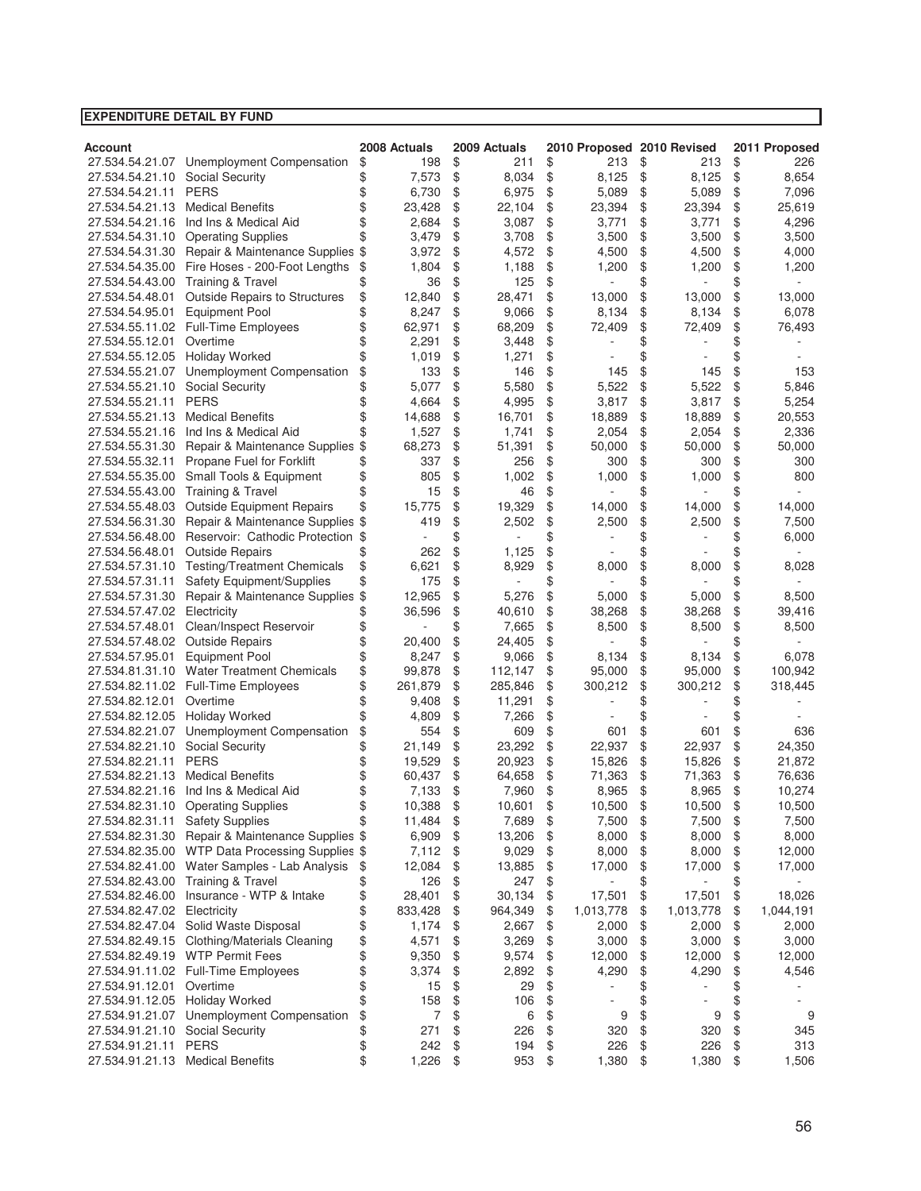## EXPENDITURE DETAIL BY FUND

| Account | | 2008 Actuals | 2009 Actuals | 2010 Proposed | 2010 Revised | 2011 Proposed |
|---|---|---|---|---|---|---|
| 27.534.54.21.07 | Unemployment Compensation | $ 198 | $ 211 | $ 213 | $ 213 | $ 226 |
| 27.534.54.21.10 | Social Security | $ 7,573 | $ 8,034 | $ 8,125 | $ 8,125 | $ 8,654 |
| 27.534.54.21.11 | PERS | $ 6,730 | $ 6,975 | $ 5,089 | $ 5,089 | $ 7,096 |
| 27.534.54.21.13 | Medical Benefits | $ 23,428 | $ 22,104 | $ 23,394 | $ 23,394 | $ 25,619 |
| 27.534.54.21.16 | Ind Ins & Medical Aid | $ 2,684 | $ 3,087 | $ 3,771 | $ 3,771 | $ 4,296 |
| 27.534.54.31.10 | Operating Supplies | $ 3,479 | $ 3,708 | $ 3,500 | $ 3,500 | $ 3,500 |
| 27.534.54.31.30 | Repair & Maintenance Supplies | $ 3,972 | $ 4,572 | $ 4,500 | $ 4,500 | $ 4,000 |
| 27.534.54.35.00 | Fire Hoses - 200-Foot Lengths | $ 1,804 | $ 1,188 | $ 1,200 | $ 1,200 | $ 1,200 |
| 27.534.54.43.00 | Training & Travel | $ 36 | $ 125 | $ - | $ - | $ - |
| 27.534.54.48.01 | Outside Repairs to Structures | $ 12,840 | $ 28,471 | $ 13,000 | $ 13,000 | $ 13,000 |
| 27.534.54.95.01 | Equipment Pool | $ 8,247 | $ 9,066 | $ 8,134 | $ 8,134 | $ 6,078 |
| 27.534.55.11.02 | Full-Time Employees | $ 62,971 | $ 68,209 | $ 72,409 | $ 72,409 | $ 76,493 |
| 27.534.55.12.01 | Overtime | $ 2,291 | $ 3,448 | $ - | $ - | $ - |
| 27.534.55.12.05 | Holiday Worked | $ 1,019 | $ 1,271 | $ - | $ - | $ - |
| 27.534.55.21.07 | Unemployment Compensation | $ 133 | $ 146 | $ 145 | $ 145 | $ 153 |
| 27.534.55.21.10 | Social Security | $ 5,077 | $ 5,580 | $ 5,522 | $ 5,522 | $ 5,846 |
| 27.534.55.21.11 | PERS | $ 4,664 | $ 4,995 | $ 3,817 | $ 3,817 | $ 5,254 |
| 27.534.55.21.13 | Medical Benefits | $ 14,688 | $ 16,701 | $ 18,889 | $ 18,889 | $ 20,553 |
| 27.534.55.21.16 | Ind Ins & Medical Aid | $ 1,527 | $ 1,741 | $ 2,054 | $ 2,054 | $ 2,336 |
| 27.534.55.31.30 | Repair & Maintenance Supplies | $ 68,273 | $ 51,391 | $ 50,000 | $ 50,000 | $ 50,000 |
| 27.534.55.32.11 | Propane Fuel for Forklift | $ 337 | $ 256 | $ 300 | $ 300 | $ 300 |
| 27.534.55.35.00 | Small Tools & Equipment | $ 805 | $ 1,002 | $ 1,000 | $ 1,000 | $ 800 |
| 27.534.55.43.00 | Training & Travel | $ 15 | $ 46 | $ - | $ - | $ - |
| 27.534.55.48.03 | Outside Equipment Repairs | $ 15,775 | $ 19,329 | $ 14,000 | $ 14,000 | $ 14,000 |
| 27.534.56.31.30 | Repair & Maintenance Supplies | $ 419 | $ 2,502 | $ 2,500 | $ 2,500 | $ 7,500 |
| 27.534.56.48.00 | Reservoir: Cathodic Protection | $ - | $ - | $ - | $ - | $ 6,000 |
| 27.534.56.48.01 | Outside Repairs | $ 262 | $ 1,125 | $ - | $ - | $ - |
| 27.534.57.31.10 | Testing/Treatment Chemicals | $ 6,621 | $ 8,929 | $ 8,000 | $ 8,000 | $ 8,028 |
| 27.534.57.31.11 | Safety Equipment/Supplies | $ 175 | $ - | $ - | $ - | $ - |
| 27.534.57.31.30 | Repair & Maintenance Supplies | $ 12,965 | $ 5,276 | $ 5,000 | $ 5,000 | $ 8,500 |
| 27.534.57.47.02 | Electricity | $ 36,596 | $ 40,610 | $ 38,268 | $ 38,268 | $ 39,416 |
| 27.534.57.48.01 | Clean/Inspect Reservoir | $ - | $ 7,665 | $ 8,500 | $ 8,500 | $ 8,500 |
| 27.534.57.48.02 | Outside Repairs | $ 20,400 | $ 24,405 | $ - | $ - | $ - |
| 27.534.57.95.01 | Equipment Pool | $ 8,247 | $ 9,066 | $ 8,134 | $ 8,134 | $ 6,078 |
| 27.534.81.31.10 | Water Treatment Chemicals | $ 99,878 | $ 112,147 | $ 95,000 | $ 95,000 | $ 100,942 |
| 27.534.82.11.02 | Full-Time Employees | $ 261,879 | $ 285,846 | $ 300,212 | $ 300,212 | $ 318,445 |
| 27.534.82.12.01 | Overtime | $ 9,408 | $ 11,291 | $ - | $ - | $ - |
| 27.534.82.12.05 | Holiday Worked | $ 4,809 | $ 7,266 | $ - | $ - | $ - |
| 27.534.82.21.07 | Unemployment Compensation | $ 554 | $ 609 | $ 601 | $ 601 | $ 636 |
| 27.534.82.21.10 | Social Security | $ 21,149 | $ 23,292 | $ 22,937 | $ 22,937 | $ 24,350 |
| 27.534.82.21.11 | PERS | $ 19,529 | $ 20,923 | $ 15,826 | $ 15,826 | $ 21,872 |
| 27.534.82.21.13 | Medical Benefits | $ 60,437 | $ 64,658 | $ 71,363 | $ 71,363 | $ 76,636 |
| 27.534.82.21.16 | Ind Ins & Medical Aid | $ 7,133 | $ 7,960 | $ 8,965 | $ 8,965 | $ 10,274 |
| 27.534.82.31.10 | Operating Supplies | $ 10,388 | $ 10,601 | $ 10,500 | $ 10,500 | $ 10,500 |
| 27.534.82.31.11 | Safety Supplies | $ 11,484 | $ 7,689 | $ 7,500 | $ 7,500 | $ 7,500 |
| 27.534.82.31.30 | Repair & Maintenance Supplies | $ 6,909 | $ 13,206 | $ 8,000 | $ 8,000 | $ 8,000 |
| 27.534.82.35.00 | WTP Data Processing Supplies | $ 7,112 | $ 9,029 | $ 8,000 | $ 8,000 | $ 12,000 |
| 27.534.82.41.00 | Water Samples - Lab Analysis | $ 12,084 | $ 13,885 | $ 17,000 | $ 17,000 | $ 17,000 |
| 27.534.82.43.00 | Training & Travel | $ 126 | $ 247 | $ - | $ - | $ - |
| 27.534.82.46.00 | Insurance - WTP & Intake | $ 28,401 | $ 30,134 | $ 17,501 | $ 17,501 | $ 18,026 |
| 27.534.82.47.02 | Electricity | $ 833,428 | $ 964,349 | $ 1,013,778 | $ 1,013,778 | $ 1,044,191 |
| 27.534.82.47.04 | Solid Waste Disposal | $ 1,174 | $ 2,667 | $ 2,000 | $ 2,000 | $ 2,000 |
| 27.534.82.49.15 | Clothing/Materials Cleaning | $ 4,571 | $ 3,269 | $ 3,000 | $ 3,000 | $ 3,000 |
| 27.534.82.49.19 | WTP Permit Fees | $ 9,350 | $ 9,574 | $ 12,000 | $ 12,000 | $ 12,000 |
| 27.534.91.11.02 | Full-Time Employees | $ 3,374 | $ 2,892 | $ 4,290 | $ 4,290 | $ 4,546 |
| 27.534.91.12.01 | Overtime | $ 15 | $ 29 | $ - | $ - | $ - |
| 27.534.91.12.05 | Holiday Worked | $ 158 | $ 106 | $ - | $ - | $ - |
| 27.534.91.21.07 | Unemployment Compensation | $ 7 | $ 6 | $ 9 | $ 9 | $ 9 |
| 27.534.91.21.10 | Social Security | $ 271 | $ 226 | $ 320 | $ 320 | $ 345 |
| 27.534.91.21.11 | PERS | $ 242 | $ 194 | $ 226 | $ 226 | $ 313 |
| 27.534.91.21.13 | Medical Benefits | $ 1,226 | $ 953 | $ 1,380 | $ 1,380 | $ 1,506 |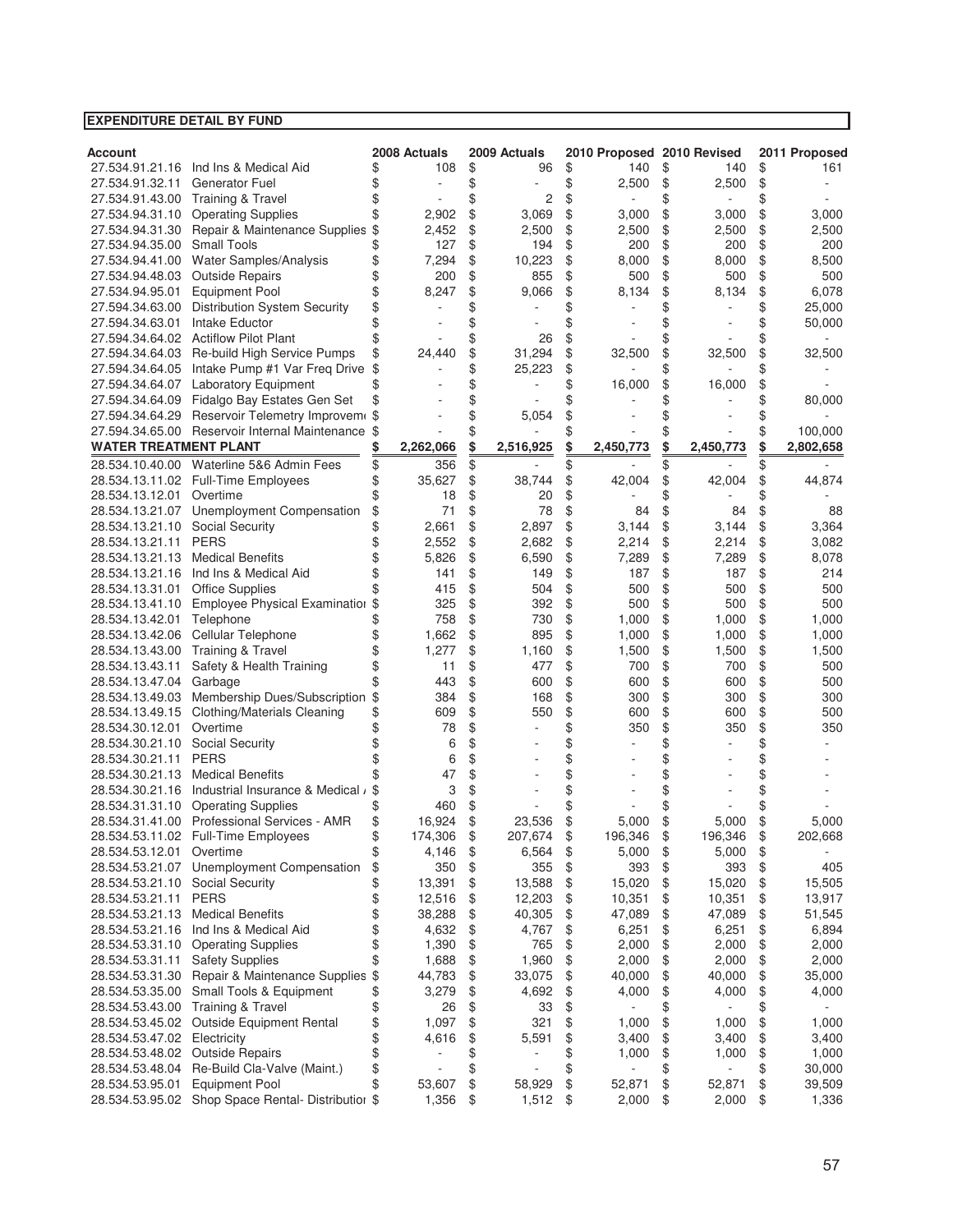**EXPENDITURE DETAIL BY FUND**

| Account | | 2008 Actuals | 2009 Actuals | 2010 Proposed | 2010 Revised | 2011 Proposed |
|---|---|---|---|---|---|---|
| 27.534.91.21.16 | Ind Ins & Medical Aid | $ 108 | $ 96 | $ 140 | $ 140 | $ 161 |
| 27.534.91.32.11 | Generator Fuel | $ - | $ - | $ 2,500 | $ 2,500 | $ - |
| 27.534.91.43.00 | Training & Travel | $ - | $ 2 | $ - | $ - | $ - |
| 27.534.94.31.10 | Operating Supplies | $ 2,902 | $ 3,069 | $ 3,000 | $ 3,000 | $ 3,000 |
| 27.534.94.31.30 | Repair & Maintenance Supplies | $ 2,452 | $ 2,500 | $ 2,500 | $ 2,500 | $ 2,500 |
| 27.534.94.35.00 | Small Tools | $ 127 | $ 194 | $ 200 | $ 200 | $ 200 |
| 27.534.94.41.00 | Water Samples/Analysis | $ 7,294 | $ 10,223 | $ 8,000 | $ 8,000 | $ 8,500 |
| 27.534.94.48.03 | Outside Repairs | $ 200 | $ 855 | $ 500 | $ 500 | $ 500 |
| 27.534.94.95.01 | Equipment Pool | $ 8,247 | $ 9,066 | $ 8,134 | $ 8,134 | $ 6,078 |
| 27.594.34.63.00 | Distribution System Security | $ - | $ - | $ - | $ - | $ 25,000 |
| 27.594.34.63.01 | Intake Eductor | $ - | $ - | $ - | $ - | $ 50,000 |
| 27.594.34.64.02 | Actiflow Pilot Plant | $ - | $ 26 | $ - | $ - | $ - |
| 27.594.34.64.03 | Re-build High Service Pumps | $ 24,440 | $ 31,294 | $ 32,500 | $ 32,500 | $ 32,500 |
| 27.594.34.64.05 | Intake Pump #1 Var Freq Drive | $ - | $ 25,223 | $ - | $ - | $ - |
| 27.594.34.64.07 | Laboratory Equipment | $ - | $ - | $ 16,000 | $ 16,000 | $ - |
| 27.594.34.64.09 | Fidalgo Bay Estates Gen Set | $ - | $ - | $ - | $ - | $ 80,000 |
| 27.594.34.64.29 | Reservoir Telemetry Improvem | $ - | $ 5,054 | $ - | $ - | $ - |
| 27.594.34.65.00 | Reservoir Internal Maintenance | $ - | $ - | $ - | $ - | $ 100,000 |
| **WATER TREATMENT PLANT** | | **$ 2,262,066** | **$ 2,516,925** | **$ 2,450,773** | **$ 2,450,773** | **$ 2,802,658** |
| 28.534.10.40.00 | Waterline 5&6 Admin Fees | $ 356 | $ - | $ - | $ - | $ - |
| 28.534.13.11.02 | Full-Time Employees | $ 35,627 | $ 38,744 | $ 42,004 | $ 42,004 | $ 44,874 |
| 28.534.13.12.01 | Overtime | $ 18 | $ 20 | $ - | $ - | $ - |
| 28.534.13.21.07 | Unemployment Compensation | $ 71 | $ 78 | $ 84 | $ 84 | $ 88 |
| 28.534.13.21.10 | Social Security | $ 2,661 | $ 2,897 | $ 3,144 | $ 3,144 | $ 3,364 |
| 28.534.13.21.11 | PERS | $ 2,552 | $ 2,682 | $ 2,214 | $ 2,214 | $ 3,082 |
| 28.534.13.21.13 | Medical Benefits | $ 5,826 | $ 6,590 | $ 7,289 | $ 7,289 | $ 8,078 |
| 28.534.13.21.16 | Ind Ins & Medical Aid | $ 141 | $ 149 | $ 187 | $ 187 | $ 214 |
| 28.534.13.31.01 | Office Supplies | $ 415 | $ 504 | $ 500 | $ 500 | $ 500 |
| 28.534.13.41.10 | Employee Physical Examination | $ 325 | $ 392 | $ 500 | $ 500 | $ 500 |
| 28.534.13.42.01 | Telephone | $ 758 | $ 730 | $ 1,000 | $ 1,000 | $ 1,000 |
| 28.534.13.42.06 | Cellular Telephone | $ 1,662 | $ 895 | $ 1,000 | $ 1,000 | $ 1,000 |
| 28.534.13.43.00 | Training & Travel | $ 1,277 | $ 1,160 | $ 1,500 | $ 1,500 | $ 1,500 |
| 28.534.13.43.11 | Safety & Health Training | $ 11 | $ 477 | $ 700 | $ 700 | $ 500 |
| 28.534.13.47.04 | Garbage | $ 443 | $ 600 | $ 600 | $ 600 | $ 500 |
| 28.534.13.49.03 | Membership Dues/Subscription | $ 384 | $ 168 | $ 300 | $ 300 | $ 300 |
| 28.534.13.49.15 | Clothing/Materials Cleaning | $ 609 | $ 550 | $ 600 | $ 600 | $ 500 |
| 28.534.30.12.01 | Overtime | $ 78 | $ - | $ 350 | $ 350 | $ 350 |
| 28.534.30.21.10 | Social Security | $ 6 | $ - | $ - | $ - | $ - |
| 28.534.30.21.11 | PERS | $ 6 | $ - | $ - | $ - | $ - |
| 28.534.30.21.13 | Medical Benefits | $ 47 | $ - | $ - | $ - | $ - |
| 28.534.30.21.16 | Industrial Insurance & Medical / | $ 3 | $ - | $ - | $ - | $ - |
| 28.534.31.31.10 | Operating Supplies | $ 460 | $ - | $ - | $ - | $ - |
| 28.534.31.41.00 | Professional Services - AMR | $ 16,924 | $ 23,536 | $ 5,000 | $ 5,000 | $ 5,000 |
| 28.534.53.11.02 | Full-Time Employees | $ 174,306 | $ 207,674 | $ 196,346 | $ 196,346 | $ 202,668 |
| 28.534.53.12.01 | Overtime | $ 4,146 | $ 6,564 | $ 5,000 | $ 5,000 | $ - |
| 28.534.53.21.07 | Unemployment Compensation | $ 350 | $ 355 | $ 393 | $ 393 | $ 405 |
| 28.534.53.21.10 | Social Security | $ 13,391 | $ 13,588 | $ 15,020 | $ 15,020 | $ 15,505 |
| 28.534.53.21.11 | PERS | $ 12,516 | $ 12,203 | $ 10,351 | $ 10,351 | $ 13,917 |
| 28.534.53.21.13 | Medical Benefits | $ 38,288 | $ 40,305 | $ 47,089 | $ 47,089 | $ 51,545 |
| 28.534.53.21.16 | Ind Ins & Medical Aid | $ 4,632 | $ 4,767 | $ 6,251 | $ 6,251 | $ 6,894 |
| 28.534.53.31.10 | Operating Supplies | $ 1,390 | $ 765 | $ 2,000 | $ 2,000 | $ 2,000 |
| 28.534.53.31.11 | Safety Supplies | $ 1,688 | $ 1,960 | $ 2,000 | $ 2,000 | $ 2,000 |
| 28.534.53.31.30 | Repair & Maintenance Supplies | $ 44,783 | $ 33,075 | $ 40,000 | $ 40,000 | $ 35,000 |
| 28.534.53.35.00 | Small Tools & Equipment | $ 3,279 | $ 4,692 | $ 4,000 | $ 4,000 | $ 4,000 |
| 28.534.53.43.00 | Training & Travel | $ 26 | $ 33 | $ - | $ - | $ - |
| 28.534.53.45.02 | Outside Equipment Rental | $ 1,097 | $ 321 | $ 1,000 | $ 1,000 | $ 1,000 |
| 28.534.53.47.02 | Electricity | $ 4,616 | $ 5,591 | $ 3,400 | $ 3,400 | $ 3,400 |
| 28.534.53.48.02 | Outside Repairs | $ - | $ - | $ 1,000 | $ 1,000 | $ 1,000 |
| 28.534.53.48.04 | Re-Build Cla-Valve (Maint.) | $ - | $ - | $ - | $ - | $ 30,000 |
| 28.534.53.95.01 | Equipment Pool | $ 53,607 | $ 58,929 | $ 52,871 | $ 52,871 | $ 39,509 |
| 28.534.53.95.02 | Shop Space Rental- Distributior | $ 1,356 | $ 1,512 | $ 2,000 | $ 2,000 | $ 1,336 |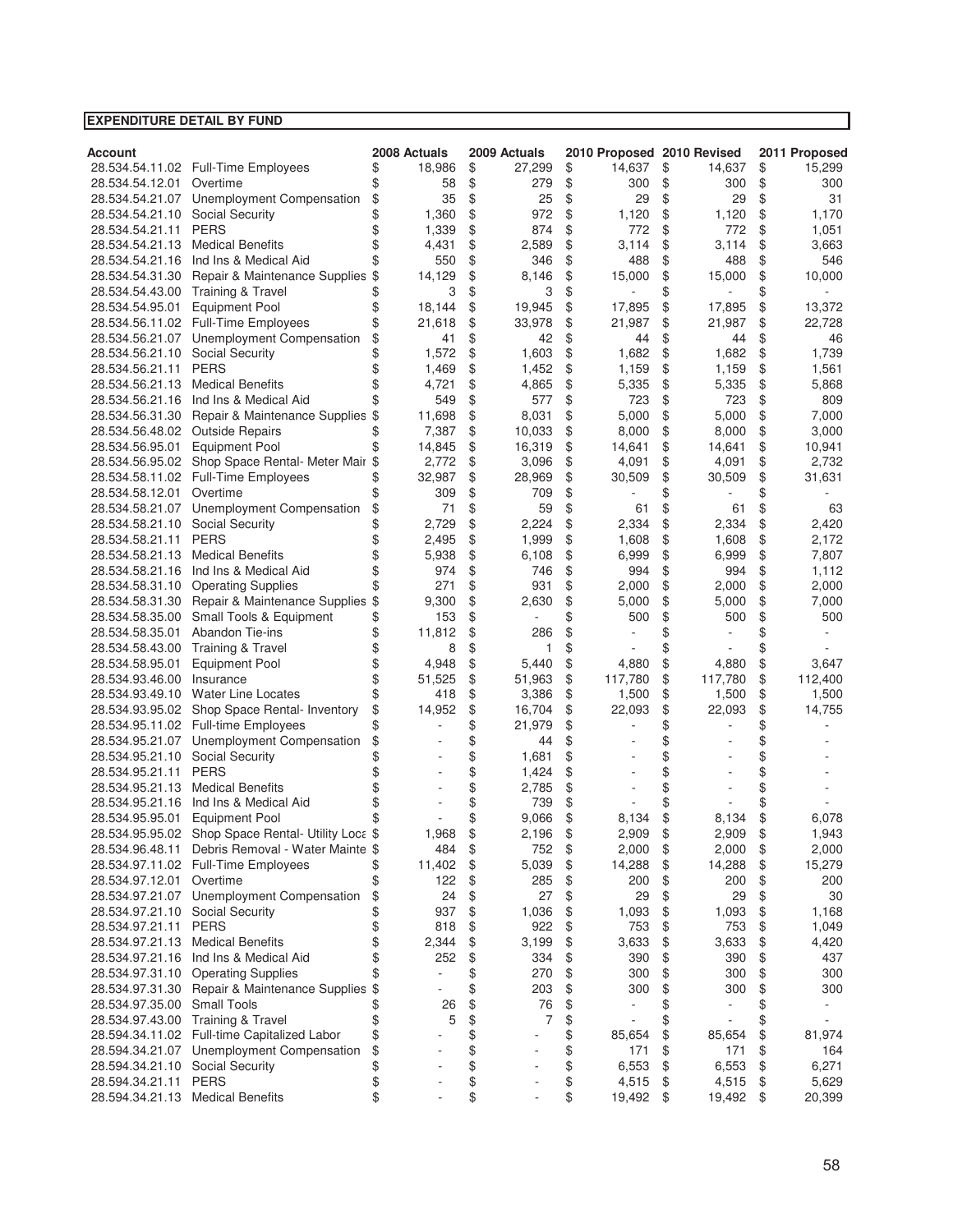**EXPENDITURE DETAIL BY FUND**

| Account | | 2008 Actuals | 2009 Actuals | 2010 Proposed | 2010 Revised | 2011 Proposed |
|---|---|---|---|---|---|---|
| 28.534.54.11.02 | Full-Time Employees | $ 18,986 | $ 27,299 | $ 14,637 | $ 14,637 | $ 15,299 |
| 28.534.54.12.01 | Overtime | $ 58 | $ 279 | $ 300 | $ 300 | $ 300 |
| 28.534.54.21.07 | Unemployment Compensation | $ 35 | $ 25 | $ 29 | $ 29 | $ 31 |
| 28.534.54.21.10 | Social Security | $ 1,360 | $ 972 | $ 1,120 | $ 1,120 | $ 1,170 |
| 28.534.54.21.11 | PERS | $ 1,339 | $ 874 | $ 772 | $ 772 | $ 1,051 |
| 28.534.54.21.13 | Medical Benefits | $ 4,431 | $ 2,589 | $ 3,114 | $ 3,114 | $ 3,663 |
| 28.534.54.21.16 | Ind Ins & Medical Aid | $ 550 | $ 346 | $ 488 | $ 488 | $ 546 |
| 28.534.54.31.30 | Repair & Maintenance Supplies | $ 14,129 | $ 8,146 | $ 15,000 | $ 15,000 | $ 10,000 |
| 28.534.54.43.00 | Training & Travel | $ 3 | $ 3 | $ - | $ - | $ - |
| 28.534.54.95.01 | Equipment Pool | $ 18,144 | $ 19,945 | $ 17,895 | $ 17,895 | $ 13,372 |
| 28.534.56.11.02 | Full-Time Employees | $ 21,618 | $ 33,978 | $ 21,987 | $ 21,987 | $ 22,728 |
| 28.534.56.21.07 | Unemployment Compensation | $ 41 | $ 42 | $ 44 | $ 44 | $ 46 |
| 28.534.56.21.10 | Social Security | $ 1,572 | $ 1,603 | $ 1,682 | $ 1,682 | $ 1,739 |
| 28.534.56.21.11 | PERS | $ 1,469 | $ 1,452 | $ 1,159 | $ 1,159 | $ 1,561 |
| 28.534.56.21.13 | Medical Benefits | $ 4,721 | $ 4,865 | $ 5,335 | $ 5,335 | $ 5,868 |
| 28.534.56.21.16 | Ind Ins & Medical Aid | $ 549 | $ 577 | $ 723 | $ 723 | $ 809 |
| 28.534.56.31.30 | Repair & Maintenance Supplies | $ 11,698 | $ 8,031 | $ 5,000 | $ 5,000 | $ 7,000 |
| 28.534.56.48.02 | Outside Repairs | $ 7,387 | $ 10,033 | $ 8,000 | $ 8,000 | $ 3,000 |
| 28.534.56.95.01 | Equipment Pool | $ 14,845 | $ 16,319 | $ 14,641 | $ 14,641 | $ 10,941 |
| 28.534.56.95.02 | Shop Space Rental- Meter Mai | $ 2,772 | $ 3,096 | $ 4,091 | $ 4,091 | $ 2,732 |
| 28.534.58.11.02 | Full-Time Employees | $ 32,987 | $ 28,969 | $ 30,509 | $ 30,509 | $ 31,631 |
| 28.534.58.12.01 | Overtime | $ 309 | $ 709 | $ - | $ - | $ - |
| 28.534.58.21.07 | Unemployment Compensation | $ 71 | $ 59 | $ 61 | $ 61 | $ 63 |
| 28.534.58.21.10 | Social Security | $ 2,729 | $ 2,224 | $ 2,334 | $ 2,334 | $ 2,420 |
| 28.534.58.21.11 | PERS | $ 2,495 | $ 1,999 | $ 1,608 | $ 1,608 | $ 2,172 |
| 28.534.58.21.13 | Medical Benefits | $ 5,938 | $ 6,108 | $ 6,999 | $ 6,999 | $ 7,807 |
| 28.534.58.21.16 | Ind Ins & Medical Aid | $ 974 | $ 746 | $ 994 | $ 994 | $ 1,112 |
| 28.534.58.31.10 | Operating Supplies | $ 271 | $ 931 | $ 2,000 | $ 2,000 | $ 2,000 |
| 28.534.58.31.30 | Repair & Maintenance Supplies | $ 9,300 | $ 2,630 | $ 5,000 | $ 5,000 | $ 7,000 |
| 28.534.58.35.00 | Small Tools & Equipment | $ 153 | $ - | $ 500 | $ 500 | $ 500 |
| 28.534.58.35.01 | Abandon Tie-ins | $ 11,812 | $ 286 | $ - | $ - | $ - |
| 28.534.58.43.00 | Training & Travel | $ 8 | $ 1 | $ - | $ - | $ - |
| 28.534.58.95.01 | Equipment Pool | $ 4,948 | $ 5,440 | $ 4,880 | $ 4,880 | $ 3,647 |
| 28.534.93.46.00 | Insurance | $ 51,525 | $ 51,963 | $ 117,780 | $ 117,780 | $ 112,400 |
| 28.534.93.49.10 | Water Line Locates | $ 418 | $ 3,386 | $ 1,500 | $ 1,500 | $ 1,500 |
| 28.534.93.95.02 | Shop Space Rental- Inventory | $ 14,952 | $ 16,704 | $ 22,093 | $ 22,093 | $ 14,755 |
| 28.534.95.11.02 | Full-time Employees | $ - | $ 21,979 | $ - | $ - | $ - |
| 28.534.95.21.07 | Unemployment Compensation | $ - | $ 44 | $ - | $ - | $ - |
| 28.534.95.21.10 | Social Security | $ - | $ 1,681 | $ - | $ - | $ - |
| 28.534.95.21.11 | PERS | $ - | $ 1,424 | $ - | $ - | $ - |
| 28.534.95.21.13 | Medical Benefits | $ - | $ 2,785 | $ - | $ - | $ - |
| 28.534.95.21.16 | Ind Ins & Medical Aid | $ - | $ 739 | $ - | $ - | $ - |
| 28.534.95.95.01 | Equipment Pool | $ - | $ 9,066 | $ 8,134 | $ 8,134 | $ 6,078 |
| 28.534.95.95.02 | Shop Space Rental- Utility Loca | $ 1,968 | $ 2,196 | $ 2,909 | $ 2,909 | $ 1,943 |
| 28.534.96.48.11 | Debris Removal - Water Mainte | $ 484 | $ 752 | $ 2,000 | $ 2,000 | $ 2,000 |
| 28.534.97.11.02 | Full-Time Employees | $ 11,402 | $ 5,039 | $ 14,288 | $ 14,288 | $ 15,279 |
| 28.534.97.12.01 | Overtime | $ 122 | $ 285 | $ 200 | $ 200 | $ 200 |
| 28.534.97.21.07 | Unemployment Compensation | $ 24 | $ 27 | $ 29 | $ 29 | $ 30 |
| 28.534.97.21.10 | Social Security | $ 937 | $ 1,036 | $ 1,093 | $ 1,093 | $ 1,168 |
| 28.534.97.21.11 | PERS | $ 818 | $ 922 | $ 753 | $ 753 | $ 1,049 |
| 28.534.97.21.13 | Medical Benefits | $ 2,344 | $ 3,199 | $ 3,633 | $ 3,633 | $ 4,420 |
| 28.534.97.21.16 | Ind Ins & Medical Aid | $ 252 | $ 334 | $ 390 | $ 390 | $ 437 |
| 28.534.97.31.10 | Operating Supplies | $ - | $ 270 | $ 300 | $ 300 | $ 300 |
| 28.534.97.31.30 | Repair & Maintenance Supplies | $ - | $ 203 | $ 300 | $ 300 | $ 300 |
| 28.534.97.35.00 | Small Tools | $ 26 | $ 76 | $ - | $ - | $ - |
| 28.534.97.43.00 | Training & Travel | $ 5 | $ 7 | $ - | $ - | $ - |
| 28.594.34.11.02 | Full-time Capitalized Labor | $ - | $ - | $ 85,654 | $ 85,654 | $ 81,974 |
| 28.594.34.21.07 | Unemployment Compensation | $ - | $ - | $ 171 | $ 171 | $ 164 |
| 28.594.34.21.10 | Social Security | $ - | $ - | $ 6,553 | $ 6,553 | $ 6,271 |
| 28.594.34.21.11 | PERS | $ - | $ - | $ 4,515 | $ 4,515 | $ 5,629 |
| 28.594.34.21.13 | Medical Benefits | $ - | $ - | $ 19,492 | $ 19,492 | $ 20,399 |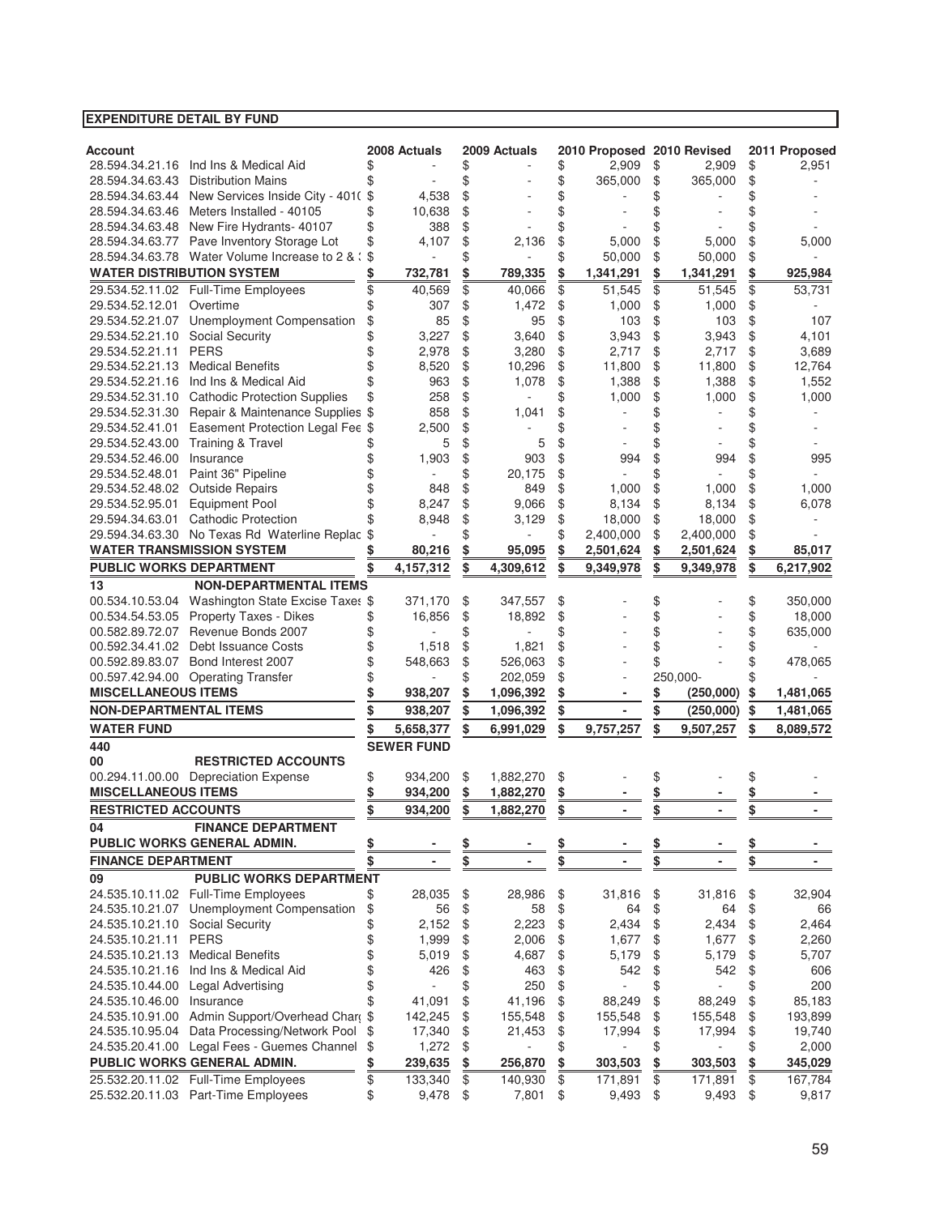**EXPENDITURE DETAIL BY FUND**

| Account | | 2008 Actuals | 2009 Actuals | 2010 Proposed | 2010 Revised | 2011 Proposed |
|---|---|---|---|---|---|---|
| 28.594.34.21.16 | Ind Ins & Medical Aid | $ - | $ - | $ 2,909 | $ 2,909 | $ 2,951 |
| 28.594.34.63.43 | Distribution Mains | $ - | $ - | $ 365,000 | $ 365,000 | $ - |
| 28.594.34.63.44 | New Services Inside City - 401( | $ 4,538 | $ - | $ - | $ - | $ - |
| 28.594.34.63.46 | Meters Installed - 40105 | $ 10,638 | $ - | $ - | $ - | $ - |
| 28.594.34.63.48 | New Fire Hydrants- 40107 | $ 388 | $ - | $ - | $ - | $ - |
| 28.594.34.63.77 | Pave Inventory Storage Lot | $ 4,107 | $ 2,136 | $ 5,000 | $ 5,000 | $ 5,000 |
| 28.594.34.63.78 | Water Volume Increase to 2 & : | $ - | $ - | $ 50,000 | $ 50,000 | $ - |
| **WATER DISTRIBUTION SYSTEM** | | **$ 732,781** | **$ 789,335** | **$ 1,341,291** | **$ 1,341,291** | **$ 925,984** |
| 29.534.52.11.02 | Full-Time Employees | $ 40,569 | $ 40,066 | $ 51,545 | $ 51,545 | $ 53,731 |
| 29.534.52.12.01 | Overtime | $ 307 | $ 1,472 | $ 1,000 | $ 1,000 | $ - |
| 29.534.52.21.07 | Unemployment Compensation | $ 85 | $ 95 | $ 103 | $ 103 | $ 107 |
| 29.534.52.21.10 | Social Security | $ 3,227 | $ 3,640 | $ 3,943 | $ 3,943 | $ 4,101 |
| 29.534.52.21.11 | PERS | $ 2,978 | $ 3,280 | $ 2,717 | $ 2,717 | $ 3,689 |
| 29.534.52.21.13 | Medical Benefits | $ 8,520 | $ 10,296 | $ 11,800 | $ 11,800 | $ 12,764 |
| 29.534.52.21.16 | Ind Ins & Medical Aid | $ 963 | $ 1,078 | $ 1,388 | $ 1,388 | $ 1,552 |
| 29.534.52.31.10 | Cathodic Protection Supplies | $ 258 | $ - | $ 1,000 | $ 1,000 | $ 1,000 |
| 29.534.52.31.30 | Repair & Maintenance Supplies | $ 858 | $ 1,041 | $ - | $ - | $ - |
| 29.534.52.41.01 | Easement Protection Legal Fee | $ 2,500 | $ - | $ - | $ - | $ - |
| 29.534.52.43.00 | Training & Travel | $ 5 | $ 5 | $ - | $ - | $ - |
| 29.534.52.46.00 | Insurance | $ 1,903 | $ 903 | $ 994 | $ 994 | $ 995 |
| 29.534.52.48.01 | Paint 36" Pipeline | $ - | $ 20,175 | $ - | $ - | $ - |
| 29.534.52.48.02 | Outside Repairs | $ 848 | $ 849 | $ 1,000 | $ 1,000 | $ 1,000 |
| 29.534.52.95.01 | Equipment Pool | $ 8,247 | $ 9,066 | $ 8,134 | $ 8,134 | $ 6,078 |
| 29.594.34.63.01 | Cathodic Protection | $ 8,948 | $ 3,129 | $ 18,000 | $ 18,000 | $ - |
| 29.594.34.63.30 | No Texas Rd Waterline Replac | $ - | $ - | $ 2,400,000 | $ 2,400,000 | $ - |
| **WATER TRANSMISSION SYSTEM** | | **$ 80,216** | **$ 95,095** | **$ 2,501,624** | **$ 2,501,624** | **$ 85,017** |
| **PUBLIC WORKS DEPARTMENT** | | **$ 4,157,312** | **$ 4,309,612** | **$ 9,349,978** | **$ 9,349,978** | **$ 6,217,902** |
| **13** | **NON-DEPARTMENTAL ITEMS** | | | | | |
| 00.534.10.53.04 | Washington State Excise Taxes | $ 371,170 | $ 347,557 | $ - | $ - | $ 350,000 |
| 00.534.54.53.05 | Property Taxes - Dikes | $ 16,856 | $ 18,892 | $ - | $ - | $ 18,000 |
| 00.582.89.72.07 | Revenue Bonds 2007 | $ - | $ - | $ - | $ - | $ 635,000 |
| 00.592.34.41.02 | Debt Issuance Costs | $ 1,518 | $ 1,821 | $ - | $ - | $ - |
| 00.592.89.83.07 | Bond Interest 2007 | $ 548,663 | $ 526,063 | $ - | $ - | $ 478,065 |
| 00.597.42.94.00 | Operating Transfer | $ - | $ 202,059 | $ - | 250,000- | $ - |
| **MISCELLANEOUS ITEMS** | | **$ 938,207** | **$ 1,096,392** | **$ -** | **$ (250,000)** | **$ 1,481,065** |
| **NON-DEPARTMENTAL ITEMS** | | **$ 938,207** | **$ 1,096,392** | **$ -** | **$ (250,000)** | **$ 1,481,065** |
| **WATER FUND** | | **$ 5,658,377** | **$ 6,991,029** | **$ 9,757,257** | **$ 9,507,257** | **$ 8,089,572** |
| **440** | | **SEWER FUND** | | | | |
| **00** | **RESTRICTED ACCOUNTS** | | | | | |
| 00.294.11.00.00 | Depreciation Expense | $ 934,200 | $ 1,882,270 | $ - | $ - | $ - |
| **MISCELLANEOUS ITEMS** | | **$ 934,200** | **$ 1,882,270** | **$ -** | **$ -** | **$ -** |
| **RESTRICTED ACCOUNTS** | | **$ 934,200** | **$ 1,882,270** | **$ -** | **$ -** | **$ -** |
| **04** | **FINANCE DEPARTMENT** | | | | | |
| **PUBLIC WORKS GENERAL ADMIN.** | | **$ -** | **$ -** | **$ -** | **$ -** | **$ -** |
| **FINANCE DEPARTMENT** | | **$ -** | **$ -** | **$ -** | **$ -** | **$ -** |
| **09** | **PUBLIC WORKS DEPARTMENT** | | | | | |
| 24.535.10.11.02 | Full-Time Employees | $ 28,035 | $ 28,986 | $ 31,816 | $ 31,816 | $ 32,904 |
| 24.535.10.21.07 | Unemployment Compensation | $ 56 | $ 58 | $ 64 | $ 64 | $ 66 |
| 24.535.10.21.10 | Social Security | $ 2,152 | $ 2,223 | $ 2,434 | $ 2,434 | $ 2,464 |
| 24.535.10.21.11 | PERS | $ 1,999 | $ 2,006 | $ 1,677 | $ 1,677 | $ 2,260 |
| 24.535.10.21.13 | Medical Benefits | $ 5,019 | $ 4,687 | $ 5,179 | $ 5,179 | $ 5,707 |
| 24.535.10.21.16 | Ind Ins & Medical Aid | $ 426 | $ 463 | $ 542 | $ 542 | $ 606 |
| 24.535.10.44.00 | Legal Advertising | $ - | $ 250 | $ - | $ - | $ 200 |
| 24.535.10.46.00 | Insurance | $ 41,091 | $ 41,196 | $ 88,249 | $ 88,249 | $ 85,183 |
| 24.535.10.91.00 | Admin Support/Overhead Charg | $ 142,245 | $ 155,548 | $ 155,548 | $ 155,548 | $ 193,899 |
| 24.535.10.95.04 | Data Processing/Network Pool | $ 17,340 | $ 21,453 | $ 17,994 | $ 17,994 | $ 19,740 |
| 24.535.20.41.00 | Legal Fees - Guemes Channel | $ 1,272 | $ - | $ - | $ - | $ 2,000 |
| **PUBLIC WORKS GENERAL ADMIN.** | | **$ 239,635** | **$ 256,870** | **$ 303,503** | **$ 303,503** | **$ 345,029** |
| 25.532.20.11.02 | Full-Time Employees | $ 133,340 | $ 140,930 | $ 171,891 | $ 171,891 | $ 167,784 |
| 25.532.20.11.03 | Part-Time Employees | $ 9,478 | $ 7,801 | $ 9,493 | $ 9,493 | $ 9,817 |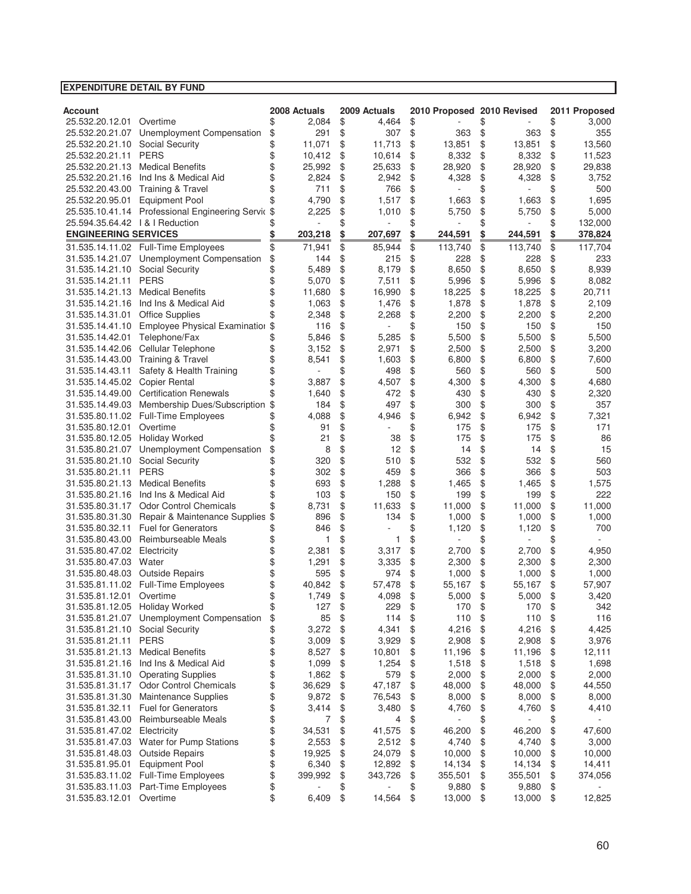**EXPENDITURE DETAIL BY FUND**

| Account | | 2008 Actuals | 2009 Actuals | 2010 Proposed | 2010 Revised | 2011 Proposed |
|---|---|---|---|---|---|---|
| 25.532.20.12.01 | Overtime | $ 2,084 | $ 4,464 | $ - | $ - | $ 3,000 |
| 25.532.20.21.07 | Unemployment Compensation | $ 291 | $ 307 | $ 363 | $ 363 | $ 355 |
| 25.532.20.21.10 | Social Security | $ 11,071 | $ 11,713 | $ 13,851 | $ 13,851 | $ 13,560 |
| 25.532.20.21.11 | PERS | $ 10,412 | $ 10,614 | $ 8,332 | $ 8,332 | $ 11,523 |
| 25.532.20.21.13 | Medical Benefits | $ 25,992 | $ 25,633 | $ 28,920 | $ 28,920 | $ 29,838 |
| 25.532.20.21.16 | Ind Ins & Medical Aid | $ 2,824 | $ 2,942 | $ 4,328 | $ 4,328 | $ 3,752 |
| 25.532.20.43.00 | Training & Travel | $ 711 | $ 766 | $ - | $ - | $ 500 |
| 25.532.20.95.01 | Equipment Pool | $ 4,790 | $ 1,517 | $ 1,663 | $ 1,663 | $ 1,695 |
| 25.535.10.41.14 | Professional Engineering Servic | $ 2,225 | $ 1,010 | $ 5,750 | $ 5,750 | $ 5,000 |
| 25.594.35.64.42 | I & I Reduction | $ - | $ - | $ - | $ - | $ 132,000 |
| **ENGINEERING SERVICES** | | **$ 203,218** | **$ 207,697** | **$ 244,591** | **$ 244,591** | **$ 378,824** |
| 31.535.14.11.02 | Full-Time Employees | $ 71,941 | $ 85,944 | $ 113,740 | $ 113,740 | $ 117,704 |
| 31.535.14.21.07 | Unemployment Compensation | $ 144 | $ 215 | $ 228 | $ 228 | $ 233 |
| 31.535.14.21.10 | Social Security | $ 5,489 | $ 8,179 | $ 8,650 | $ 8,650 | $ 8,939 |
| 31.535.14.21.11 | PERS | $ 5,070 | $ 7,511 | $ 5,996 | $ 5,996 | $ 8,082 |
| 31.535.14.21.13 | Medical Benefits | $ 11,680 | $ 16,990 | $ 18,225 | $ 18,225 | $ 20,711 |
| 31.535.14.21.16 | Ind Ins & Medical Aid | $ 1,063 | $ 1,476 | $ 1,878 | $ 1,878 | $ 2,109 |
| 31.535.14.31.01 | Office Supplies | $ 2,348 | $ 2,268 | $ 2,200 | $ 2,200 | $ 2,200 |
| 31.535.14.41.10 | Employee Physical Examinatior | $ 116 | $ - | $ 150 | $ 150 | $ 150 |
| 31.535.14.42.01 | Telephone/Fax | $ 5,846 | $ 5,285 | $ 5,500 | $ 5,500 | $ 5,500 |
| 31.535.14.42.06 | Cellular Telephone | $ 3,152 | $ 2,971 | $ 2,500 | $ 2,500 | $ 3,200 |
| 31.535.14.43.00 | Training & Travel | $ 8,541 | $ 1,603 | $ 6,800 | $ 6,800 | $ 7,600 |
| 31.535.14.43.11 | Safety & Health Training | $ - | $ 498 | $ 560 | $ 560 | $ 500 |
| 31.535.14.45.02 | Copier Rental | $ 3,887 | $ 4,507 | $ 4,300 | $ 4,300 | $ 4,680 |
| 31.535.14.49.00 | Certification Renewals | $ 1,640 | $ 472 | $ 430 | $ 430 | $ 2,320 |
| 31.535.14.49.03 | Membership Dues/Subscription | $ 184 | $ 497 | $ 300 | $ 300 | $ 357 |
| 31.535.80.11.02 | Full-Time Employees | $ 4,088 | $ 4,946 | $ 6,942 | $ 6,942 | $ 7,321 |
| 31.535.80.12.01 | Overtime | $ 91 | $ - | $ 175 | $ 175 | $ 171 |
| 31.535.80.12.05 | Holiday Worked | $ 21 | $ 38 | $ 175 | $ 175 | $ 86 |
| 31.535.80.21.07 | Unemployment Compensation | $ 8 | $ 12 | $ 14 | $ 14 | $ 15 |
| 31.535.80.21.10 | Social Security | $ 320 | $ 510 | $ 532 | $ 532 | $ 560 |
| 31.535.80.21.11 | PERS | $ 302 | $ 459 | $ 366 | $ 366 | $ 503 |
| 31.535.80.21.13 | Medical Benefits | $ 693 | $ 1,288 | $ 1,465 | $ 1,465 | $ 1,575 |
| 31.535.80.21.16 | Ind Ins & Medical Aid | $ 103 | $ 150 | $ 199 | $ 199 | $ 222 |
| 31.535.80.31.17 | Odor Control Chemicals | $ 8,731 | $ 11,633 | $ 11,000 | $ 11,000 | $ 11,000 |
| 31.535.80.31.30 | Repair & Maintenance Supplies | $ 896 | $ 134 | $ 1,000 | $ 1,000 | $ 1,000 |
| 31.535.80.32.11 | Fuel for Generators | $ 846 | $ - | $ 1,120 | $ 1,120 | $ 700 |
| 31.535.80.43.00 | Reimburseable Meals | $ 1 | $ 1 | $ - | $ - | $ - |
| 31.535.80.47.02 | Electricity | $ 2,381 | $ 3,317 | $ 2,700 | $ 2,700 | $ 4,950 |
| 31.535.80.47.03 | Water | $ 1,291 | $ 3,335 | $ 2,300 | $ 2,300 | $ 2,300 |
| 31.535.80.48.03 | Outside Repairs | $ 595 | $ 974 | $ 1,000 | $ 1,000 | $ 1,000 |
| 31.535.81.11.02 | Full-Time Employees | $ 40,842 | $ 57,478 | $ 55,167 | $ 55,167 | $ 57,907 |
| 31.535.81.12.01 | Overtime | $ 1,749 | $ 4,098 | $ 5,000 | $ 5,000 | $ 3,420 |
| 31.535.81.12.05 | Holiday Worked | $ 127 | $ 229 | $ 170 | $ 170 | $ 342 |
| 31.535.81.21.07 | Unemployment Compensation | $ 85 | $ 114 | $ 110 | $ 110 | $ 116 |
| 31.535.81.21.10 | Social Security | $ 3,272 | $ 4,341 | $ 4,216 | $ 4,216 | $ 4,425 |
| 31.535.81.21.11 | PERS | $ 3,009 | $ 3,929 | $ 2,908 | $ 2,908 | $ 3,976 |
| 31.535.81.21.13 | Medical Benefits | $ 8,527 | $ 10,801 | $ 11,196 | $ 11,196 | $ 12,111 |
| 31.535.81.21.16 | Ind Ins & Medical Aid | $ 1,099 | $ 1,254 | $ 1,518 | $ 1,518 | $ 1,698 |
| 31.535.81.31.10 | Operating Supplies | $ 1,862 | $ 579 | $ 2,000 | $ 2,000 | $ 2,000 |
| 31.535.81.31.17 | Odor Control Chemicals | $ 36,629 | $ 47,187 | $ 48,000 | $ 48,000 | $ 44,550 |
| 31.535.81.31.30 | Maintenance Supplies | $ 9,872 | $ 76,543 | $ 8,000 | $ 8,000 | $ 8,000 |
| 31.535.81.32.11 | Fuel for Generators | $ 3,414 | $ 3,480 | $ 4,760 | $ 4,760 | $ 4,410 |
| 31.535.81.43.00 | Reimburseable Meals | $ 7 | $ 4 | $ - | $ - | $ - |
| 31.535.81.47.02 | Electricity | $ 34,531 | $ 41,575 | $ 46,200 | $ 46,200 | $ 47,600 |
| 31.535.81.47.03 | Water for Pump Stations | $ 2,553 | $ 2,512 | $ 4,740 | $ 4,740 | $ 3,000 |
| 31.535.81.48.03 | Outside Repairs | $ 19,925 | $ 24,079 | $ 10,000 | $ 10,000 | $ 10,000 |
| 31.535.81.95.01 | Equipment Pool | $ 6,340 | $ 12,892 | $ 14,134 | $ 14,134 | $ 14,411 |
| 31.535.83.11.02 | Full-Time Employees | $ 399,992 | $ 343,726 | $ 355,501 | $ 355,501 | $ 374,056 |
| 31.535.83.11.03 | Part-Time Employees | $ - | $ - | $ 9,880 | $ 9,880 | $ - |
| 31.535.83.12.01 | Overtime | $ 6,409 | $ 14,564 | $ 13,000 | $ 13,000 | $ 12,825 |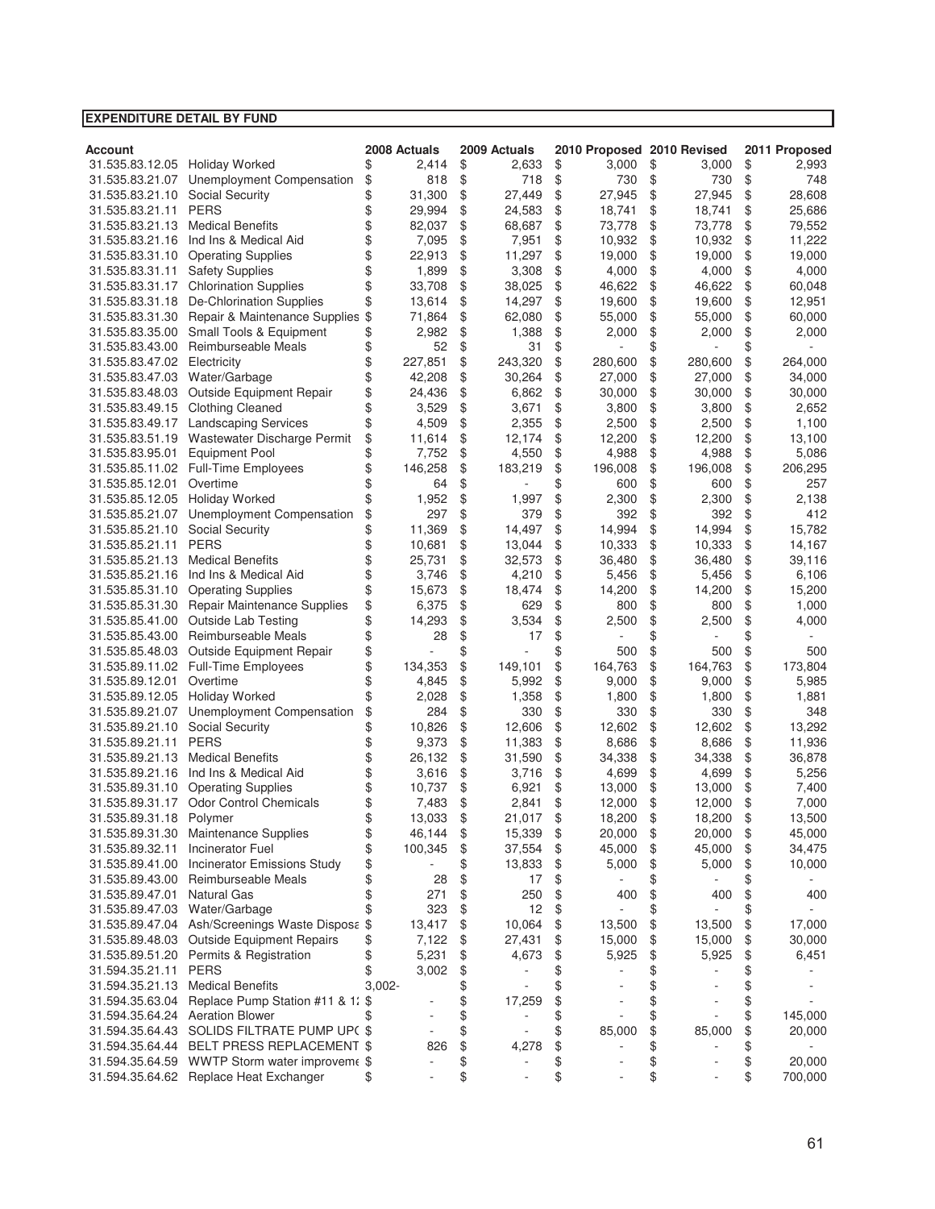**EXPENDITURE DETAIL BY FUND**

| Account | | 2008 Actuals | 2009 Actuals | 2010 Proposed | 2010 Revised | 2011 Proposed |
|---|---|---|---|---|---|---|
| 31.535.83.12.05 | Holiday Worked | $ 2,414 | $ 2,633 | $ 3,000 | $ 3,000 | $ 2,993 |
| 31.535.83.21.07 | Unemployment Compensation | $ 818 | $ 718 | $ 730 | $ 730 | $ 748 |
| 31.535.83.21.10 | Social Security | $ 31,300 | $ 27,449 | $ 27,945 | $ 27,945 | $ 28,608 |
| 31.535.83.21.11 | PERS | $ 29,994 | $ 24,583 | $ 18,741 | $ 18,741 | $ 25,686 |
| 31.535.83.21.13 | Medical Benefits | $ 82,037 | $ 68,687 | $ 73,778 | $ 73,778 | $ 79,552 |
| 31.535.83.21.16 | Ind Ins & Medical Aid | $ 7,095 | $ 7,951 | $ 10,932 | $ 10,932 | $ 11,222 |
| 31.535.83.31.10 | Operating Supplies | $ 22,913 | $ 11,297 | $ 19,000 | $ 19,000 | $ 19,000 |
| 31.535.83.31.11 | Safety Supplies | $ 1,899 | $ 3,308 | $ 4,000 | $ 4,000 | $ 4,000 |
| 31.535.83.31.17 | Chlorination Supplies | $ 33,708 | $ 38,025 | $ 46,622 | $ 46,622 | $ 60,048 |
| 31.535.83.31.18 | De-Chlorination Supplies | $ 13,614 | $ 14,297 | $ 19,600 | $ 19,600 | $ 12,951 |
| 31.535.83.31.30 | Repair & Maintenance Supplies | $ 71,864 | $ 62,080 | $ 55,000 | $ 55,000 | $ 60,000 |
| 31.535.83.35.00 | Small Tools & Equipment | $ 2,982 | $ 1,388 | $ 2,000 | $ 2,000 | $ 2,000 |
| 31.535.83.43.00 | Reimburseable Meals | $ 52 | $ 31 | $ - | $ - | $ - |
| 31.535.83.47.02 | Electricity | $ 227,851 | $ 243,320 | $ 280,600 | $ 280,600 | $ 264,000 |
| 31.535.83.47.03 | Water/Garbage | $ 42,208 | $ 30,264 | $ 27,000 | $ 27,000 | $ 34,000 |
| 31.535.83.48.03 | Outside Equipment Repair | $ 24,436 | $ 6,862 | $ 30,000 | $ 30,000 | $ 30,000 |
| 31.535.83.49.15 | Clothing Cleaned | $ 3,529 | $ 3,671 | $ 3,800 | $ 3,800 | $ 2,652 |
| 31.535.83.49.17 | Landscaping Services | $ 4,509 | $ 2,355 | $ 2,500 | $ 2,500 | $ 1,100 |
| 31.535.83.51.19 | Wastewater Discharge Permit | $ 11,614 | $ 12,174 | $ 12,200 | $ 12,200 | $ 13,100 |
| 31.535.83.95.01 | Equipment Pool | $ 7,752 | $ 4,550 | $ 4,988 | $ 4,988 | $ 5,086 |
| 31.535.85.11.02 | Full-Time Employees | $ 146,258 | $ 183,219 | $ 196,008 | $ 196,008 | $ 206,295 |
| 31.535.85.12.01 | Overtime | $ 64 | $ - | $ 600 | $ 600 | $ 257 |
| 31.535.85.12.05 | Holiday Worked | $ 1,952 | $ 1,997 | $ 2,300 | $ 2,300 | $ 2,138 |
| 31.535.85.21.07 | Unemployment Compensation | $ 297 | $ 379 | $ 392 | $ 392 | $ 412 |
| 31.535.85.21.10 | Social Security | $ 11,369 | $ 14,497 | $ 14,994 | $ 14,994 | $ 15,782 |
| 31.535.85.21.11 | PERS | $ 10,681 | $ 13,044 | $ 10,333 | $ 10,333 | $ 14,167 |
| 31.535.85.21.13 | Medical Benefits | $ 25,731 | $ 32,573 | $ 36,480 | $ 36,480 | $ 39,116 |
| 31.535.85.21.16 | Ind Ins & Medical Aid | $ 3,746 | $ 4,210 | $ 5,456 | $ 5,456 | $ 6,106 |
| 31.535.85.31.10 | Operating Supplies | $ 15,673 | $ 18,474 | $ 14,200 | $ 14,200 | $ 15,200 |
| 31.535.85.31.30 | Repair Maintenance Supplies | $ 6,375 | $ 629 | $ 800 | $ 800 | $ 1,000 |
| 31.535.85.41.00 | Outside Lab Testing | $ 14,293 | $ 3,534 | $ 2,500 | $ 2,500 | $ 4,000 |
| 31.535.85.43.00 | Reimburseable Meals | $ 28 | $ 17 | $ - | $ - | $ - |
| 31.535.85.48.03 | Outside Equipment Repair | $ - | $ - | $ 500 | $ 500 | $ 500 |
| 31.535.89.11.02 | Full-Time Employees | $ 134,353 | $ 149,101 | $ 164,763 | $ 164,763 | $ 173,804 |
| 31.535.89.12.01 | Overtime | $ 4,845 | $ 5,992 | $ 9,000 | $ 9,000 | $ 5,985 |
| 31.535.89.12.05 | Holiday Worked | $ 2,028 | $ 1,358 | $ 1,800 | $ 1,800 | $ 1,881 |
| 31.535.89.21.07 | Unemployment Compensation | $ 284 | $ 330 | $ 330 | $ 330 | $ 348 |
| 31.535.89.21.10 | Social Security | $ 10,826 | $ 12,606 | $ 12,602 | $ 12,602 | $ 13,292 |
| 31.535.89.21.11 | PERS | $ 9,373 | $ 11,383 | $ 8,686 | $ 8,686 | $ 11,936 |
| 31.535.89.21.13 | Medical Benefits | $ 26,132 | $ 31,590 | $ 34,338 | $ 34,338 | $ 36,878 |
| 31.535.89.21.16 | Ind Ins & Medical Aid | $ 3,616 | $ 3,716 | $ 4,699 | $ 4,699 | $ 5,256 |
| 31.535.89.31.10 | Operating Supplies | $ 10,737 | $ 6,921 | $ 13,000 | $ 13,000 | $ 7,400 |
| 31.535.89.31.17 | Odor Control Chemicals | $ 7,483 | $ 2,841 | $ 12,000 | $ 12,000 | $ 7,000 |
| 31.535.89.31.18 | Polymer | $ 13,033 | $ 21,017 | $ 18,200 | $ 18,200 | $ 13,500 |
| 31.535.89.31.30 | Maintenance Supplies | $ 46,144 | $ 15,339 | $ 20,000 | $ 20,000 | $ 45,000 |
| 31.535.89.32.11 | Incinerator Fuel | $ 100,345 | $ 37,554 | $ 45,000 | $ 45,000 | $ 34,475 |
| 31.535.89.41.00 | Incinerator Emissions Study | $ - | $ 13,833 | $ 5,000 | $ 5,000 | $ 10,000 |
| 31.535.89.43.00 | Reimburseable Meals | $ 28 | $ 17 | $ - | $ - | $ - |
| 31.535.89.47.01 | Natural Gas | $ 271 | $ 250 | $ 400 | $ 400 | $ 400 |
| 31.535.89.47.03 | Water/Garbage | $ 323 | $ 12 | $ - | $ - | $ - |
| 31.535.89.47.04 | Ash/Screenings Waste Dispos | $ 13,417 | $ 10,064 | $ 13,500 | $ 13,500 | $ 17,000 |
| 31.535.89.48.03 | Outside Equipment Repairs | $ 7,122 | $ 27,431 | $ 15,000 | $ 15,000 | $ 30,000 |
| 31.535.89.51.20 | Permits & Registration | $ 5,231 | $ 4,673 | $ 5,925 | $ 5,925 | $ 6,451 |
| 31.594.35.21.11 | PERS | $ 3,002 | $ - | $ - | $ - | $ - |
| 31.594.35.21.13 | Medical Benefits | 3,002- | $ - | $ - | $ - | $ - |
| 31.594.35.63.04 | Replace Pump Station #11 & 1 | $ - | $ 17,259 | $ - | $ - | $ - |
| 31.594.35.64.24 | Aeration Blower | $ - | $ - | $ - | $ - | $ 145,000 |
| 31.594.35.64.43 | SOLIDS FILTRATE PUMP UP | $ - | $ - | $ 85,000 | $ 85,000 | $ 20,000 |
| 31.594.35.64.44 | BELT PRESS REPLACEMENT | $ 826 | $ 4,278 | $ - | $ - | $ - |
| 31.594.35.64.59 | WWTP Storm water improveme | $ - | $ - | $ - | $ - | $ 20,000 |
| 31.594.35.64.62 | Replace Heat Exchanger | $ - | $ - | $ - | $ - | $ 700,000 |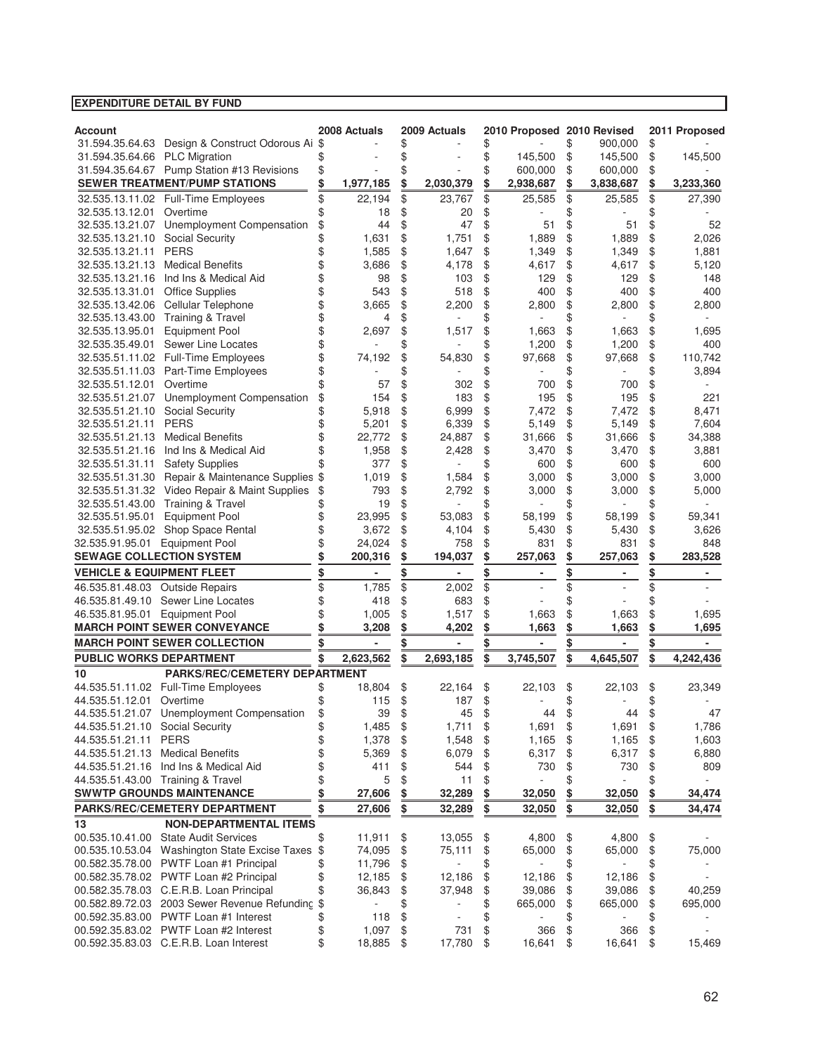**EXPENDITURE DETAIL BY FUND**

| Account | | 2008 Actuals | 2009 Actuals | 2010 Proposed | 2010 Revised | 2011 Proposed |
|---|---|---|---|---|---|---|
| 31.594.35.64.63 | Design & Construct Odorous Ai | $ - | $ - | $ - | $ 900,000 | $ - |
| 31.594.35.64.66 | PLC Migration | $ - | $ - | $ 145,500 | $ 145,500 | $ 145,500 |
| 31.594.35.64.67 | Pump Station #13 Revisions | $ - | $ - | $ 600,000 | $ 600,000 | $ - |
| **SEWER TREATMENT/PUMP STATIONS** | | **$ 1,977,185** | **$ 2,030,379** | **$ 2,938,687** | **$ 3,838,687** | **$ 3,233,360** |
| 32.535.13.11.02 | Full-Time Employees | $ 22,194 | $ 23,767 | $ 25,585 | $ 25,585 | $ 27,390 |
| 32.535.13.12.01 | Overtime | $ 18 | $ 20 | $ - | $ - | $ - |
| 32.535.13.21.07 | Unemployment Compensation | $ 44 | $ 47 | $ 51 | $ 51 | $ 52 |
| 32.535.13.21.10 | Social Security | $ 1,631 | $ 1,751 | $ 1,889 | $ 1,889 | $ 2,026 |
| 32.535.13.21.11 | PERS | $ 1,585 | $ 1,647 | $ 1,349 | $ 1,349 | $ 1,881 |
| 32.535.13.21.13 | Medical Benefits | $ 3,686 | $ 4,178 | $ 4,617 | $ 4,617 | $ 5,120 |
| 32.535.13.21.16 | Ind Ins & Medical Aid | $ 98 | $ 103 | $ 129 | $ 129 | $ 148 |
| 32.535.13.31.01 | Office Supplies | $ 543 | $ 518 | $ 400 | $ 400 | $ 400 |
| 32.535.13.42.06 | Cellular Telephone | $ 3,665 | $ 2,200 | $ 2,800 | $ 2,800 | $ 2,800 |
| 32.535.13.43.00 | Training & Travel | $ 4 | $ - | $ - | $ - | $ - |
| 32.535.13.95.01 | Equipment Pool | $ 2,697 | $ 1,517 | $ 1,663 | $ 1,663 | $ 1,695 |
| 32.535.35.49.01 | Sewer Line Locates | $ - | $ - | $ 1,200 | $ 1,200 | $ 400 |
| 32.535.51.11.02 | Full-Time Employees | $ 74,192 | $ 54,830 | $ 97,668 | $ 97,668 | $ 110,742 |
| 32.535.51.11.03 | Part-Time Employees | $ - | $ - | $ - | $ - | $ 3,894 |
| 32.535.51.12.01 | Overtime | $ 57 | $ 302 | $ 700 | $ 700 | $ - |
| 32.535.51.21.07 | Unemployment Compensation | $ 154 | $ 183 | $ 195 | $ 195 | $ 221 |
| 32.535.51.21.10 | Social Security | $ 5,918 | $ 6,999 | $ 7,472 | $ 7,472 | $ 8,471 |
| 32.535.51.21.11 | PERS | $ 5,201 | $ 6,339 | $ 5,149 | $ 5,149 | $ 7,604 |
| 32.535.51.21.13 | Medical Benefits | $ 22,772 | $ 24,887 | $ 31,666 | $ 31,666 | $ 34,388 |
| 32.535.51.21.16 | Ind Ins & Medical Aid | $ 1,958 | $ 2,428 | $ 3,470 | $ 3,470 | $ 3,881 |
| 32.535.51.31.11 | Safety Supplies | $ 377 | $ - | $ 600 | $ 600 | $ 600 |
| 32.535.51.31.30 | Repair & Maintenance Supplies | $ 1,019 | $ 1,584 | $ 3,000 | $ 3,000 | $ 3,000 |
| 32.535.51.31.32 | Video Repair & Maint Supplies | $ 793 | $ 2,792 | $ 3,000 | $ 3,000 | $ 5,000 |
| 32.535.51.43.00 | Training & Travel | $ 19 | $ - | $ - | $ - | $ - |
| 32.535.51.95.01 | Equipment Pool | $ 23,995 | $ 53,083 | $ 58,199 | $ 58,199 | $ 59,341 |
| 32.535.51.95.02 | Shop Space Rental | $ 3,672 | $ 4,104 | $ 5,430 | $ 5,430 | $ 3,626 |
| 32.535.91.95.01 | Equipment Pool | $ 24,024 | $ 758 | $ 831 | $ 831 | $ 848 |
| **SEWAGE COLLECTION SYSTEM** | | **$ 200,316** | **$ 194,037** | **$ 257,063** | **$ 257,063** | **$ 283,528** |
| **VEHICLE & EQUIPMENT FLEET** | | **$ -** | **$ -** | **$ -** | **$ -** | **$ -** |
| 46.535.81.48.03 | Outside Repairs | $ 1,785 | $ 2,002 | $ - | $ - | $ - |
| 46.535.81.49.10 | Sewer Line Locates | $ 418 | $ 683 | $ - | $ - | $ - |
| 46.535.81.95.01 | Equipment Pool | $ 1,005 | $ 1,517 | $ 1,663 | $ 1,663 | $ 1,695 |
| **MARCH POINT SEWER CONVEYANCE** | | **$ 3,208** | **$ 4,202** | **$ 1,663** | **$ 1,663** | **$ 1,695** |
| **MARCH POINT SEWER COLLECTION** | | **$ -** | **$ -** | **$ -** | **$ -** | **$ -** |
| **PUBLIC WORKS DEPARTMENT** | | **$ 2,623,562** | **$ 2,693,185** | **$ 3,745,507** | **$ 4,645,507** | **$ 4,242,436** |
| **10** | **PARKS/REC/CEMETERY DEPARTMENT** | | | | | |
| 44.535.51.11.02 | Full-Time Employees | $ 18,804 | $ 22,164 | $ 22,103 | $ 22,103 | $ 23,349 |
| 44.535.51.12.01 | Overtime | $ 115 | $ 187 | $ - | $ - | $ - |
| 44.535.51.21.07 | Unemployment Compensation | $ 39 | $ 45 | $ 44 | $ 44 | $ 47 |
| 44.535.51.21.10 | Social Security | $ 1,485 | $ 1,711 | $ 1,691 | $ 1,691 | $ 1,786 |
| 44.535.51.21.11 | PERS | $ 1,378 | $ 1,548 | $ 1,165 | $ 1,165 | $ 1,603 |
| 44.535.51.21.13 | Medical Benefits | $ 5,369 | $ 6,079 | $ 6,317 | $ 6,317 | $ 6,880 |
| 44.535.51.21.16 | Ind Ins & Medical Aid | $ 411 | $ 544 | $ 730 | $ 730 | $ 809 |
| 44.535.51.43.00 | Training & Travel | $ 5 | $ 11 | $ - | $ - | $ - |
| **SWWTP GROUNDS MAINTENANCE** | | **$ 27,606** | **$ 32,289** | **$ 32,050** | **$ 32,050** | **$ 34,474** |
| **PARKS/REC/CEMETERY DEPARTMENT** | | **$ 27,606** | **$ 32,289** | **$ 32,050** | **$ 32,050** | **$ 34,474** |
| **13** | **NON-DEPARTMENTAL ITEMS** | | | | | |
| 00.535.10.41.00 | State Audit Services | $ 11,911 | $ 13,055 | $ 4,800 | $ 4,800 | $ - |
| 00.535.10.53.04 | Washington State Excise Taxes | $ 74,095 | $ 75,111 | $ 65,000 | $ 65,000 | $ 75,000 |
| 00.582.35.78.00 | PWTF Loan #1 Principal | $ 11,796 | $ - | $ - | $ - | $ - |
| 00.582.35.78.02 | PWTF Loan #2 Principal | $ 12,185 | $ 12,186 | $ 12,186 | $ 12,186 | $ - |
| 00.582.35.78.03 | C.E.R.B. Loan Principal | $ 36,843 | $ 37,948 | $ 39,086 | $ 39,086 | $ 40,259 |
| 00.582.89.72.03 | 2003 Sewer Revenue Refunding | $ - | $ - | $ 665,000 | $ 665,000 | $ 695,000 |
| 00.592.35.83.00 | PWTF Loan #1 Interest | $ 118 | $ - | $ - | $ - | $ - |
| 00.592.35.83.02 | PWTF Loan #2 Interest | $ 1,097 | $ 731 | $ 366 | $ 366 | $ - |
| 00.592.35.83.03 | C.E.R.B. Loan Interest | $ 18,885 | $ 17,780 | $ 16,641 | $ 16,641 | $ 15,469 |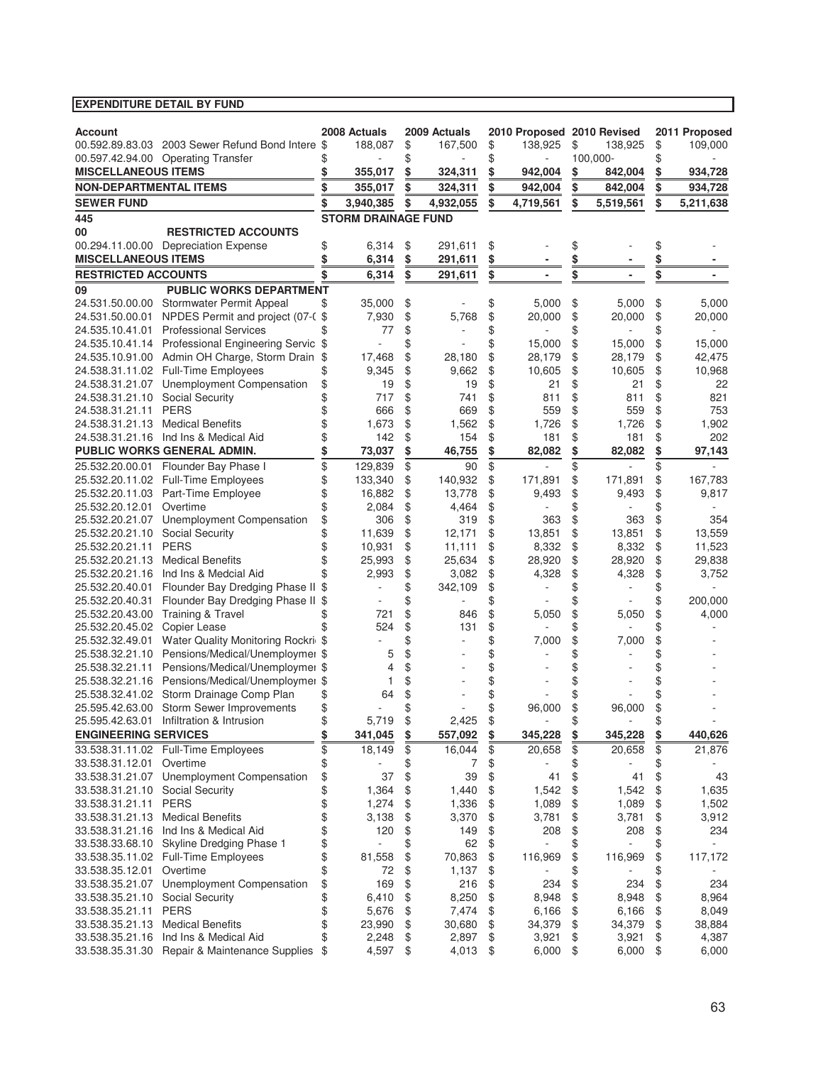## EXPENDITURE DETAIL BY FUND

| Account | | 2008 Actuals | 2009 Actuals | 2010 Proposed | 2010 Revised | 2011 Proposed |
|---|---|---|---|---|---|---|
| 00.592.89.83.03 | 2003 Sewer Refund Bond Intere | $ 188,087 | $ 167,500 | $ 138,925 | $ 138,925 | $ 109,000 |
| 00.597.42.94.00 | Operating Transfer | $ - | $ - | $ - | 100,000- | $ - |
| **MISCELLANEOUS ITEMS** | | **$ 355,017** | **$ 324,311** | **$ 942,004** | **$ 842,004** | **$ 934,728** |
| **NON-DEPARTMENTAL ITEMS** | | **$ 355,017** | **$ 324,311** | **$ 942,004** | **$ 842,004** | **$ 934,728** |
| **SEWER FUND** | | **$ 3,940,385** | **$ 4,932,055** | **$ 4,719,561** | **$ 5,519,561** | **$ 5,211,638** |
| **445** | | **STORM DRAINAGE FUND** | | | | |
| **00** | **RESTRICTED ACCOUNTS** | | | | | |
| 00.294.11.00.00 | Depreciation Expense | $ 6,314 | $ 291,611 | $ - | $ - | $ - |
| **MISCELLANEOUS ITEMS** | | **$ 6,314** | **$ 291,611** | **$ -** | **$ -** | **$ -** |
| **RESTRICTED ACCOUNTS** | | **$ 6,314** | **$ 291,611** | **$ -** | **$ -** | **$ -** |
| **09** | **PUBLIC WORKS DEPARTMENT** | | | | | |
| 24.531.50.00.00 | Stormwater Permit Appeal | $ 35,000 | $ - | $ 5,000 | $ 5,000 | $ 5,000 |
| 24.531.50.00.01 | NPDES Permit and project (07-( | $ 7,930 | $ 5,768 | $ 20,000 | $ 20,000 | $ 20,000 |
| 24.535.10.41.01 | Professional Services | $ 77 | $ - | $ - | $ - | $ - |
| 24.535.10.41.14 | Professional Engineering Servic | $ | $ - | $ 15,000 | $ 15,000 | $ 15,000 |
| 24.535.10.91.00 | Admin OH Charge, Storm Drain | $ 17,468 | $ 28,180 | $ 28,179 | $ 28,179 | $ 42,475 |
| 24.538.31.11.02 | Full-Time Employees | $ 9,345 | $ 9,662 | $ 10,605 | $ 10,605 | $ 10,968 |
| 24.538.31.21.07 | Unemployment Compensation | $ 19 | $ 19 | $ 21 | $ 21 | $ 22 |
| 24.538.31.21.10 | Social Security | $ 717 | $ 741 | $ 811 | $ 811 | $ 821 |
| 24.538.31.21.11 | PERS | $ 666 | $ 669 | $ 559 | $ 559 | $ 753 |
| 24.538.31.21.13 | Medical Benefits | $ 1,673 | $ 1,562 | $ 1,726 | $ 1,726 | $ 1,902 |
| 24.538.31.21.16 | Ind Ins & Medical Aid | $ 142 | $ 154 | $ 181 | $ 181 | $ 202 |
| **PUBLIC WORKS GENERAL ADMIN.** | | **$ 73,037** | **$ 46,755** | **$ 82,082** | **$ 82,082** | **$ 97,143** |
| 25.532.20.00.01 | Flounder Bay Phase I | $ 129,839 | $ 90 | $ - | $ - | $ - |
| 25.532.20.11.02 | Full-Time Employees | $ 133,340 | $ 140,932 | $ 171,891 | $ 171,891 | $ 167,783 |
| 25.532.20.11.03 | Part-Time Employee | $ 16,882 | $ 13,778 | $ 9,493 | $ 9,493 | $ 9,817 |
| 25.532.20.12.01 | Overtime | $ 2,084 | $ 4,464 | $ - | $ - | $ - |
| 25.532.20.21.07 | Unemployment Compensation | $ 306 | $ 319 | $ 363 | $ 363 | $ 354 |
| 25.532.20.21.10 | Social Security | $ 11,639 | $ 12,171 | $ 13,851 | $ 13,851 | $ 13,559 |
| 25.532.20.21.11 | PERS | $ 10,931 | $ 11,111 | $ 8,332 | $ 8,332 | $ 11,523 |
| 25.532.20.21.13 | Medical Benefits | $ 25,993 | $ 25,634 | $ 28,920 | $ 28,920 | $ 29,838 |
| 25.532.20.21.16 | Ind Ins & Medcial Aid | $ 2,993 | $ 3,082 | $ 4,328 | $ 4,328 | $ 3,752 |
| 25.532.20.40.01 | Flounder Bay Dredging Phase II | $ - | $ 342,109 | $ - | $ - | $ - |
| 25.532.20.40.31 | Flounder Bay Dredging Phase II | $ - | $ - | $ - | $ - | $ 200,000 |
| 25.532.20.43.00 | Training & Travel | $ 721 | $ 846 | $ 5,050 | $ 5,050 | $ 4,000 |
| 25.532.20.45.02 | Copier Lease | $ 524 | $ 131 | $ - | $ - | $ - |
| 25.532.32.49.01 | Water Quality Monitoring Rockri | $ - | $ - | $ 7,000 | $ 7,000 | $ - |
| 25.538.32.21.10 | Pensions/Medical/Unemploymer | $ 5 | $ - | $ - | $ - | $ - |
| 25.538.32.21.11 | Pensions/Medical/Unemploymer | $ 4 | $ - | $ - | $ - | $ - |
| 25.538.32.21.16 | Pensions/Medical/Unemploymer | $ 1 | $ - | $ - | $ - | $ - |
| 25.538.32.41.02 | Storm Drainage Comp Plan | $ 64 | $ - | $ - | $ - | $ - |
| 25.595.42.63.00 | Storm Sewer Improvements | $ - | $ - | $ 96,000 | $ 96,000 | $ - |
| 25.595.42.63.01 | Infiltration & Intrusion | $ 5,719 | $ 2,425 | $ - | $ - | $ - |
| **ENGINEERING SERVICES** | | **$ 341,045** | **$ 557,092** | **$ 345,228** | **$ 345,228** | **$ 440,626** |
| 33.538.31.11.02 | Full-Time Employees | $ 18,149 | $ 16,044 | $ 20,658 | $ 20,658 | $ 21,876 |
| 33.538.31.12.01 | Overtime | $ - | $ 7 | $ - | $ - | $ - |
| 33.538.31.21.07 | Unemployment Compensation | $ 37 | $ 39 | $ 41 | $ 41 | $ 43 |
| 33.538.31.21.10 | Social Security | $ 1,364 | $ 1,440 | $ 1,542 | $ 1,542 | $ 1,635 |
| 33.538.31.21.11 | PERS | $ 1,274 | $ 1,336 | $ 1,089 | $ 1,089 | $ 1,502 |
| 33.538.31.21.13 | Medical Benefits | $ 3,138 | $ 3,370 | $ 3,781 | $ 3,781 | $ 3,912 |
| 33.538.31.21.16 | Ind Ins & Medical Aid | $ 120 | $ 149 | $ 208 | $ 208 | $ 234 |
| 33.538.33.68.10 | Skyline Dredging Phase 1 | $ - | $ 62 | $ - | $ - | $ - |
| 33.538.35.11.02 | Full-Time Employees | $ 81,558 | $ 70,863 | $ 116,969 | $ 116,969 | $ 117,172 |
| 33.538.35.12.01 | Overtime | $ 72 | $ 1,137 | $ - | $ - | $ - |
| 33.538.35.21.07 | Unemployment Compensation | $ 169 | $ 216 | $ 234 | $ 234 | $ 234 |
| 33.538.35.21.10 | Social Security | $ 6,410 | $ 8,250 | $ 8,948 | $ 8,948 | $ 8,964 |
| 33.538.35.21.11 | PERS | $ 5,676 | $ 7,474 | $ 6,166 | $ 6,166 | $ 8,049 |
| 33.538.35.21.13 | Medical Benefits | $ 23,990 | $ 30,680 | $ 34,379 | $ 34,379 | $ 38,884 |
| 33.538.35.21.16 | Ind Ins & Medical Aid | $ 2,248 | $ 2,897 | $ 3,921 | $ 3,921 | $ 4,387 |
| 33.538.35.31.30 | Repair & Maintenance Supplies | $ 4,597 | $ 4,013 | $ 6,000 | $ 6,000 | $ 6,000 |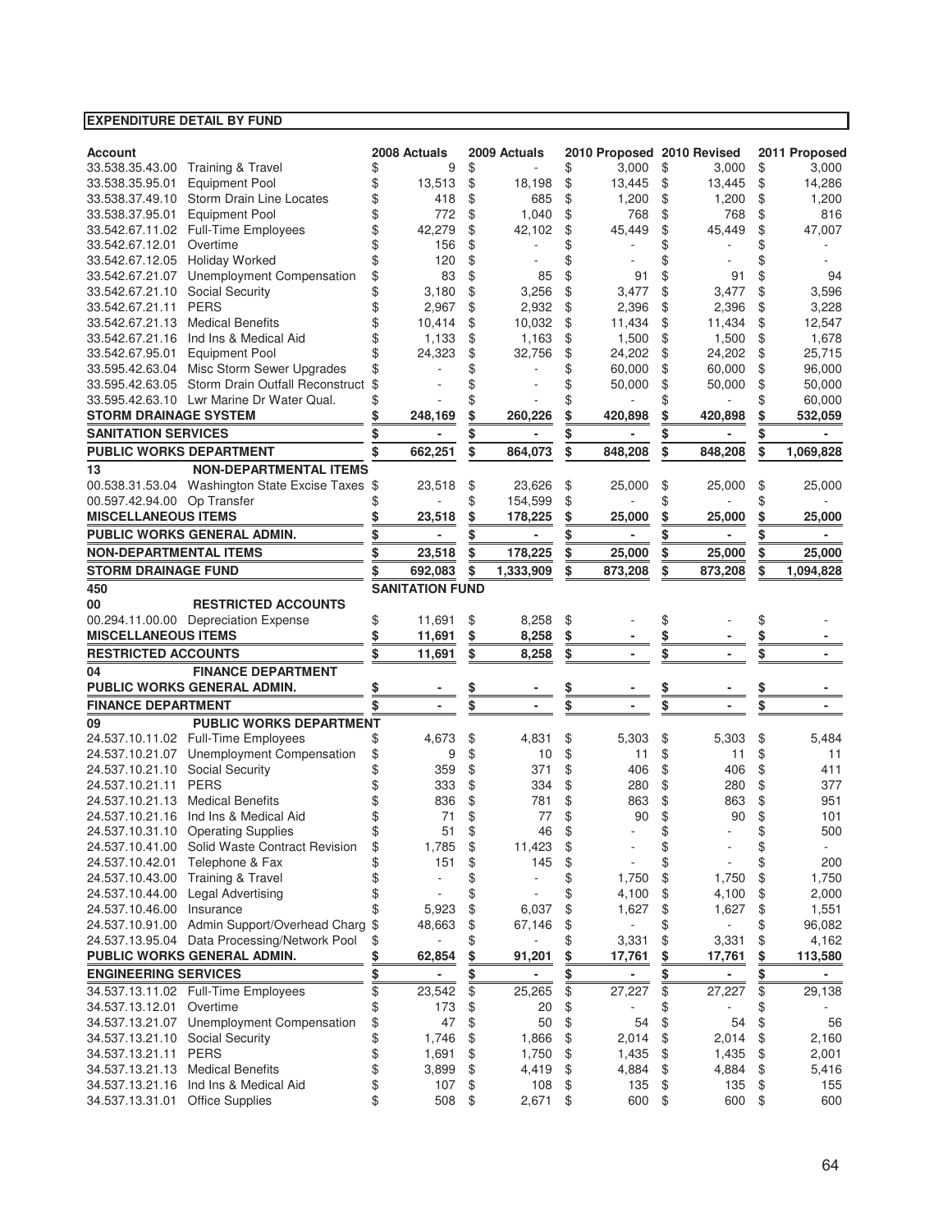**EXPENDITURE DETAIL BY FUND**

| Account | | 2008 Actuals | 2009 Actuals | 2010 Proposed | 2010 Revised | 2011 Proposed |
|---|---|---|---|---|---|---|
| 33.538.35.43.00 | Training & Travel | $ 9 | $ - | $ 3,000 | $ 3,000 | $ 3,000 |
| 33.538.35.95.01 | Equipment Pool | $ 13,513 | $ 18,198 | $ 13,445 | $ 13,445 | $ 14,286 |
| 33.538.37.49.10 | Storm Drain Line Locates | $ 418 | $ 685 | $ 1,200 | $ 1,200 | $ 1,200 |
| 33.538.37.95.01 | Equipment Pool | $ 772 | $ 1,040 | $ 768 | $ 768 | $ 816 |
| 33.542.67.11.02 | Full-Time Employees | $ 42,279 | $ 42,102 | $ 45,449 | $ 45,449 | $ 47,007 |
| 33.542.67.12.01 | Overtime | $ 156 | $ - | $ - | $ - | $ - |
| 33.542.67.12.05 | Holiday Worked | $ 120 | $ - | $ - | $ - | $ - |
| 33.542.67.21.07 | Unemployment Compensation | $ 83 | $ 85 | $ 91 | $ 91 | $ 94 |
| 33.542.67.21.10 | Social Security | $ 3,180 | $ 3,256 | $ 3,477 | $ 3,477 | $ 3,596 |
| 33.542.67.21.11 | PERS | $ 2,967 | $ 2,932 | $ 2,396 | $ 2,396 | $ 3,228 |
| 33.542.67.21.13 | Medical Benefits | $ 10,414 | $ 10,032 | $ 11,434 | $ 11,434 | $ 12,547 |
| 33.542.67.21.16 | Ind Ins & Medical Aid | $ 1,133 | $ 1,163 | $ 1,500 | $ 1,500 | $ 1,678 |
| 33.542.67.95.01 | Equipment Pool | $ 24,323 | $ 32,756 | $ 24,202 | $ 24,202 | $ 25,715 |
| 33.595.42.63.04 | Misc Storm Sewer Upgrades | $ - | $ - | $ 60,000 | $ 60,000 | $ 96,000 |
| 33.595.42.63.05 | Storm Drain Outfall Reconstruct | $ - | $ - | $ 50,000 | $ 50,000 | $ 50,000 |
| 33.595.42.63.10 | Lwr Marine Dr Water Qual. | $ - | $ - | $ - | $ - | $ 60,000 |
| **STORM DRAINAGE SYSTEM** | | **$ 248,169** | **$ 260,226** | **$ 420,898** | **$ 420,898** | **$ 532,059** |
| **SANITATION SERVICES** | | **$ -** | **$ -** | **$ -** | **$ -** | **$ -** |
| **PUBLIC WORKS DEPARTMENT** | | **$ 662,251** | **$ 864,073** | **$ 848,208** | **$ 848,208** | **$ 1,069,828** |
| **13** | **NON-DEPARTMENTAL ITEMS** | | | | | |
| 00.538.31.53.04 | Washington State Excise Taxes | $ 23,518 | $ 23,626 | $ 25,000 | $ 25,000 | $ 25,000 |
| 00.597.42.94.00 | Op Transfer | $ - | $ 154,599 | $ - | $ - | $ - |
| **MISCELLANEOUS ITEMS** | | **$ 23,518** | **$ 178,225** | **$ 25,000** | **$ 25,000** | **$ 25,000** |
| **PUBLIC WORKS GENERAL ADMIN.** | | **$ -** | **$ -** | **$ -** | **$ -** | **$ -** |
| **NON-DEPARTMENTAL ITEMS** | | **$ 23,518** | **$ 178,225** | **$ 25,000** | **$ 25,000** | **$ 25,000** |
| **STORM DRAINAGE FUND** | | **$ 692,083** | **$ 1,333,909** | **$ 873,208** | **$ 873,208** | **$ 1,094,828** |
| **450** | | **SANITATION FUND** | | | | |
| **00** | **RESTRICTED ACCOUNTS** | | | | | |
| 00.294.11.00.00 | Depreciation Expense | $ 11,691 | $ 8,258 | $ - | $ - | $ - |
| **MISCELLANEOUS ITEMS** | | **$ 11,691** | **$ 8,258** | **$ -** | **$ -** | **$ -** |
| **RESTRICTED ACCOUNTS** | | **$ 11,691** | **$ 8,258** | **$ -** | **$ -** | **$ -** |
| **04** | **FINANCE DEPARTMENT** | | | | | |
| **PUBLIC WORKS GENERAL ADMIN.** | | **$ -** | **$ -** | **$ -** | **$ -** | **$ -** |
| **FINANCE DEPARTMENT** | | **$ -** | **$ -** | **$ -** | **$ -** | **$ -** |
| **09** | **PUBLIC WORKS DEPARTMENT** | | | | | |
| 24.537.10.11.02 | Full-Time Employees | $ 4,673 | $ 4,831 | $ 5,303 | $ 5,303 | $ 5,484 |
| 24.537.10.21.07 | Unemployment Compensation | $ 9 | $ 10 | $ 11 | $ 11 | $ 11 |
| 24.537.10.21.10 | Social Security | $ 359 | $ 371 | $ 406 | $ 406 | $ 411 |
| 24.537.10.21.11 | PERS | $ 333 | $ 334 | $ 280 | $ 280 | $ 377 |
| 24.537.10.21.13 | Medical Benefits | $ 836 | $ 781 | $ 863 | $ 863 | $ 951 |
| 24.537.10.21.16 | Ind Ins & Medical Aid | $ 71 | $ 77 | $ 90 | $ 90 | $ 101 |
| 24.537.10.31.10 | Operating Supplies | $ 51 | $ 46 | $ - | $ - | $ 500 |
| 24.537.10.41.00 | Solid Waste Contract Revision | $ 1,785 | $ 11,423 | $ - | $ - | $ - |
| 24.537.10.42.01 | Telephone & Fax | $ 151 | $ 145 | $ - | $ - | $ 200 |
| 24.537.10.43.00 | Training & Travel | $ - | $ - | $ 1,750 | $ 1,750 | $ 1,750 |
| 24.537.10.44.00 | Legal Advertising | $ - | $ - | $ 4,100 | $ 4,100 | $ 2,000 |
| 24.537.10.46.00 | Insurance | $ 5,923 | $ 6,037 | $ 1,627 | $ 1,627 | $ 1,551 |
| 24.537.10.91.00 | Admin Support/Overhead Charg | $ 48,663 | $ 67,146 | $ - | $ - | $ 96,082 |
| 24.537.13.95.04 | Data Processing/Network Pool | $ - | $ - | $ 3,331 | $ 3,331 | $ 4,162 |
| **PUBLIC WORKS GENERAL ADMIN.** | | **$ 62,854** | **$ 91,201** | **$ 17,761** | **$ 17,761** | **$ 113,580** |
| **ENGINEERING SERVICES** | | **$ -** | **$ -** | **$ -** | **$ -** | **$ -** |
| 34.537.13.11.02 | Full-Time Employees | $ 23,542 | $ 25,265 | $ 27,227 | $ 27,227 | $ 29,138 |
| 34.537.13.12.01 | Overtime | $ 173 | $ 20 | $ - | $ - | $ - |
| 34.537.13.21.07 | Unemployment Compensation | $ 47 | $ 50 | $ 54 | $ 54 | $ 56 |
| 34.537.13.21.10 | Social Security | $ 1,746 | $ 1,866 | $ 2,014 | $ 2,014 | $ 2,160 |
| 34.537.13.21.11 | PERS | $ 1,691 | $ 1,750 | $ 1,435 | $ 1,435 | $ 2,001 |
| 34.537.13.21.13 | Medical Benefits | $ 3,899 | $ 4,419 | $ 4,884 | $ 4,884 | $ 5,416 |
| 34.537.13.21.16 | Ind Ins & Medical Aid | $ 107 | $ 108 | $ 135 | $ 135 | $ 155 |
| 34.537.13.31.01 | Office Supplies | $ 508 | $ 2,671 | $ 600 | $ 600 | $ 600 |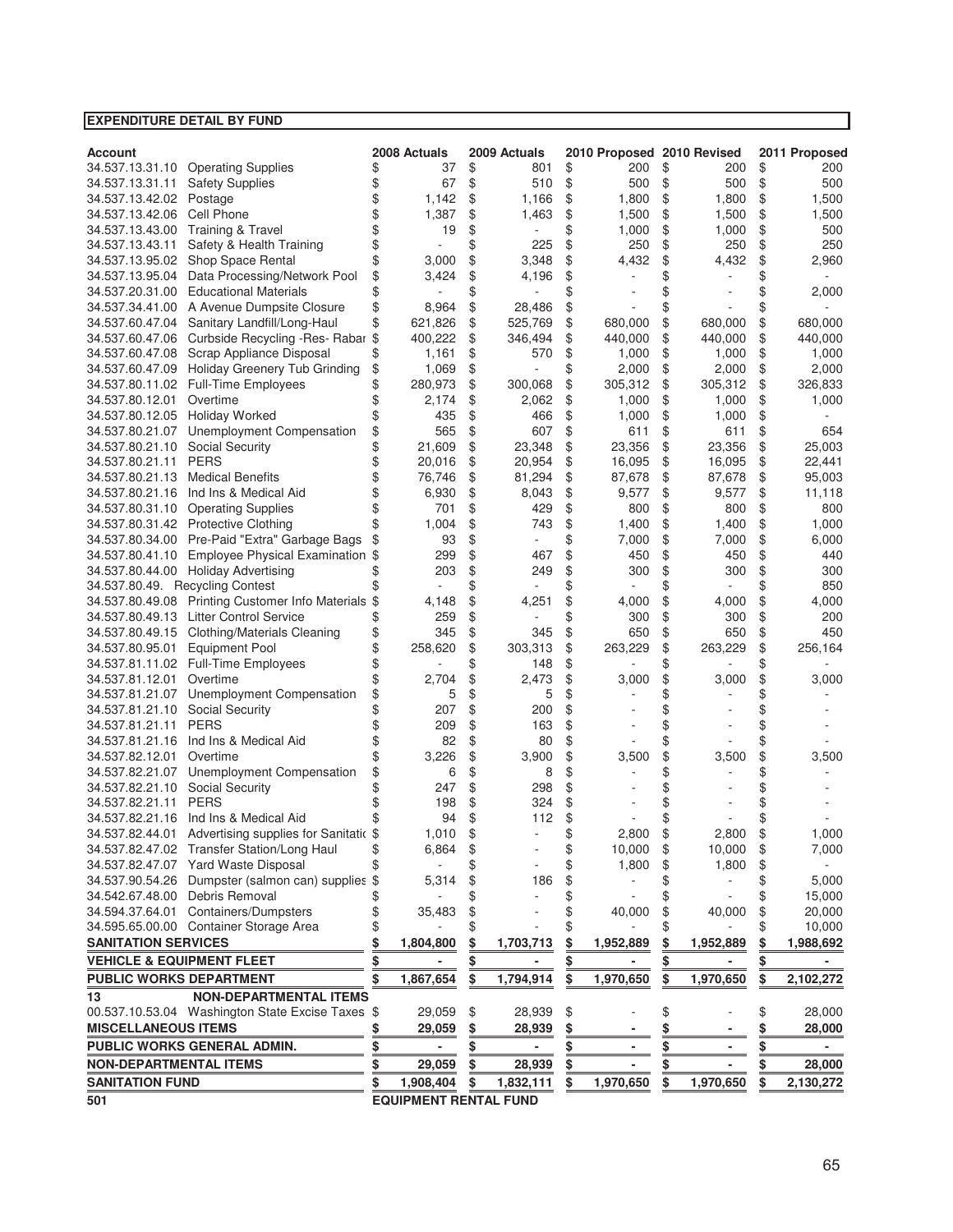## EXPENDITURE DETAIL BY FUND

| Account | | 2008 Actuals | 2009 Actuals | 2010 Proposed | 2010 Revised | 2011 Proposed |
|---|---|---|---|---|---|---|
| 34.537.13.31.10 | Operating Supplies | $ 37 | $ 801 | $ 200 | $ 200 | $ 200 |
| 34.537.13.31.11 | Safety Supplies | $ 67 | $ 510 | $ 500 | $ 500 | $ 500 |
| 34.537.13.42.02 | Postage | $ 1,142 | $ 1,166 | $ 1,800 | $ 1,800 | $ 1,500 |
| 34.537.13.42.06 | Cell Phone | $ 1,387 | $ 1,463 | $ 1,500 | $ 1,500 | $ 1,500 |
| 34.537.13.43.00 | Training & Travel | $ 19 | $ - | $ 1,000 | $ 1,000 | $ 500 |
| 34.537.13.43.11 | Safety & Health Training | $ - | $ 225 | $ 250 | $ 250 | $ 250 |
| 34.537.13.95.02 | Shop Space Rental | $ 3,000 | $ 3,348 | $ 4,432 | $ 4,432 | $ 2,960 |
| 34.537.13.95.04 | Data Processing/Network Pool | $ 3,424 | $ 4,196 | $ - | $ - | $ - |
| 34.537.20.31.00 | Educational Materials | $ - | $ - | $ - | $ - | $ 2,000 |
| 34.537.34.41.00 | A Avenue Dumpsite Closure | $ 8,964 | $ 28,486 | $ - | $ - | $ - |
| 34.537.60.47.04 | Sanitary Landfill/Long-Haul | $ 621,826 | $ 525,769 | $ 680,000 | $ 680,000 | $ 680,000 |
| 34.537.60.47.06 | Curbside Recycling -Res- Rabar | $ 400,222 | $ 346,494 | $ 440,000 | $ 440,000 | $ 440,000 |
| 34.537.60.47.08 | Scrap Appliance Disposal | $ 1,161 | $ 570 | $ 1,000 | $ 1,000 | $ 1,000 |
| 34.537.60.47.09 | Holiday Greenery Tub Grinding | $ 1,069 | $ - | $ 2,000 | $ 2,000 | $ 2,000 |
| 34.537.80.11.02 | Full-Time Employees | $ 280,973 | $ 300,068 | $ 305,312 | $ 305,312 | $ 326,833 |
| 34.537.80.12.01 | Overtime | $ 2,174 | $ 2,062 | $ 1,000 | $ 1,000 | $ 1,000 |
| 34.537.80.12.05 | Holiday Worked | $ 435 | $ 466 | $ 1,000 | $ 1,000 | $ - |
| 34.537.80.21.07 | Unemployment Compensation | $ 565 | $ 607 | $ 611 | $ 611 | $ 654 |
| 34.537.80.21.10 | Social Security | $ 21,609 | $ 23,348 | $ 23,356 | $ 23,356 | $ 25,003 |
| 34.537.80.21.11 | PERS | $ 20,016 | $ 20,954 | $ 16,095 | $ 16,095 | $ 22,441 |
| 34.537.80.21.13 | Medical Benefits | $ 76,746 | $ 81,294 | $ 87,678 | $ 87,678 | $ 95,003 |
| 34.537.80.21.16 | Ind Ins & Medical Aid | $ 6,930 | $ 8,043 | $ 9,577 | $ 9,577 | $ 11,118 |
| 34.537.80.31.10 | Operating Supplies | $ 701 | $ 429 | $ 800 | $ 800 | $ 800 |
| 34.537.80.31.42 | Protective Clothing | $ 1,004 | $ 743 | $ 1,400 | $ 1,400 | $ 1,000 |
| 34.537.80.34.00 | Pre-Paid "Extra" Garbage Bags | $ 93 | $ - | $ 7,000 | $ 7,000 | $ 6,000 |
| 34.537.80.41.10 | Employee Physical Examination | $ 299 | $ 467 | $ 450 | $ 450 | $ 440 |
| 34.537.80.44.00 | Holiday Advertising | $ 203 | $ 249 | $ 300 | $ 300 | $ 300 |
| 34.537.80.49. | Recycling Contest | $ - | $ - | $ - | $ - | $ 850 |
| 34.537.80.49.08 | Printing Customer Info Materials | $ 4,148 | $ 4,251 | $ 4,000 | $ 4,000 | $ 4,000 |
| 34.537.80.49.13 | Litter Control Service | $ 259 | $ - | $ 300 | $ 300 | $ 200 |
| 34.537.80.49.15 | Clothing/Materials Cleaning | $ 345 | $ 345 | $ 650 | $ 650 | $ 450 |
| 34.537.80.95.01 | Equipment Pool | $ 258,620 | $ 303,313 | $ 263,229 | $ 263,229 | $ 256,164 |
| 34.537.81.11.02 | Full-Time Employees | $ - | $ 148 | $ - | $ - | $ - |
| 34.537.81.12.01 | Overtime | $ 2,704 | $ 2,473 | $ 3,000 | $ 3,000 | $ 3,000 |
| 34.537.81.21.07 | Unemployment Compensation | $ 5 | $ 5 | $ - | $ - | $ - |
| 34.537.81.21.10 | Social Security | $ 207 | $ 200 | $ - | $ - | $ - |
| 34.537.81.21.11 | PERS | $ 209 | $ 163 | $ - | $ - | $ - |
| 34.537.81.21.16 | Ind Ins & Medical Aid | $ 82 | $ 80 | $ - | $ - | $ - |
| 34.537.82.12.01 | Overtime | $ 3,226 | $ 3,900 | $ 3,500 | $ 3,500 | $ 3,500 |
| 34.537.82.21.07 | Unemployment Compensation | $ 6 | $ 8 | $ - | $ - | $ - |
| 34.537.82.21.10 | Social Security | $ 247 | $ 298 | $ - | $ - | $ - |
| 34.537.82.21.11 | PERS | $ 198 | $ 324 | $ - | $ - | $ - |
| 34.537.82.21.16 | Ind Ins & Medical Aid | $ 94 | $ 112 | $ - | $ - | $ - |
| 34.537.82.44.01 | Advertising supplies for Sanitatio | $ 1,010 | $ - | $ 2,800 | $ 2,800 | $ 1,000 |
| 34.537.82.47.02 | Transfer Station/Long Haul | $ 6,864 | $ - | $ 10,000 | $ 10,000 | $ 7,000 |
| 34.537.82.47.07 | Yard Waste Disposal | $ - | $ - | $ 1,800 | $ 1,800 | $ - |
| 34.537.90.54.26 | Dumpster (salmon can) supplies | $ 5,314 | $ 186 | $ - | $ - | $ 5,000 |
| 34.542.67.48.00 | Debris Removal | $ - | $ - | $ - | $ - | $ 15,000 |
| 34.594.37.64.01 | Containers/Dumpsters | $ 35,483 | $ - | $ 40,000 | $ 40,000 | $ 20,000 |
| 34.595.65.00.00 | Container Storage Area | $ - | $ - | $ - | $ - | $ 10,000 |
| **SANITATION SERVICES** | | **$ 1,804,800** | **$ 1,703,713** | **$ 1,952,889** | **$ 1,952,889** | **$ 1,988,692** |
| **VEHICLE & EQUIPMENT FLEET** | | **$ -** | **$ -** | **$ -** | **$ -** | **$ -** |
| **PUBLIC WORKS DEPARTMENT** | | **$ 1,867,654** | **$ 1,794,914** | **$ 1,970,650** | **$ 1,970,650** | **$ 2,102,272** |
| **13** | **NON-DEPARTMENTAL ITEMS** | | | | | |
| 00.537.10.53.04 | Washington State Excise Taxes | $ 29,059 | $ 28,939 | $ - | $ - | $ 28,000 |
| **MISCELLANEOUS ITEMS** | | **$ 29,059** | **$ 28,939** | **$ -** | **$ -** | **$ 28,000** |
| **PUBLIC WORKS GENERAL ADMIN.** | | **$ -** | **$ -** | **$ -** | **$ -** | **$ -** |
| **NON-DEPARTMENTAL ITEMS** | | **$ 29,059** | **$ 28,939** | **$ -** | **$ -** | **$ 28,000** |
| **SANITATION FUND** | | **$ 1,908,404** | **$ 1,832,111** | **$ 1,970,650** | **$ 1,970,650** | **$ 2,130,272** |
| **501** | | **EQUIPMENT RENTAL FUND** | | | | |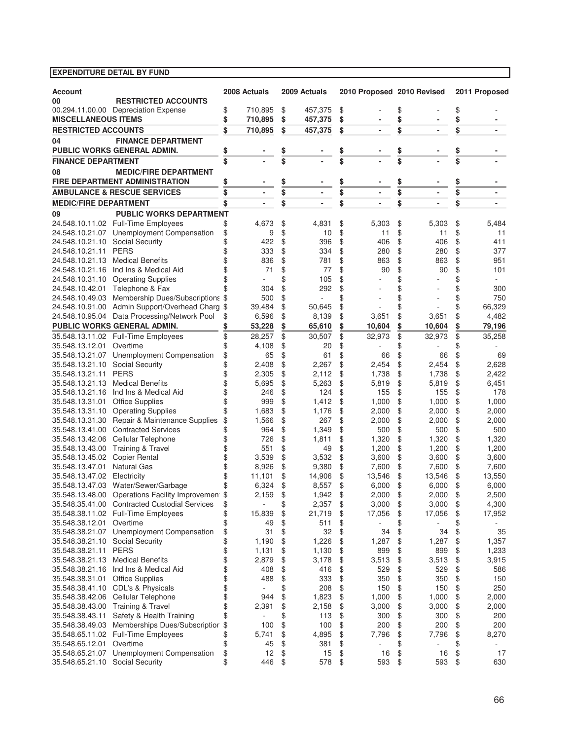**EXPENDITURE DETAIL BY FUND**

| Account | | 2008 Actuals | 2009 Actuals | 2010 Proposed | 2010 Revised | 2011 Proposed |
|---|---|---|---|---|---|---|
| **00** | **RESTRICTED ACCOUNTS** | | | | | |
| 00.294.11.00.00 | Depreciation Expense | $ 710,895 | $ 457,375 | $ - | $ - | $ - |
| **MISCELLANEOUS ITEMS** | | **$ 710,895** | **$ 457,375** | **$ -** | **$ -** | **$ -** |
| **RESTRICTED ACCOUNTS** | | **$ 710,895** | **$ 457,375** | **$ -** | **$ -** | **$ -** |
| **04** | **FINANCE DEPARTMENT** | | | | | |
| **PUBLIC WORKS GENERAL ADMIN.** | | **$ -** | **$ -** | **$ -** | **$ -** | **$ -** |
| **FINANCE DEPARTMENT** | | **$ -** | **$ -** | **$ -** | **$ -** | **$ -** |
| **08** | **MEDIC/FIRE DEPARTMENT** | | | | | |
| **FIRE DEPARTMENT ADMINISTRATION** | | **$ -** | **$ -** | **$ -** | **$ -** | **$ -** |
| **AMBULANCE & RESCUE SERVICES** | | **$ -** | **$ -** | **$ -** | **$ -** | **$ -** |
| **MEDIC/FIRE DEPARTMENT** | | **$ -** | **$ -** | **$ -** | **$ -** | **$ -** |
| **09** | **PUBLIC WORKS DEPARTMENT** | | | | | |
| 24.548.10.11.02 | Full-Time Employees | $ 4,673 | $ 4,831 | $ 5,303 | $ 5,303 | $ 5,484 |
| 24.548.10.21.07 | Unemployment Compensation | $ 9 | $ 10 | $ 11 | $ 11 | $ 11 |
| 24.548.10.21.10 | Social Security | $ 422 | $ 396 | $ 406 | $ 406 | $ 411 |
| 24.548.10.21.11 | PERS | $ 333 | $ 334 | $ 280 | $ 280 | $ 377 |
| 24.548.10.21.13 | Medical Benefits | $ 836 | $ 781 | $ 863 | $ 863 | $ 951 |
| 24.548.10.21.16 | Ind Ins & Medical Aid | $ 71 | $ 77 | $ 90 | $ 90 | $ 101 |
| 24.548.10.31.10 | Operating Supplies | $ - | $ 105 | $ - | $ - | $ - |
| 24.548.10.42.01 | Telephone & Fax | $ 304 | $ 292 | $ - | $ - | $ 300 |
| 24.548.10.49.03 | Membership Dues/Subscriptions | $ 500 | $ - | $ - | $ - | $ 750 |
| 24.548.10.91.00 | Admin Support/Overhead Charg | $ 39,484 | $ 50,645 | $ - | $ - | $ 66,329 |
| 24.548.10.95.04 | Data Processing/Network Pool | $ 6,596 | $ 8,139 | $ 3,651 | $ 3,651 | $ 4,482 |
| **PUBLIC WORKS GENERAL ADMIN.** | | **$ 53,228** | **$ 65,610** | **$ 10,604** | **$ 10,604** | **$ 79,196** |
| 35.548.13.11.02 | Full-Time Employees | $ 28,257 | $ 30,507 | $ 32,973 | $ 32,973 | $ 35,258 |
| 35.548.13.12.01 | Overtime | $ 4,108 | $ 20 | $ - | $ - | $ - |
| 35.548.13.21.07 | Unemployment Compensation | $ 65 | $ 61 | $ 66 | $ 66 | $ 69 |
| 35.548.13.21.10 | Social Security | $ 2,408 | $ 2,267 | $ 2,454 | $ 2,454 | $ 2,628 |
| 35.548.13.21.11 | PERS | $ 2,305 | $ 2,112 | $ 1,738 | $ 1,738 | $ 2,422 |
| 35.548.13.21.13 | Medical Benefits | $ 5,695 | $ 5,263 | $ 5,819 | $ 5,819 | $ 6,451 |
| 35.548.13.21.16 | Ind Ins & Medical Aid | $ 246 | $ 124 | $ 155 | $ 155 | $ 178 |
| 35.548.13.31.01 | Office Supplies | $ 999 | $ 1,412 | $ 1,000 | $ 1,000 | $ 1,000 |
| 35.548.13.31.10 | Operating Supplies | $ 1,683 | $ 1,176 | $ 2,000 | $ 2,000 | $ 2,000 |
| 35.548.13.31.30 | Repair & Maintenance Supplies | $ 1,566 | $ 267 | $ 2,000 | $ 2,000 | $ 2,000 |
| 35.548.13.41.00 | Contracted Services | $ 964 | $ 1,349 | $ 500 | $ 500 | $ 500 |
| 35.548.13.42.06 | Cellular Telephone | $ 726 | $ 1,811 | $ 1,320 | $ 1,320 | $ 1,320 |
| 35.548.13.43.00 | Training & Travel | $ 551 | $ 49 | $ 1,200 | $ 1,200 | $ 1,200 |
| 35.548.13.45.02 | Copier Rental | $ 3,539 | $ 3,532 | $ 3,600 | $ 3,600 | $ 3,600 |
| 35.548.13.47.01 | Natural Gas | $ 8,926 | $ 9,380 | $ 7,600 | $ 7,600 | $ 7,600 |
| 35.548.13.47.02 | Electricity | $ 11,101 | $ 14,906 | $ 13,546 | $ 13,546 | $ 13,550 |
| 35.548.13.47.03 | Water/Sewer/Garbage | $ 6,324 | $ 8,557 | $ 6,000 | $ 6,000 | $ 6,000 |
| 35.548.13.48.00 | Operations Facility Improvemen | $ 2,159 | $ 1,942 | $ 2,000 | $ 2,000 | $ 2,500 |
| 35.548.35.41.00 | Contracted Custodial Services | $ - | $ 2,357 | $ 3,000 | $ 3,000 | $ 4,300 |
| 35.548.38.11.02 | Full-Time Employees | $ 15,839 | $ 21,719 | $ 17,056 | $ 17,056 | $ 17,952 |
| 35.548.38.12.01 | Overtime | $ 49 | $ 511 | $ - | $ - | $ - |
| 35.548.38.21.07 | Unemployment Compensation | $ 31 | $ 32 | $ 34 | $ 34 | $ 35 |
| 35.548.38.21.10 | Social Security | $ 1,190 | $ 1,226 | $ 1,287 | $ 1,287 | $ 1,357 |
| 35.548.38.21.11 | PERS | $ 1,131 | $ 1,130 | $ 899 | $ 899 | $ 1,233 |
| 35.548.38.21.13 | Medical Benefits | $ 2,879 | $ 3,178 | $ 3,513 | $ 3,513 | $ 3,915 |
| 35.548.38.21.16 | Ind Ins & Medical Aid | $ 408 | $ 416 | $ 529 | $ 529 | $ 586 |
| 35.548.38.31.01 | Office Supplies | $ 488 | $ 333 | $ 350 | $ 350 | $ 150 |
| 35.548.38.41.10 | CDL's & Physicals | $ - | $ 208 | $ 150 | $ 150 | $ 250 |
| 35.548.38.42.06 | Cellular Telephone | $ 944 | $ 1,823 | $ 1,000 | $ 1,000 | $ 2,000 |
| 35.548.38.43.00 | Training & Travel | $ 2,391 | $ 2,158 | $ 3,000 | $ 3,000 | $ 2,000 |
| 35.548.38.43.11 | Safety & Health Training | $ - | $ 113 | $ 300 | $ 300 | $ 200 |
| 35.548.38.49.03 | Memberships Dues/Subscriptior | $ 100 | $ 100 | $ 200 | $ 200 | $ 200 |
| 35.548.65.11.02 | Full-Time Employees | $ 5,741 | $ 4,895 | $ 7,796 | $ 7,796 | $ 8,270 |
| 35.548.65.12.01 | Overtime | $ 45 | $ 381 | $ - | $ - | $ - |
| 35.548.65.21.07 | Unemployment Compensation | $ 12 | $ 15 | $ 16 | $ 16 | $ 17 |
| 35.548.65.21.10 | Social Security | $ 446 | $ 578 | $ 593 | $ 593 | $ 630 |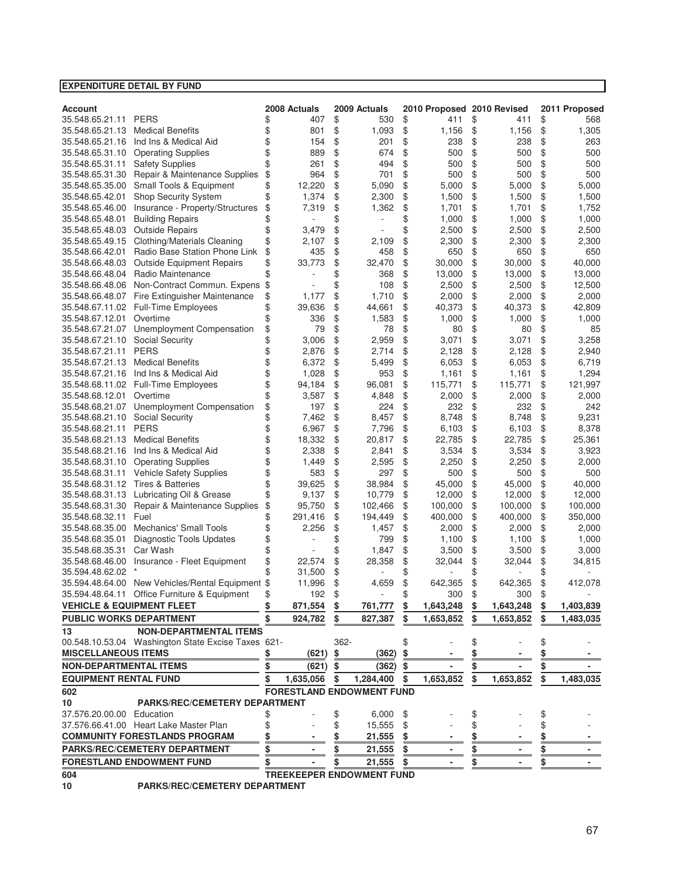**EXPENDITURE DETAIL BY FUND**

| Account | | 2008 Actuals | 2009 Actuals | 2010 Proposed | 2010 Revised | 2011 Proposed |
|---|---|---|---|---|---|---|
| 35.548.65.21.11 | PERS | $ 407 | $ 530 | $ 411 | $ 411 | $ 568 |
| 35.548.65.21.13 | Medical Benefits | $ 801 | $ 1,093 | $ 1,156 | $ 1,156 | $ 1,305 |
| 35.548.65.21.16 | Ind Ins & Medical Aid | $ 154 | $ 201 | $ 238 | $ 238 | $ 263 |
| 35.548.65.31.10 | Operating Supplies | $ 889 | $ 674 | $ 500 | $ 500 | $ 500 |
| 35.548.65.31.11 | Safety Supplies | $ 261 | $ 494 | $ 500 | $ 500 | $ 500 |
| 35.548.65.31.30 | Repair & Maintenance Supplies | $ 964 | $ 701 | $ 500 | $ 500 | $ 500 |
| 35.548.65.35.00 | Small Tools & Equipment | $ 12,220 | $ 5,090 | $ 5,000 | $ 5,000 | $ 5,000 |
| 35.548.65.42.01 | Shop Security System | $ 1,374 | $ 2,300 | $ 1,500 | $ 1,500 | $ 1,500 |
| 35.548.65.46.00 | Insurance - Property/Structures | $ 7,319 | $ 1,362 | $ 1,701 | $ 1,701 | $ 1,752 |
| 35.548.65.48.01 | Building Repairs | $ - | $ - | $ 1,000 | $ 1,000 | $ 1,000 |
| 35.548.65.48.03 | Outside Repairs | $ 3,479 | $ - | $ 2,500 | $ 2,500 | $ 2,500 |
| 35.548.65.49.15 | Clothing/Materials Cleaning | $ 2,107 | $ 2,109 | $ 2,300 | $ 2,300 | $ 2,300 |
| 35.548.66.42.01 | Radio Base Station Phone Link | $ 435 | $ 458 | $ 650 | $ 650 | $ 650 |
| 35.548.66.48.03 | Outside Equipment Repairs | $ 33,773 | $ 32,470 | $ 30,000 | $ 30,000 | $ 40,000 |
| 35.548.66.48.04 | Radio Maintenance | $ - | $ 368 | $ 13,000 | $ 13,000 | $ 13,000 |
| 35.548.66.48.06 | Non-Contract Commun. Expens | $ - | $ 108 | $ 2,500 | $ 2,500 | $ 12,500 |
| 35.548.66.48.07 | Fire Extinguisher Maintenance | $ 1,177 | $ 1,710 | $ 2,000 | $ 2,000 | $ 2,000 |
| 35.548.67.11.02 | Full-Time Employees | $ 39,636 | $ 44,661 | $ 40,373 | $ 40,373 | $ 42,809 |
| 35.548.67.12.01 | Overtime | $ 336 | $ 1,583 | $ 1,000 | $ 1,000 | $ 1,000 |
| 35.548.67.21.07 | Unemployment Compensation | $ 79 | $ 78 | $ 80 | $ 80 | $ 85 |
| 35.548.67.21.10 | Social Security | $ 3,006 | $ 2,959 | $ 3,071 | $ 3,071 | $ 3,258 |
| 35.548.67.21.11 | PERS | $ 2,876 | $ 2,714 | $ 2,128 | $ 2,128 | $ 2,940 |
| 35.548.67.21.13 | Medical Benefits | $ 6,372 | $ 5,499 | $ 6,053 | $ 6,053 | $ 6,719 |
| 35.548.67.21.16 | Ind Ins & Medical Aid | $ 1,028 | $ 953 | $ 1,161 | $ 1,161 | $ 1,294 |
| 35.548.68.11.02 | Full-Time Employees | $ 94,184 | $ 96,081 | $ 115,771 | $ 115,771 | $ 121,997 |
| 35.548.68.12.01 | Overtime | $ 3,587 | $ 4,848 | $ 2,000 | $ 2,000 | $ 2,000 |
| 35.548.68.21.07 | Unemployment Compensation | $ 197 | $ 224 | $ 232 | $ 232 | $ 242 |
| 35.548.68.21.10 | Social Security | $ 7,462 | $ 8,457 | $ 8,748 | $ 8,748 | $ 9,231 |
| 35.548.68.21.11 | PERS | $ 6,967 | $ 7,796 | $ 6,103 | $ 6,103 | $ 8,378 |
| 35.548.68.21.13 | Medical Benefits | $ 18,332 | $ 20,817 | $ 22,785 | $ 22,785 | $ 25,361 |
| 35.548.68.21.16 | Ind Ins & Medical Aid | $ 2,338 | $ 2,841 | $ 3,534 | $ 3,534 | $ 3,923 |
| 35.548.68.31.10 | Operating Supplies | $ 1,449 | $ 2,595 | $ 2,250 | $ 2,250 | $ 2,000 |
| 35.548.68.31.11 | Vehicle Safety Supplies | $ 583 | $ 297 | $ 500 | $ 500 | $ 500 |
| 35.548.68.31.12 | Tires & Batteries | $ 39,625 | $ 38,984 | $ 45,000 | $ 45,000 | $ 40,000 |
| 35.548.68.31.13 | Lubricating Oil & Grease | $ 9,137 | $ 10,779 | $ 12,000 | $ 12,000 | $ 12,000 |
| 35.548.68.31.30 | Repair & Maintenance Supplies | $ 95,750 | $ 102,466 | $ 100,000 | $ 100,000 | $ 100,000 |
| 35.548.68.32.11 | Fuel | $ 291,416 | $ 194,449 | $ 400,000 | $ 400,000 | $ 350,000 |
| 35.548.68.35.00 | Mechanics' Small Tools | $ 2,256 | $ 1,457 | $ 2,000 | $ 2,000 | $ 2,000 |
| 35.548.68.35.01 | Diagnostic Tools Updates | $ - | $ 799 | $ 1,100 | $ 1,100 | $ 1,000 |
| 35.548.68.35.31 | Car Wash | $ - | $ 1,847 | $ 3,500 | $ 3,500 | $ 3,000 |
| 35.548.68.46.00 | Insurance - Fleet Equipment | $ 22,574 | $ 28,358 | $ 32,044 | $ 32,044 | $ 34,815 |
| 35.594.48.62.02 | * | $ 31,500 | $ - | $ - | $ - | $ - |
| 35.594.48.64.00 | New Vehicles/Rental Equipment | $ 11,996 | $ 4,659 | $ 642,365 | $ 642,365 | $ 412,078 |
| 35.594.48.64.11 | Office Furniture & Equipment | $ 192 | $ - | $ 300 | $ 300 | $ - |
| **VEHICLE & EQUIPMENT FLEET** | | **$ 871,554** | **$ 761,777** | **$ 1,643,248** | **$ 1,643,248** | **$ 1,403,839** |
| **PUBLIC WORKS DEPARTMENT** | | **$ 924,782** | **$ 827,387** | **$ 1,653,852** | **$ 1,653,852** | **$ 1,483,035** |
| **13** | **NON-DEPARTMENTAL ITEMS** | | | | | |
| 00.548.10.53.04 | Washington State Excise Taxes | 621- | 362- | $ - | $ - | $ - |
| **MISCELLANEOUS ITEMS** | | **$ (621)** | **$ (362)** | **$ -** | **$ -** | **$ -** |
| **NON-DEPARTMENTAL ITEMS** | | **$ (621)** | **$ (362)** | **$ -** | **$ -** | **$ -** |
| **EQUIPMENT RENTAL FUND** | | **$ 1,635,056** | **$ 1,284,400** | **$ 1,653,852** | **$ 1,653,852** | **$ 1,483,035** |
| **602** | | **FORESTLAND ENDOWMENT FUND** | | | | |
| **10** | **PARKS/REC/CEMETERY DEPARTMENT** | | | | | |
| 37.576.20.00.00 | Education | $ - | $ 6,000 | $ - | $ - | $ - |
| 37.576.66.41.00 | Heart Lake Master Plan | $ - | $ 15,555 | $ - | $ - | $ - |
| **COMMUNITY FORESTLANDS PROGRAM** | | **$ -** | **$ 21,555** | **$ -** | **$ -** | **$ -** |
| **PARKS/REC/CEMETERY DEPARTMENT** | | **$ -** | **$ 21,555** | **$ -** | **$ -** | **$ -** |
| **FORESTLAND ENDOWMENT FUND** | | **$ -** | **$ 21,555** | **$ -** | **$ -** | **$ -** |
| **604** | | **TREEKEEPER ENDOWMENT FUND** | | | | |
| **10** | **PARKS/REC/CEMETERY DEPARTMENT** | | | | | |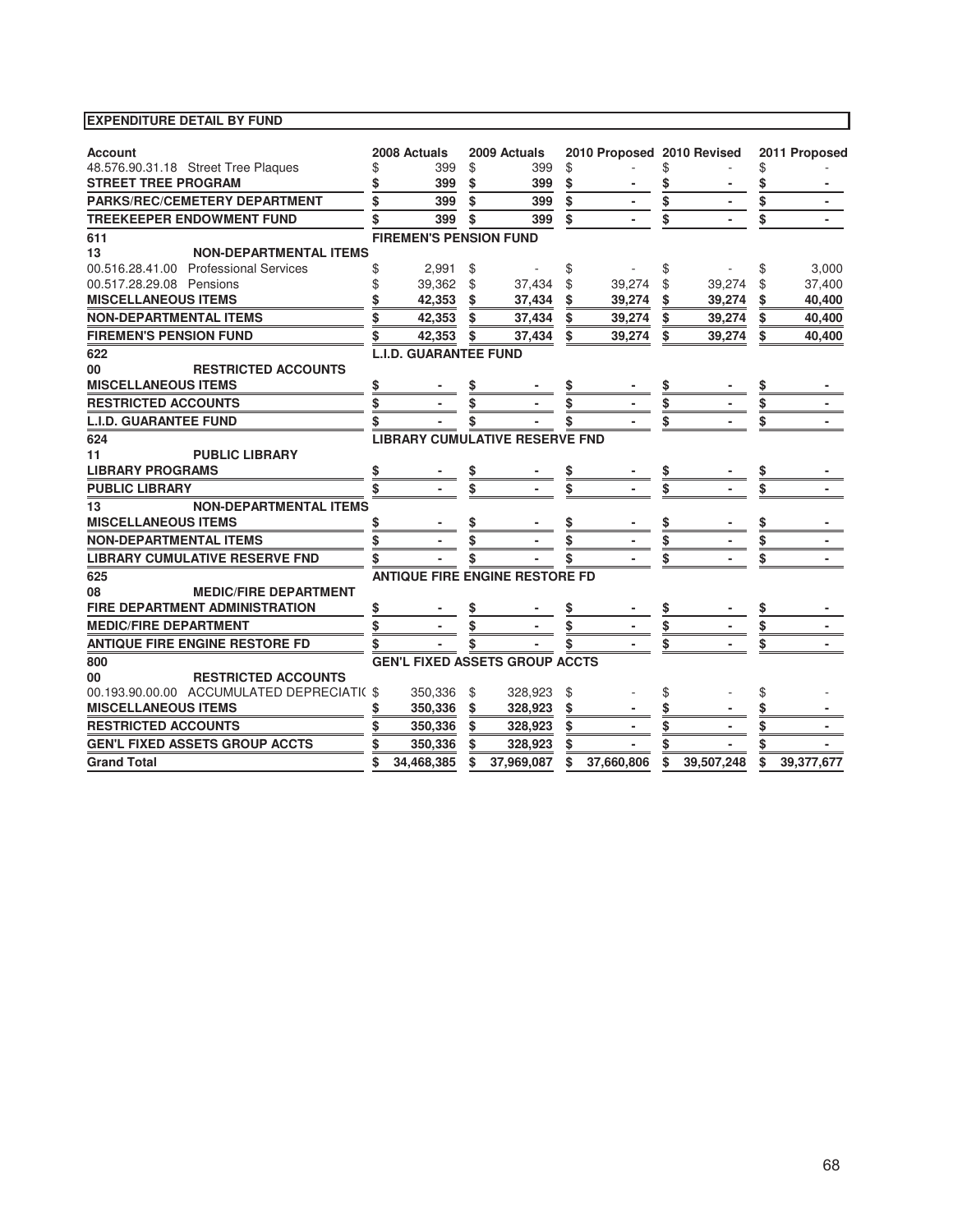**EXPENDITURE DETAIL BY FUND**

| Account | | 2008 Actuals | 2009 Actuals | 2010 Proposed | 2010 Revised | 2011 Proposed |
|---|---|---|---|---|---|---|
| 48.576.90.31.18 | Street Tree Plaques | $ 399 | $ 399 | $ - | $ - | $ - |
| **STREET TREE PROGRAM** | | **$ 399** | **$ 399** | **$ -** | **$ -** | **$ -** |
| **PARKS/REC/CEMETERY DEPARTMENT** | | **$ 399** | **$ 399** | **$ -** | **$ -** | **$ -** |
| **TREEKEEPER ENDOWMENT FUND** | | **$ 399** | **$ 399** | **$ -** | **$ -** | **$ -** |
| **611** | | **FIREMEN'S PENSION FUND** | | | | |
| **13** | **NON-DEPARTMENTAL ITEMS** | | | | | |
| 00.516.28.41.00 | Professional Services | $ 2,991 | $ - | $ - | $ - | $ 3,000 |
| 00.517.28.29.08 | Pensions | $ 39,362 | $ 37,434 | $ 39,274 | $ 39,274 | $ 37,400 |
| **MISCELLANEOUS ITEMS** | | **$ 42,353** | **$ 37,434** | **$ 39,274** | **$ 39,274** | **$ 40,400** |
| **NON-DEPARTMENTAL ITEMS** | | **$ 42,353** | **$ 37,434** | **$ 39,274** | **$ 39,274** | **$ 40,400** |
| **FIREMEN'S PENSION FUND** | | **$ 42,353** | **$ 37,434** | **$ 39,274** | **$ 39,274** | **$ 40,400** |
| **622** | | **L.I.D. GUARANTEE FUND** | | | | |
| **00** | **RESTRICTED ACCOUNTS** | | | | | |
| **MISCELLANEOUS ITEMS** | | **$ -** | **$ -** | **$ -** | **$ -** | **$ -** |
| **RESTRICTED ACCOUNTS** | | **$ -** | **$ -** | **$ -** | **$ -** | **$ -** |
| **L.I.D. GUARANTEE FUND** | | **$ -** | **$ -** | **$ -** | **$ -** | **$ -** |
| **624** | | **LIBRARY CUMULATIVE RESERVE FND** | | | | |
| **11** | **PUBLIC LIBRARY** | | | | | |
| **LIBRARY PROGRAMS** | | **$ -** | **$ -** | **$ -** | **$ -** | **$ -** |
| **PUBLIC LIBRARY** | | **$ -** | **$ -** | **$ -** | **$ -** | **$ -** |
| **13** | **NON-DEPARTMENTAL ITEMS** | | | | | |
| **MISCELLANEOUS ITEMS** | | **$ -** | **$ -** | **$ -** | **$ -** | **$ -** |
| **NON-DEPARTMENTAL ITEMS** | | **$ -** | **$ -** | **$ -** | **$ -** | **$ -** |
| **LIBRARY CUMULATIVE RESERVE FND** | | **$ -** | **$ -** | **$ -** | **$ -** | **$ -** |
| **625** | | **ANTIQUE FIRE ENGINE RESTORE FD** | | | | |
| **08** | **MEDIC/FIRE DEPARTMENT** | | | | | |
| **FIRE DEPARTMENT ADMINISTRATION** | | **$ -** | **$ -** | **$ -** | **$ -** | **$ -** |
| **MEDIC/FIRE DEPARTMENT** | | **$ -** | **$ -** | **$ -** | **$ -** | **$ -** |
| **ANTIQUE FIRE ENGINE RESTORE FD** | | **$ -** | **$ -** | **$ -** | **$ -** | **$ -** |
| **800** | | **GEN'L FIXED ASSETS GROUP ACCTS** | | | | |
| **00** | **RESTRICTED ACCOUNTS** | | | | | |
| 00.193.90.00.00 | ACCUMULATED DEPRECIATI( | $ 350,336 | $ 328,923 | $ - | $ - | $ - |
| **MISCELLANEOUS ITEMS** | | **$ 350,336** | **$ 328,923** | **$ -** | **$ -** | **$ -** |
| **RESTRICTED ACCOUNTS** | | **$ 350,336** | **$ 328,923** | **$ -** | **$ -** | **$ -** |
| **GEN'L FIXED ASSETS GROUP ACCTS** | | **$ 350,336** | **$ 328,923** | **$ -** | **$ -** | **$ -** |
| **Grand Total** | | **$ 34,468,385** | **$ 37,969,087** | **$ 37,660,806** | **$ 39,507,248** | **$ 39,377,677** |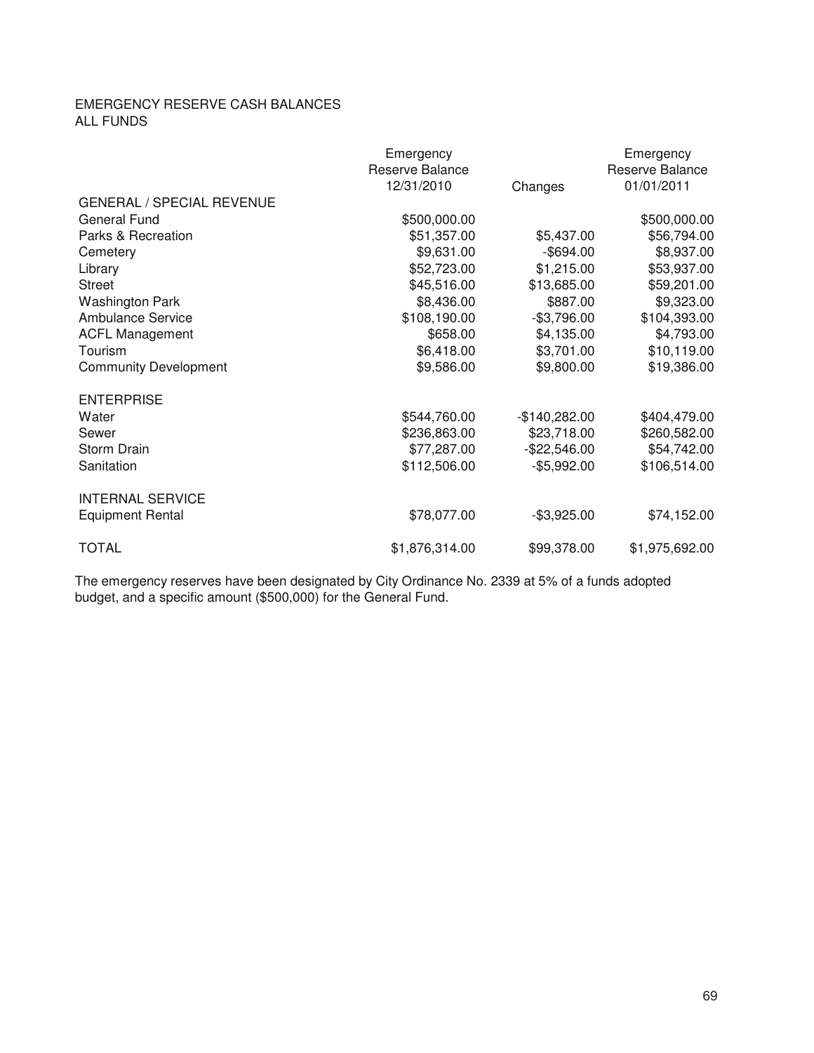EMERGENCY RESERVE CASH BALANCES
ALL FUNDS

| | Emergency Reserve Balance 12/31/2010 | Changes | Emergency Reserve Balance 01/01/2011 |
|---|---|---|---|
| GENERAL / SPECIAL REVENUE | | | |
| General Fund | $500,000.00 | | $500,000.00 |
| Parks & Recreation | $51,357.00 | $5,437.00 | $56,794.00 |
| Cemetery | $9,631.00 | -$694.00 | $8,937.00 |
| Library | $52,723.00 | $1,215.00 | $53,937.00 |
| Street | $45,516.00 | $13,685.00 | $59,201.00 |
| Washington Park | $8,436.00 | $887.00 | $9,323.00 |
| Ambulance Service | $108,190.00 | -$3,796.00 | $104,393.00 |
| ACFL Management | $658.00 | $4,135.00 | $4,793.00 |
| Tourism | $6,418.00 | $3,701.00 | $10,119.00 |
| Community Development | $9,586.00 | $9,800.00 | $19,386.00 |
| ENTERPRISE | | | |
| Water | $544,760.00 | -$140,282.00 | $404,479.00 |
| Sewer | $236,863.00 | $23,718.00 | $260,582.00 |
| Storm Drain | $77,287.00 | -$22,546.00 | $54,742.00 |
| Sanitation | $112,506.00 | -$5,992.00 | $106,514.00 |
| INTERNAL SERVICE | | | |
| Equipment Rental | $78,077.00 | -$3,925.00 | $74,152.00 |
| TOTAL | $1,876,314.00 | $99,378.00 | $1,975,692.00 |

The emergency reserves have been designated by City Ordinance No. 2339 at 5% of a funds adopted budget, and a specific amount ($500,000) for the General Fund.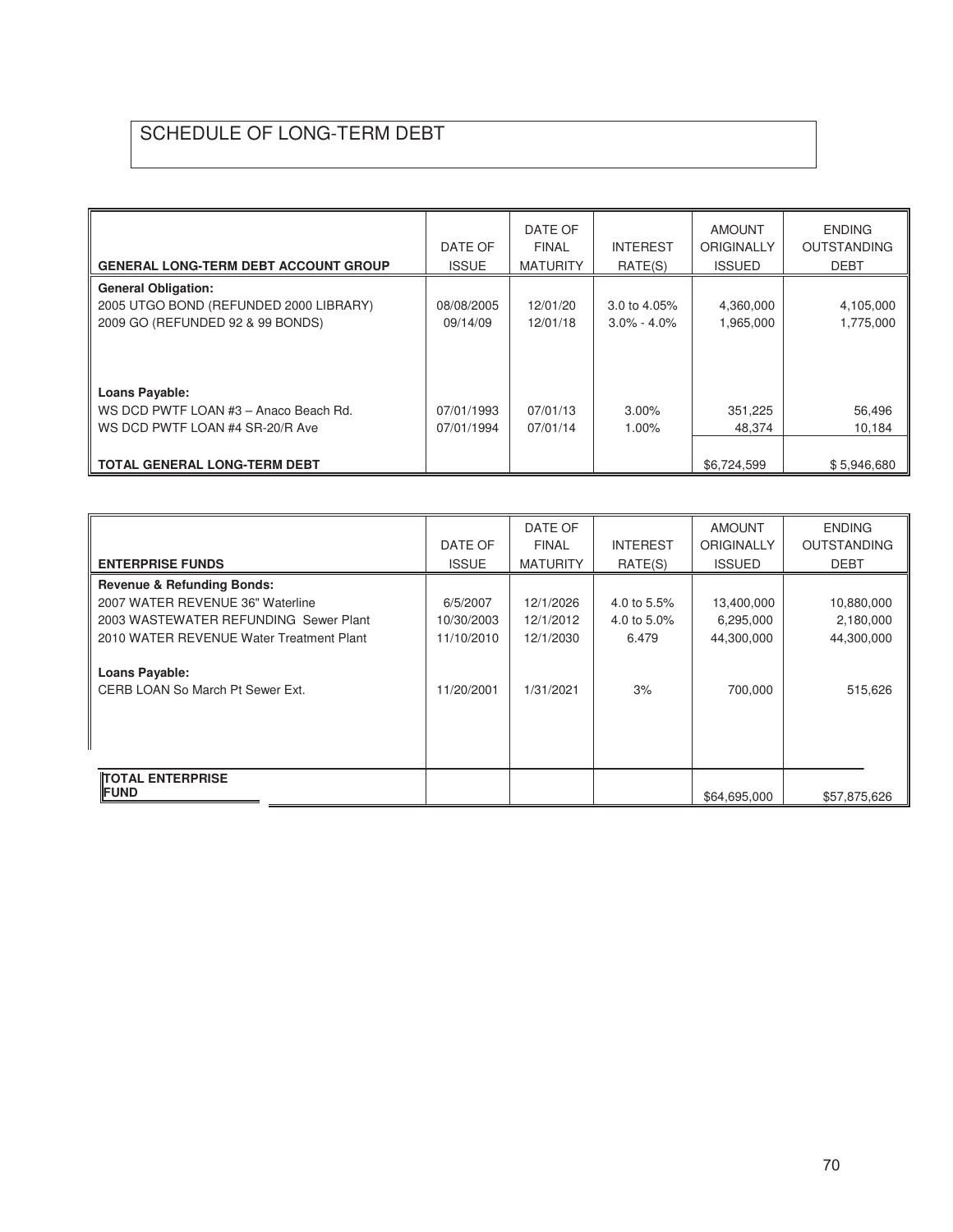# SCHEDULE OF LONG-TERM DEBT

| GENERAL LONG-TERM DEBT ACCOUNT GROUP | DATE OF ISSUE | DATE OF FINAL MATURITY | INTEREST RATE(S) | AMOUNT ORIGINALLY ISSUED | ENDING OUTSTANDING DEBT |
|---|---|---|---|---|---|
| **General Obligation:** | | | | | |
| 2005 UTGO BOND (REFUNDED 2000 LIBRARY) | 08/08/2005 | 12/01/20 | 3.0 to 4.05% | 4,360,000 | 4,105,000 |
| 2009 GO (REFUNDED 92 & 99 BONDS) | 09/14/09 | 12/01/18 | 3.0% - 4.0% | 1,965,000 | 1,775,000 |
| **Loans Payable:** | | | | | |
| WS DCD PWTF LOAN #3 – Anaco Beach Rd. | 07/01/1993 | 07/01/13 | 3.00% | 351,225 | 56,496 |
| WS DCD PWTF LOAN #4 SR-20/R Ave | 07/01/1994 | 07/01/14 | 1.00% | 48,374 | 10,184 |
| **TOTAL GENERAL LONG-TERM DEBT** | | | | $6,724,599 | $ 5,946,680 |

| ENTERPRISE FUNDS | DATE OF ISSUE | DATE OF FINAL MATURITY | INTEREST RATE(S) | AMOUNT ORIGINALLY ISSUED | ENDING OUTSTANDING DEBT |
|---|---|---|---|---|---|
| **Revenue & Refunding Bonds:** | | | | | |
| 2007 WATER REVENUE 36" Waterline | 6/5/2007 | 12/1/2026 | 4.0 to 5.5% | 13,400,000 | 10,880,000 |
| 2003 WASTEWATER REFUNDING Sewer Plant | 10/30/2003 | 12/1/2012 | 4.0 to 5.0% | 6,295,000 | 2,180,000 |
| 2010 WATER REVENUE Water Treatment Plant | 11/10/2010 | 12/1/2030 | 6.479 | 44,300,000 | 44,300,000 |
| **Loans Payable:** | | | | | |
| CERB LOAN So March Pt Sewer Ext. | 11/20/2001 | 1/31/2021 | 3% | 700,000 | 515,626 |
| **TOTAL ENTERPRISE FUND** | | | | $64,695,000 | $57,875,626 |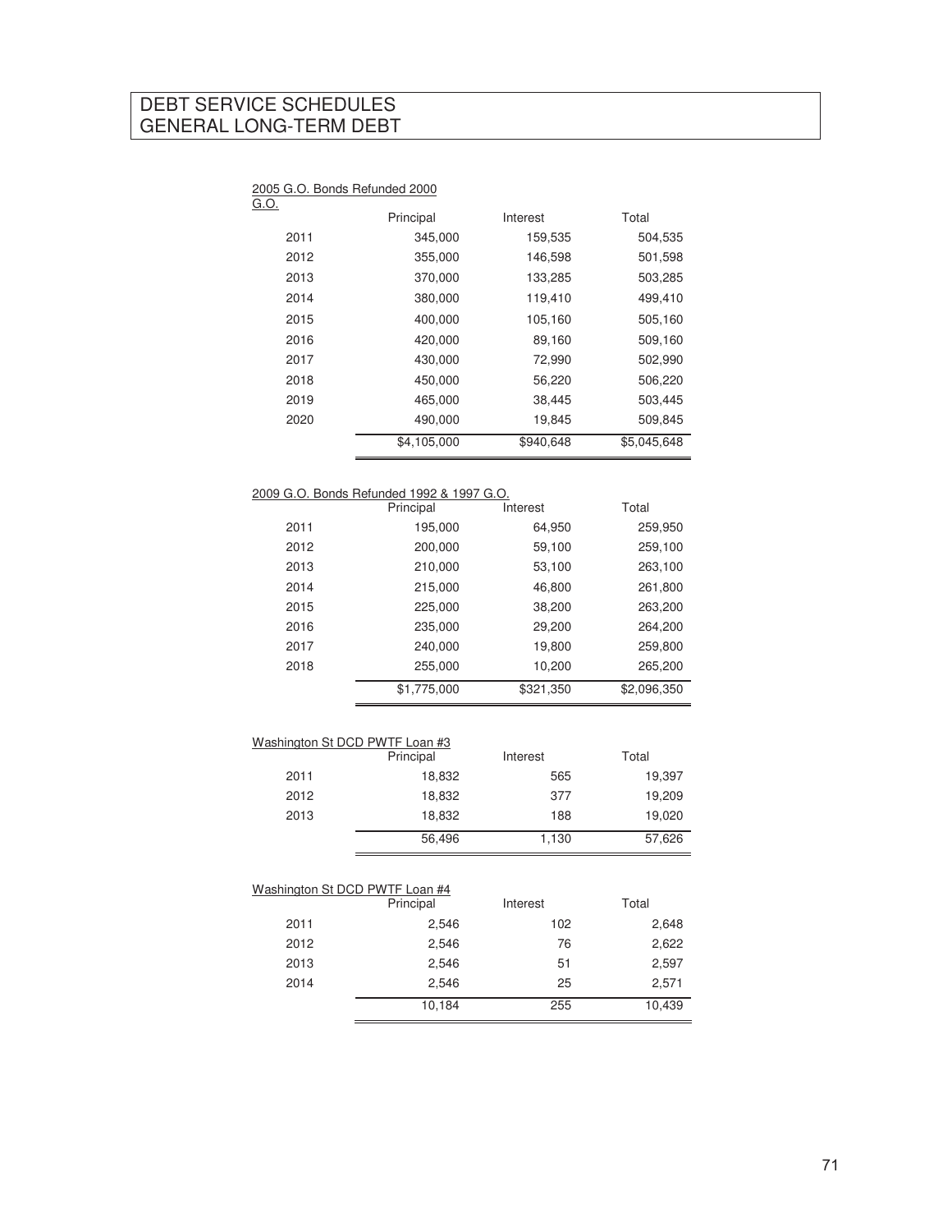# DEBT SERVICE SCHEDULES
# GENERAL LONG-TERM DEBT

2005 G.O. Bonds Refunded 2000 G.O.

| | Principal | Interest | Total |
|---|---|---|---|
| 2011 | 345,000 | 159,535 | 504,535 |
| 2012 | 355,000 | 146,598 | 501,598 |
| 2013 | 370,000 | 133,285 | 503,285 |
| 2014 | 380,000 | 119,410 | 499,410 |
| 2015 | 400,000 | 105,160 | 505,160 |
| 2016 | 420,000 | 89,160 | 509,160 |
| 2017 | 430,000 | 72,990 | 502,990 |
| 2018 | 450,000 | 56,220 | 506,220 |
| 2019 | 465,000 | 38,445 | 503,445 |
| 2020 | 490,000 | 19,845 | 509,845 |
| | $4,105,000 | $940,648 | $5,045,648 |

2009 G.O. Bonds Refunded 1992 & 1997 G.O.

| | Principal | Interest | Total |
|---|---|---|---|
| 2011 | 195,000 | 64,950 | 259,950 |
| 2012 | 200,000 | 59,100 | 259,100 |
| 2013 | 210,000 | 53,100 | 263,100 |
| 2014 | 215,000 | 46,800 | 261,800 |
| 2015 | 225,000 | 38,200 | 263,200 |
| 2016 | 235,000 | 29,200 | 264,200 |
| 2017 | 240,000 | 19,800 | 259,800 |
| 2018 | 255,000 | 10,200 | 265,200 |
| | $1,775,000 | $321,350 | $2,096,350 |

Washington St DCD PWTF Loan #3

| | Principal | Interest | Total |
|---|---|---|---|
| 2011 | 18,832 | 565 | 19,397 |
| 2012 | 18,832 | 377 | 19,209 |
| 2013 | 18,832 | 188 | 19,020 |
| | 56,496 | 1,130 | 57,626 |

Washington St DCD PWTF Loan #4

| | Principal | Interest | Total |
|---|---|---|---|
| 2011 | 2,546 | 102 | 2,648 |
| 2012 | 2,546 | 76 | 2,622 |
| 2013 | 2,546 | 51 | 2,597 |
| 2014 | 2,546 | 25 | 2,571 |
| | 10,184 | 255 | 10,439 |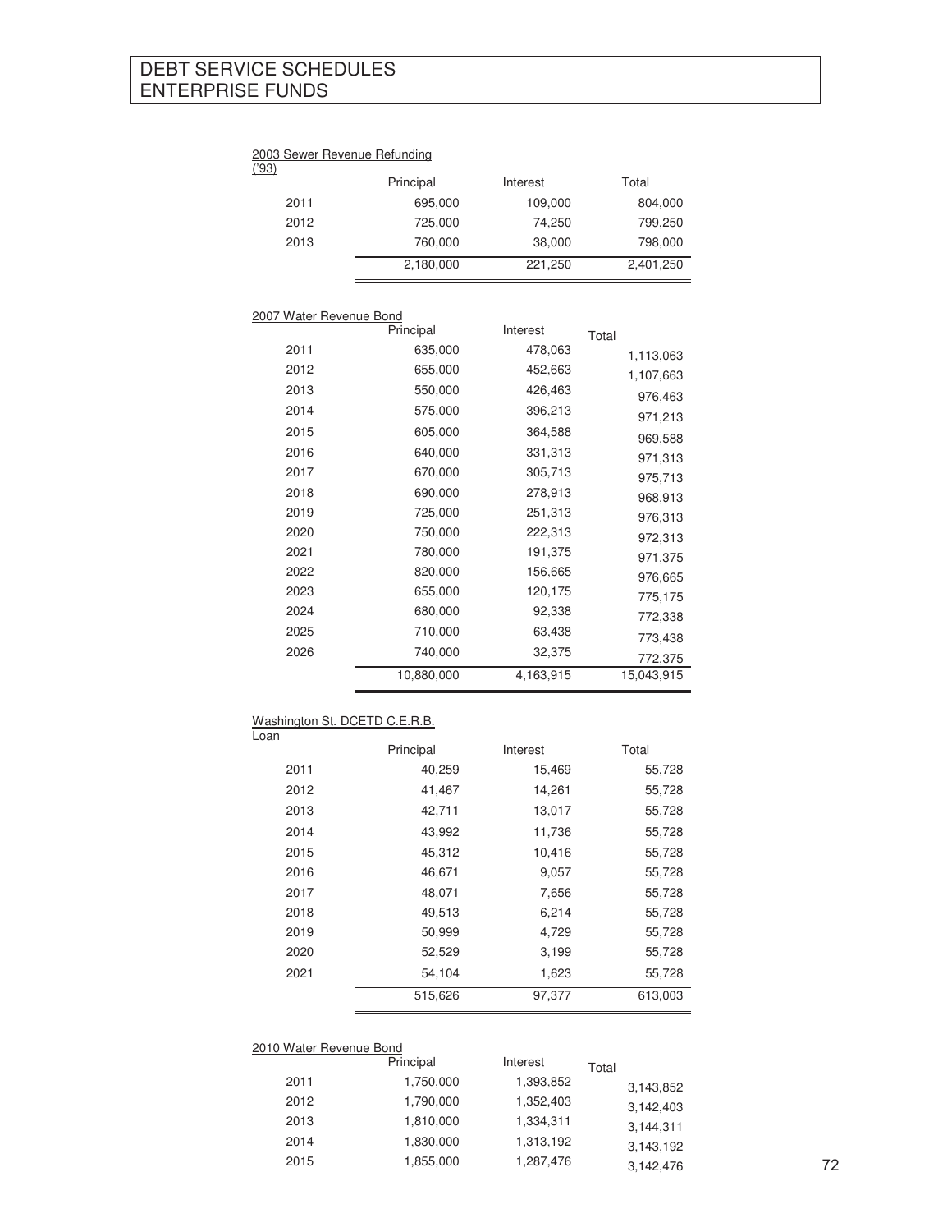# DEBT SERVICE SCHEDULES
# ENTERPRISE FUNDS

2003 Sewer Revenue Refunding ('93)

| | Principal | Interest | Total |
|---|---|---|---|
| 2011 | 695,000 | 109,000 | 804,000 |
| 2012 | 725,000 | 74,250 | 799,250 |
| 2013 | 760,000 | 38,000 | 798,000 |
| | 2,180,000 | 221,250 | 2,401,250 |

2007 Water Revenue Bond

| | Principal | Interest | Total |
|---|---|---|---|
| 2011 | 635,000 | 478,063 | 1,113,063 |
| 2012 | 655,000 | 452,663 | 1,107,663 |
| 2013 | 550,000 | 426,463 | 976,463 |
| 2014 | 575,000 | 396,213 | 971,213 |
| 2015 | 605,000 | 364,588 | 969,588 |
| 2016 | 640,000 | 331,313 | 971,313 |
| 2017 | 670,000 | 305,713 | 975,713 |
| 2018 | 690,000 | 278,913 | 968,913 |
| 2019 | 725,000 | 251,313 | 976,313 |
| 2020 | 750,000 | 222,313 | 972,313 |
| 2021 | 780,000 | 191,375 | 971,375 |
| 2022 | 820,000 | 156,665 | 976,665 |
| 2023 | 655,000 | 120,175 | 775,175 |
| 2024 | 680,000 | 92,338 | 772,338 |
| 2025 | 710,000 | 63,438 | 773,438 |
| 2026 | 740,000 | 32,375 | 772,375 |
| | 10,880,000 | 4,163,915 | 15,043,915 |

Washington St. DCETD C.E.R.B. Loan

| | Principal | Interest | Total |
|---|---|---|---|
| 2011 | 40,259 | 15,469 | 55,728 |
| 2012 | 41,467 | 14,261 | 55,728 |
| 2013 | 42,711 | 13,017 | 55,728 |
| 2014 | 43,992 | 11,736 | 55,728 |
| 2015 | 45,312 | 10,416 | 55,728 |
| 2016 | 46,671 | 9,057 | 55,728 |
| 2017 | 48,071 | 7,656 | 55,728 |
| 2018 | 49,513 | 6,214 | 55,728 |
| 2019 | 50,999 | 4,729 | 55,728 |
| 2020 | 52,529 | 3,199 | 55,728 |
| 2021 | 54,104 | 1,623 | 55,728 |
| | 515,626 | 97,377 | 613,003 |

2010 Water Revenue Bond

| | Principal | Interest | Total |
|---|---|---|---|
| 2011 | 1,750,000 | 1,393,852 | 3,143,852 |
| 2012 | 1,790,000 | 1,352,403 | 3,142,403 |
| 2013 | 1,810,000 | 1,334,311 | 3,144,311 |
| 2014 | 1,830,000 | 1,313,192 | 3,143,192 |
| 2015 | 1,855,000 | 1,287,476 | 3,142,476 |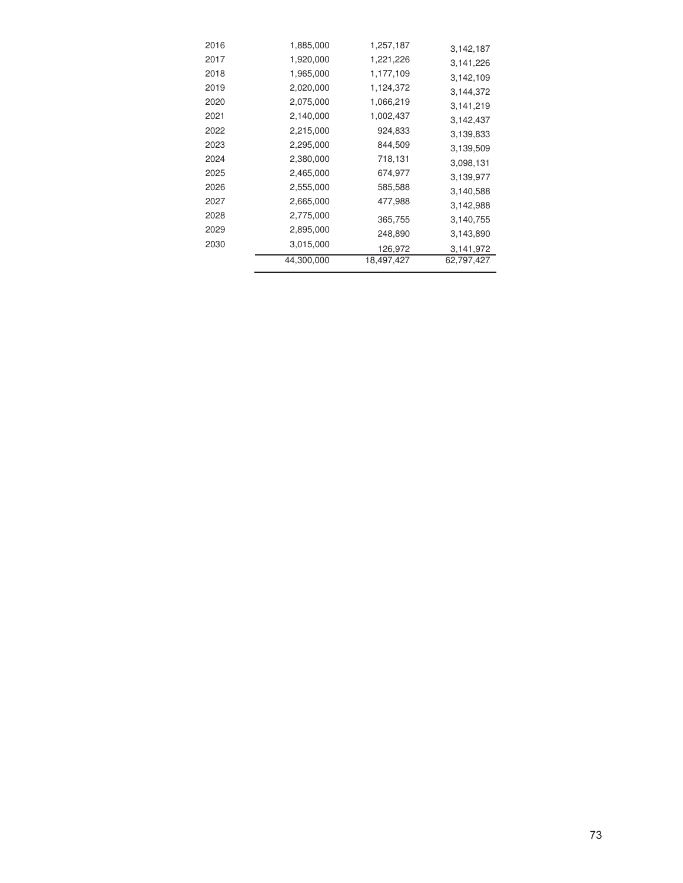| | | | |
|---|---|---|---|
| 2016 | 1,885,000 | 1,257,187 | 3,142,187 |
| 2017 | 1,920,000 | 1,221,226 | 3,141,226 |
| 2018 | 1,965,000 | 1,177,109 | 3,142,109 |
| 2019 | 2,020,000 | 1,124,372 | 3,144,372 |
| 2020 | 2,075,000 | 1,066,219 | 3,141,219 |
| 2021 | 2,140,000 | 1,002,437 | 3,142,437 |
| 2022 | 2,215,000 | 924,833 | 3,139,833 |
| 2023 | 2,295,000 | 844,509 | 3,139,509 |
| 2024 | 2,380,000 | 718,131 | 3,098,131 |
| 2025 | 2,465,000 | 674,977 | 3,139,977 |
| 2026 | 2,555,000 | 585,588 | 3,140,588 |
| 2027 | 2,665,000 | 477,988 | 3,142,988 |
| 2028 | 2,775,000 | 365,755 | 3,140,755 |
| 2029 | 2,895,000 | 248,890 | 3,143,890 |
| 2030 | 3,015,000 | 126,972 | 3,141,972 |
| | 44,300,000 | 18,497,427 | 62,797,427 |